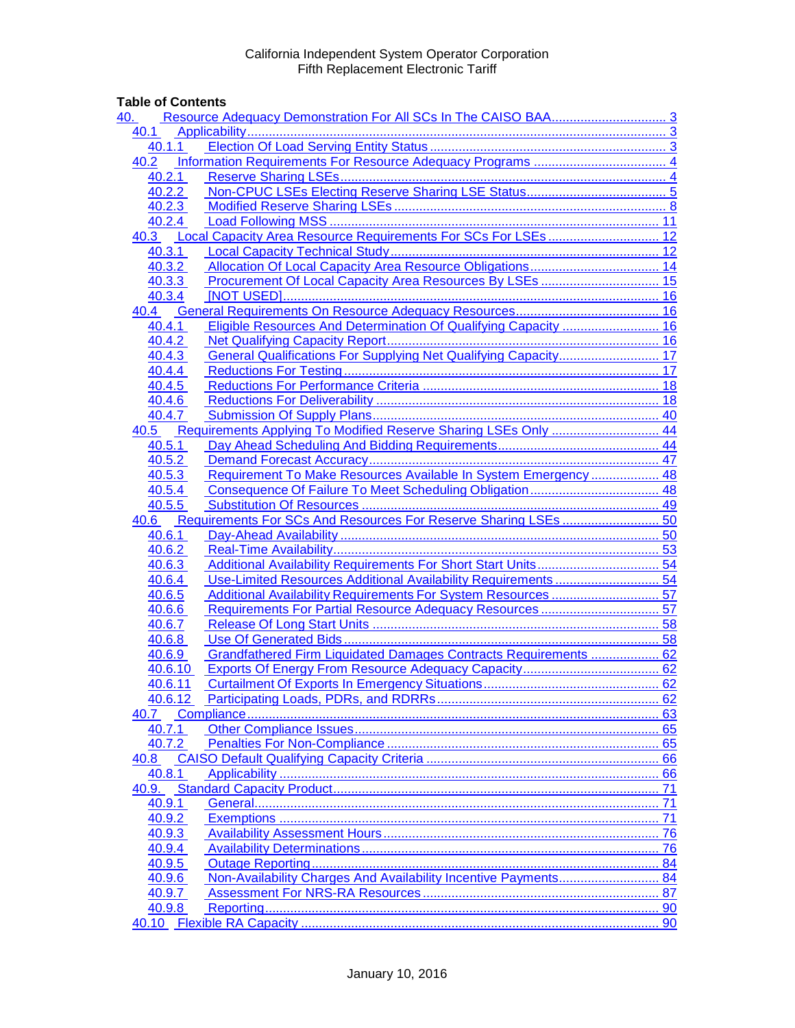California Independent System Operator Corporation
Fifth Replacement Electronic Tariff

**Table of Contents**

- 40. Resource Adequacy Demonstration For All SCs In The CAISO BAA ..... 3
  - 40.1 Applicability ..... 3
    - 40.1.1 Election Of Load Serving Entity Status ..... 3
  - 40.2 Information Requirements For Resource Adequacy Programs ..... 4
    - 40.2.1 Reserve Sharing LSEs ..... 4
    - 40.2.2 Non-CPUC LSEs Electing Reserve Sharing LSE Status ..... 5
    - 40.2.3 Modified Reserve Sharing LSEs ..... 8
    - 40.2.4 Load Following MSS ..... 11
  - 40.3 Local Capacity Area Resource Requirements For SCs For LSEs ..... 12
    - 40.3.1 Local Capacity Technical Study ..... 12
    - 40.3.2 Allocation Of Local Capacity Area Resource Obligations ..... 14
    - 40.3.3 Procurement Of Local Capacity Area Resources By LSEs ..... 15
    - 40.3.4 [NOT USED] ..... 16
  - 40.4 General Requirements On Resource Adequacy Resources ..... 16
    - 40.4.1 Eligible Resources And Determination Of Qualifying Capacity ..... 16
    - 40.4.2 Net Qualifying Capacity Report ..... 16
    - 40.4.3 General Qualifications For Supplying Net Qualifying Capacity ..... 17
    - 40.4.4 Reductions For Testing ..... 17
    - 40.4.5 Reductions For Performance Criteria ..... 18
    - 40.4.6 Reductions For Deliverability ..... 18
    - 40.4.7 Submission Of Supply Plans ..... 40
  - 40.5 Requirements Applying To Modified Reserve Sharing LSEs Only ..... 44
    - 40.5.1 Day Ahead Scheduling And Bidding Requirements ..... 44
    - 40.5.2 Demand Forecast Accuracy ..... 47
    - 40.5.3 Requirement To Make Resources Available In System Emergency ..... 48
    - 40.5.4 Consequence Of Failure To Meet Scheduling Obligation ..... 48
    - 40.5.5 Substitution Of Resources ..... 49
  - 40.6 Requirements For SCs And Resources For Reserve Sharing LSEs ..... 50
    - 40.6.1 Day-Ahead Availability ..... 50
    - 40.6.2 Real-Time Availability ..... 53
    - 40.6.3 Additional Availability Requirements For Short Start Units ..... 54
    - 40.6.4 Use-Limited Resources Additional Availability Requirements ..... 54
    - 40.6.5 Additional Availability Requirements For System Resources ..... 57
    - 40.6.6 Requirements For Partial Resource Adequacy Resources ..... 57
    - 40.6.7 Release Of Long Start Units ..... 58
    - 40.6.8 Use Of Generated Bids ..... 58
    - 40.6.9 Grandfathered Firm Liquidated Damages Contracts Requirements ..... 62
    - 40.6.10 Exports Of Energy From Resource Adequacy Capacity ..... 62
    - 40.6.11 Curtailment Of Exports In Emergency Situations ..... 62
    - 40.6.12 Participating Loads, PDRs, and RDRRs ..... 62
  - 40.7 Compliance ..... 63
    - 40.7.1 Other Compliance Issues ..... 65
    - 40.7.2 Penalties For Non-Compliance ..... 65
  - 40.8 CAISO Default Qualifying Capacity Criteria ..... 66
    - 40.8.1 Applicability ..... 66
  - 40.9. Standard Capacity Product ..... 71
    - 40.9.1 General ..... 71
    - 40.9.2 Exemptions ..... 71
    - 40.9.3 Availability Assessment Hours ..... 76
    - 40.9.4 Availability Determinations ..... 76
    - 40.9.5 Outage Reporting ..... 84
    - 40.9.6 Non-Availability Charges And Availability Incentive Payments ..... 84
    - 40.9.7 Assessment For NRS-RA Resources ..... 87
    - 40.9.8 Reporting ..... 90
  - 40.10 Flexible RA Capacity ..... 90

January 10, 2016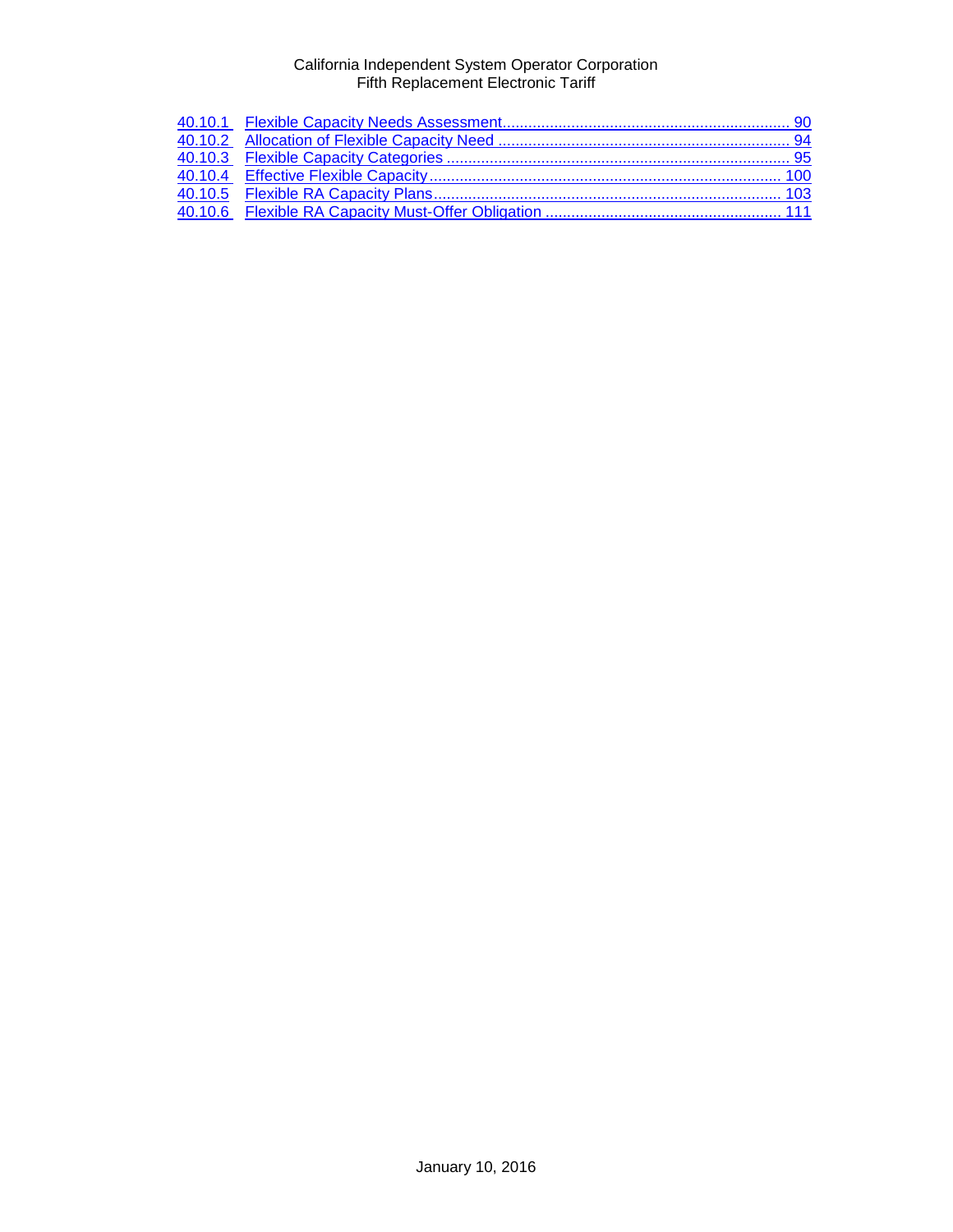| | | |
|---|---|---|
| 40.10.1 | Flexible Capacity Needs Assessment | 90 |
| 40.10.2 | Allocation of Flexible Capacity Need | 94 |
| 40.10.3 | Flexible Capacity Categories | 95 |
| 40.10.4 | Effective Flexible Capacity | 100 |
| 40.10.5 | Flexible RA Capacity Plans | 103 |
| 40.10.6 | Flexible RA Capacity Must-Offer Obligation | 111 |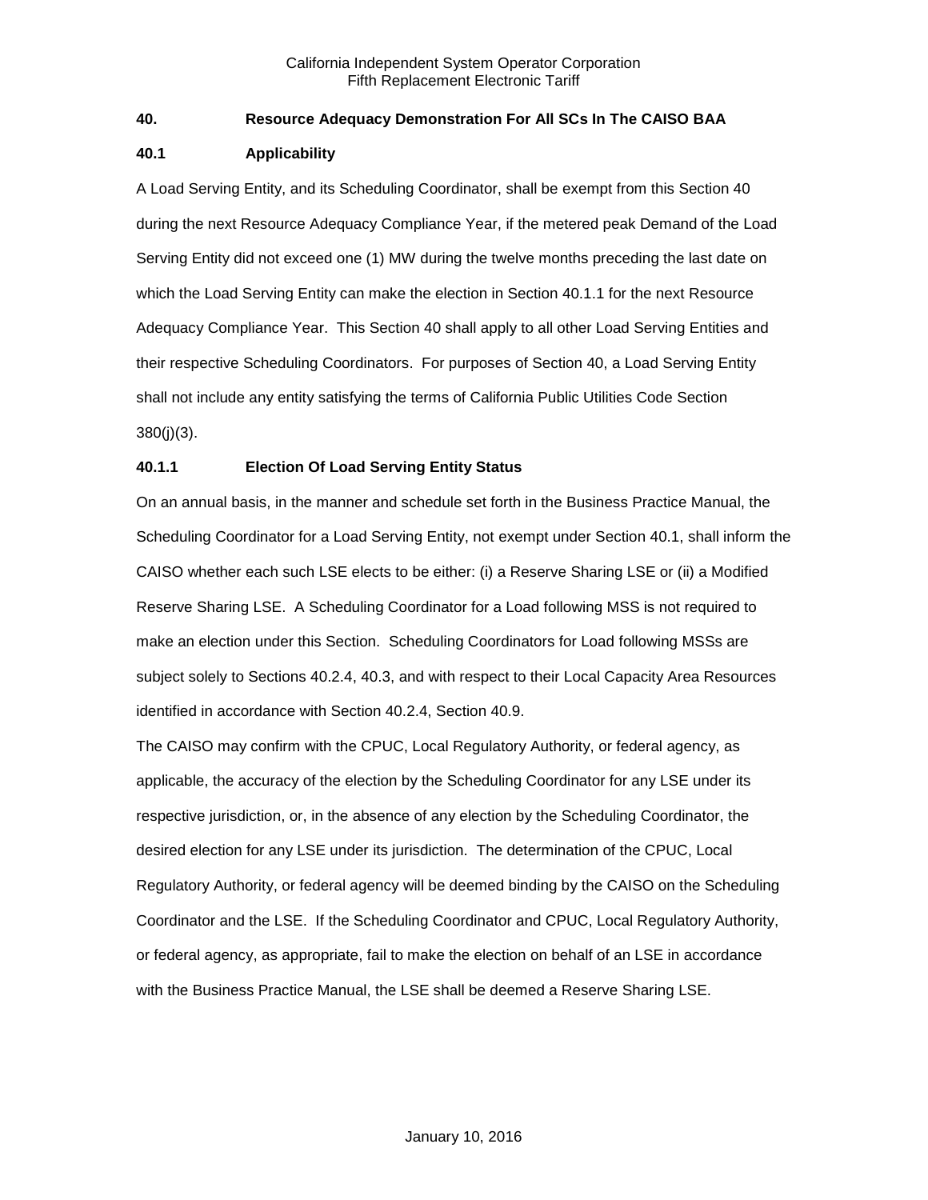## 40. Resource Adequacy Demonstration For All SCs In The CAISO BAA

### 40.1 Applicability

A Load Serving Entity, and its Scheduling Coordinator, shall be exempt from this Section 40 during the next Resource Adequacy Compliance Year, if the metered peak Demand of the Load Serving Entity did not exceed one (1) MW during the twelve months preceding the last date on which the Load Serving Entity can make the election in Section 40.1.1 for the next Resource Adequacy Compliance Year. This Section 40 shall apply to all other Load Serving Entities and their respective Scheduling Coordinators. For purposes of Section 40, a Load Serving Entity shall not include any entity satisfying the terms of California Public Utilities Code Section 380(j)(3).

#### 40.1.1 Election Of Load Serving Entity Status

On an annual basis, in the manner and schedule set forth in the Business Practice Manual, the Scheduling Coordinator for a Load Serving Entity, not exempt under Section 40.1, shall inform the CAISO whether each such LSE elects to be either: (i) a Reserve Sharing LSE or (ii) a Modified Reserve Sharing LSE. A Scheduling Coordinator for a Load following MSS is not required to make an election under this Section. Scheduling Coordinators for Load following MSSs are subject solely to Sections 40.2.4, 40.3, and with respect to their Local Capacity Area Resources identified in accordance with Section 40.2.4, Section 40.9.

The CAISO may confirm with the CPUC, Local Regulatory Authority, or federal agency, as applicable, the accuracy of the election by the Scheduling Coordinator for any LSE under its respective jurisdiction, or, in the absence of any election by the Scheduling Coordinator, the desired election for any LSE under its jurisdiction. The determination of the CPUC, Local Regulatory Authority, or federal agency will be deemed binding by the CAISO on the Scheduling Coordinator and the LSE. If the Scheduling Coordinator and CPUC, Local Regulatory Authority, or federal agency, as appropriate, fail to make the election on behalf of an LSE in accordance with the Business Practice Manual, the LSE shall be deemed a Reserve Sharing LSE.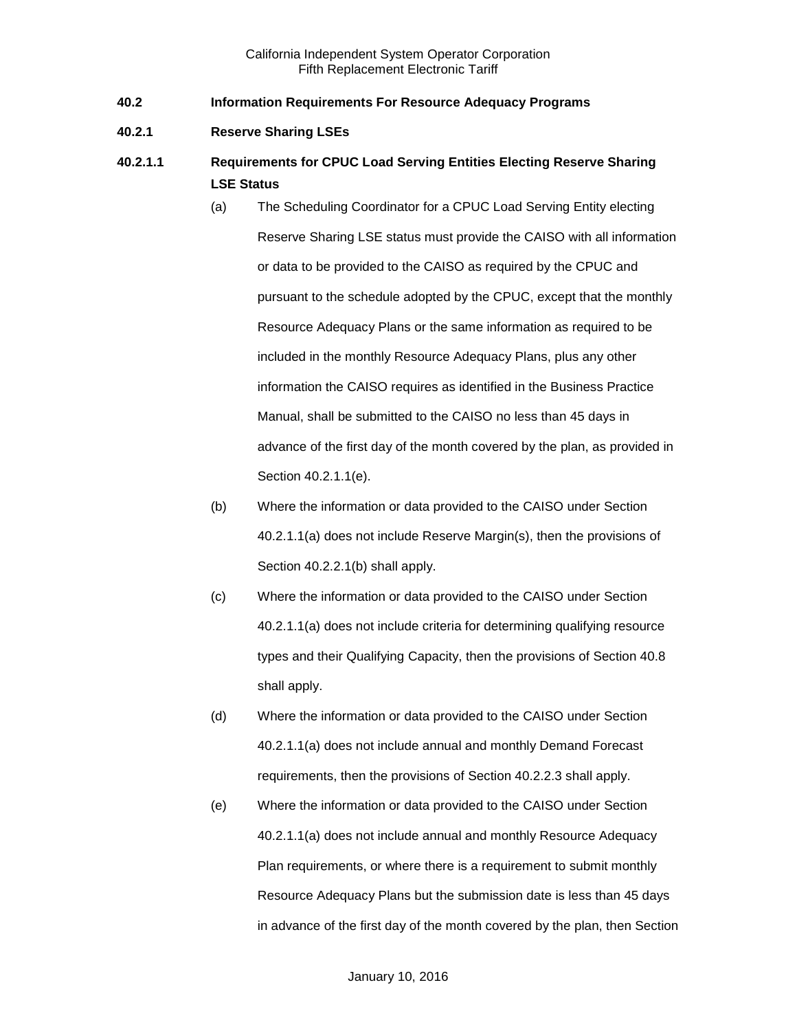## 40.2 Information Requirements For Resource Adequacy Programs

### 40.2.1 Reserve Sharing LSEs

#### 40.2.1.1 Requirements for CPUC Load Serving Entities Electing Reserve Sharing LSE Status

(a) The Scheduling Coordinator for a CPUC Load Serving Entity electing Reserve Sharing LSE status must provide the CAISO with all information or data to be provided to the CAISO as required by the CPUC and pursuant to the schedule adopted by the CPUC, except that the monthly Resource Adequacy Plans or the same information as required to be included in the monthly Resource Adequacy Plans, plus any other information the CAISO requires as identified in the Business Practice Manual, shall be submitted to the CAISO no less than 45 days in advance of the first day of the month covered by the plan, as provided in Section 40.2.1.1(e).

(b) Where the information or data provided to the CAISO under Section 40.2.1.1(a) does not include Reserve Margin(s), then the provisions of Section 40.2.2.1(b) shall apply.

(c) Where the information or data provided to the CAISO under Section 40.2.1.1(a) does not include criteria for determining qualifying resource types and their Qualifying Capacity, then the provisions of Section 40.8 shall apply.

(d) Where the information or data provided to the CAISO under Section 40.2.1.1(a) does not include annual and monthly Demand Forecast requirements, then the provisions of Section 40.2.2.3 shall apply.

(e) Where the information or data provided to the CAISO under Section 40.2.1.1(a) does not include annual and monthly Resource Adequacy Plan requirements, or where there is a requirement to submit monthly Resource Adequacy Plans but the submission date is less than 45 days in advance of the first day of the month covered by the plan, then Section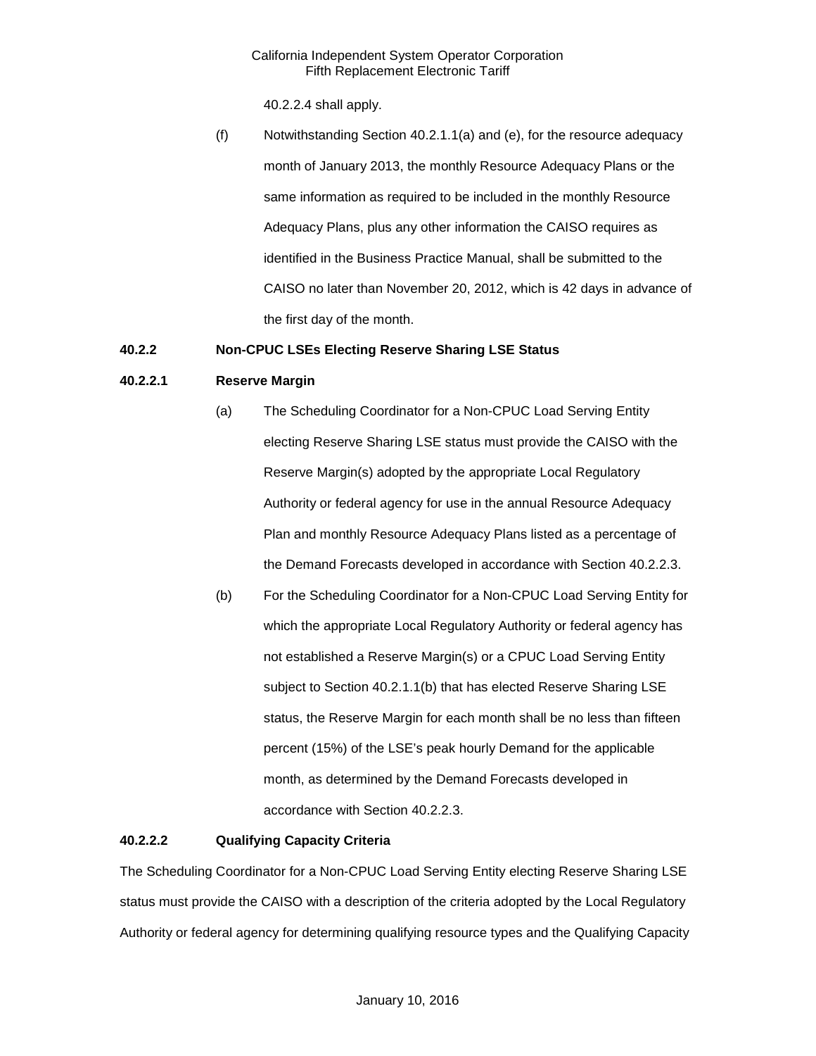40.2.2.4 shall apply.

(f) Notwithstanding Section 40.2.1.1(a) and (e), for the resource adequacy month of January 2013, the monthly Resource Adequacy Plans or the same information as required to be included in the monthly Resource Adequacy Plans, plus any other information the CAISO requires as identified in the Business Practice Manual, shall be submitted to the CAISO no later than November 20, 2012, which is 42 days in advance of the first day of the month.

**40.2.2 Non-CPUC LSEs Electing Reserve Sharing LSE Status**

**40.2.2.1 Reserve Margin**

(a) The Scheduling Coordinator for a Non-CPUC Load Serving Entity electing Reserve Sharing LSE status must provide the CAISO with the Reserve Margin(s) adopted by the appropriate Local Regulatory Authority or federal agency for use in the annual Resource Adequacy Plan and monthly Resource Adequacy Plans listed as a percentage of the Demand Forecasts developed in accordance with Section 40.2.2.3.

(b) For the Scheduling Coordinator for a Non-CPUC Load Serving Entity for which the appropriate Local Regulatory Authority or federal agency has not established a Reserve Margin(s) or a CPUC Load Serving Entity subject to Section 40.2.1.1(b) that has elected Reserve Sharing LSE status, the Reserve Margin for each month shall be no less than fifteen percent (15%) of the LSE's peak hourly Demand for the applicable month, as determined by the Demand Forecasts developed in accordance with Section 40.2.2.3.

**40.2.2.2 Qualifying Capacity Criteria**

The Scheduling Coordinator for a Non-CPUC Load Serving Entity electing Reserve Sharing LSE status must provide the CAISO with a description of the criteria adopted by the Local Regulatory Authority or federal agency for determining qualifying resource types and the Qualifying Capacity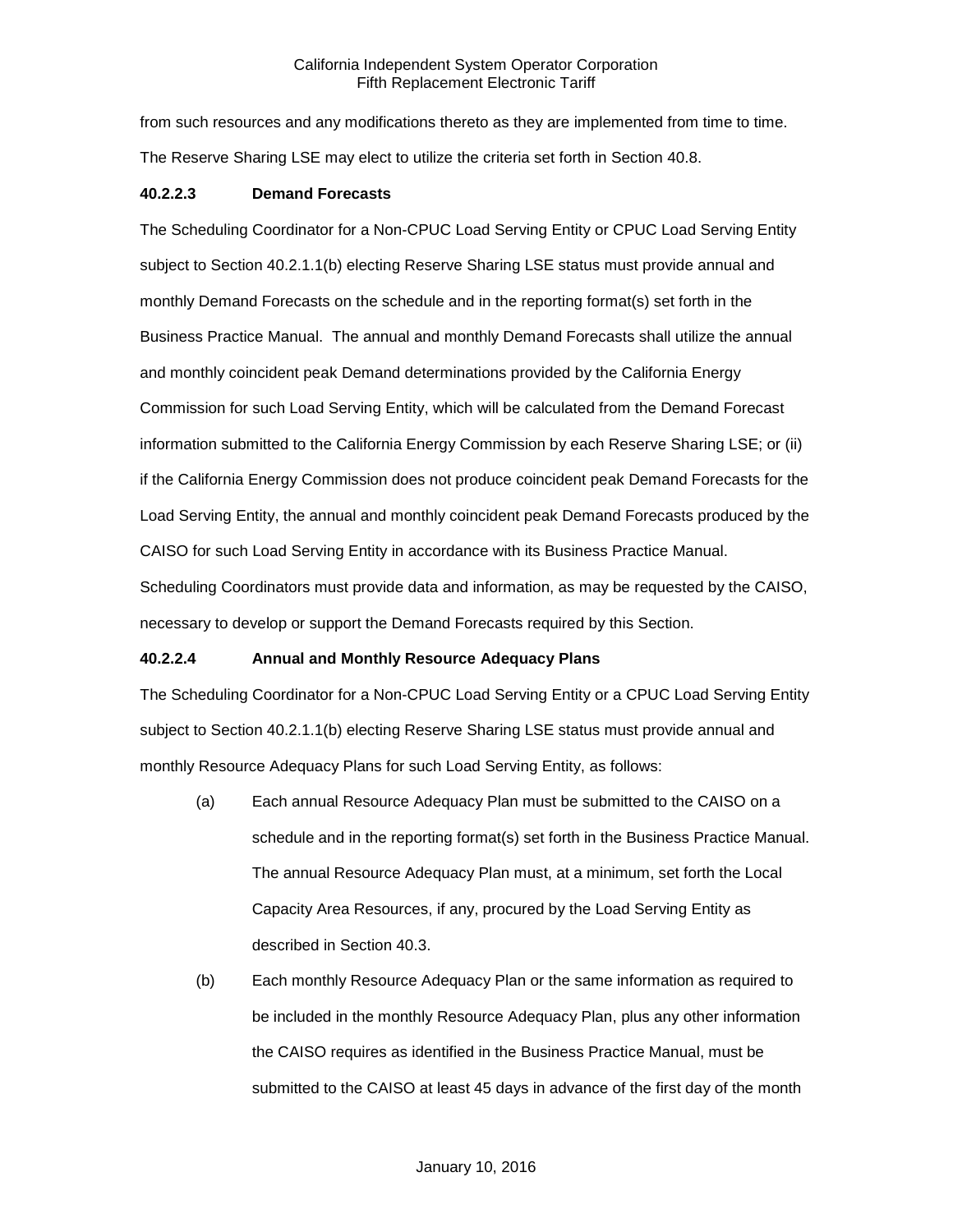from such resources and any modifications thereto as they are implemented from time to time. The Reserve Sharing LSE may elect to utilize the criteria set forth in Section 40.8.

**40.2.2.3 Demand Forecasts**

The Scheduling Coordinator for a Non-CPUC Load Serving Entity or CPUC Load Serving Entity subject to Section 40.2.1.1(b) electing Reserve Sharing LSE status must provide annual and monthly Demand Forecasts on the schedule and in the reporting format(s) set forth in the Business Practice Manual. The annual and monthly Demand Forecasts shall utilize the annual and monthly coincident peak Demand determinations provided by the California Energy Commission for such Load Serving Entity, which will be calculated from the Demand Forecast information submitted to the California Energy Commission by each Reserve Sharing LSE; or (ii) if the California Energy Commission does not produce coincident peak Demand Forecasts for the Load Serving Entity, the annual and monthly coincident peak Demand Forecasts produced by the CAISO for such Load Serving Entity in accordance with its Business Practice Manual. Scheduling Coordinators must provide data and information, as may be requested by the CAISO, necessary to develop or support the Demand Forecasts required by this Section.

**40.2.2.4 Annual and Monthly Resource Adequacy Plans**

The Scheduling Coordinator for a Non-CPUC Load Serving Entity or a CPUC Load Serving Entity subject to Section 40.2.1.1(b) electing Reserve Sharing LSE status must provide annual and monthly Resource Adequacy Plans for such Load Serving Entity, as follows:

(a) Each annual Resource Adequacy Plan must be submitted to the CAISO on a schedule and in the reporting format(s) set forth in the Business Practice Manual. The annual Resource Adequacy Plan must, at a minimum, set forth the Local Capacity Area Resources, if any, procured by the Load Serving Entity as described in Section 40.3.

(b) Each monthly Resource Adequacy Plan or the same information as required to be included in the monthly Resource Adequacy Plan, plus any other information the CAISO requires as identified in the Business Practice Manual, must be submitted to the CAISO at least 45 days in advance of the first day of the month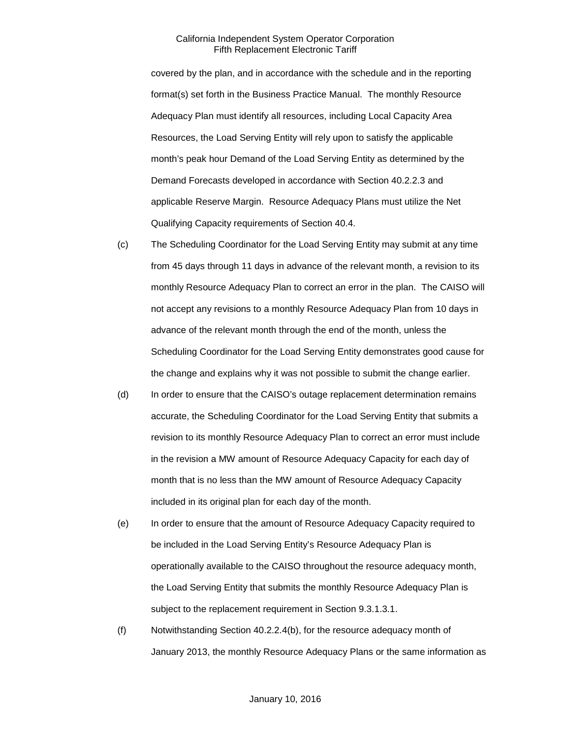covered by the plan, and in accordance with the schedule and in the reporting format(s) set forth in the Business Practice Manual. The monthly Resource Adequacy Plan must identify all resources, including Local Capacity Area Resources, the Load Serving Entity will rely upon to satisfy the applicable month's peak hour Demand of the Load Serving Entity as determined by the Demand Forecasts developed in accordance with Section 40.2.2.3 and applicable Reserve Margin. Resource Adequacy Plans must utilize the Net Qualifying Capacity requirements of Section 40.4.

(c) The Scheduling Coordinator for the Load Serving Entity may submit at any time from 45 days through 11 days in advance of the relevant month, a revision to its monthly Resource Adequacy Plan to correct an error in the plan. The CAISO will not accept any revisions to a monthly Resource Adequacy Plan from 10 days in advance of the relevant month through the end of the month, unless the Scheduling Coordinator for the Load Serving Entity demonstrates good cause for the change and explains why it was not possible to submit the change earlier.

(d) In order to ensure that the CAISO's outage replacement determination remains accurate, the Scheduling Coordinator for the Load Serving Entity that submits a revision to its monthly Resource Adequacy Plan to correct an error must include in the revision a MW amount of Resource Adequacy Capacity for each day of month that is no less than the MW amount of Resource Adequacy Capacity included in its original plan for each day of the month.

(e) In order to ensure that the amount of Resource Adequacy Capacity required to be included in the Load Serving Entity's Resource Adequacy Plan is operationally available to the CAISO throughout the resource adequacy month, the Load Serving Entity that submits the monthly Resource Adequacy Plan is subject to the replacement requirement in Section 9.3.1.3.1.

(f) Notwithstanding Section 40.2.2.4(b), for the resource adequacy month of January 2013, the monthly Resource Adequacy Plans or the same information as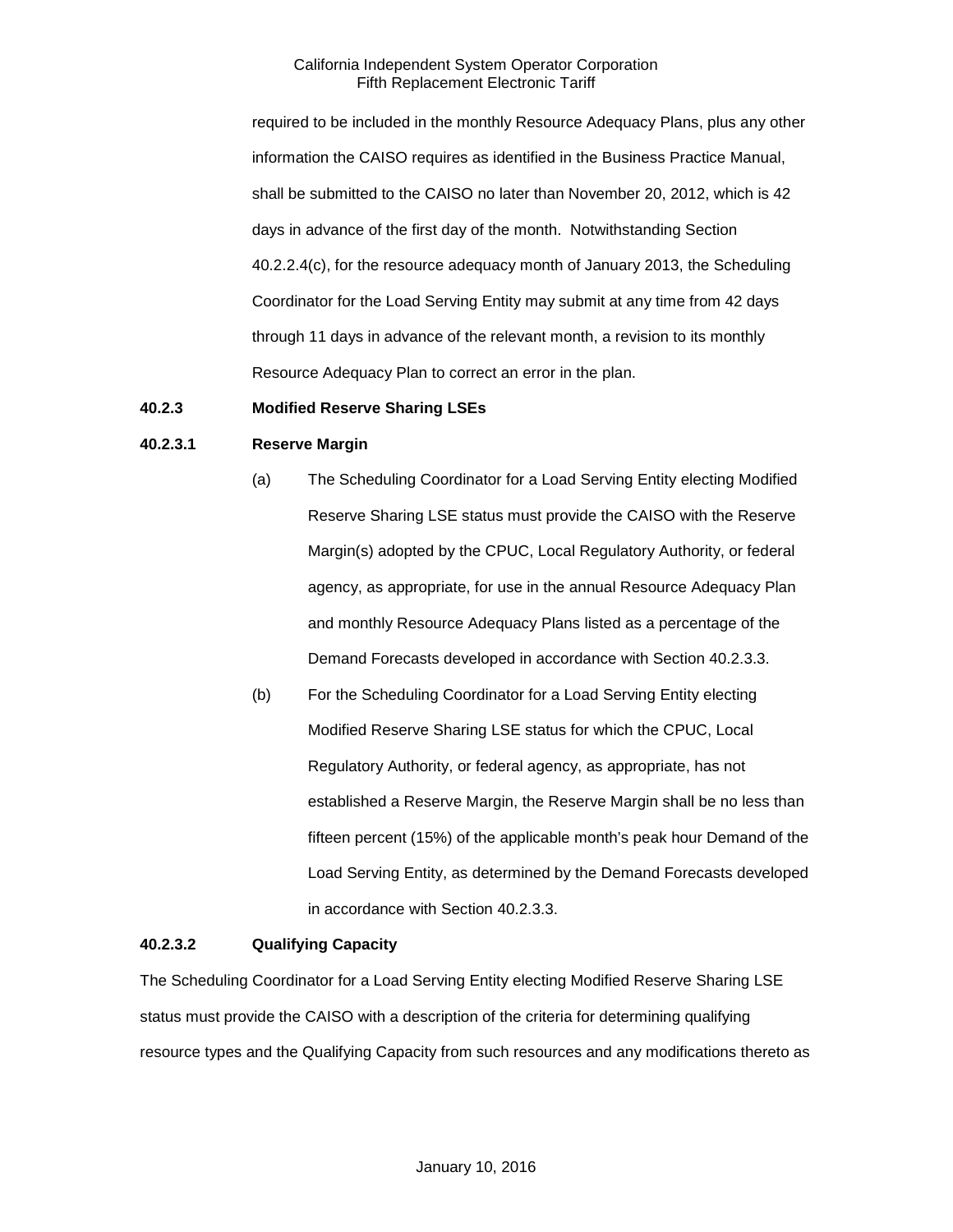required to be included in the monthly Resource Adequacy Plans, plus any other information the CAISO requires as identified in the Business Practice Manual, shall be submitted to the CAISO no later than November 20, 2012, which is 42 days in advance of the first day of the month. Notwithstanding Section 40.2.2.4(c), for the resource adequacy month of January 2013, the Scheduling Coordinator for the Load Serving Entity may submit at any time from 42 days through 11 days in advance of the relevant month, a revision to its monthly Resource Adequacy Plan to correct an error in the plan.

**40.2.3 Modified Reserve Sharing LSEs**

**40.2.3.1 Reserve Margin**

(a) The Scheduling Coordinator for a Load Serving Entity electing Modified Reserve Sharing LSE status must provide the CAISO with the Reserve Margin(s) adopted by the CPUC, Local Regulatory Authority, or federal agency, as appropriate, for use in the annual Resource Adequacy Plan and monthly Resource Adequacy Plans listed as a percentage of the Demand Forecasts developed in accordance with Section 40.2.3.3.

(b) For the Scheduling Coordinator for a Load Serving Entity electing Modified Reserve Sharing LSE status for which the CPUC, Local Regulatory Authority, or federal agency, as appropriate, has not established a Reserve Margin, the Reserve Margin shall be no less than fifteen percent (15%) of the applicable month's peak hour Demand of the Load Serving Entity, as determined by the Demand Forecasts developed in accordance with Section 40.2.3.3.

**40.2.3.2 Qualifying Capacity**

The Scheduling Coordinator for a Load Serving Entity electing Modified Reserve Sharing LSE status must provide the CAISO with a description of the criteria for determining qualifying resource types and the Qualifying Capacity from such resources and any modifications thereto as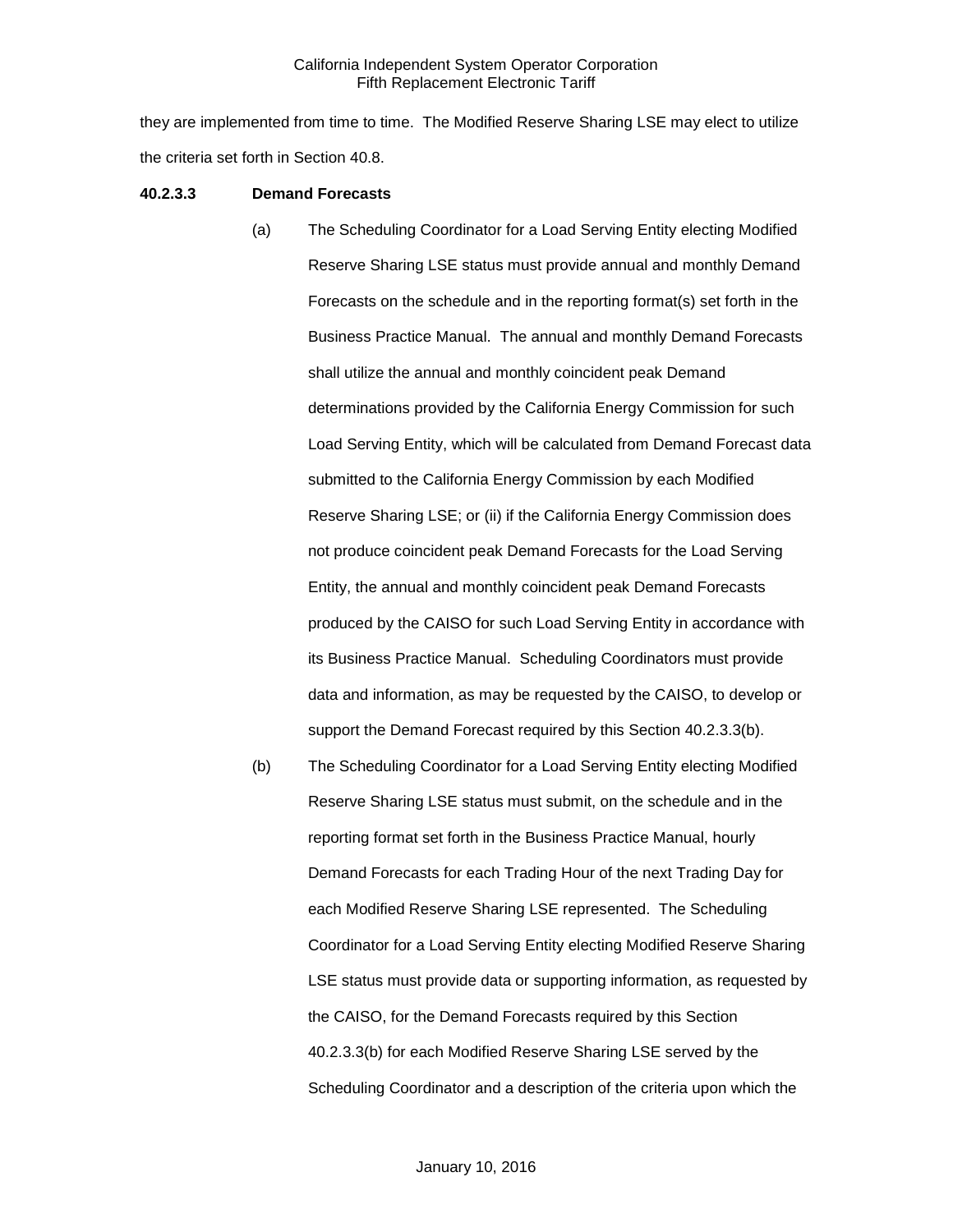they are implemented from time to time. The Modified Reserve Sharing LSE may elect to utilize the criteria set forth in Section 40.8.

**40.2.3.3 Demand Forecasts**

(a) The Scheduling Coordinator for a Load Serving Entity electing Modified Reserve Sharing LSE status must provide annual and monthly Demand Forecasts on the schedule and in the reporting format(s) set forth in the Business Practice Manual. The annual and monthly Demand Forecasts shall utilize the annual and monthly coincident peak Demand determinations provided by the California Energy Commission for such Load Serving Entity, which will be calculated from Demand Forecast data submitted to the California Energy Commission by each Modified Reserve Sharing LSE; or (ii) if the California Energy Commission does not produce coincident peak Demand Forecasts for the Load Serving Entity, the annual and monthly coincident peak Demand Forecasts produced by the CAISO for such Load Serving Entity in accordance with its Business Practice Manual. Scheduling Coordinators must provide data and information, as may be requested by the CAISO, to develop or support the Demand Forecast required by this Section 40.2.3.3(b).

(b) The Scheduling Coordinator for a Load Serving Entity electing Modified Reserve Sharing LSE status must submit, on the schedule and in the reporting format set forth in the Business Practice Manual, hourly Demand Forecasts for each Trading Hour of the next Trading Day for each Modified Reserve Sharing LSE represented. The Scheduling Coordinator for a Load Serving Entity electing Modified Reserve Sharing LSE status must provide data or supporting information, as requested by the CAISO, for the Demand Forecasts required by this Section 40.2.3.3(b) for each Modified Reserve Sharing LSE served by the Scheduling Coordinator and a description of the criteria upon which the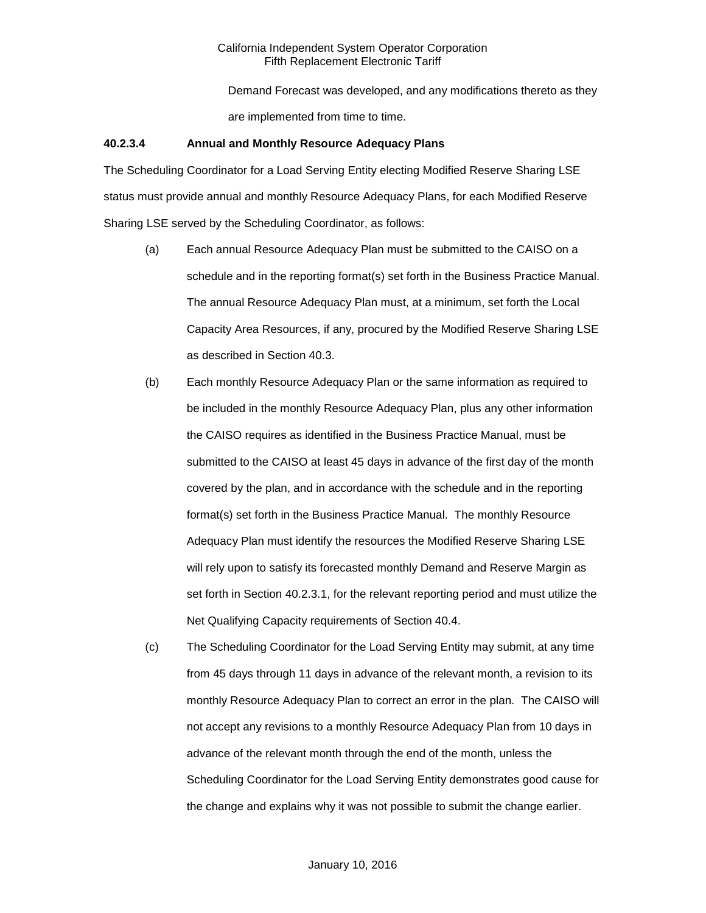Demand Forecast was developed, and any modifications thereto as they are implemented from time to time.

**40.2.3.4 Annual and Monthly Resource Adequacy Plans**

The Scheduling Coordinator for a Load Serving Entity electing Modified Reserve Sharing LSE status must provide annual and monthly Resource Adequacy Plans, for each Modified Reserve Sharing LSE served by the Scheduling Coordinator, as follows:

(a) Each annual Resource Adequacy Plan must be submitted to the CAISO on a schedule and in the reporting format(s) set forth in the Business Practice Manual. The annual Resource Adequacy Plan must, at a minimum, set forth the Local Capacity Area Resources, if any, procured by the Modified Reserve Sharing LSE as described in Section 40.3.

(b) Each monthly Resource Adequacy Plan or the same information as required to be included in the monthly Resource Adequacy Plan, plus any other information the CAISO requires as identified in the Business Practice Manual, must be submitted to the CAISO at least 45 days in advance of the first day of the month covered by the plan, and in accordance with the schedule and in the reporting format(s) set forth in the Business Practice Manual. The monthly Resource Adequacy Plan must identify the resources the Modified Reserve Sharing LSE will rely upon to satisfy its forecasted monthly Demand and Reserve Margin as set forth in Section 40.2.3.1, for the relevant reporting period and must utilize the Net Qualifying Capacity requirements of Section 40.4.

(c) The Scheduling Coordinator for the Load Serving Entity may submit, at any time from 45 days through 11 days in advance of the relevant month, a revision to its monthly Resource Adequacy Plan to correct an error in the plan. The CAISO will not accept any revisions to a monthly Resource Adequacy Plan from 10 days in advance of the relevant month through the end of the month, unless the Scheduling Coordinator for the Load Serving Entity demonstrates good cause for the change and explains why it was not possible to submit the change earlier.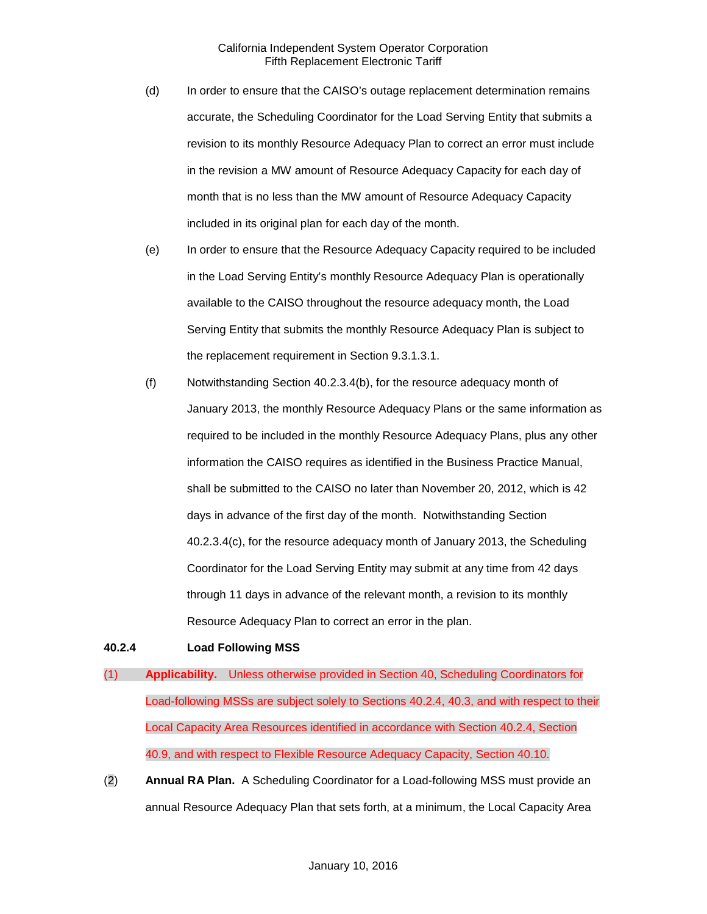(d) In order to ensure that the CAISO's outage replacement determination remains accurate, the Scheduling Coordinator for the Load Serving Entity that submits a revision to its monthly Resource Adequacy Plan to correct an error must include in the revision a MW amount of Resource Adequacy Capacity for each day of month that is no less than the MW amount of Resource Adequacy Capacity included in its original plan for each day of the month.

(e) In order to ensure that the Resource Adequacy Capacity required to be included in the Load Serving Entity's monthly Resource Adequacy Plan is operationally available to the CAISO throughout the resource adequacy month, the Load Serving Entity that submits the monthly Resource Adequacy Plan is subject to the replacement requirement in Section 9.3.1.3.1.

(f) Notwithstanding Section 40.2.3.4(b), for the resource adequacy month of January 2013, the monthly Resource Adequacy Plans or the same information as required to be included in the monthly Resource Adequacy Plans, plus any other information the CAISO requires as identified in the Business Practice Manual, shall be submitted to the CAISO no later than November 20, 2012, which is 42 days in advance of the first day of the month. Notwithstanding Section 40.2.3.4(c), for the resource adequacy month of January 2013, the Scheduling Coordinator for the Load Serving Entity may submit at any time from 42 days through 11 days in advance of the relevant month, a revision to its monthly Resource Adequacy Plan to correct an error in the plan.

### 40.2.4 Load Following MSS

(1) **Applicability.** Unless otherwise provided in Section 40, Scheduling Coordinators for Load-following MSSs are subject solely to Sections 40.2.4, 40.3, and with respect to their Local Capacity Area Resources identified in accordance with Section 40.2.4, Section 40.9, and with respect to Flexible Resource Adequacy Capacity, Section 40.10.

(2) **Annual RA Plan.** A Scheduling Coordinator for a Load-following MSS must provide an annual Resource Adequacy Plan that sets forth, at a minimum, the Local Capacity Area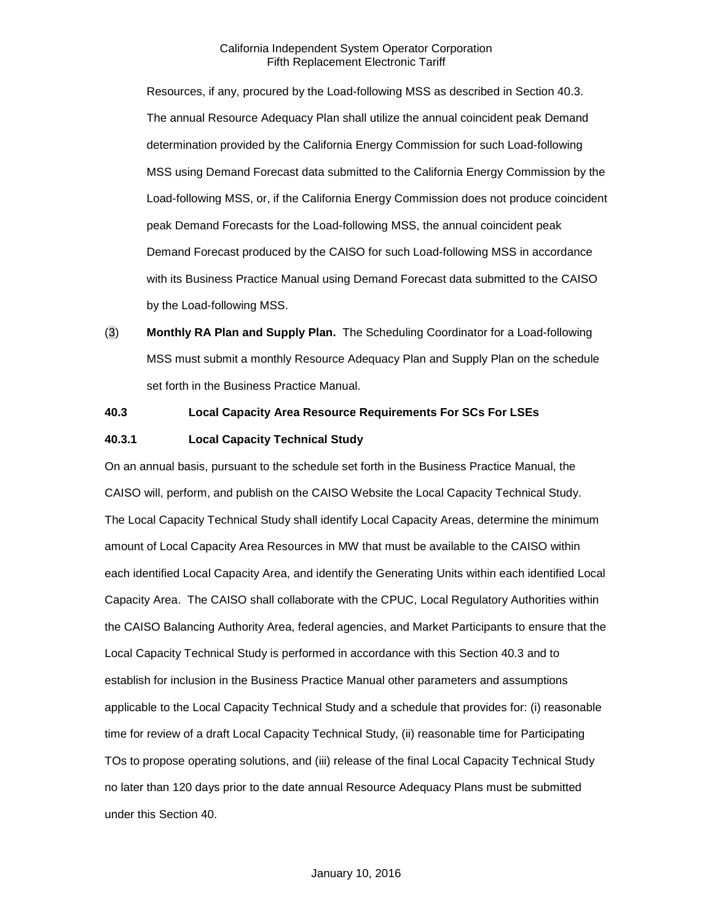Resources, if any, procured by the Load-following MSS as described in Section 40.3. The annual Resource Adequacy Plan shall utilize the annual coincident peak Demand determination provided by the California Energy Commission for such Load-following MSS using Demand Forecast data submitted to the California Energy Commission by the Load-following MSS, or, if the California Energy Commission does not produce coincident peak Demand Forecasts for the Load-following MSS, the annual coincident peak Demand Forecast produced by the CAISO for such Load-following MSS in accordance with its Business Practice Manual using Demand Forecast data submitted to the CAISO by the Load-following MSS.

(3) **Monthly RA Plan and Supply Plan.** The Scheduling Coordinator for a Load-following MSS must submit a monthly Resource Adequacy Plan and Supply Plan on the schedule set forth in the Business Practice Manual.

**40.3 Local Capacity Area Resource Requirements For SCs For LSEs**

**40.3.1 Local Capacity Technical Study**

On an annual basis, pursuant to the schedule set forth in the Business Practice Manual, the CAISO will, perform, and publish on the CAISO Website the Local Capacity Technical Study. The Local Capacity Technical Study shall identify Local Capacity Areas, determine the minimum amount of Local Capacity Area Resources in MW that must be available to the CAISO within each identified Local Capacity Area, and identify the Generating Units within each identified Local Capacity Area. The CAISO shall collaborate with the CPUC, Local Regulatory Authorities within the CAISO Balancing Authority Area, federal agencies, and Market Participants to ensure that the Local Capacity Technical Study is performed in accordance with this Section 40.3 and to establish for inclusion in the Business Practice Manual other parameters and assumptions applicable to the Local Capacity Technical Study and a schedule that provides for: (i) reasonable time for review of a draft Local Capacity Technical Study, (ii) reasonable time for Participating TOs to propose operating solutions, and (iii) release of the final Local Capacity Technical Study no later than 120 days prior to the date annual Resource Adequacy Plans must be submitted under this Section 40.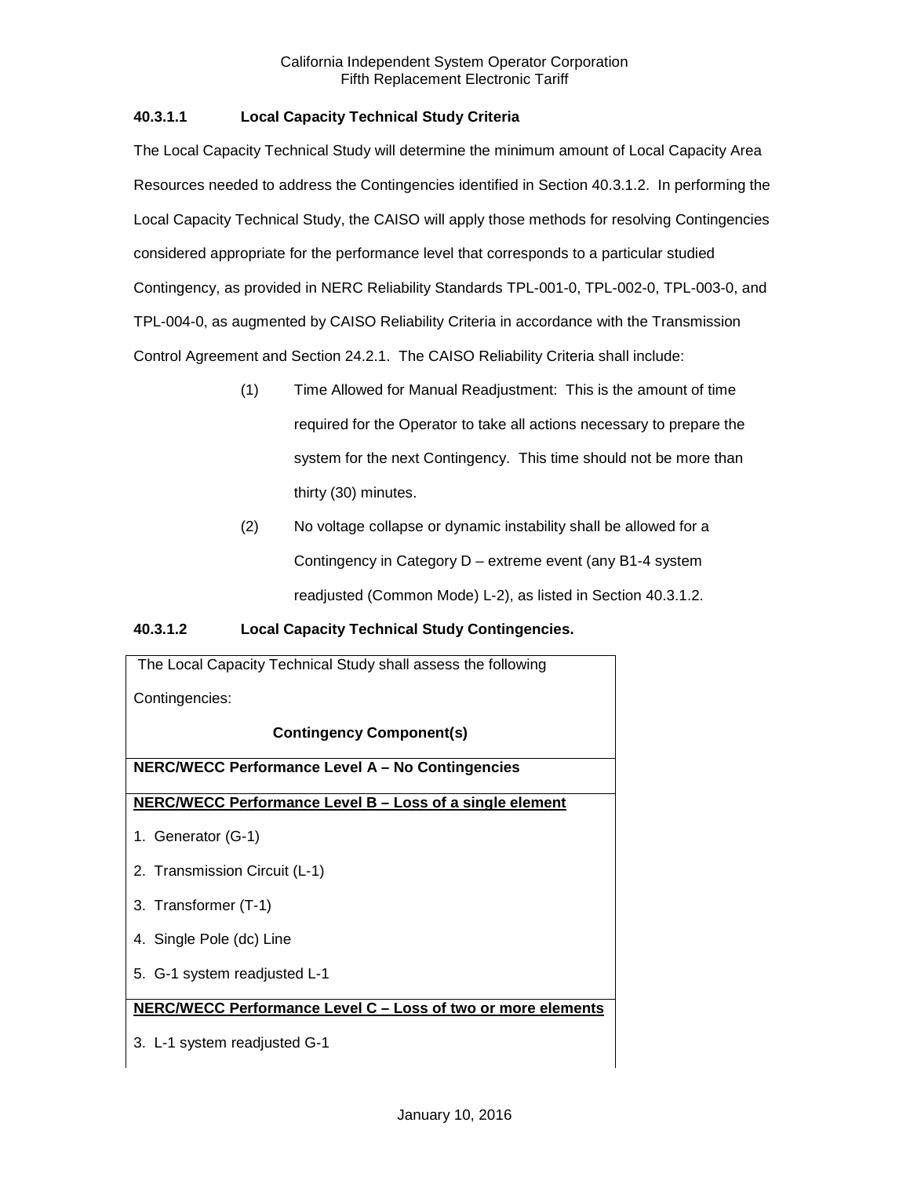### 40.3.1.1 Local Capacity Technical Study Criteria

The Local Capacity Technical Study will determine the minimum amount of Local Capacity Area Resources needed to address the Contingencies identified in Section 40.3.1.2. In performing the Local Capacity Technical Study, the CAISO will apply those methods for resolving Contingencies considered appropriate for the performance level that corresponds to a particular studied Contingency, as provided in NERC Reliability Standards TPL-001-0, TPL-002-0, TPL-003-0, and TPL-004-0, as augmented by CAISO Reliability Criteria in accordance with the Transmission Control Agreement and Section 24.2.1. The CAISO Reliability Criteria shall include:

(1) Time Allowed for Manual Readjustment: This is the amount of time required for the Operator to take all actions necessary to prepare the system for the next Contingency. This time should not be more than thirty (30) minutes.

(2) No voltage collapse or dynamic instability shall be allowed for a Contingency in Category D – extreme event (any B1-4 system readjusted (Common Mode) L-2), as listed in Section 40.3.1.2.

### 40.3.1.2 Local Capacity Technical Study Contingencies.

| The Local Capacity Technical Study shall assess the following Contingencies: **Contingency Component(s)** |
|---|
| **NERC/WECC Performance Level A – No Contingencies** |
| **<u>NERC/WECC Performance Level B – Loss of a single element</u>**<br>1. Generator (G-1)<br>2. Transmission Circuit (L-1)<br>3. Transformer (T-1)<br>4. Single Pole (dc) Line<br>5. G-1 system readjusted L-1 |
| **<u>NERC/WECC Performance Level C – Loss of two or more elements</u>**<br>3. L-1 system readjusted G-1 |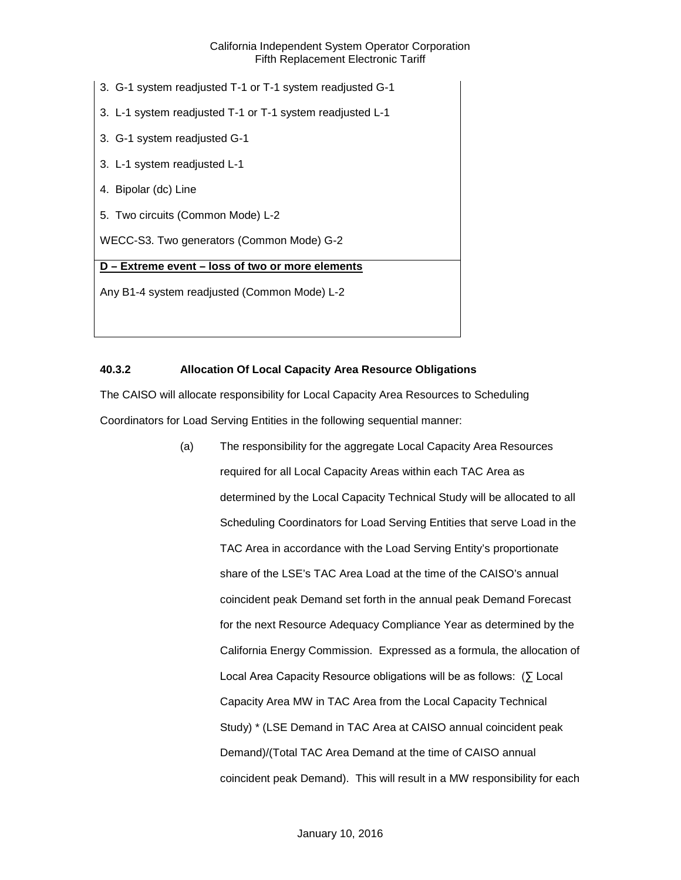| |
|---|
| 3. G-1 system readjusted T-1 or T-1 system readjusted G-1 |
| 3. L-1 system readjusted T-1 or T-1 system readjusted L-1 |
| 3. G-1 system readjusted G-1 |
| 3. L-1 system readjusted L-1 |
| 4. Bipolar (dc) Line |
| 5. Two circuits (Common Mode) L-2 |
| WECC-S3. Two generators (Common Mode) G-2 |
| **D – Extreme event – loss of two or more elements** |
| Any B1-4 system readjusted (Common Mode) L-2 |

### 40.3.2 Allocation Of Local Capacity Area Resource Obligations

The CAISO will allocate responsibility for Local Capacity Area Resources to Scheduling Coordinators for Load Serving Entities in the following sequential manner:

(a) The responsibility for the aggregate Local Capacity Area Resources required for all Local Capacity Areas within each TAC Area as determined by the Local Capacity Technical Study will be allocated to all Scheduling Coordinators for Load Serving Entities that serve Load in the TAC Area in accordance with the Load Serving Entity's proportionate share of the LSE's TAC Area Load at the time of the CAISO's annual coincident peak Demand set forth in the annual peak Demand Forecast for the next Resource Adequacy Compliance Year as determined by the California Energy Commission. Expressed as a formula, the allocation of Local Area Capacity Resource obligations will be as follows: (∑ Local Capacity Area MW in TAC Area from the Local Capacity Technical Study) * (LSE Demand in TAC Area at CAISO annual coincident peak Demand)/(Total TAC Area Demand at the time of CAISO annual coincident peak Demand). This will result in a MW responsibility for each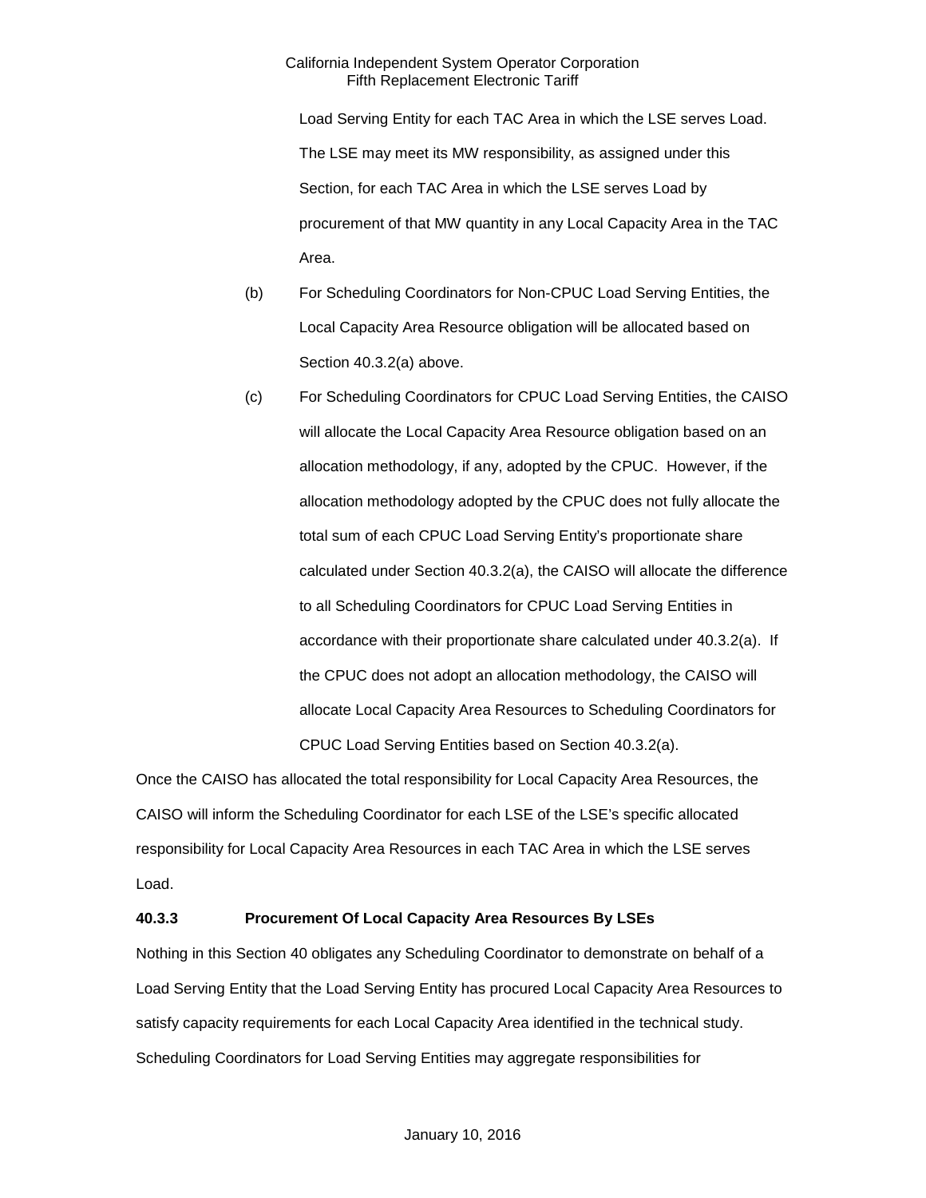Load Serving Entity for each TAC Area in which the LSE serves Load. The LSE may meet its MW responsibility, as assigned under this Section, for each TAC Area in which the LSE serves Load by procurement of that MW quantity in any Local Capacity Area in the TAC Area.

(b) For Scheduling Coordinators for Non-CPUC Load Serving Entities, the Local Capacity Area Resource obligation will be allocated based on Section 40.3.2(a) above.

(c) For Scheduling Coordinators for CPUC Load Serving Entities, the CAISO will allocate the Local Capacity Area Resource obligation based on an allocation methodology, if any, adopted by the CPUC. However, if the allocation methodology adopted by the CPUC does not fully allocate the total sum of each CPUC Load Serving Entity's proportionate share calculated under Section 40.3.2(a), the CAISO will allocate the difference to all Scheduling Coordinators for CPUC Load Serving Entities in accordance with their proportionate share calculated under 40.3.2(a). If the CPUC does not adopt an allocation methodology, the CAISO will allocate Local Capacity Area Resources to Scheduling Coordinators for CPUC Load Serving Entities based on Section 40.3.2(a).

Once the CAISO has allocated the total responsibility for Local Capacity Area Resources, the CAISO will inform the Scheduling Coordinator for each LSE of the LSE's specific allocated responsibility for Local Capacity Area Resources in each TAC Area in which the LSE serves Load.

**40.3.3 Procurement Of Local Capacity Area Resources By LSEs**

Nothing in this Section 40 obligates any Scheduling Coordinator to demonstrate on behalf of a Load Serving Entity that the Load Serving Entity has procured Local Capacity Area Resources to satisfy capacity requirements for each Local Capacity Area identified in the technical study. Scheduling Coordinators for Load Serving Entities may aggregate responsibilities for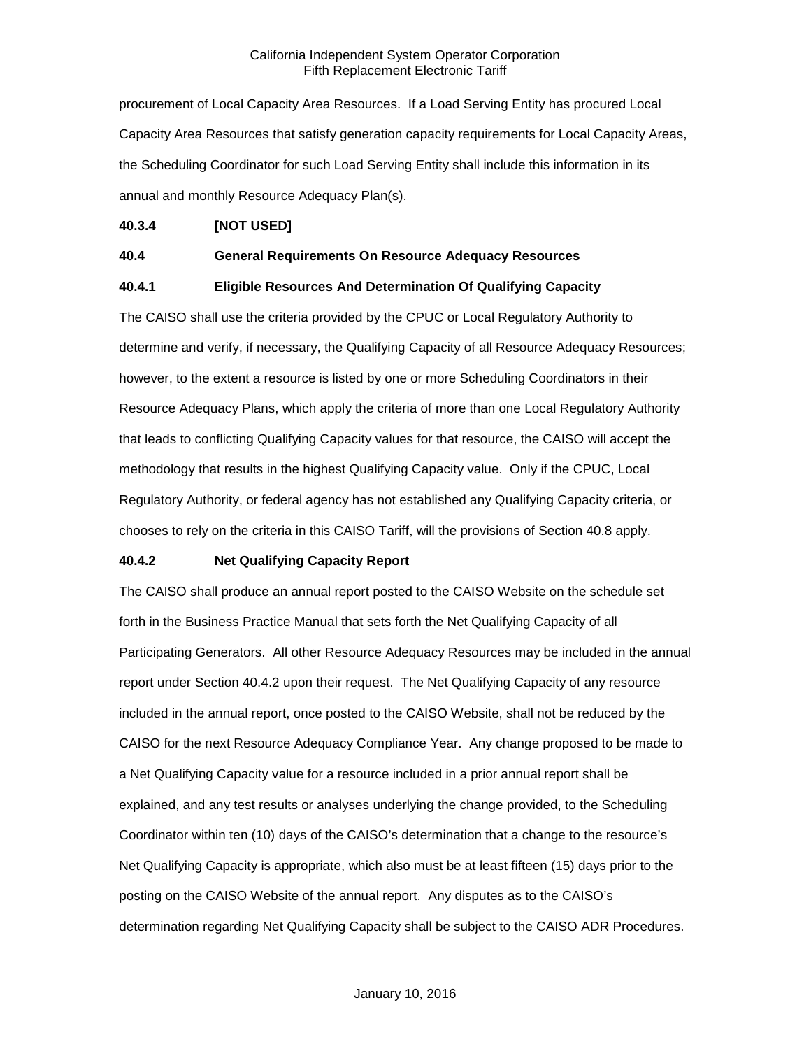procurement of Local Capacity Area Resources. If a Load Serving Entity has procured Local Capacity Area Resources that satisfy generation capacity requirements for Local Capacity Areas, the Scheduling Coordinator for such Load Serving Entity shall include this information in its annual and monthly Resource Adequacy Plan(s).

**40.3.4 [NOT USED]**

**40.4 General Requirements On Resource Adequacy Resources**

**40.4.1 Eligible Resources And Determination Of Qualifying Capacity**

The CAISO shall use the criteria provided by the CPUC or Local Regulatory Authority to determine and verify, if necessary, the Qualifying Capacity of all Resource Adequacy Resources; however, to the extent a resource is listed by one or more Scheduling Coordinators in their Resource Adequacy Plans, which apply the criteria of more than one Local Regulatory Authority that leads to conflicting Qualifying Capacity values for that resource, the CAISO will accept the methodology that results in the highest Qualifying Capacity value. Only if the CPUC, Local Regulatory Authority, or federal agency has not established any Qualifying Capacity criteria, or chooses to rely on the criteria in this CAISO Tariff, will the provisions of Section 40.8 apply.

**40.4.2 Net Qualifying Capacity Report**

The CAISO shall produce an annual report posted to the CAISO Website on the schedule set forth in the Business Practice Manual that sets forth the Net Qualifying Capacity of all Participating Generators. All other Resource Adequacy Resources may be included in the annual report under Section 40.4.2 upon their request. The Net Qualifying Capacity of any resource included in the annual report, once posted to the CAISO Website, shall not be reduced by the CAISO for the next Resource Adequacy Compliance Year. Any change proposed to be made to a Net Qualifying Capacity value for a resource included in a prior annual report shall be explained, and any test results or analyses underlying the change provided, to the Scheduling Coordinator within ten (10) days of the CAISO's determination that a change to the resource's Net Qualifying Capacity is appropriate, which also must be at least fifteen (15) days prior to the posting on the CAISO Website of the annual report. Any disputes as to the CAISO's determination regarding Net Qualifying Capacity shall be subject to the CAISO ADR Procedures.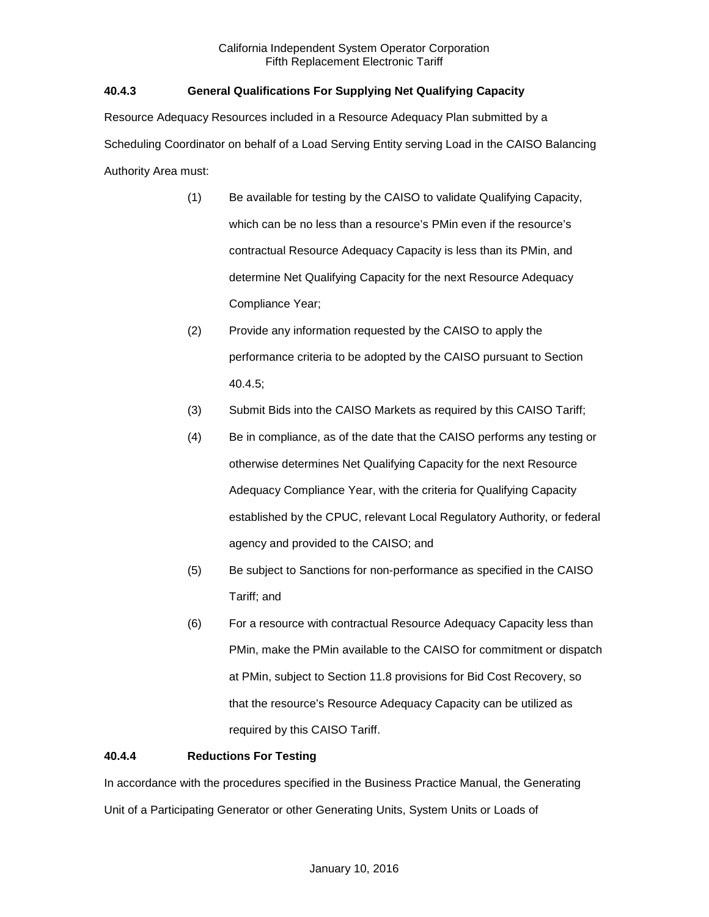### 40.4.3 General Qualifications For Supplying Net Qualifying Capacity

Resource Adequacy Resources included in a Resource Adequacy Plan submitted by a Scheduling Coordinator on behalf of a Load Serving Entity serving Load in the CAISO Balancing Authority Area must:

(1) Be available for testing by the CAISO to validate Qualifying Capacity, which can be no less than a resource's PMin even if the resource's contractual Resource Adequacy Capacity is less than its PMin, and determine Net Qualifying Capacity for the next Resource Adequacy Compliance Year;

(2) Provide any information requested by the CAISO to apply the performance criteria to be adopted by the CAISO pursuant to Section 40.4.5;

(3) Submit Bids into the CAISO Markets as required by this CAISO Tariff;

(4) Be in compliance, as of the date that the CAISO performs any testing or otherwise determines Net Qualifying Capacity for the next Resource Adequacy Compliance Year, with the criteria for Qualifying Capacity established by the CPUC, relevant Local Regulatory Authority, or federal agency and provided to the CAISO; and

(5) Be subject to Sanctions for non-performance as specified in the CAISO Tariff; and

(6) For a resource with contractual Resource Adequacy Capacity less than PMin, make the PMin available to the CAISO for commitment or dispatch at PMin, subject to Section 11.8 provisions for Bid Cost Recovery, so that the resource's Resource Adequacy Capacity can be utilized as required by this CAISO Tariff.

### 40.4.4 Reductions For Testing

In accordance with the procedures specified in the Business Practice Manual, the Generating Unit of a Participating Generator or other Generating Units, System Units or Loads of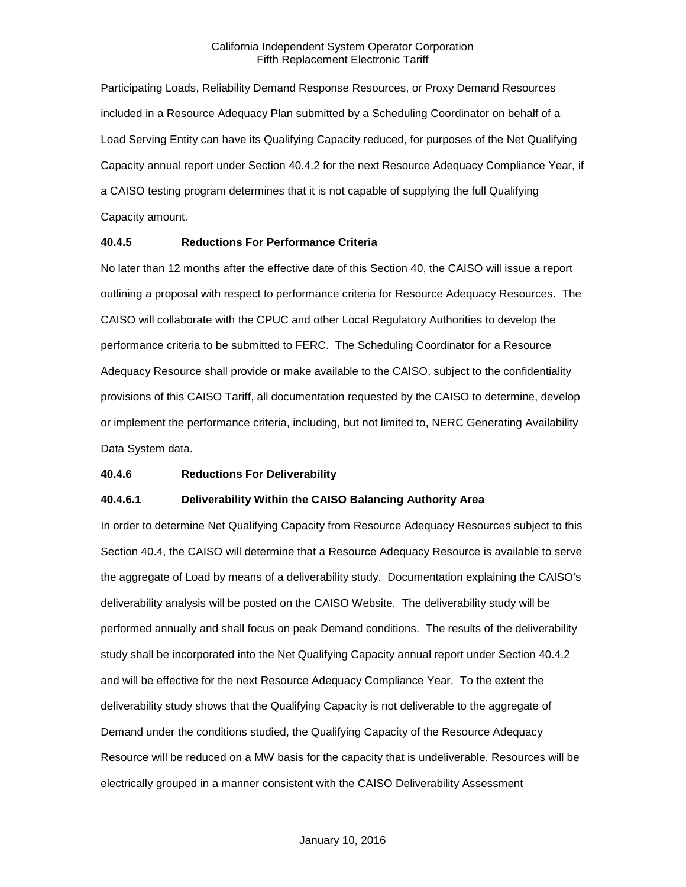Participating Loads, Reliability Demand Response Resources, or Proxy Demand Resources included in a Resource Adequacy Plan submitted by a Scheduling Coordinator on behalf of a Load Serving Entity can have its Qualifying Capacity reduced, for purposes of the Net Qualifying Capacity annual report under Section 40.4.2 for the next Resource Adequacy Compliance Year, if a CAISO testing program determines that it is not capable of supplying the full Qualifying Capacity amount.

**40.4.5 Reductions For Performance Criteria**

No later than 12 months after the effective date of this Section 40, the CAISO will issue a report outlining a proposal with respect to performance criteria for Resource Adequacy Resources. The CAISO will collaborate with the CPUC and other Local Regulatory Authorities to develop the performance criteria to be submitted to FERC. The Scheduling Coordinator for a Resource Adequacy Resource shall provide or make available to the CAISO, subject to the confidentiality provisions of this CAISO Tariff, all documentation requested by the CAISO to determine, develop or implement the performance criteria, including, but not limited to, NERC Generating Availability Data System data.

**40.4.6 Reductions For Deliverability**

**40.4.6.1 Deliverability Within the CAISO Balancing Authority Area**

In order to determine Net Qualifying Capacity from Resource Adequacy Resources subject to this Section 40.4, the CAISO will determine that a Resource Adequacy Resource is available to serve the aggregate of Load by means of a deliverability study. Documentation explaining the CAISO's deliverability analysis will be posted on the CAISO Website. The deliverability study will be performed annually and shall focus on peak Demand conditions. The results of the deliverability study shall be incorporated into the Net Qualifying Capacity annual report under Section 40.4.2 and will be effective for the next Resource Adequacy Compliance Year. To the extent the deliverability study shows that the Qualifying Capacity is not deliverable to the aggregate of Demand under the conditions studied, the Qualifying Capacity of the Resource Adequacy Resource will be reduced on a MW basis for the capacity that is undeliverable. Resources will be electrically grouped in a manner consistent with the CAISO Deliverability Assessment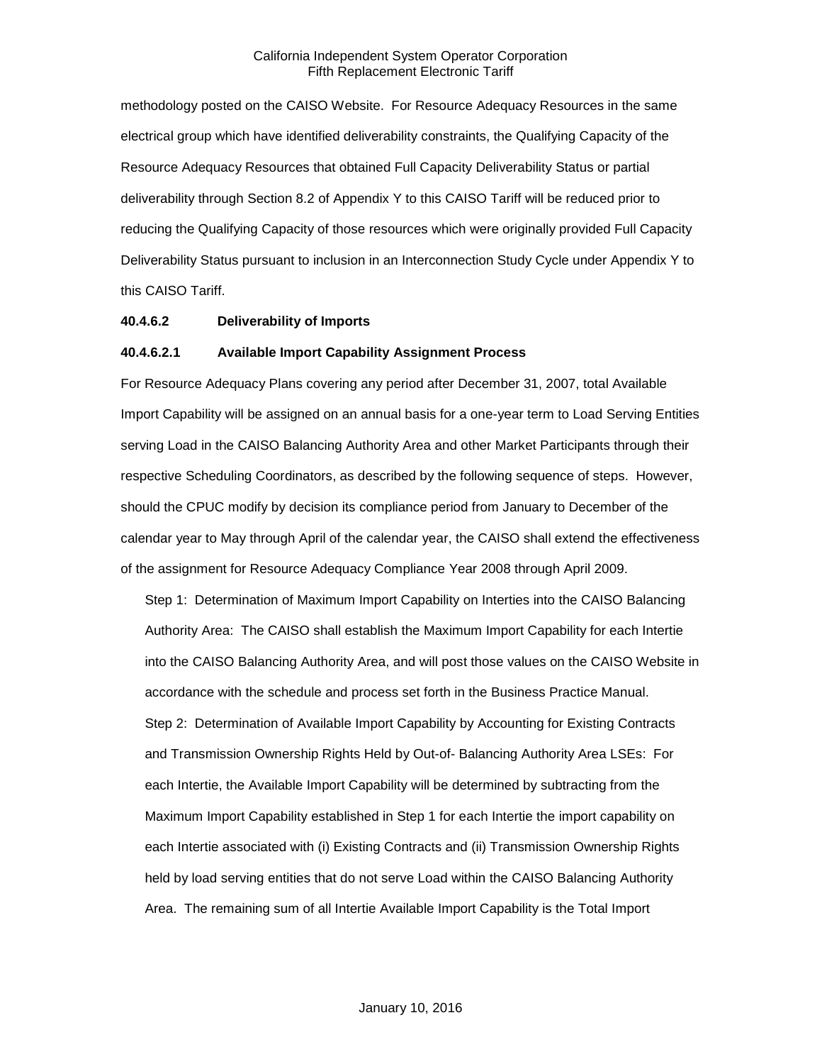methodology posted on the CAISO Website. For Resource Adequacy Resources in the same electrical group which have identified deliverability constraints, the Qualifying Capacity of the Resource Adequacy Resources that obtained Full Capacity Deliverability Status or partial deliverability through Section 8.2 of Appendix Y to this CAISO Tariff will be reduced prior to reducing the Qualifying Capacity of those resources which were originally provided Full Capacity Deliverability Status pursuant to inclusion in an Interconnection Study Cycle under Appendix Y to this CAISO Tariff.

**40.4.6.2 Deliverability of Imports**

**40.4.6.2.1 Available Import Capability Assignment Process**

For Resource Adequacy Plans covering any period after December 31, 2007, total Available Import Capability will be assigned on an annual basis for a one-year term to Load Serving Entities serving Load in the CAISO Balancing Authority Area and other Market Participants through their respective Scheduling Coordinators, as described by the following sequence of steps. However, should the CPUC modify by decision its compliance period from January to December of the calendar year to May through April of the calendar year, the CAISO shall extend the effectiveness of the assignment for Resource Adequacy Compliance Year 2008 through April 2009.

Step 1: Determination of Maximum Import Capability on Interties into the CAISO Balancing Authority Area: The CAISO shall establish the Maximum Import Capability for each Intertie into the CAISO Balancing Authority Area, and will post those values on the CAISO Website in accordance with the schedule and process set forth in the Business Practice Manual.

Step 2: Determination of Available Import Capability by Accounting for Existing Contracts and Transmission Ownership Rights Held by Out-of- Balancing Authority Area LSEs: For each Intertie, the Available Import Capability will be determined by subtracting from the Maximum Import Capability established in Step 1 for each Intertie the import capability on each Intertie associated with (i) Existing Contracts and (ii) Transmission Ownership Rights held by load serving entities that do not serve Load within the CAISO Balancing Authority Area. The remaining sum of all Intertie Available Import Capability is the Total Import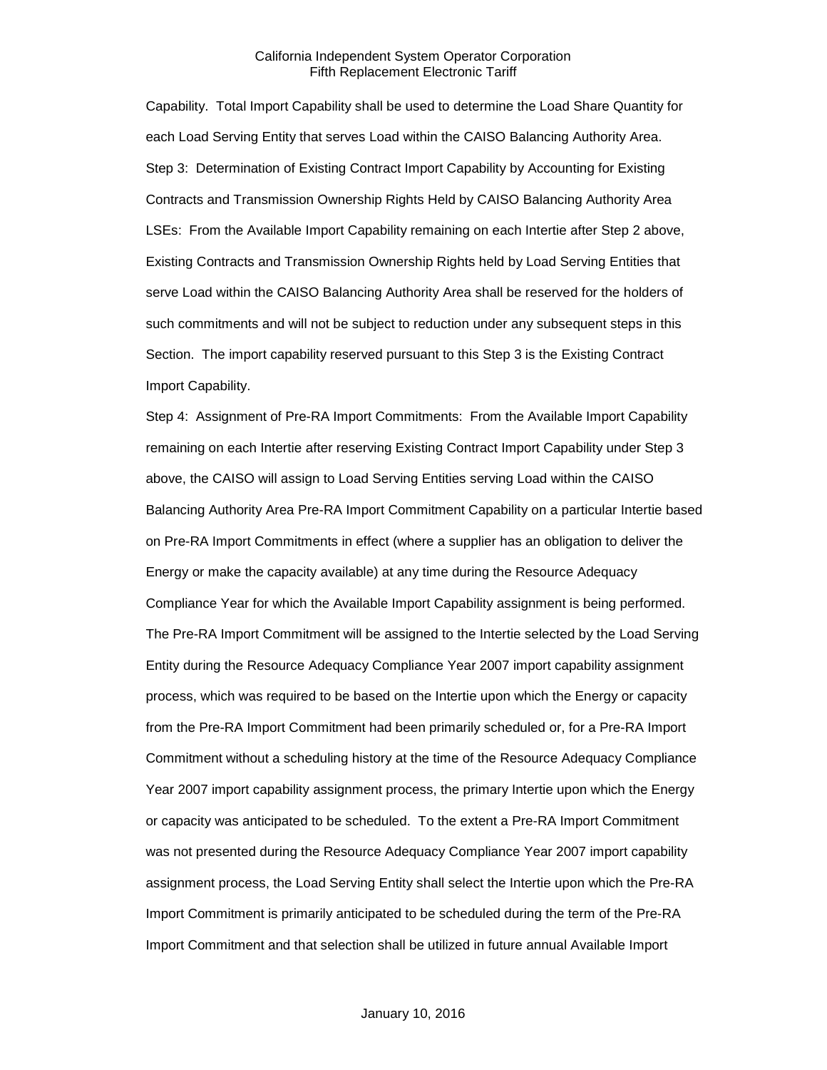Capability. Total Import Capability shall be used to determine the Load Share Quantity for each Load Serving Entity that serves Load within the CAISO Balancing Authority Area.

Step 3: Determination of Existing Contract Import Capability by Accounting for Existing Contracts and Transmission Ownership Rights Held by CAISO Balancing Authority Area LSEs: From the Available Import Capability remaining on each Intertie after Step 2 above, Existing Contracts and Transmission Ownership Rights held by Load Serving Entities that serve Load within the CAISO Balancing Authority Area shall be reserved for the holders of such commitments and will not be subject to reduction under any subsequent steps in this Section. The import capability reserved pursuant to this Step 3 is the Existing Contract Import Capability.

Step 4: Assignment of Pre-RA Import Commitments: From the Available Import Capability remaining on each Intertie after reserving Existing Contract Import Capability under Step 3 above, the CAISO will assign to Load Serving Entities serving Load within the CAISO Balancing Authority Area Pre-RA Import Commitment Capability on a particular Intertie based on Pre-RA Import Commitments in effect (where a supplier has an obligation to deliver the Energy or make the capacity available) at any time during the Resource Adequacy Compliance Year for which the Available Import Capability assignment is being performed. The Pre-RA Import Commitment will be assigned to the Intertie selected by the Load Serving Entity during the Resource Adequacy Compliance Year 2007 import capability assignment process, which was required to be based on the Intertie upon which the Energy or capacity from the Pre-RA Import Commitment had been primarily scheduled or, for a Pre-RA Import Commitment without a scheduling history at the time of the Resource Adequacy Compliance Year 2007 import capability assignment process, the primary Intertie upon which the Energy or capacity was anticipated to be scheduled. To the extent a Pre-RA Import Commitment was not presented during the Resource Adequacy Compliance Year 2007 import capability assignment process, the Load Serving Entity shall select the Intertie upon which the Pre-RA Import Commitment is primarily anticipated to be scheduled during the term of the Pre-RA Import Commitment and that selection shall be utilized in future annual Available Import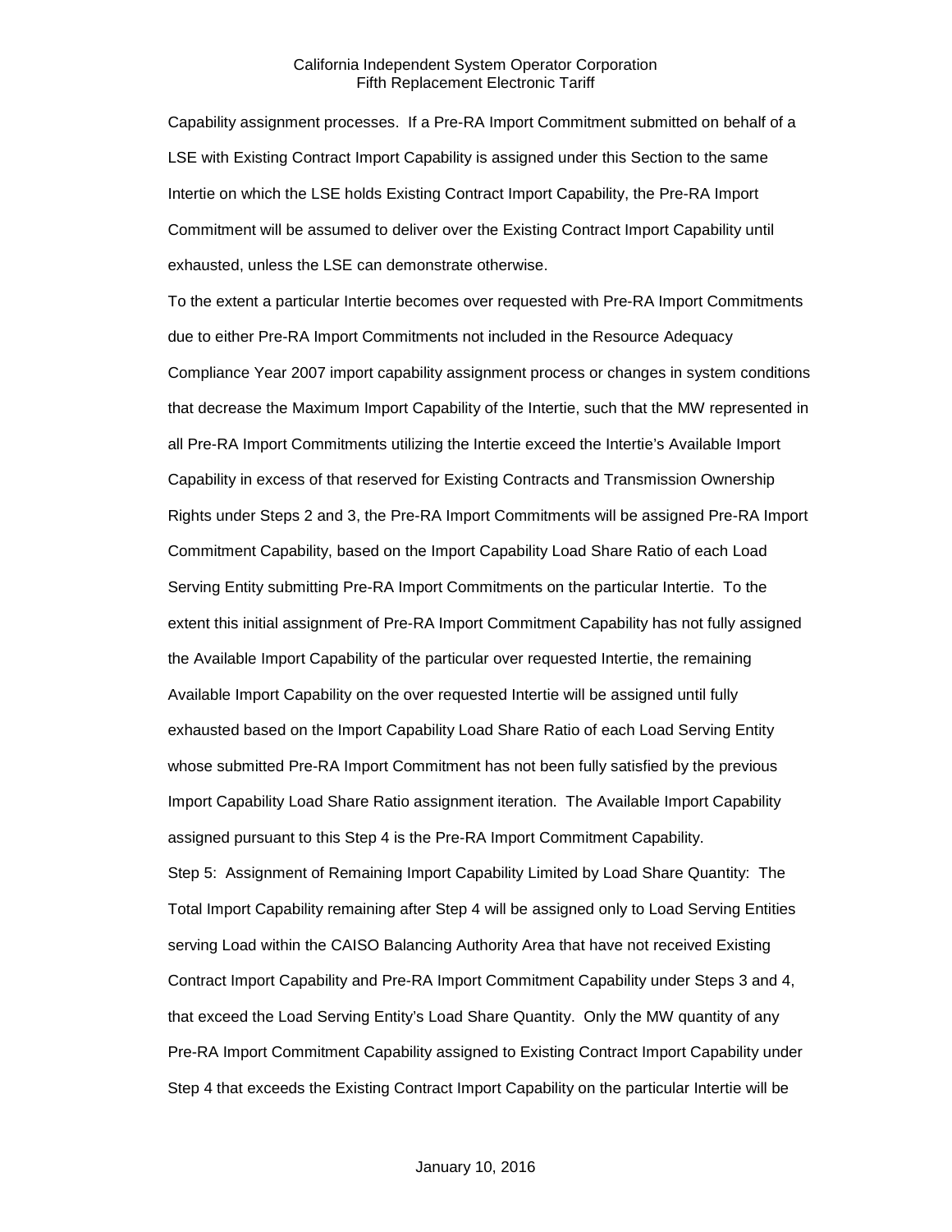Capability assignment processes. If a Pre-RA Import Commitment submitted on behalf of a LSE with Existing Contract Import Capability is assigned under this Section to the same Intertie on which the LSE holds Existing Contract Import Capability, the Pre-RA Import Commitment will be assumed to deliver over the Existing Contract Import Capability until exhausted, unless the LSE can demonstrate otherwise.

To the extent a particular Intertie becomes over requested with Pre-RA Import Commitments due to either Pre-RA Import Commitments not included in the Resource Adequacy Compliance Year 2007 import capability assignment process or changes in system conditions that decrease the Maximum Import Capability of the Intertie, such that the MW represented in all Pre-RA Import Commitments utilizing the Intertie exceed the Intertie's Available Import Capability in excess of that reserved for Existing Contracts and Transmission Ownership Rights under Steps 2 and 3, the Pre-RA Import Commitments will be assigned Pre-RA Import Commitment Capability, based on the Import Capability Load Share Ratio of each Load Serving Entity submitting Pre-RA Import Commitments on the particular Intertie. To the extent this initial assignment of Pre-RA Import Commitment Capability has not fully assigned the Available Import Capability of the particular over requested Intertie, the remaining Available Import Capability on the over requested Intertie will be assigned until fully exhausted based on the Import Capability Load Share Ratio of each Load Serving Entity whose submitted Pre-RA Import Commitment has not been fully satisfied by the previous Import Capability Load Share Ratio assignment iteration. The Available Import Capability assigned pursuant to this Step 4 is the Pre-RA Import Commitment Capability.

Step 5: Assignment of Remaining Import Capability Limited by Load Share Quantity: The Total Import Capability remaining after Step 4 will be assigned only to Load Serving Entities serving Load within the CAISO Balancing Authority Area that have not received Existing Contract Import Capability and Pre-RA Import Commitment Capability under Steps 3 and 4, that exceed the Load Serving Entity's Load Share Quantity. Only the MW quantity of any Pre-RA Import Commitment Capability assigned to Existing Contract Import Capability under Step 4 that exceeds the Existing Contract Import Capability on the particular Intertie will be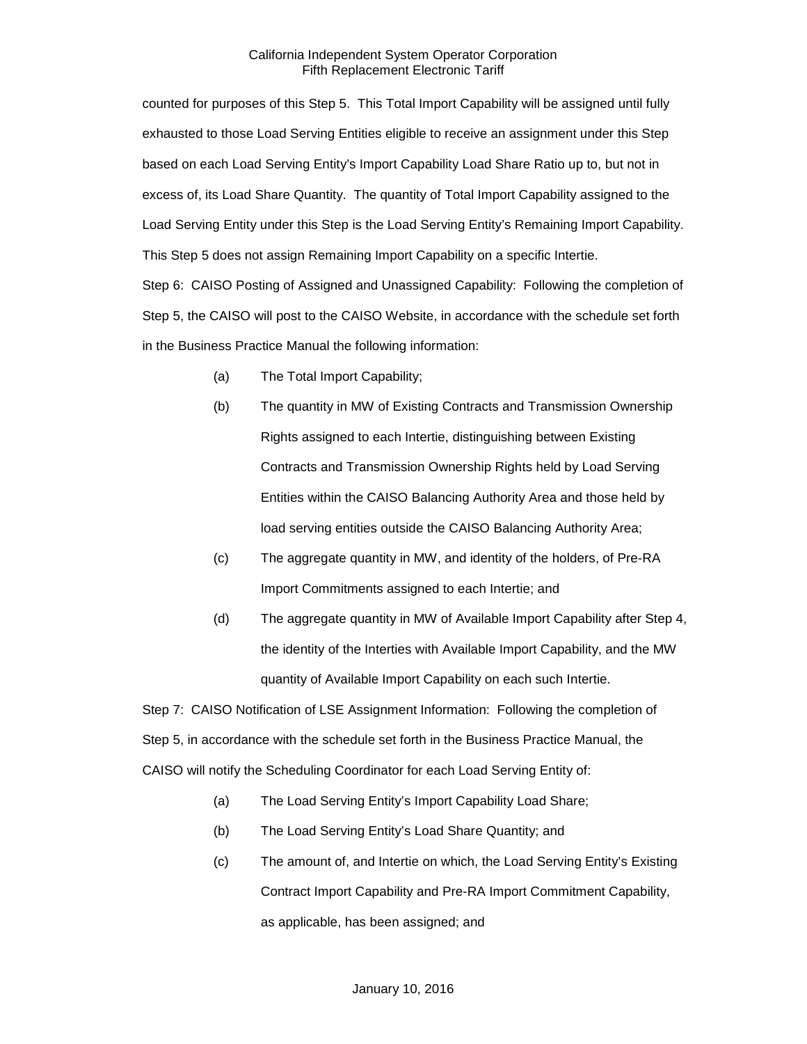counted for purposes of this Step 5. This Total Import Capability will be assigned until fully exhausted to those Load Serving Entities eligible to receive an assignment under this Step based on each Load Serving Entity's Import Capability Load Share Ratio up to, but not in excess of, its Load Share Quantity. The quantity of Total Import Capability assigned to the Load Serving Entity under this Step is the Load Serving Entity's Remaining Import Capability. This Step 5 does not assign Remaining Import Capability on a specific Intertie.

Step 6: CAISO Posting of Assigned and Unassigned Capability: Following the completion of Step 5, the CAISO will post to the CAISO Website, in accordance with the schedule set forth in the Business Practice Manual the following information:

(a) The Total Import Capability;

(b) The quantity in MW of Existing Contracts and Transmission Ownership Rights assigned to each Intertie, distinguishing between Existing Contracts and Transmission Ownership Rights held by Load Serving Entities within the CAISO Balancing Authority Area and those held by load serving entities outside the CAISO Balancing Authority Area;

(c) The aggregate quantity in MW, and identity of the holders, of Pre-RA Import Commitments assigned to each Intertie; and

(d) The aggregate quantity in MW of Available Import Capability after Step 4, the identity of the Interties with Available Import Capability, and the MW quantity of Available Import Capability on each such Intertie.

Step 7: CAISO Notification of LSE Assignment Information: Following the completion of Step 5, in accordance with the schedule set forth in the Business Practice Manual, the CAISO will notify the Scheduling Coordinator for each Load Serving Entity of:

(a) The Load Serving Entity's Import Capability Load Share;

(b) The Load Serving Entity's Load Share Quantity; and

(c) The amount of, and Intertie on which, the Load Serving Entity's Existing Contract Import Capability and Pre-RA Import Commitment Capability, as applicable, has been assigned; and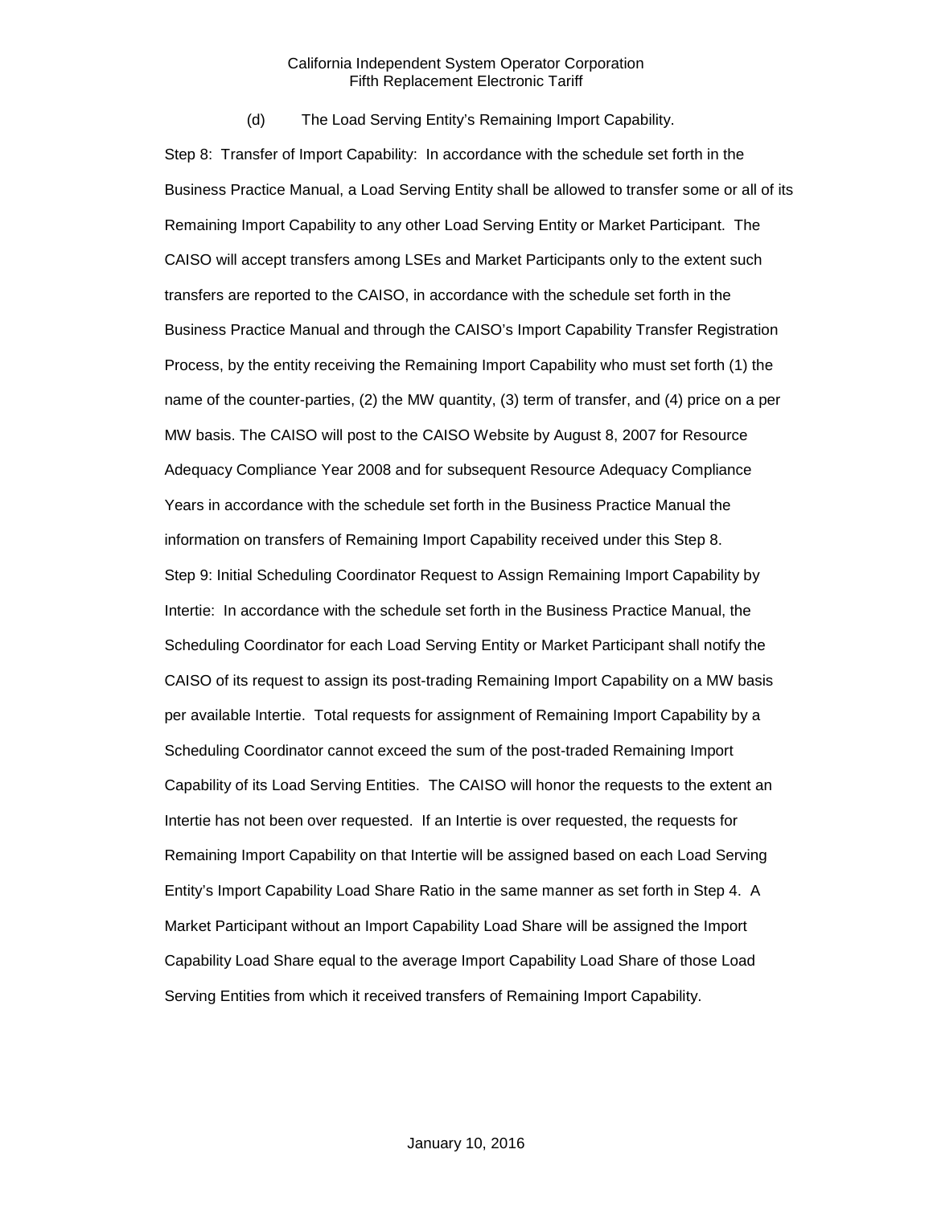(d) The Load Serving Entity's Remaining Import Capability.

Step 8: Transfer of Import Capability: In accordance with the schedule set forth in the Business Practice Manual, a Load Serving Entity shall be allowed to transfer some or all of its Remaining Import Capability to any other Load Serving Entity or Market Participant. The CAISO will accept transfers among LSEs and Market Participants only to the extent such transfers are reported to the CAISO, in accordance with the schedule set forth in the Business Practice Manual and through the CAISO's Import Capability Transfer Registration Process, by the entity receiving the Remaining Import Capability who must set forth (1) the name of the counter-parties, (2) the MW quantity, (3) term of transfer, and (4) price on a per MW basis. The CAISO will post to the CAISO Website by August 8, 2007 for Resource Adequacy Compliance Year 2008 and for subsequent Resource Adequacy Compliance Years in accordance with the schedule set forth in the Business Practice Manual the information on transfers of Remaining Import Capability received under this Step 8.

Step 9: Initial Scheduling Coordinator Request to Assign Remaining Import Capability by Intertie: In accordance with the schedule set forth in the Business Practice Manual, the Scheduling Coordinator for each Load Serving Entity or Market Participant shall notify the CAISO of its request to assign its post-trading Remaining Import Capability on a MW basis per available Intertie. Total requests for assignment of Remaining Import Capability by a Scheduling Coordinator cannot exceed the sum of the post-traded Remaining Import Capability of its Load Serving Entities. The CAISO will honor the requests to the extent an Intertie has not been over requested. If an Intertie is over requested, the requests for Remaining Import Capability on that Intertie will be assigned based on each Load Serving Entity's Import Capability Load Share Ratio in the same manner as set forth in Step 4. A Market Participant without an Import Capability Load Share will be assigned the Import Capability Load Share equal to the average Import Capability Load Share of those Load Serving Entities from which it received transfers of Remaining Import Capability.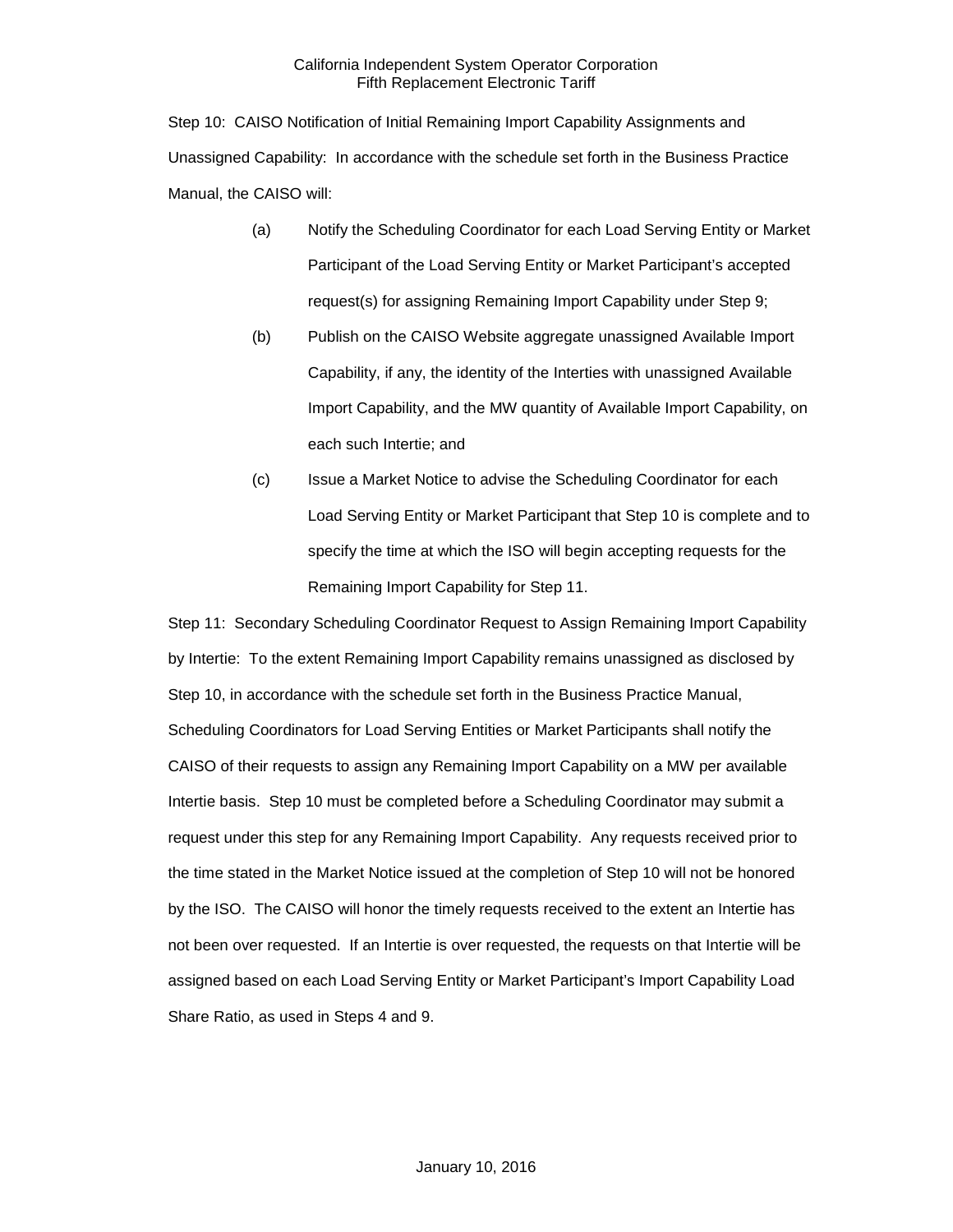Step 10: CAISO Notification of Initial Remaining Import Capability Assignments and Unassigned Capability: In accordance with the schedule set forth in the Business Practice Manual, the CAISO will:

(a) Notify the Scheduling Coordinator for each Load Serving Entity or Market Participant of the Load Serving Entity or Market Participant's accepted request(s) for assigning Remaining Import Capability under Step 9;

(b) Publish on the CAISO Website aggregate unassigned Available Import Capability, if any, the identity of the Interties with unassigned Available Import Capability, and the MW quantity of Available Import Capability, on each such Intertie; and

(c) Issue a Market Notice to advise the Scheduling Coordinator for each Load Serving Entity or Market Participant that Step 10 is complete and to specify the time at which the ISO will begin accepting requests for the Remaining Import Capability for Step 11.

Step 11: Secondary Scheduling Coordinator Request to Assign Remaining Import Capability by Intertie: To the extent Remaining Import Capability remains unassigned as disclosed by Step 10, in accordance with the schedule set forth in the Business Practice Manual, Scheduling Coordinators for Load Serving Entities or Market Participants shall notify the CAISO of their requests to assign any Remaining Import Capability on a MW per available Intertie basis. Step 10 must be completed before a Scheduling Coordinator may submit a request under this step for any Remaining Import Capability. Any requests received prior to the time stated in the Market Notice issued at the completion of Step 10 will not be honored by the ISO. The CAISO will honor the timely requests received to the extent an Intertie has not been over requested. If an Intertie is over requested, the requests on that Intertie will be assigned based on each Load Serving Entity or Market Participant's Import Capability Load Share Ratio, as used in Steps 4 and 9.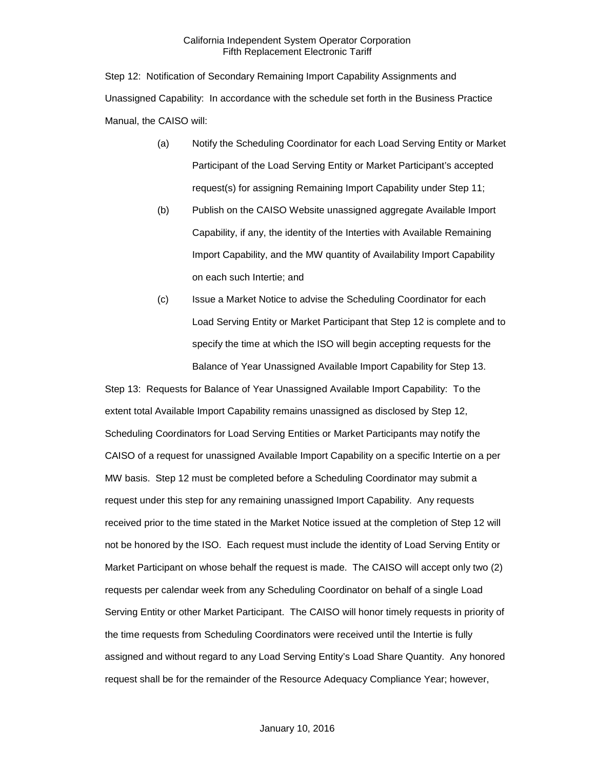Step 12: Notification of Secondary Remaining Import Capability Assignments and Unassigned Capability: In accordance with the schedule set forth in the Business Practice Manual, the CAISO will:

(a) Notify the Scheduling Coordinator for each Load Serving Entity or Market Participant of the Load Serving Entity or Market Participant's accepted request(s) for assigning Remaining Import Capability under Step 11;

(b) Publish on the CAISO Website unassigned aggregate Available Import Capability, if any, the identity of the Interties with Available Remaining Import Capability, and the MW quantity of Availability Import Capability on each such Intertie; and

(c) Issue a Market Notice to advise the Scheduling Coordinator for each Load Serving Entity or Market Participant that Step 12 is complete and to specify the time at which the ISO will begin accepting requests for the Balance of Year Unassigned Available Import Capability for Step 13.

Step 13: Requests for Balance of Year Unassigned Available Import Capability: To the extent total Available Import Capability remains unassigned as disclosed by Step 12, Scheduling Coordinators for Load Serving Entities or Market Participants may notify the CAISO of a request for unassigned Available Import Capability on a specific Intertie on a per MW basis. Step 12 must be completed before a Scheduling Coordinator may submit a request under this step for any remaining unassigned Import Capability. Any requests received prior to the time stated in the Market Notice issued at the completion of Step 12 will not be honored by the ISO. Each request must include the identity of Load Serving Entity or Market Participant on whose behalf the request is made. The CAISO will accept only two (2) requests per calendar week from any Scheduling Coordinator on behalf of a single Load Serving Entity or other Market Participant. The CAISO will honor timely requests in priority of the time requests from Scheduling Coordinators were received until the Intertie is fully assigned and without regard to any Load Serving Entity's Load Share Quantity. Any honored request shall be for the remainder of the Resource Adequacy Compliance Year; however,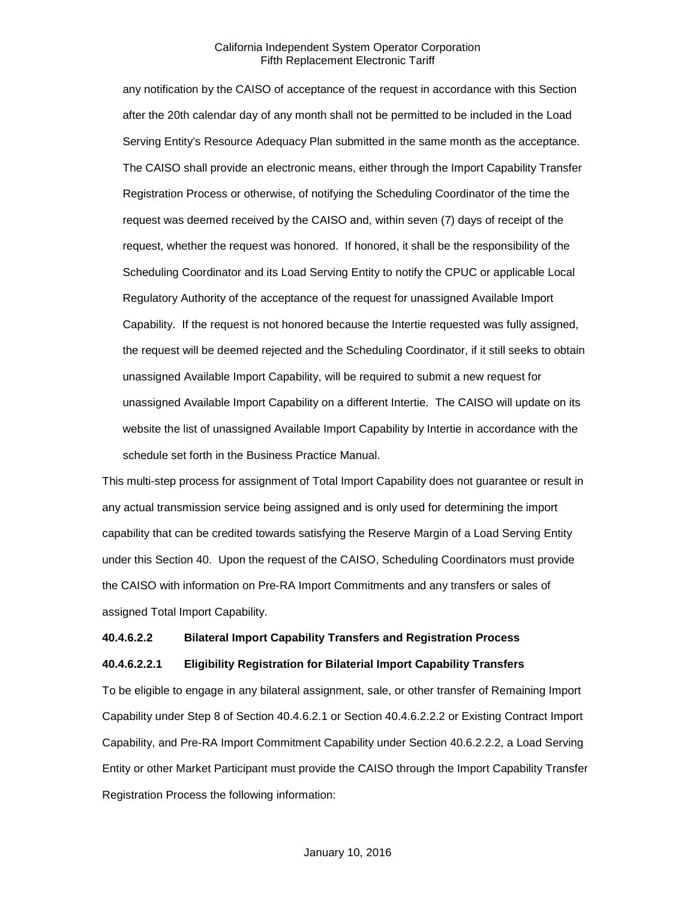any notification by the CAISO of acceptance of the request in accordance with this Section after the 20th calendar day of any month shall not be permitted to be included in the Load Serving Entity's Resource Adequacy Plan submitted in the same month as the acceptance. The CAISO shall provide an electronic means, either through the Import Capability Transfer Registration Process or otherwise, of notifying the Scheduling Coordinator of the time the request was deemed received by the CAISO and, within seven (7) days of receipt of the request, whether the request was honored. If honored, it shall be the responsibility of the Scheduling Coordinator and its Load Serving Entity to notify the CPUC or applicable Local Regulatory Authority of the acceptance of the request for unassigned Available Import Capability. If the request is not honored because the Intertie requested was fully assigned, the request will be deemed rejected and the Scheduling Coordinator, if it still seeks to obtain unassigned Available Import Capability, will be required to submit a new request for unassigned Available Import Capability on a different Intertie. The CAISO will update on its website the list of unassigned Available Import Capability by Intertie in accordance with the schedule set forth in the Business Practice Manual.

This multi-step process for assignment of Total Import Capability does not guarantee or result in any actual transmission service being assigned and is only used for determining the import capability that can be credited towards satisfying the Reserve Margin of a Load Serving Entity under this Section 40. Upon the request of the CAISO, Scheduling Coordinators must provide the CAISO with information on Pre-RA Import Commitments and any transfers or sales of assigned Total Import Capability.

**40.4.6.2.2 Bilateral Import Capability Transfers and Registration Process**

**40.4.6.2.2.1 Eligibility Registration for Bilaterial Import Capability Transfers**

To be eligible to engage in any bilateral assignment, sale, or other transfer of Remaining Import Capability under Step 8 of Section 40.4.6.2.1 or Section 40.4.6.2.2.2 or Existing Contract Import Capability, and Pre-RA Import Commitment Capability under Section 40.6.2.2.2, a Load Serving Entity or other Market Participant must provide the CAISO through the Import Capability Transfer Registration Process the following information: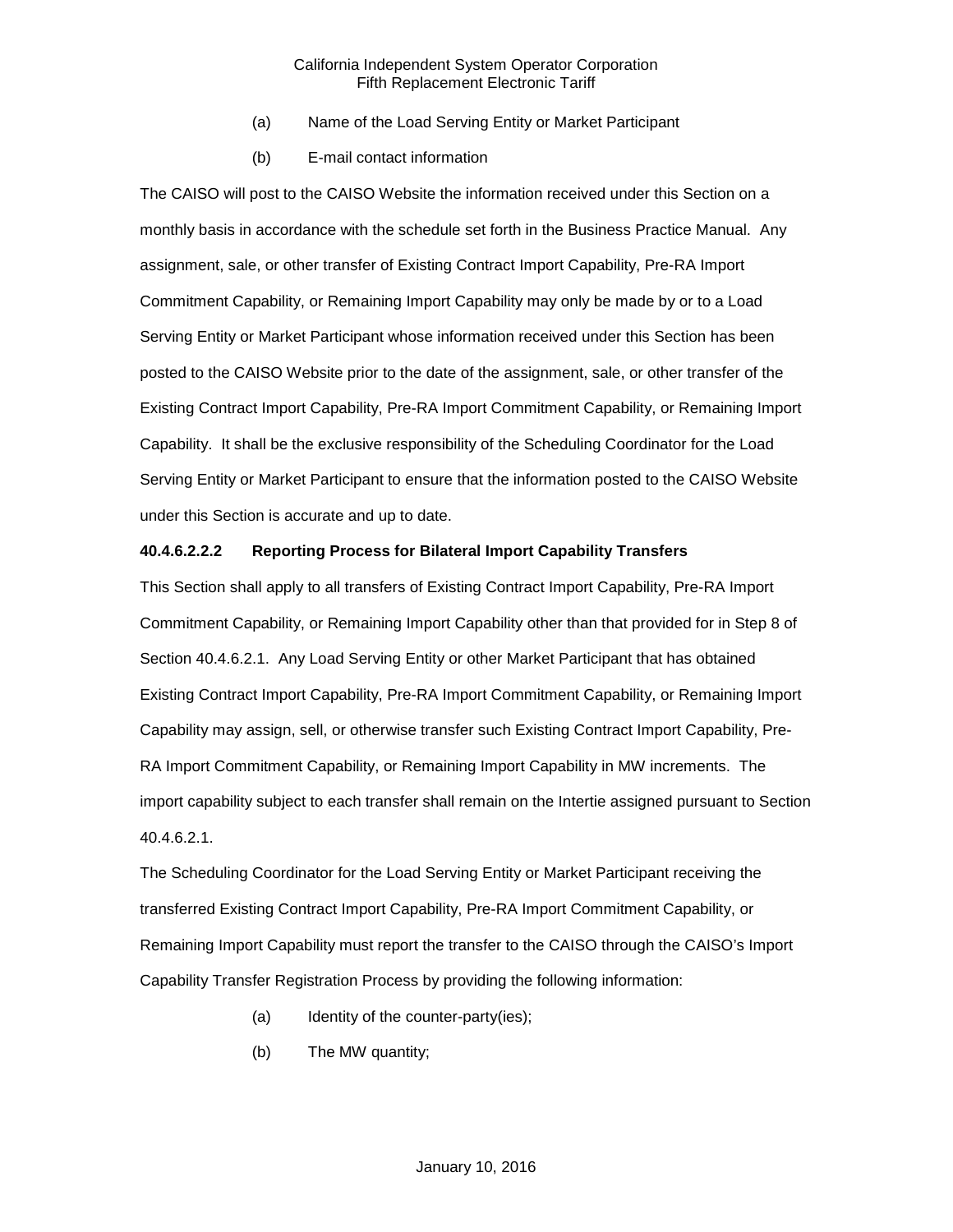(a) Name of the Load Serving Entity or Market Participant

(b) E-mail contact information

The CAISO will post to the CAISO Website the information received under this Section on a monthly basis in accordance with the schedule set forth in the Business Practice Manual. Any assignment, sale, or other transfer of Existing Contract Import Capability, Pre-RA Import Commitment Capability, or Remaining Import Capability may only be made by or to a Load Serving Entity or Market Participant whose information received under this Section has been posted to the CAISO Website prior to the date of the assignment, sale, or other transfer of the Existing Contract Import Capability, Pre-RA Import Commitment Capability, or Remaining Import Capability. It shall be the exclusive responsibility of the Scheduling Coordinator for the Load Serving Entity or Market Participant to ensure that the information posted to the CAISO Website under this Section is accurate and up to date.

**40.4.6.2.2.2 Reporting Process for Bilateral Import Capability Transfers**

This Section shall apply to all transfers of Existing Contract Import Capability, Pre-RA Import Commitment Capability, or Remaining Import Capability other than that provided for in Step 8 of Section 40.4.6.2.1. Any Load Serving Entity or other Market Participant that has obtained Existing Contract Import Capability, Pre-RA Import Commitment Capability, or Remaining Import Capability may assign, sell, or otherwise transfer such Existing Contract Import Capability, Pre-RA Import Commitment Capability, or Remaining Import Capability in MW increments. The import capability subject to each transfer shall remain on the Intertie assigned pursuant to Section 40.4.6.2.1.

The Scheduling Coordinator for the Load Serving Entity or Market Participant receiving the transferred Existing Contract Import Capability, Pre-RA Import Commitment Capability, or Remaining Import Capability must report the transfer to the CAISO through the CAISO's Import Capability Transfer Registration Process by providing the following information:

(a) Identity of the counter-party(ies);

(b) The MW quantity;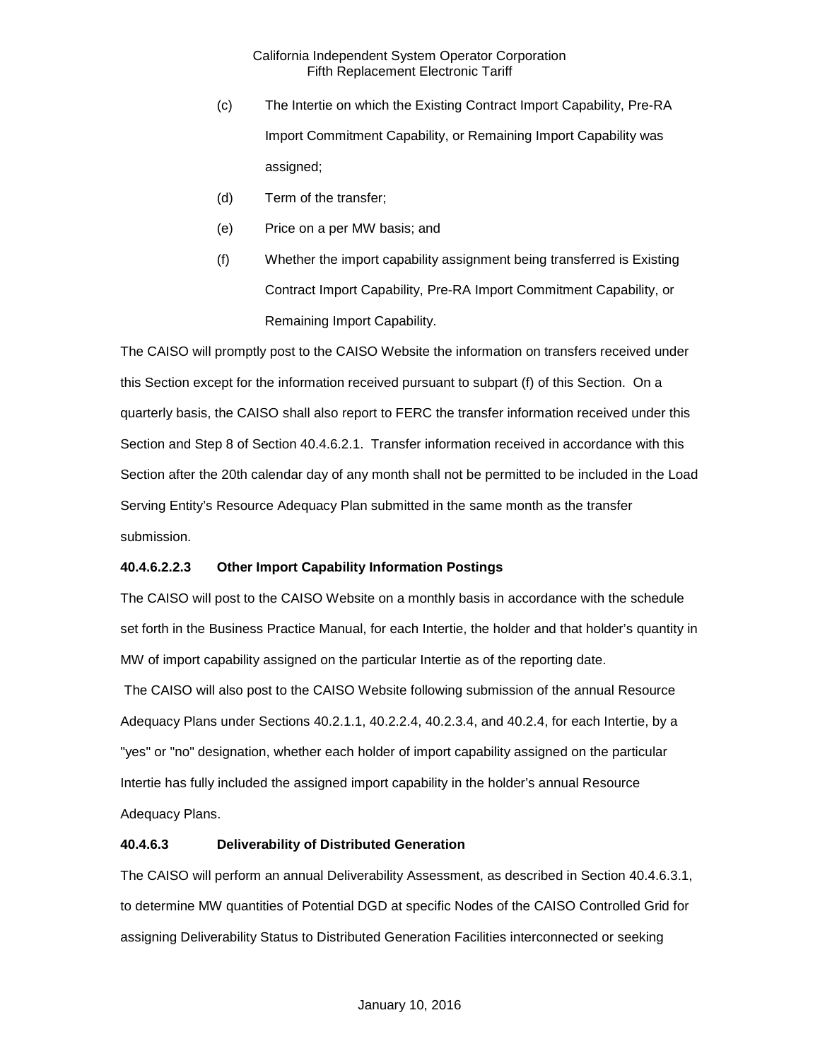(c) The Intertie on which the Existing Contract Import Capability, Pre-RA Import Commitment Capability, or Remaining Import Capability was assigned;

(d) Term of the transfer;

(e) Price on a per MW basis; and

(f) Whether the import capability assignment being transferred is Existing Contract Import Capability, Pre-RA Import Commitment Capability, or Remaining Import Capability.

The CAISO will promptly post to the CAISO Website the information on transfers received under this Section except for the information received pursuant to subpart (f) of this Section. On a quarterly basis, the CAISO shall also report to FERC the transfer information received under this Section and Step 8 of Section 40.4.6.2.1. Transfer information received in accordance with this Section after the 20th calendar day of any month shall not be permitted to be included in the Load Serving Entity's Resource Adequacy Plan submitted in the same month as the transfer submission.

**40.4.6.2.2.3 Other Import Capability Information Postings**

The CAISO will post to the CAISO Website on a monthly basis in accordance with the schedule set forth in the Business Practice Manual, for each Intertie, the holder and that holder's quantity in MW of import capability assigned on the particular Intertie as of the reporting date.

The CAISO will also post to the CAISO Website following submission of the annual Resource Adequacy Plans under Sections 40.2.1.1, 40.2.2.4, 40.2.3.4, and 40.2.4, for each Intertie, by a "yes" or "no" designation, whether each holder of import capability assigned on the particular Intertie has fully included the assigned import capability in the holder's annual Resource Adequacy Plans.

**40.4.6.3 Deliverability of Distributed Generation**

The CAISO will perform an annual Deliverability Assessment, as described in Section 40.4.6.3.1, to determine MW quantities of Potential DGD at specific Nodes of the CAISO Controlled Grid for assigning Deliverability Status to Distributed Generation Facilities interconnected or seeking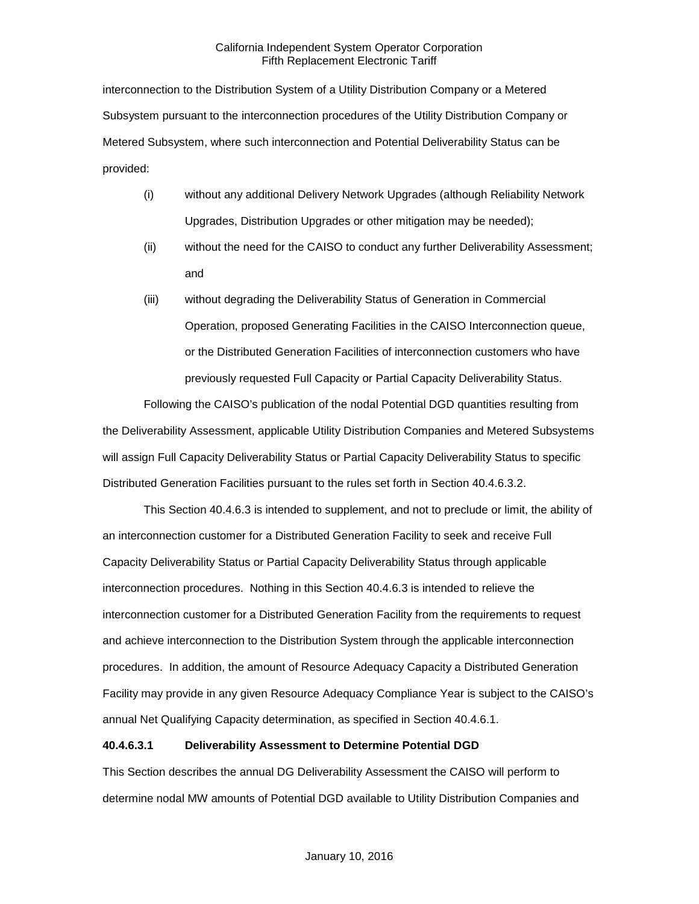interconnection to the Distribution System of a Utility Distribution Company or a Metered Subsystem pursuant to the interconnection procedures of the Utility Distribution Company or Metered Subsystem, where such interconnection and Potential Deliverability Status can be provided:

(i) without any additional Delivery Network Upgrades (although Reliability Network Upgrades, Distribution Upgrades or other mitigation may be needed);

(ii) without the need for the CAISO to conduct any further Deliverability Assessment; and

(iii) without degrading the Deliverability Status of Generation in Commercial Operation, proposed Generating Facilities in the CAISO Interconnection queue, or the Distributed Generation Facilities of interconnection customers who have previously requested Full Capacity or Partial Capacity Deliverability Status.

Following the CAISO's publication of the nodal Potential DGD quantities resulting from the Deliverability Assessment, applicable Utility Distribution Companies and Metered Subsystems will assign Full Capacity Deliverability Status or Partial Capacity Deliverability Status to specific Distributed Generation Facilities pursuant to the rules set forth in Section 40.4.6.3.2.

This Section 40.4.6.3 is intended to supplement, and not to preclude or limit, the ability of an interconnection customer for a Distributed Generation Facility to seek and receive Full Capacity Deliverability Status or Partial Capacity Deliverability Status through applicable interconnection procedures. Nothing in this Section 40.4.6.3 is intended to relieve the interconnection customer for a Distributed Generation Facility from the requirements to request and achieve interconnection to the Distribution System through the applicable interconnection procedures. In addition, the amount of Resource Adequacy Capacity a Distributed Generation Facility may provide in any given Resource Adequacy Compliance Year is subject to the CAISO's annual Net Qualifying Capacity determination, as specified in Section 40.4.6.1.

**40.4.6.3.1 Deliverability Assessment to Determine Potential DGD**

This Section describes the annual DG Deliverability Assessment the CAISO will perform to determine nodal MW amounts of Potential DGD available to Utility Distribution Companies and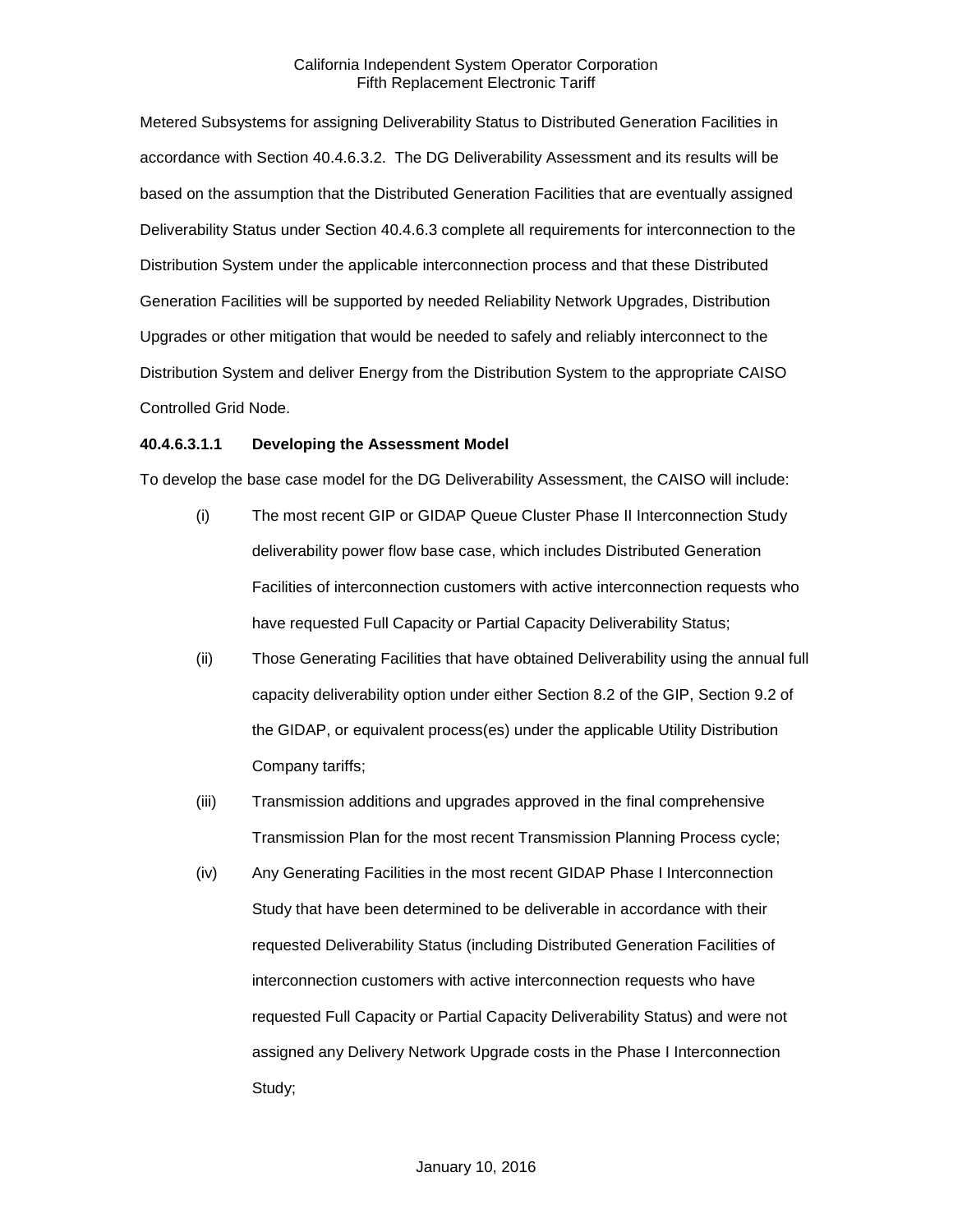Metered Subsystems for assigning Deliverability Status to Distributed Generation Facilities in accordance with Section 40.4.6.3.2. The DG Deliverability Assessment and its results will be based on the assumption that the Distributed Generation Facilities that are eventually assigned Deliverability Status under Section 40.4.6.3 complete all requirements for interconnection to the Distribution System under the applicable interconnection process and that these Distributed Generation Facilities will be supported by needed Reliability Network Upgrades, Distribution Upgrades or other mitigation that would be needed to safely and reliably interconnect to the Distribution System and deliver Energy from the Distribution System to the appropriate CAISO Controlled Grid Node.

**40.4.6.3.1.1 Developing the Assessment Model**

To develop the base case model for the DG Deliverability Assessment, the CAISO will include:

(i) The most recent GIP or GIDAP Queue Cluster Phase II Interconnection Study deliverability power flow base case, which includes Distributed Generation Facilities of interconnection customers with active interconnection requests who have requested Full Capacity or Partial Capacity Deliverability Status;

(ii) Those Generating Facilities that have obtained Deliverability using the annual full capacity deliverability option under either Section 8.2 of the GIP, Section 9.2 of the GIDAP, or equivalent process(es) under the applicable Utility Distribution Company tariffs;

(iii) Transmission additions and upgrades approved in the final comprehensive Transmission Plan for the most recent Transmission Planning Process cycle;

(iv) Any Generating Facilities in the most recent GIDAP Phase I Interconnection Study that have been determined to be deliverable in accordance with their requested Deliverability Status (including Distributed Generation Facilities of interconnection customers with active interconnection requests who have requested Full Capacity or Partial Capacity Deliverability Status) and were not assigned any Delivery Network Upgrade costs in the Phase I Interconnection Study;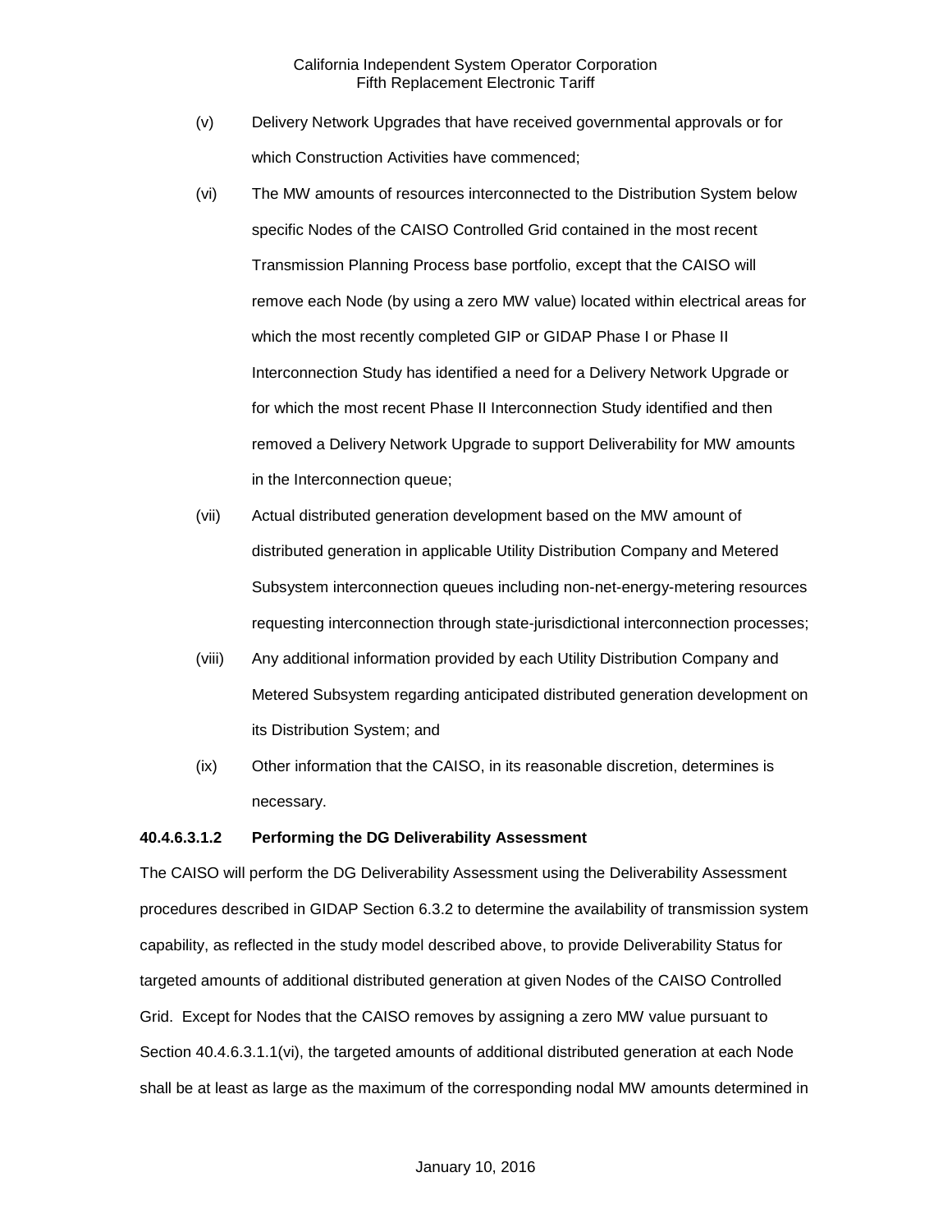(v) Delivery Network Upgrades that have received governmental approvals or for which Construction Activities have commenced;

(vi) The MW amounts of resources interconnected to the Distribution System below specific Nodes of the CAISO Controlled Grid contained in the most recent Transmission Planning Process base portfolio, except that the CAISO will remove each Node (by using a zero MW value) located within electrical areas for which the most recently completed GIP or GIDAP Phase I or Phase II Interconnection Study has identified a need for a Delivery Network Upgrade or for which the most recent Phase II Interconnection Study identified and then removed a Delivery Network Upgrade to support Deliverability for MW amounts in the Interconnection queue;

(vii) Actual distributed generation development based on the MW amount of distributed generation in applicable Utility Distribution Company and Metered Subsystem interconnection queues including non-net-energy-metering resources requesting interconnection through state-jurisdictional interconnection processes;

(viii) Any additional information provided by each Utility Distribution Company and Metered Subsystem regarding anticipated distributed generation development on its Distribution System; and

(ix) Other information that the CAISO, in its reasonable discretion, determines is necessary.

**40.4.6.3.1.2 Performing the DG Deliverability Assessment**

The CAISO will perform the DG Deliverability Assessment using the Deliverability Assessment procedures described in GIDAP Section 6.3.2 to determine the availability of transmission system capability, as reflected in the study model described above, to provide Deliverability Status for targeted amounts of additional distributed generation at given Nodes of the CAISO Controlled Grid. Except for Nodes that the CAISO removes by assigning a zero MW value pursuant to Section 40.4.6.3.1.1(vi), the targeted amounts of additional distributed generation at each Node shall be at least as large as the maximum of the corresponding nodal MW amounts determined in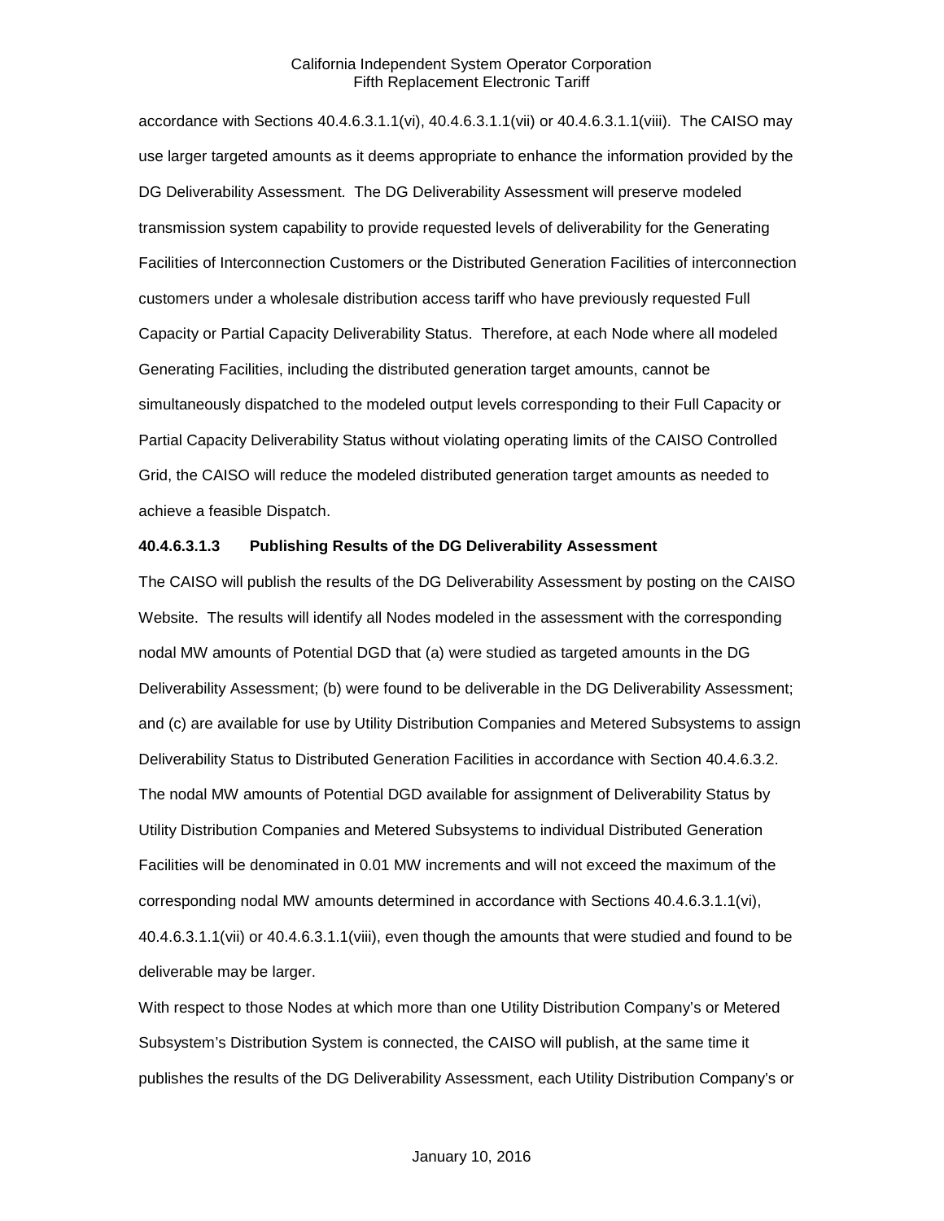accordance with Sections 40.4.6.3.1.1(vi), 40.4.6.3.1.1(vii) or 40.4.6.3.1.1(viii). The CAISO may use larger targeted amounts as it deems appropriate to enhance the information provided by the DG Deliverability Assessment. The DG Deliverability Assessment will preserve modeled transmission system capability to provide requested levels of deliverability for the Generating Facilities of Interconnection Customers or the Distributed Generation Facilities of interconnection customers under a wholesale distribution access tariff who have previously requested Full Capacity or Partial Capacity Deliverability Status. Therefore, at each Node where all modeled Generating Facilities, including the distributed generation target amounts, cannot be simultaneously dispatched to the modeled output levels corresponding to their Full Capacity or Partial Capacity Deliverability Status without violating operating limits of the CAISO Controlled Grid, the CAISO will reduce the modeled distributed generation target amounts as needed to achieve a feasible Dispatch.

**40.4.6.3.1.3 Publishing Results of the DG Deliverability Assessment**

The CAISO will publish the results of the DG Deliverability Assessment by posting on the CAISO Website. The results will identify all Nodes modeled in the assessment with the corresponding nodal MW amounts of Potential DGD that (a) were studied as targeted amounts in the DG Deliverability Assessment; (b) were found to be deliverable in the DG Deliverability Assessment; and (c) are available for use by Utility Distribution Companies and Metered Subsystems to assign Deliverability Status to Distributed Generation Facilities in accordance with Section 40.4.6.3.2. The nodal MW amounts of Potential DGD available for assignment of Deliverability Status by Utility Distribution Companies and Metered Subsystems to individual Distributed Generation Facilities will be denominated in 0.01 MW increments and will not exceed the maximum of the corresponding nodal MW amounts determined in accordance with Sections 40.4.6.3.1.1(vi), 40.4.6.3.1.1(vii) or 40.4.6.3.1.1(viii), even though the amounts that were studied and found to be deliverable may be larger.

With respect to those Nodes at which more than one Utility Distribution Company's or Metered Subsystem's Distribution System is connected, the CAISO will publish, at the same time it publishes the results of the DG Deliverability Assessment, each Utility Distribution Company's or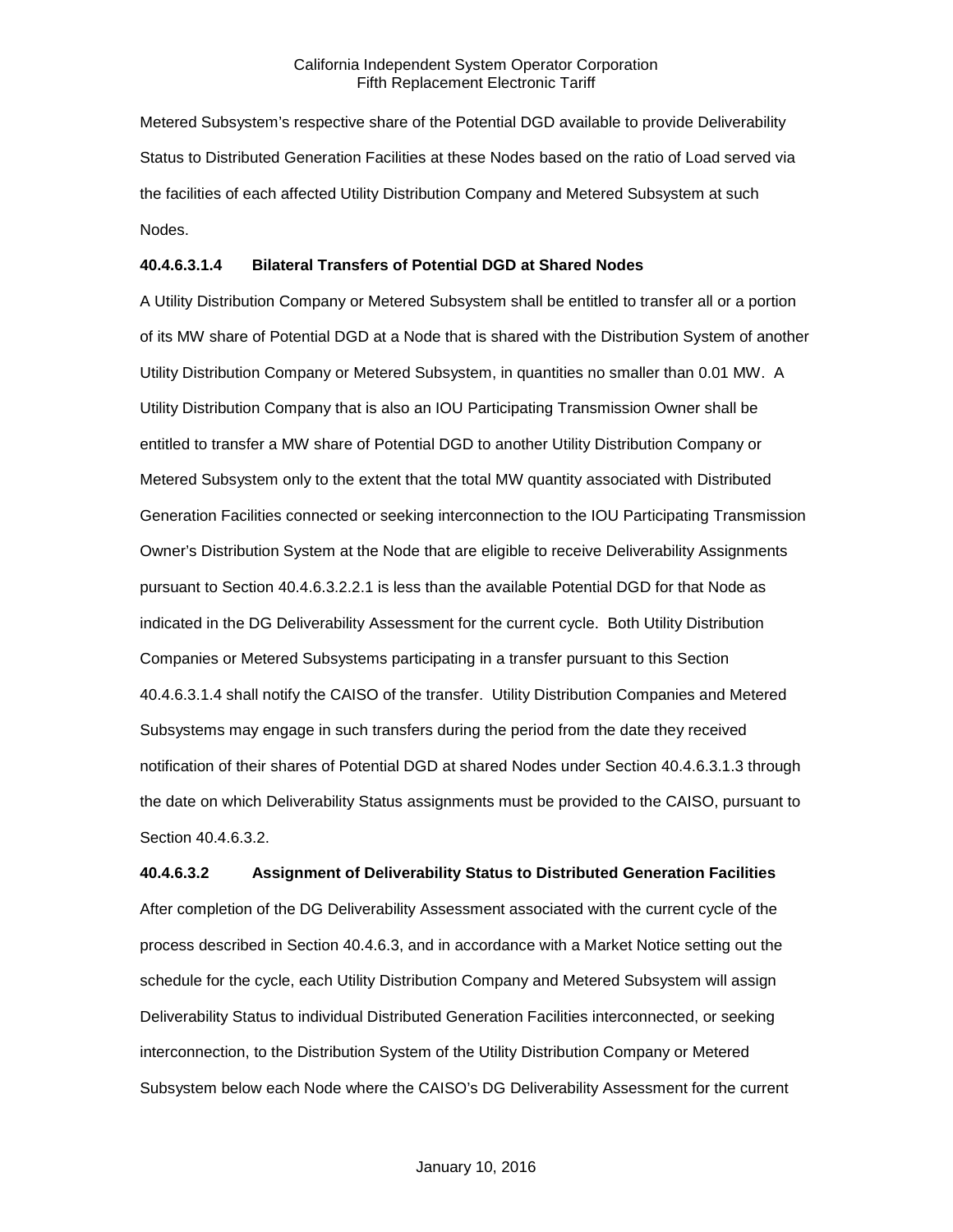Metered Subsystem's respective share of the Potential DGD available to provide Deliverability Status to Distributed Generation Facilities at these Nodes based on the ratio of Load served via the facilities of each affected Utility Distribution Company and Metered Subsystem at such Nodes.

**40.4.6.3.1.4 Bilateral Transfers of Potential DGD at Shared Nodes**

A Utility Distribution Company or Metered Subsystem shall be entitled to transfer all or a portion of its MW share of Potential DGD at a Node that is shared with the Distribution System of another Utility Distribution Company or Metered Subsystem, in quantities no smaller than 0.01 MW. A Utility Distribution Company that is also an IOU Participating Transmission Owner shall be entitled to transfer a MW share of Potential DGD to another Utility Distribution Company or Metered Subsystem only to the extent that the total MW quantity associated with Distributed Generation Facilities connected or seeking interconnection to the IOU Participating Transmission Owner's Distribution System at the Node that are eligible to receive Deliverability Assignments pursuant to Section 40.4.6.3.2.2.1 is less than the available Potential DGD for that Node as indicated in the DG Deliverability Assessment for the current cycle. Both Utility Distribution Companies or Metered Subsystems participating in a transfer pursuant to this Section 40.4.6.3.1.4 shall notify the CAISO of the transfer. Utility Distribution Companies and Metered Subsystems may engage in such transfers during the period from the date they received notification of their shares of Potential DGD at shared Nodes under Section 40.4.6.3.1.3 through the date on which Deliverability Status assignments must be provided to the CAISO, pursuant to Section 40.4.6.3.2.

**40.4.6.3.2 Assignment of Deliverability Status to Distributed Generation Facilities**

After completion of the DG Deliverability Assessment associated with the current cycle of the process described in Section 40.4.6.3, and in accordance with a Market Notice setting out the schedule for the cycle, each Utility Distribution Company and Metered Subsystem will assign Deliverability Status to individual Distributed Generation Facilities interconnected, or seeking interconnection, to the Distribution System of the Utility Distribution Company or Metered Subsystem below each Node where the CAISO's DG Deliverability Assessment for the current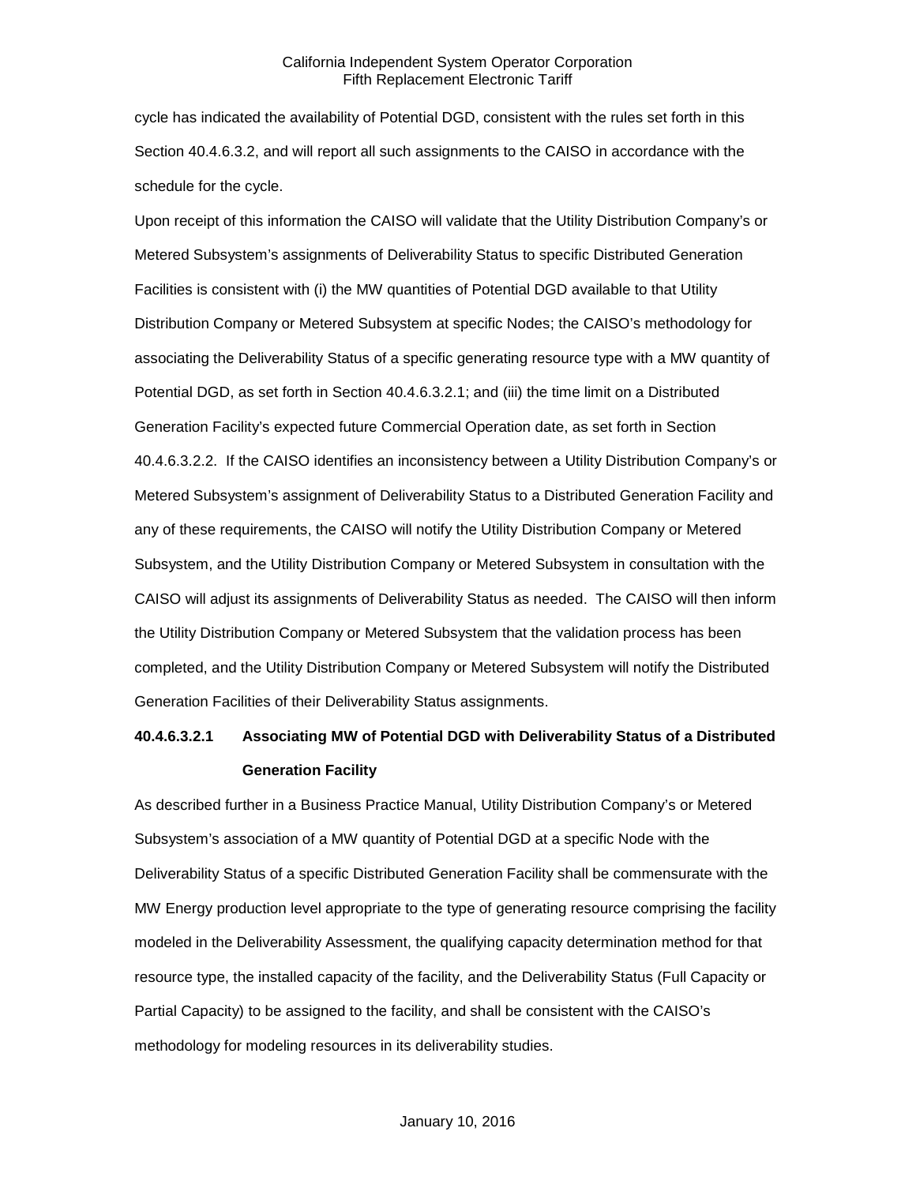cycle has indicated the availability of Potential DGD, consistent with the rules set forth in this Section 40.4.6.3.2, and will report all such assignments to the CAISO in accordance with the schedule for the cycle.

Upon receipt of this information the CAISO will validate that the Utility Distribution Company's or Metered Subsystem's assignments of Deliverability Status to specific Distributed Generation Facilities is consistent with (i) the MW quantities of Potential DGD available to that Utility Distribution Company or Metered Subsystem at specific Nodes; the CAISO's methodology for associating the Deliverability Status of a specific generating resource type with a MW quantity of Potential DGD, as set forth in Section 40.4.6.3.2.1; and (iii) the time limit on a Distributed Generation Facility's expected future Commercial Operation date, as set forth in Section 40.4.6.3.2.2. If the CAISO identifies an inconsistency between a Utility Distribution Company's or Metered Subsystem's assignment of Deliverability Status to a Distributed Generation Facility and any of these requirements, the CAISO will notify the Utility Distribution Company or Metered Subsystem, and the Utility Distribution Company or Metered Subsystem in consultation with the CAISO will adjust its assignments of Deliverability Status as needed. The CAISO will then inform the Utility Distribution Company or Metered Subsystem that the validation process has been completed, and the Utility Distribution Company or Metered Subsystem will notify the Distributed Generation Facilities of their Deliverability Status assignments.

**40.4.6.3.2.1 Associating MW of Potential DGD with Deliverability Status of a Distributed Generation Facility**

As described further in a Business Practice Manual, Utility Distribution Company's or Metered Subsystem's association of a MW quantity of Potential DGD at a specific Node with the Deliverability Status of a specific Distributed Generation Facility shall be commensurate with the MW Energy production level appropriate to the type of generating resource comprising the facility modeled in the Deliverability Assessment, the qualifying capacity determination method for that resource type, the installed capacity of the facility, and the Deliverability Status (Full Capacity or Partial Capacity) to be assigned to the facility, and shall be consistent with the CAISO's methodology for modeling resources in its deliverability studies.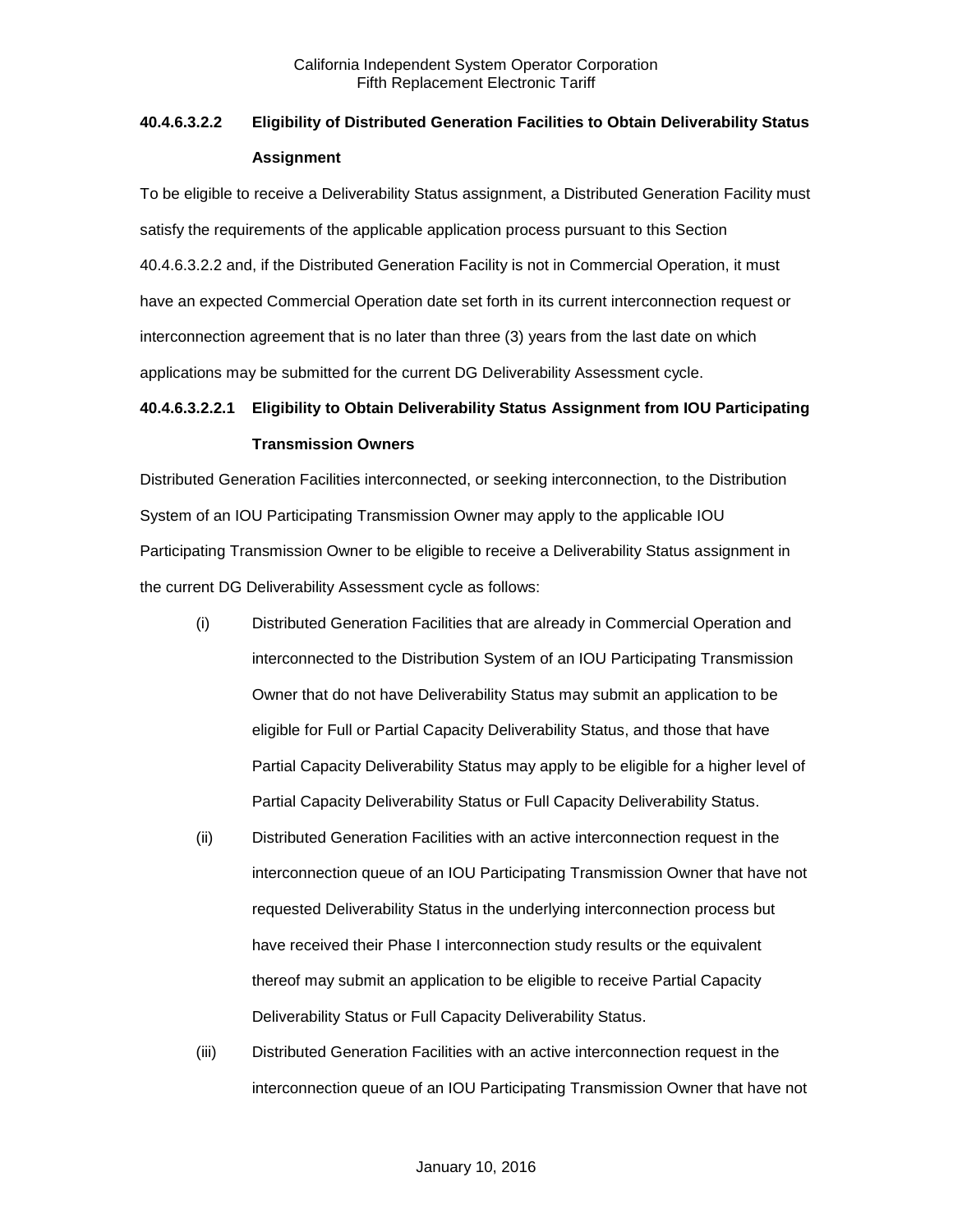### 40.4.6.3.2.2 Eligibility of Distributed Generation Facilities to Obtain Deliverability Status Assignment

To be eligible to receive a Deliverability Status assignment, a Distributed Generation Facility must satisfy the requirements of the applicable application process pursuant to this Section 40.4.6.3.2.2 and, if the Distributed Generation Facility is not in Commercial Operation, it must have an expected Commercial Operation date set forth in its current interconnection request or interconnection agreement that is no later than three (3) years from the last date on which applications may be submitted for the current DG Deliverability Assessment cycle.

### 40.4.6.3.2.2.1 Eligibility to Obtain Deliverability Status Assignment from IOU Participating Transmission Owners

Distributed Generation Facilities interconnected, or seeking interconnection, to the Distribution System of an IOU Participating Transmission Owner may apply to the applicable IOU Participating Transmission Owner to be eligible to receive a Deliverability Status assignment in the current DG Deliverability Assessment cycle as follows:

(i) Distributed Generation Facilities that are already in Commercial Operation and interconnected to the Distribution System of an IOU Participating Transmission Owner that do not have Deliverability Status may submit an application to be eligible for Full or Partial Capacity Deliverability Status, and those that have Partial Capacity Deliverability Status may apply to be eligible for a higher level of Partial Capacity Deliverability Status or Full Capacity Deliverability Status.

(ii) Distributed Generation Facilities with an active interconnection request in the interconnection queue of an IOU Participating Transmission Owner that have not requested Deliverability Status in the underlying interconnection process but have received their Phase I interconnection study results or the equivalent thereof may submit an application to be eligible to receive Partial Capacity Deliverability Status or Full Capacity Deliverability Status.

(iii) Distributed Generation Facilities with an active interconnection request in the interconnection queue of an IOU Participating Transmission Owner that have not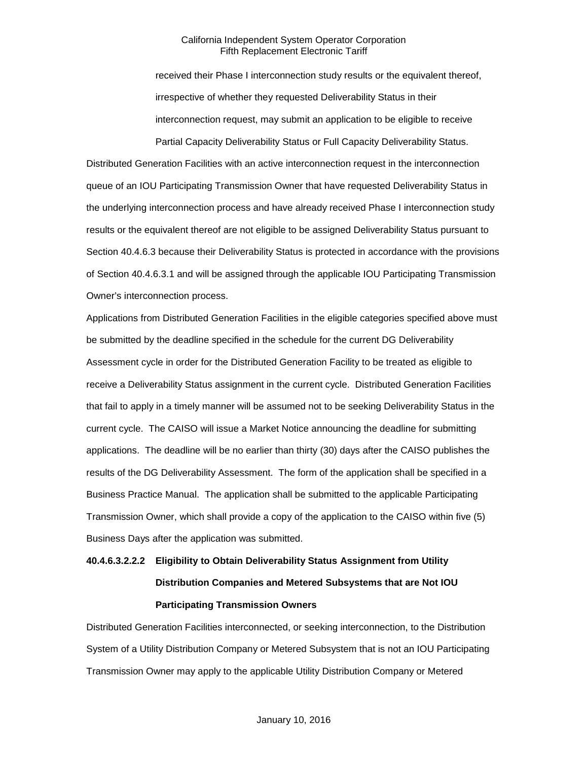received their Phase I interconnection study results or the equivalent thereof, irrespective of whether they requested Deliverability Status in their interconnection request, may submit an application to be eligible to receive Partial Capacity Deliverability Status or Full Capacity Deliverability Status.

Distributed Generation Facilities with an active interconnection request in the interconnection queue of an IOU Participating Transmission Owner that have requested Deliverability Status in the underlying interconnection process and have already received Phase I interconnection study results or the equivalent thereof are not eligible to be assigned Deliverability Status pursuant to Section 40.4.6.3 because their Deliverability Status is protected in accordance with the provisions of Section 40.4.6.3.1 and will be assigned through the applicable IOU Participating Transmission Owner's interconnection process.

Applications from Distributed Generation Facilities in the eligible categories specified above must be submitted by the deadline specified in the schedule for the current DG Deliverability Assessment cycle in order for the Distributed Generation Facility to be treated as eligible to receive a Deliverability Status assignment in the current cycle. Distributed Generation Facilities that fail to apply in a timely manner will be assumed not to be seeking Deliverability Status in the current cycle. The CAISO will issue a Market Notice announcing the deadline for submitting applications. The deadline will be no earlier than thirty (30) days after the CAISO publishes the results of the DG Deliverability Assessment. The form of the application shall be specified in a Business Practice Manual. The application shall be submitted to the applicable Participating Transmission Owner, which shall provide a copy of the application to the CAISO within five (5) Business Days after the application was submitted.

**40.4.6.3.2.2.2 Eligibility to Obtain Deliverability Status Assignment from Utility Distribution Companies and Metered Subsystems that are Not IOU Participating Transmission Owners**

Distributed Generation Facilities interconnected, or seeking interconnection, to the Distribution System of a Utility Distribution Company or Metered Subsystem that is not an IOU Participating Transmission Owner may apply to the applicable Utility Distribution Company or Metered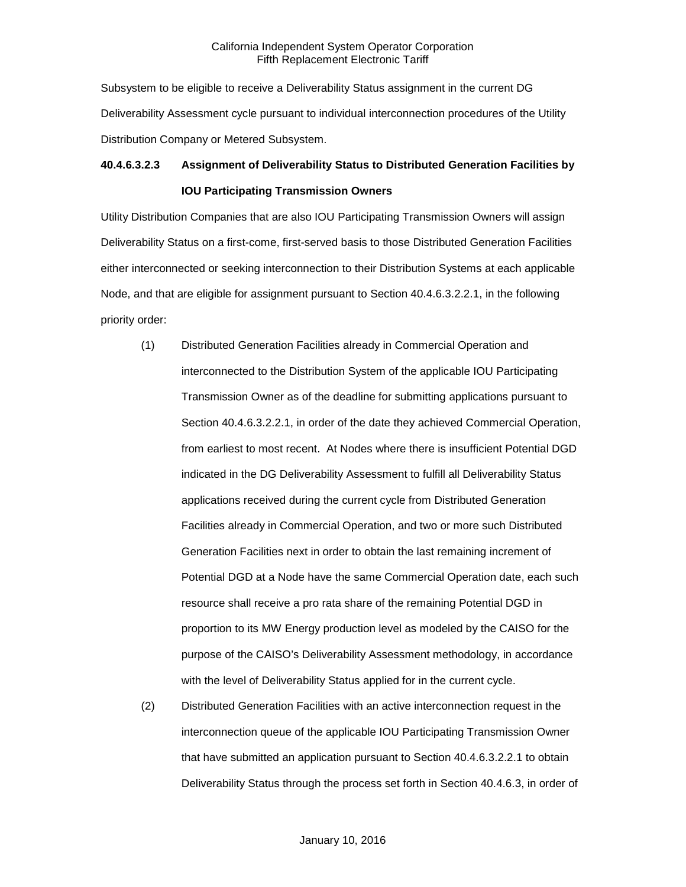Subsystem to be eligible to receive a Deliverability Status assignment in the current DG Deliverability Assessment cycle pursuant to individual interconnection procedures of the Utility Distribution Company or Metered Subsystem.

**40.4.6.3.2.3 Assignment of Deliverability Status to Distributed Generation Facilities by IOU Participating Transmission Owners**

Utility Distribution Companies that are also IOU Participating Transmission Owners will assign Deliverability Status on a first-come, first-served basis to those Distributed Generation Facilities either interconnected or seeking interconnection to their Distribution Systems at each applicable Node, and that are eligible for assignment pursuant to Section 40.4.6.3.2.2.1, in the following priority order:

(1) Distributed Generation Facilities already in Commercial Operation and interconnected to the Distribution System of the applicable IOU Participating Transmission Owner as of the deadline for submitting applications pursuant to Section 40.4.6.3.2.2.1, in order of the date they achieved Commercial Operation, from earliest to most recent. At Nodes where there is insufficient Potential DGD indicated in the DG Deliverability Assessment to fulfill all Deliverability Status applications received during the current cycle from Distributed Generation Facilities already in Commercial Operation, and two or more such Distributed Generation Facilities next in order to obtain the last remaining increment of Potential DGD at a Node have the same Commercial Operation date, each such resource shall receive a pro rata share of the remaining Potential DGD in proportion to its MW Energy production level as modeled by the CAISO for the purpose of the CAISO's Deliverability Assessment methodology, in accordance with the level of Deliverability Status applied for in the current cycle.

(2) Distributed Generation Facilities with an active interconnection request in the interconnection queue of the applicable IOU Participating Transmission Owner that have submitted an application pursuant to Section 40.4.6.3.2.2.1 to obtain Deliverability Status through the process set forth in Section 40.4.6.3, in order of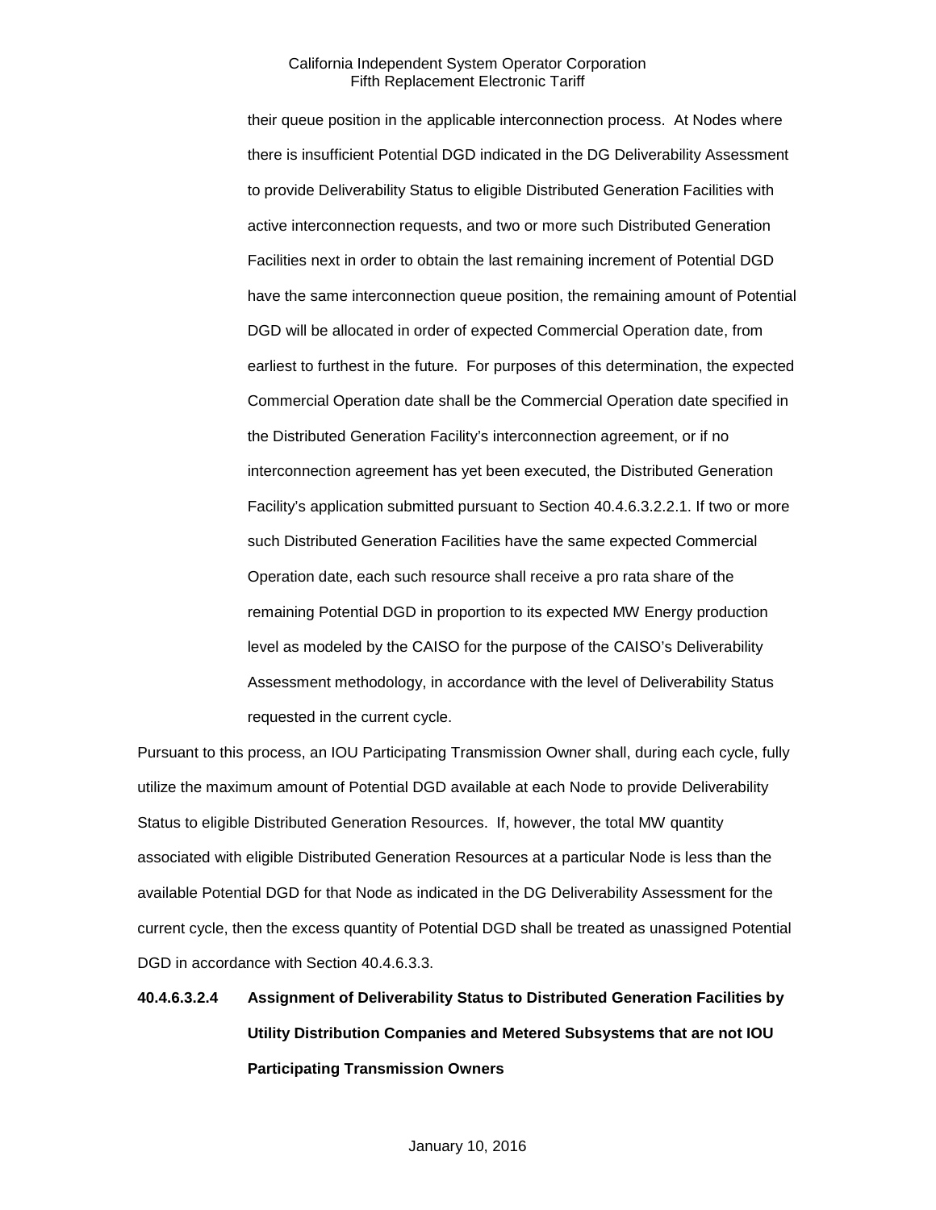their queue position in the applicable interconnection process. At Nodes where there is insufficient Potential DGD indicated in the DG Deliverability Assessment to provide Deliverability Status to eligible Distributed Generation Facilities with active interconnection requests, and two or more such Distributed Generation Facilities next in order to obtain the last remaining increment of Potential DGD have the same interconnection queue position, the remaining amount of Potential DGD will be allocated in order of expected Commercial Operation date, from earliest to furthest in the future. For purposes of this determination, the expected Commercial Operation date shall be the Commercial Operation date specified in the Distributed Generation Facility's interconnection agreement, or if no interconnection agreement has yet been executed, the Distributed Generation Facility's application submitted pursuant to Section 40.4.6.3.2.2.1. If two or more such Distributed Generation Facilities have the same expected Commercial Operation date, each such resource shall receive a pro rata share of the remaining Potential DGD in proportion to its expected MW Energy production level as modeled by the CAISO for the purpose of the CAISO's Deliverability Assessment methodology, in accordance with the level of Deliverability Status requested in the current cycle.

Pursuant to this process, an IOU Participating Transmission Owner shall, during each cycle, fully utilize the maximum amount of Potential DGD available at each Node to provide Deliverability Status to eligible Distributed Generation Resources. If, however, the total MW quantity associated with eligible Distributed Generation Resources at a particular Node is less than the available Potential DGD for that Node as indicated in the DG Deliverability Assessment for the current cycle, then the excess quantity of Potential DGD shall be treated as unassigned Potential DGD in accordance with Section 40.4.6.3.3.

**40.4.6.3.2.4 Assignment of Deliverability Status to Distributed Generation Facilities by Utility Distribution Companies and Metered Subsystems that are not IOU Participating Transmission Owners**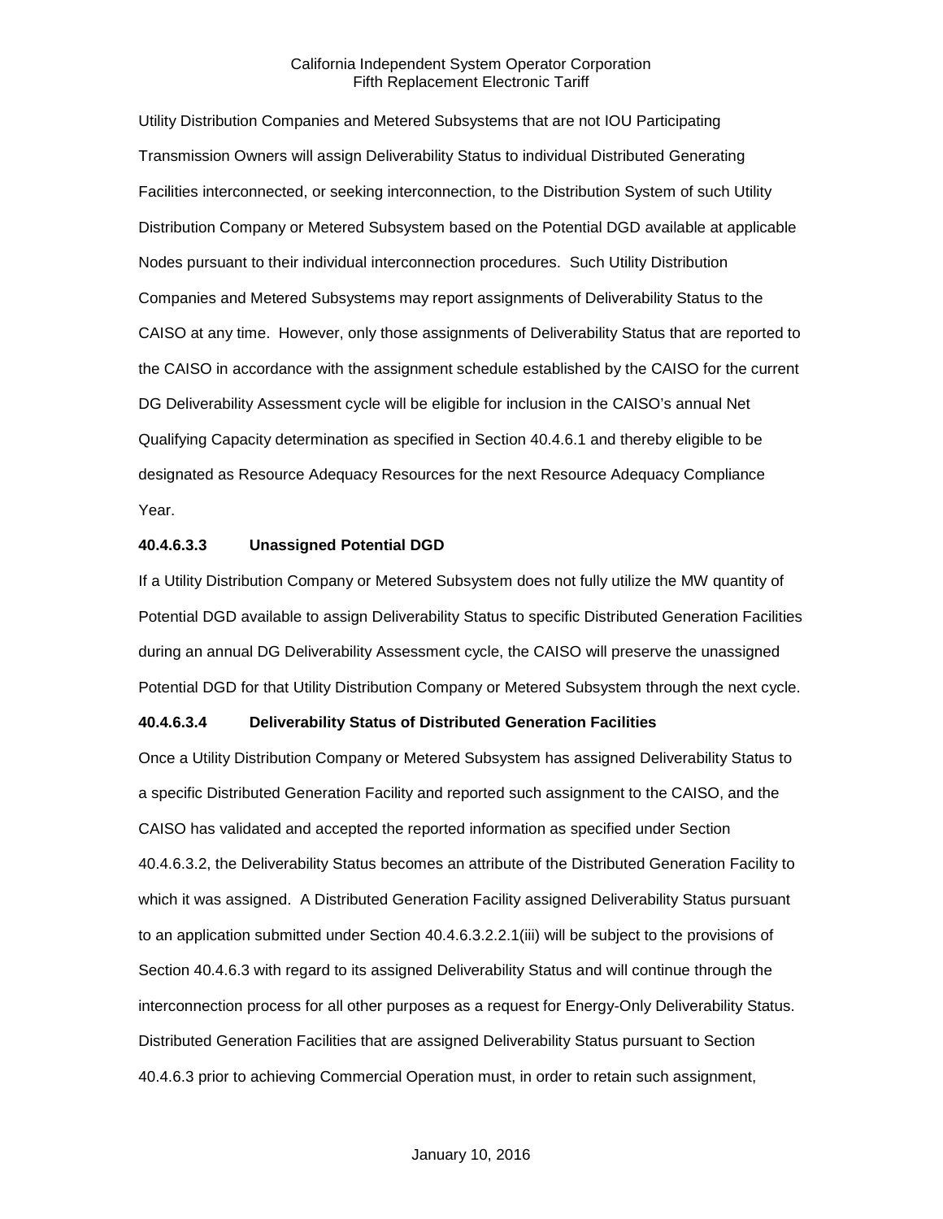Utility Distribution Companies and Metered Subsystems that are not IOU Participating Transmission Owners will assign Deliverability Status to individual Distributed Generating Facilities interconnected, or seeking interconnection, to the Distribution System of such Utility Distribution Company or Metered Subsystem based on the Potential DGD available at applicable Nodes pursuant to their individual interconnection procedures. Such Utility Distribution Companies and Metered Subsystems may report assignments of Deliverability Status to the CAISO at any time. However, only those assignments of Deliverability Status that are reported to the CAISO in accordance with the assignment schedule established by the CAISO for the current DG Deliverability Assessment cycle will be eligible for inclusion in the CAISO's annual Net Qualifying Capacity determination as specified in Section 40.4.6.1 and thereby eligible to be designated as Resource Adequacy Resources for the next Resource Adequacy Compliance Year.

**40.4.6.3.3 Unassigned Potential DGD**

If a Utility Distribution Company or Metered Subsystem does not fully utilize the MW quantity of Potential DGD available to assign Deliverability Status to specific Distributed Generation Facilities during an annual DG Deliverability Assessment cycle, the CAISO will preserve the unassigned Potential DGD for that Utility Distribution Company or Metered Subsystem through the next cycle.

**40.4.6.3.4 Deliverability Status of Distributed Generation Facilities**

Once a Utility Distribution Company or Metered Subsystem has assigned Deliverability Status to a specific Distributed Generation Facility and reported such assignment to the CAISO, and the CAISO has validated and accepted the reported information as specified under Section 40.4.6.3.2, the Deliverability Status becomes an attribute of the Distributed Generation Facility to which it was assigned. A Distributed Generation Facility assigned Deliverability Status pursuant to an application submitted under Section 40.4.6.3.2.2.1(iii) will be subject to the provisions of Section 40.4.6.3 with regard to its assigned Deliverability Status and will continue through the interconnection process for all other purposes as a request for Energy-Only Deliverability Status. Distributed Generation Facilities that are assigned Deliverability Status pursuant to Section 40.4.6.3 prior to achieving Commercial Operation must, in order to retain such assignment,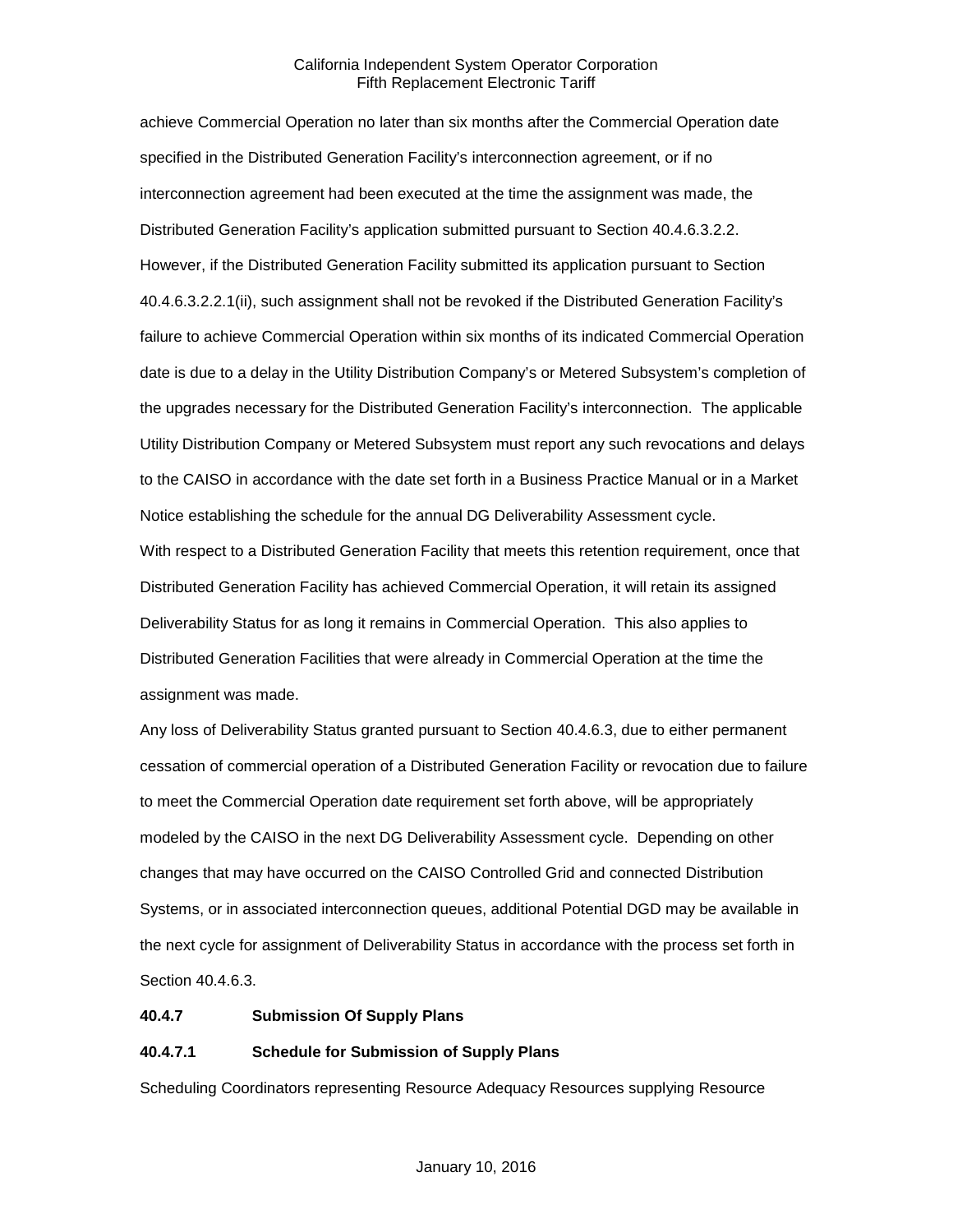achieve Commercial Operation no later than six months after the Commercial Operation date specified in the Distributed Generation Facility's interconnection agreement, or if no interconnection agreement had been executed at the time the assignment was made, the Distributed Generation Facility's application submitted pursuant to Section 40.4.6.3.2.2. However, if the Distributed Generation Facility submitted its application pursuant to Section 40.4.6.3.2.2.1(ii), such assignment shall not be revoked if the Distributed Generation Facility's failure to achieve Commercial Operation within six months of its indicated Commercial Operation date is due to a delay in the Utility Distribution Company's or Metered Subsystem's completion of the upgrades necessary for the Distributed Generation Facility's interconnection. The applicable Utility Distribution Company or Metered Subsystem must report any such revocations and delays to the CAISO in accordance with the date set forth in a Business Practice Manual or in a Market Notice establishing the schedule for the annual DG Deliverability Assessment cycle.

With respect to a Distributed Generation Facility that meets this retention requirement, once that Distributed Generation Facility has achieved Commercial Operation, it will retain its assigned Deliverability Status for as long it remains in Commercial Operation. This also applies to Distributed Generation Facilities that were already in Commercial Operation at the time the assignment was made.

Any loss of Deliverability Status granted pursuant to Section 40.4.6.3, due to either permanent cessation of commercial operation of a Distributed Generation Facility or revocation due to failure to meet the Commercial Operation date requirement set forth above, will be appropriately modeled by the CAISO in the next DG Deliverability Assessment cycle. Depending on other changes that may have occurred on the CAISO Controlled Grid and connected Distribution Systems, or in associated interconnection queues, additional Potential DGD may be available in the next cycle for assignment of Deliverability Status in accordance with the process set forth in Section 40.4.6.3.

### 40.4.7 Submission Of Supply Plans

### 40.4.7.1 Schedule for Submission of Supply Plans

Scheduling Coordinators representing Resource Adequacy Resources supplying Resource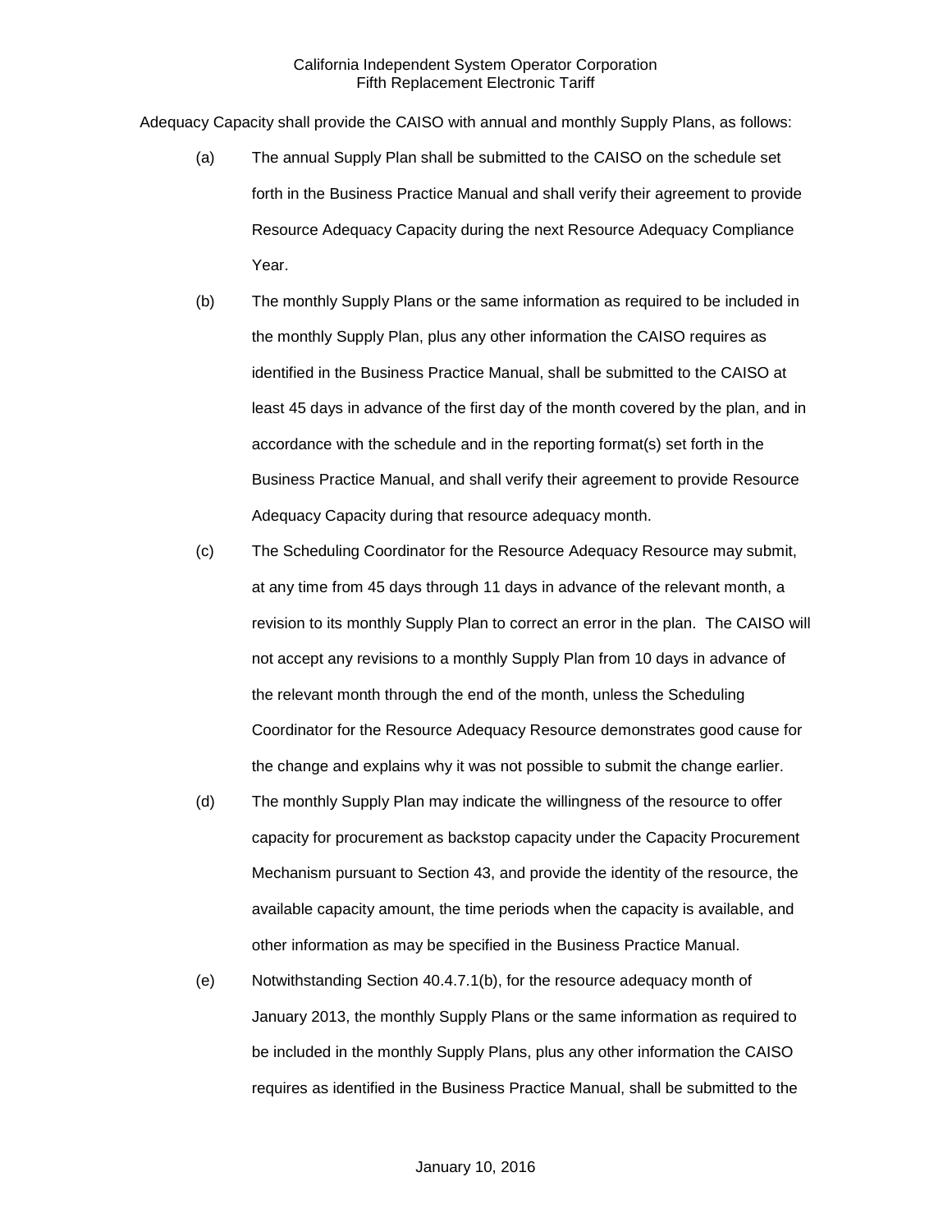Adequacy Capacity shall provide the CAISO with annual and monthly Supply Plans, as follows:

(a) The annual Supply Plan shall be submitted to the CAISO on the schedule set forth in the Business Practice Manual and shall verify their agreement to provide Resource Adequacy Capacity during the next Resource Adequacy Compliance Year.

(b) The monthly Supply Plans or the same information as required to be included in the monthly Supply Plan, plus any other information the CAISO requires as identified in the Business Practice Manual, shall be submitted to the CAISO at least 45 days in advance of the first day of the month covered by the plan, and in accordance with the schedule and in the reporting format(s) set forth in the Business Practice Manual, and shall verify their agreement to provide Resource Adequacy Capacity during that resource adequacy month.

(c) The Scheduling Coordinator for the Resource Adequacy Resource may submit, at any time from 45 days through 11 days in advance of the relevant month, a revision to its monthly Supply Plan to correct an error in the plan. The CAISO will not accept any revisions to a monthly Supply Plan from 10 days in advance of the relevant month through the end of the month, unless the Scheduling Coordinator for the Resource Adequacy Resource demonstrates good cause for the change and explains why it was not possible to submit the change earlier.

(d) The monthly Supply Plan may indicate the willingness of the resource to offer capacity for procurement as backstop capacity under the Capacity Procurement Mechanism pursuant to Section 43, and provide the identity of the resource, the available capacity amount, the time periods when the capacity is available, and other information as may be specified in the Business Practice Manual.

(e) Notwithstanding Section 40.4.7.1(b), for the resource adequacy month of January 2013, the monthly Supply Plans or the same information as required to be included in the monthly Supply Plans, plus any other information the CAISO requires as identified in the Business Practice Manual, shall be submitted to the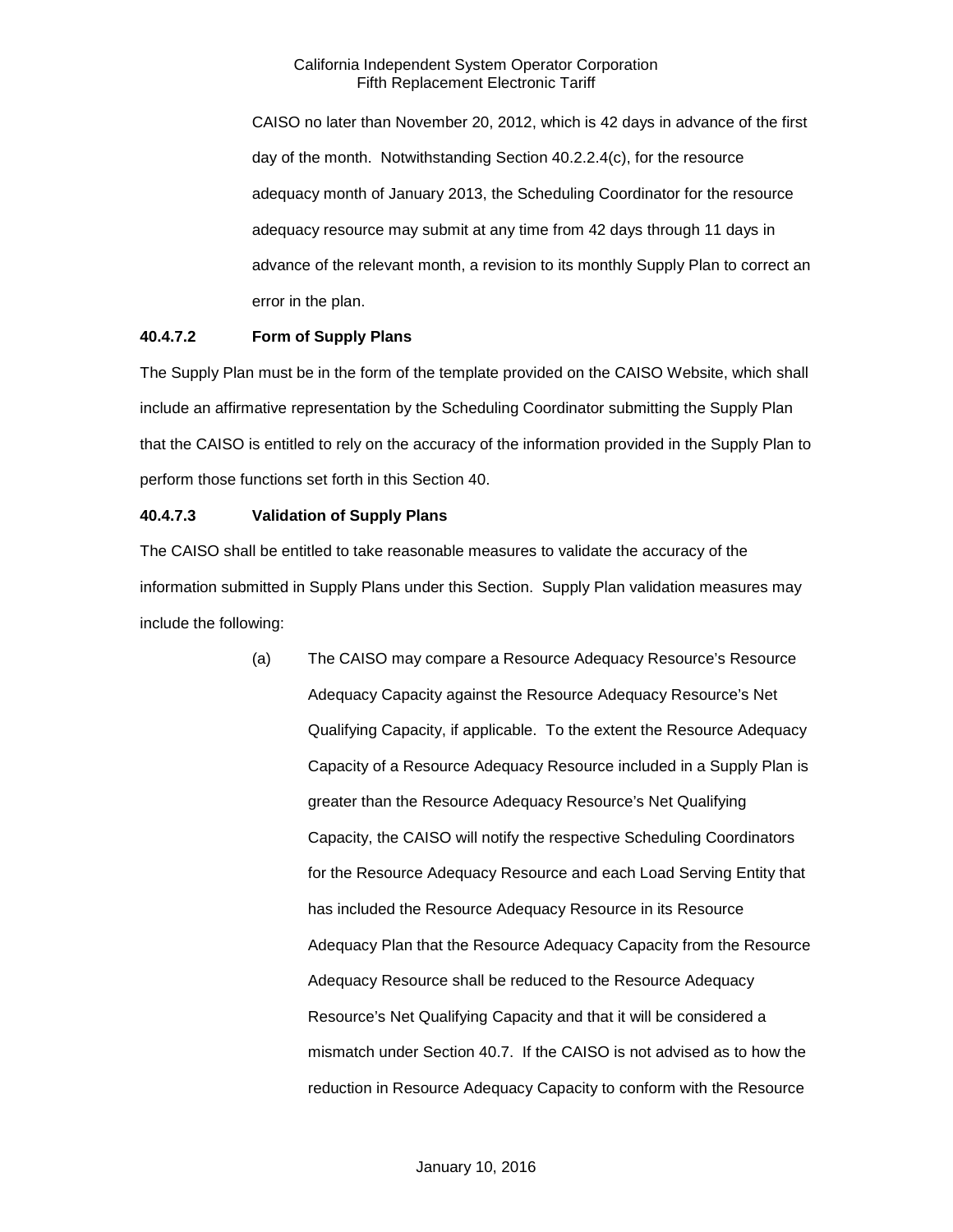CAISO no later than November 20, 2012, which is 42 days in advance of the first day of the month. Notwithstanding Section 40.2.2.4(c), for the resource adequacy month of January 2013, the Scheduling Coordinator for the resource adequacy resource may submit at any time from 42 days through 11 days in advance of the relevant month, a revision to its monthly Supply Plan to correct an error in the plan.

**40.4.7.2 Form of Supply Plans**

The Supply Plan must be in the form of the template provided on the CAISO Website, which shall include an affirmative representation by the Scheduling Coordinator submitting the Supply Plan that the CAISO is entitled to rely on the accuracy of the information provided in the Supply Plan to perform those functions set forth in this Section 40.

**40.4.7.3 Validation of Supply Plans**

The CAISO shall be entitled to take reasonable measures to validate the accuracy of the information submitted in Supply Plans under this Section. Supply Plan validation measures may include the following:

(a) The CAISO may compare a Resource Adequacy Resource's Resource Adequacy Capacity against the Resource Adequacy Resource's Net Qualifying Capacity, if applicable. To the extent the Resource Adequacy Capacity of a Resource Adequacy Resource included in a Supply Plan is greater than the Resource Adequacy Resource's Net Qualifying Capacity, the CAISO will notify the respective Scheduling Coordinators for the Resource Adequacy Resource and each Load Serving Entity that has included the Resource Adequacy Resource in its Resource Adequacy Plan that the Resource Adequacy Capacity from the Resource Adequacy Resource shall be reduced to the Resource Adequacy Resource's Net Qualifying Capacity and that it will be considered a mismatch under Section 40.7. If the CAISO is not advised as to how the reduction in Resource Adequacy Capacity to conform with the Resource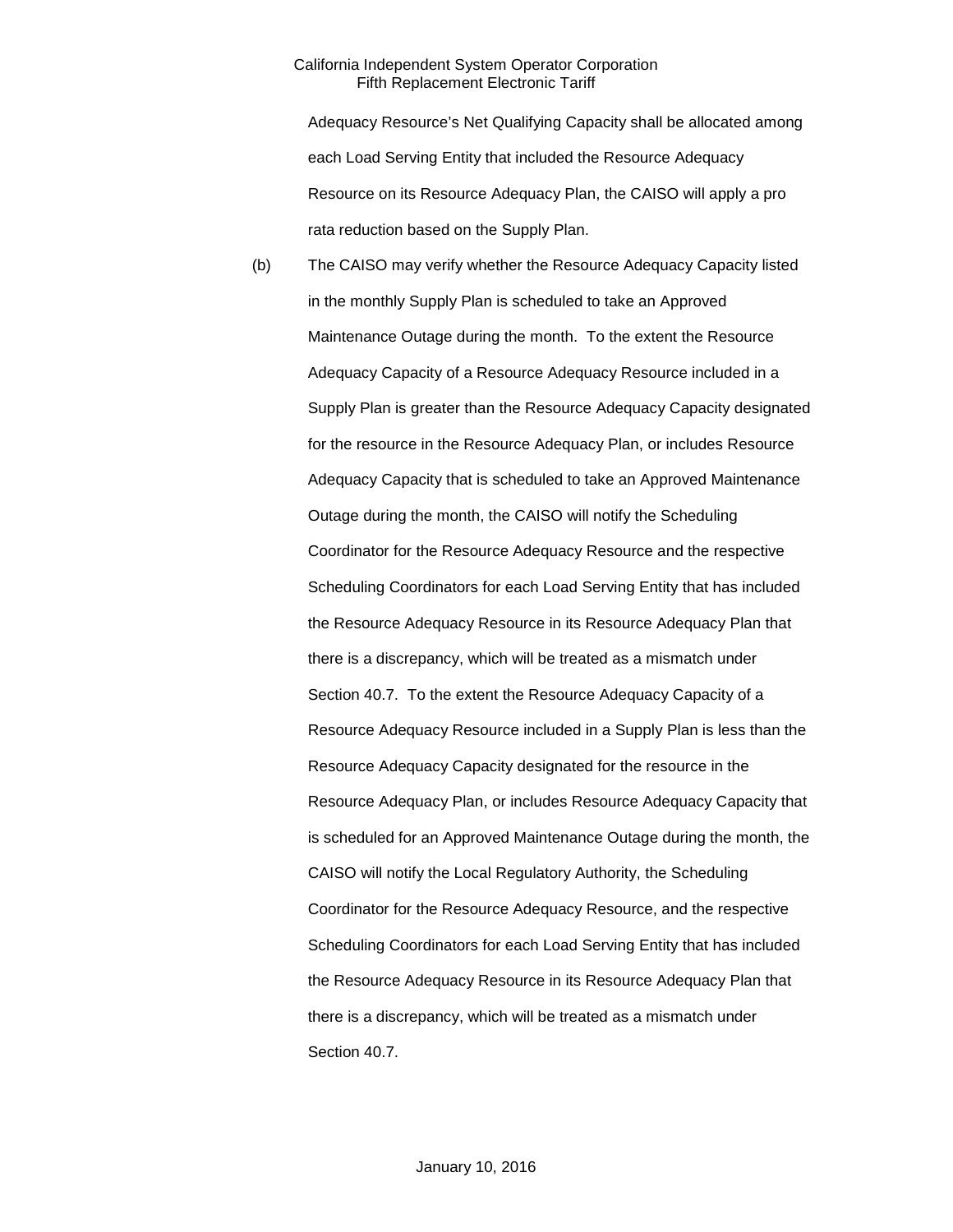Adequacy Resource's Net Qualifying Capacity shall be allocated among each Load Serving Entity that included the Resource Adequacy Resource on its Resource Adequacy Plan, the CAISO will apply a pro rata reduction based on the Supply Plan.

(b) The CAISO may verify whether the Resource Adequacy Capacity listed in the monthly Supply Plan is scheduled to take an Approved Maintenance Outage during the month. To the extent the Resource Adequacy Capacity of a Resource Adequacy Resource included in a Supply Plan is greater than the Resource Adequacy Capacity designated for the resource in the Resource Adequacy Plan, or includes Resource Adequacy Capacity that is scheduled to take an Approved Maintenance Outage during the month, the CAISO will notify the Scheduling Coordinator for the Resource Adequacy Resource and the respective Scheduling Coordinators for each Load Serving Entity that has included the Resource Adequacy Resource in its Resource Adequacy Plan that there is a discrepancy, which will be treated as a mismatch under Section 40.7. To the extent the Resource Adequacy Capacity of a Resource Adequacy Resource included in a Supply Plan is less than the Resource Adequacy Capacity designated for the resource in the Resource Adequacy Plan, or includes Resource Adequacy Capacity that is scheduled for an Approved Maintenance Outage during the month, the CAISO will notify the Local Regulatory Authority, the Scheduling Coordinator for the Resource Adequacy Resource, and the respective Scheduling Coordinators for each Load Serving Entity that has included the Resource Adequacy Resource in its Resource Adequacy Plan that there is a discrepancy, which will be treated as a mismatch under Section 40.7.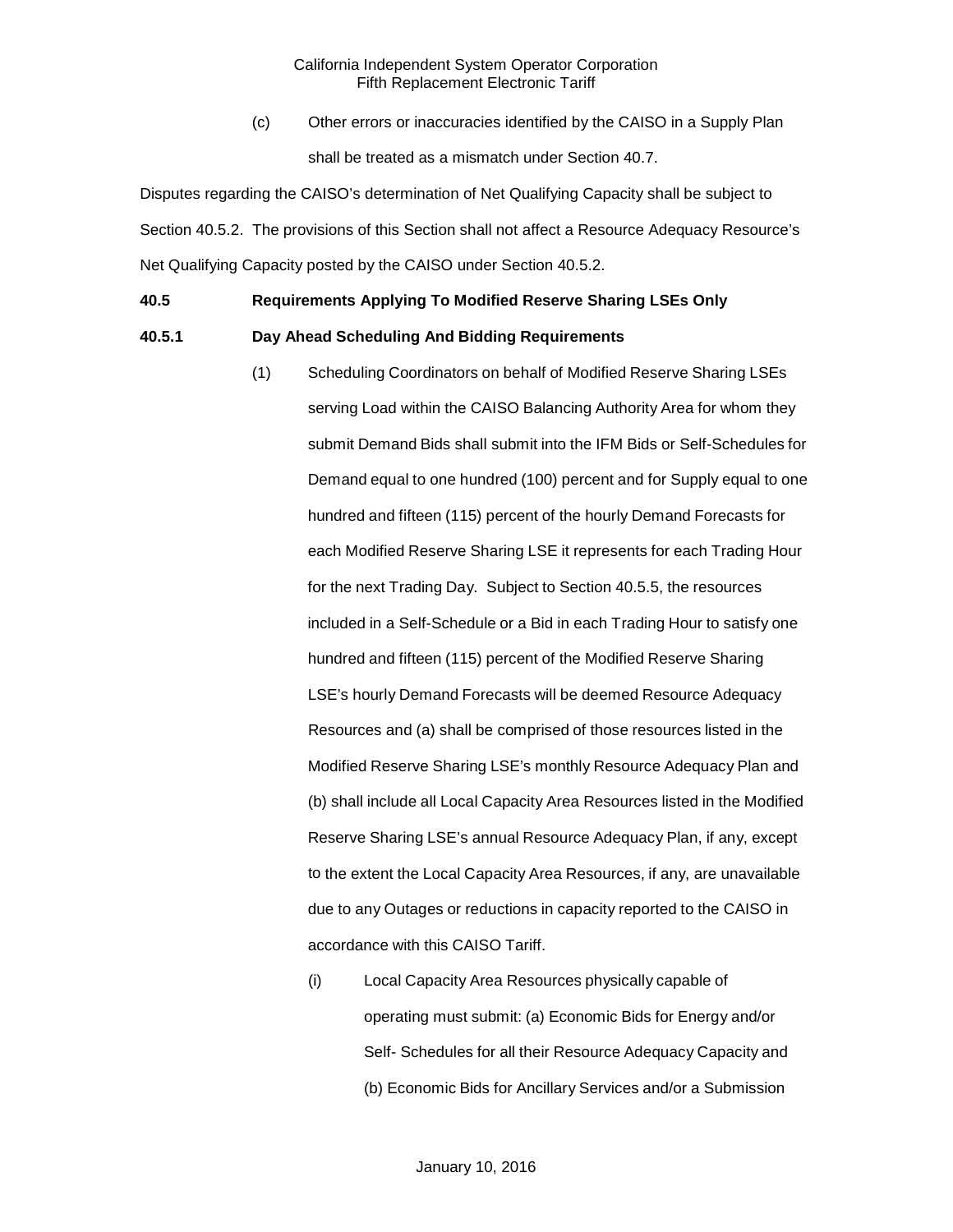(c) Other errors or inaccuracies identified by the CAISO in a Supply Plan shall be treated as a mismatch under Section 40.7.

Disputes regarding the CAISO's determination of Net Qualifying Capacity shall be subject to Section 40.5.2. The provisions of this Section shall not affect a Resource Adequacy Resource's Net Qualifying Capacity posted by the CAISO under Section 40.5.2.

**40.5 Requirements Applying To Modified Reserve Sharing LSEs Only**

**40.5.1 Day Ahead Scheduling And Bidding Requirements**

(1) Scheduling Coordinators on behalf of Modified Reserve Sharing LSEs serving Load within the CAISO Balancing Authority Area for whom they submit Demand Bids shall submit into the IFM Bids or Self-Schedules for Demand equal to one hundred (100) percent and for Supply equal to one hundred and fifteen (115) percent of the hourly Demand Forecasts for each Modified Reserve Sharing LSE it represents for each Trading Hour for the next Trading Day. Subject to Section 40.5.5, the resources included in a Self-Schedule or a Bid in each Trading Hour to satisfy one hundred and fifteen (115) percent of the Modified Reserve Sharing LSE's hourly Demand Forecasts will be deemed Resource Adequacy Resources and (a) shall be comprised of those resources listed in the Modified Reserve Sharing LSE's monthly Resource Adequacy Plan and (b) shall include all Local Capacity Area Resources listed in the Modified Reserve Sharing LSE's annual Resource Adequacy Plan, if any, except to the extent the Local Capacity Area Resources, if any, are unavailable due to any Outages or reductions in capacity reported to the CAISO in accordance with this CAISO Tariff.

(i) Local Capacity Area Resources physically capable of operating must submit: (a) Economic Bids for Energy and/or Self- Schedules for all their Resource Adequacy Capacity and (b) Economic Bids for Ancillary Services and/or a Submission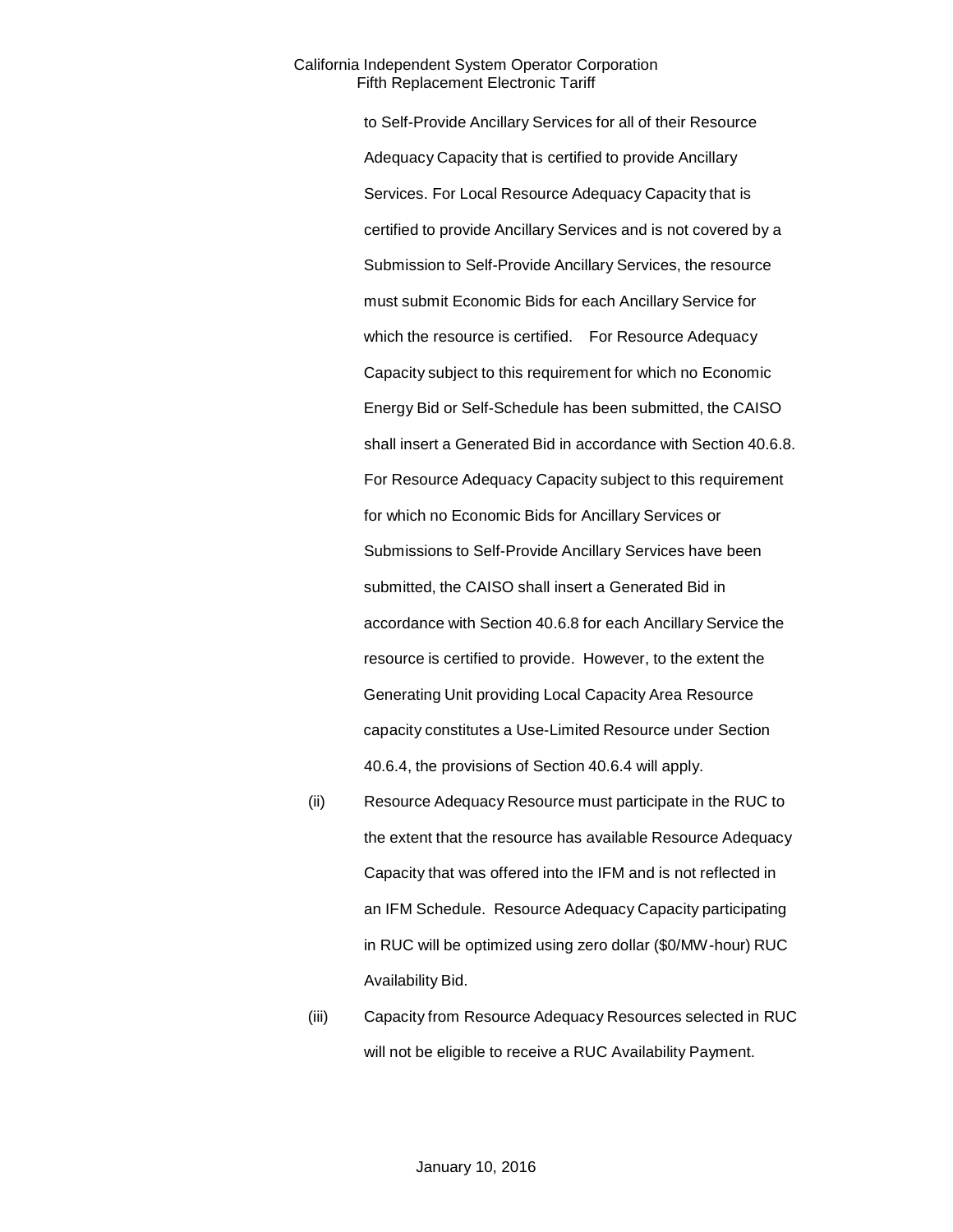to Self-Provide Ancillary Services for all of their Resource Adequacy Capacity that is certified to provide Ancillary Services. For Local Resource Adequacy Capacity that is certified to provide Ancillary Services and is not covered by a Submission to Self-Provide Ancillary Services, the resource must submit Economic Bids for each Ancillary Service for which the resource is certified. For Resource Adequacy Capacity subject to this requirement for which no Economic Energy Bid or Self-Schedule has been submitted, the CAISO shall insert a Generated Bid in accordance with Section 40.6.8. For Resource Adequacy Capacity subject to this requirement for which no Economic Bids for Ancillary Services or Submissions to Self-Provide Ancillary Services have been submitted, the CAISO shall insert a Generated Bid in accordance with Section 40.6.8 for each Ancillary Service the resource is certified to provide. However, to the extent the Generating Unit providing Local Capacity Area Resource capacity constitutes a Use-Limited Resource under Section 40.6.4, the provisions of Section 40.6.4 will apply.

(ii) Resource Adequacy Resource must participate in the RUC to the extent that the resource has available Resource Adequacy Capacity that was offered into the IFM and is not reflected in an IFM Schedule. Resource Adequacy Capacity participating in RUC will be optimized using zero dollar ($0/MW-hour) RUC Availability Bid.

(iii) Capacity from Resource Adequacy Resources selected in RUC will not be eligible to receive a RUC Availability Payment.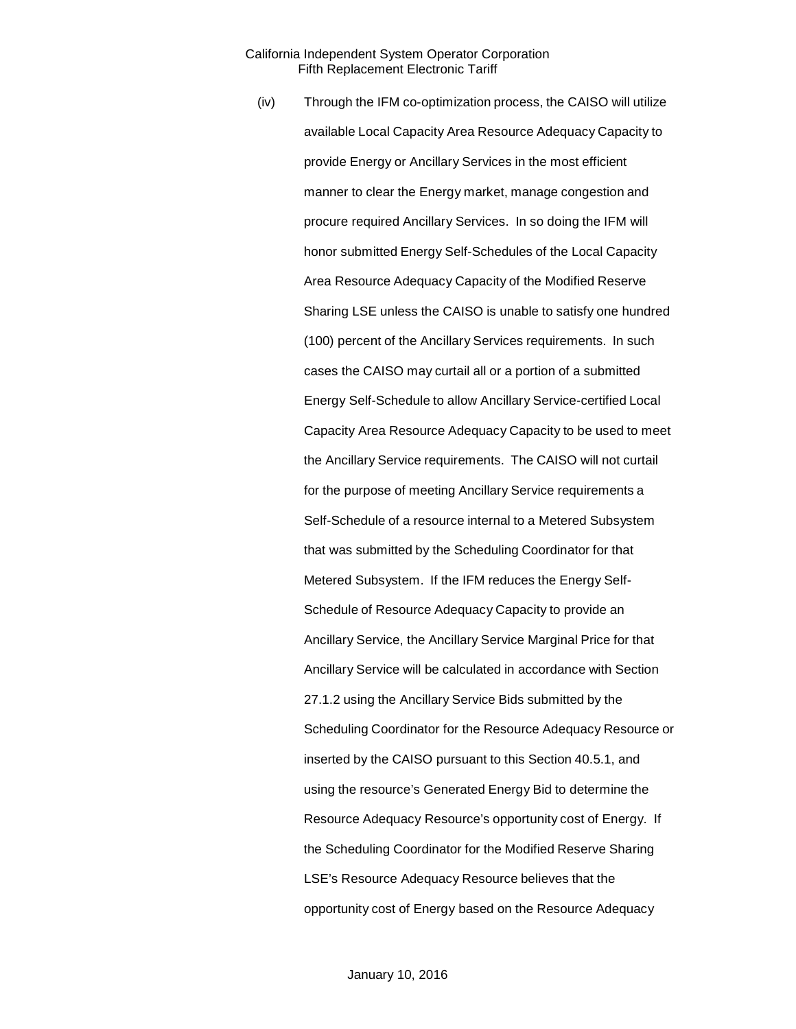(iv) Through the IFM co-optimization process, the CAISO will utilize available Local Capacity Area Resource Adequacy Capacity to provide Energy or Ancillary Services in the most efficient manner to clear the Energy market, manage congestion and procure required Ancillary Services. In so doing the IFM will honor submitted Energy Self-Schedules of the Local Capacity Area Resource Adequacy Capacity of the Modified Reserve Sharing LSE unless the CAISO is unable to satisfy one hundred (100) percent of the Ancillary Services requirements. In such cases the CAISO may curtail all or a portion of a submitted Energy Self-Schedule to allow Ancillary Service-certified Local Capacity Area Resource Adequacy Capacity to be used to meet the Ancillary Service requirements. The CAISO will not curtail for the purpose of meeting Ancillary Service requirements a Self-Schedule of a resource internal to a Metered Subsystem that was submitted by the Scheduling Coordinator for that Metered Subsystem. If the IFM reduces the Energy Self-Schedule of Resource Adequacy Capacity to provide an Ancillary Service, the Ancillary Service Marginal Price for that Ancillary Service will be calculated in accordance with Section 27.1.2 using the Ancillary Service Bids submitted by the Scheduling Coordinator for the Resource Adequacy Resource or inserted by the CAISO pursuant to this Section 40.5.1, and using the resource's Generated Energy Bid to determine the Resource Adequacy Resource's opportunity cost of Energy. If the Scheduling Coordinator for the Modified Reserve Sharing LSE's Resource Adequacy Resource believes that the opportunity cost of Energy based on the Resource Adequacy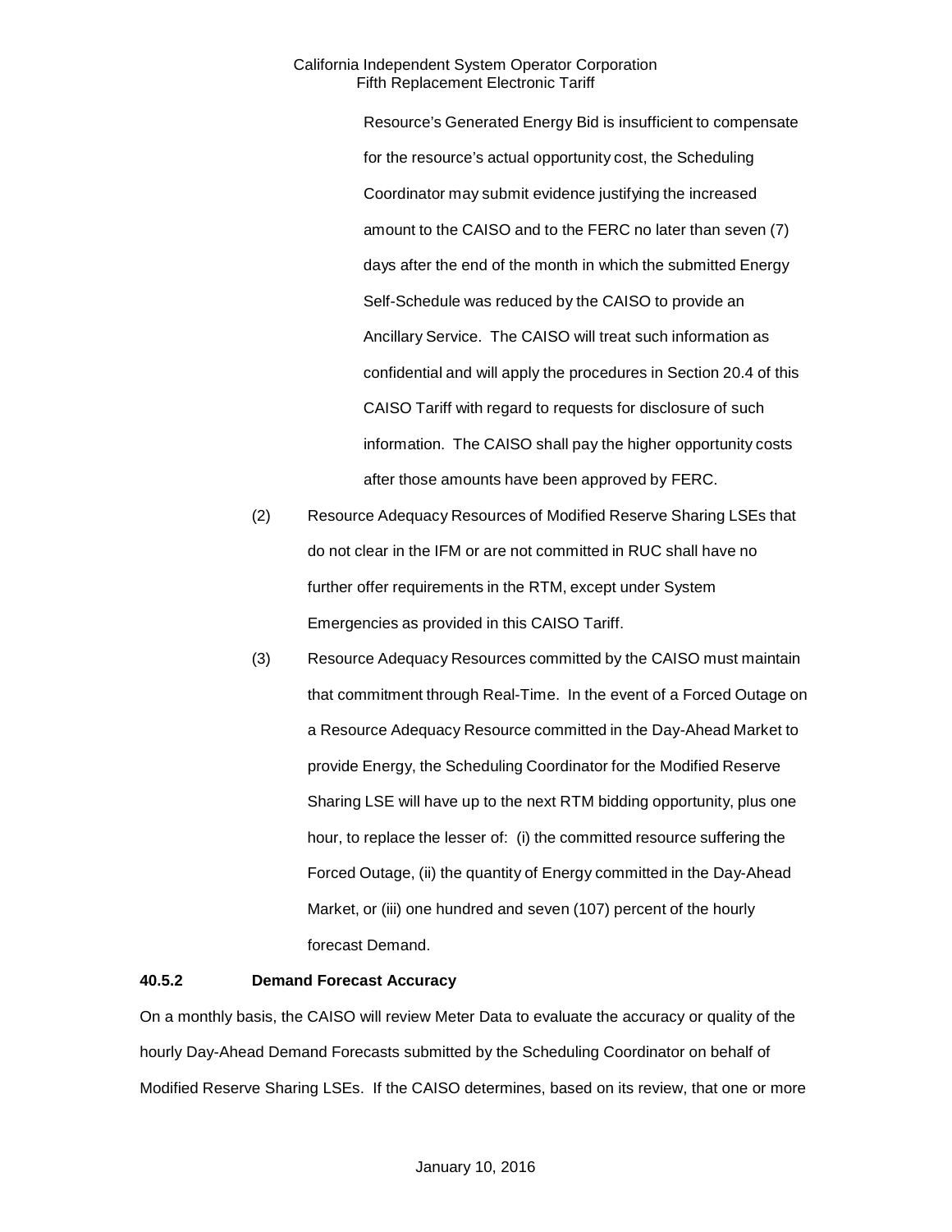Resource's Generated Energy Bid is insufficient to compensate for the resource's actual opportunity cost, the Scheduling Coordinator may submit evidence justifying the increased amount to the CAISO and to the FERC no later than seven (7) days after the end of the month in which the submitted Energy Self-Schedule was reduced by the CAISO to provide an Ancillary Service. The CAISO will treat such information as confidential and will apply the procedures in Section 20.4 of this CAISO Tariff with regard to requests for disclosure of such information. The CAISO shall pay the higher opportunity costs after those amounts have been approved by FERC.

(2) Resource Adequacy Resources of Modified Reserve Sharing LSEs that do not clear in the IFM or are not committed in RUC shall have no further offer requirements in the RTM, except under System Emergencies as provided in this CAISO Tariff.

(3) Resource Adequacy Resources committed by the CAISO must maintain that commitment through Real-Time. In the event of a Forced Outage on a Resource Adequacy Resource committed in the Day-Ahead Market to provide Energy, the Scheduling Coordinator for the Modified Reserve Sharing LSE will have up to the next RTM bidding opportunity, plus one hour, to replace the lesser of: (i) the committed resource suffering the Forced Outage, (ii) the quantity of Energy committed in the Day-Ahead Market, or (iii) one hundred and seven (107) percent of the hourly forecast Demand.

**40.5.2 Demand Forecast Accuracy**

On a monthly basis, the CAISO will review Meter Data to evaluate the accuracy or quality of the hourly Day-Ahead Demand Forecasts submitted by the Scheduling Coordinator on behalf of Modified Reserve Sharing LSEs. If the CAISO determines, based on its review, that one or more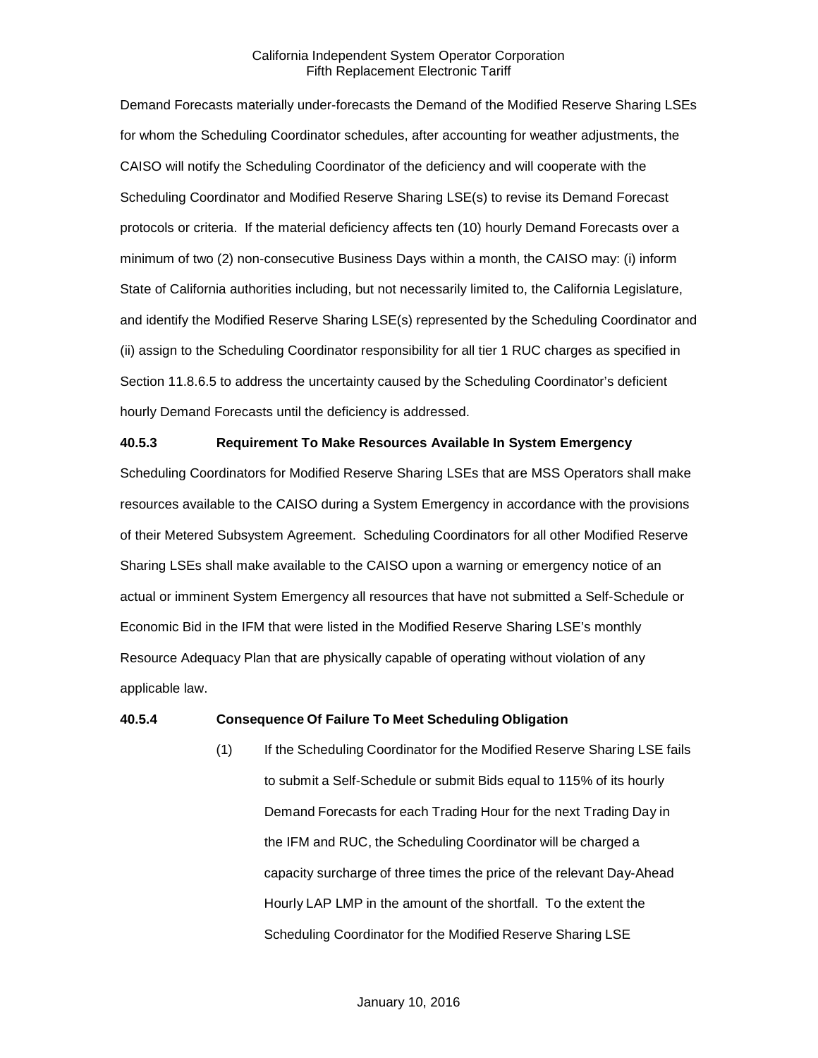Demand Forecasts materially under-forecasts the Demand of the Modified Reserve Sharing LSEs for whom the Scheduling Coordinator schedules, after accounting for weather adjustments, the CAISO will notify the Scheduling Coordinator of the deficiency and will cooperate with the Scheduling Coordinator and Modified Reserve Sharing LSE(s) to revise its Demand Forecast protocols or criteria. If the material deficiency affects ten (10) hourly Demand Forecasts over a minimum of two (2) non-consecutive Business Days within a month, the CAISO may: (i) inform State of California authorities including, but not necessarily limited to, the California Legislature, and identify the Modified Reserve Sharing LSE(s) represented by the Scheduling Coordinator and (ii) assign to the Scheduling Coordinator responsibility for all tier 1 RUC charges as specified in Section 11.8.6.5 to address the uncertainty caused by the Scheduling Coordinator's deficient hourly Demand Forecasts until the deficiency is addressed.

**40.5.3 Requirement To Make Resources Available In System Emergency**

Scheduling Coordinators for Modified Reserve Sharing LSEs that are MSS Operators shall make resources available to the CAISO during a System Emergency in accordance with the provisions of their Metered Subsystem Agreement. Scheduling Coordinators for all other Modified Reserve Sharing LSEs shall make available to the CAISO upon a warning or emergency notice of an actual or imminent System Emergency all resources that have not submitted a Self-Schedule or Economic Bid in the IFM that were listed in the Modified Reserve Sharing LSE's monthly Resource Adequacy Plan that are physically capable of operating without violation of any applicable law.

**40.5.4 Consequence Of Failure To Meet Scheduling Obligation**

(1) If the Scheduling Coordinator for the Modified Reserve Sharing LSE fails to submit a Self-Schedule or submit Bids equal to 115% of its hourly Demand Forecasts for each Trading Hour for the next Trading Day in the IFM and RUC, the Scheduling Coordinator will be charged a capacity surcharge of three times the price of the relevant Day-Ahead Hourly LAP LMP in the amount of the shortfall. To the extent the Scheduling Coordinator for the Modified Reserve Sharing LSE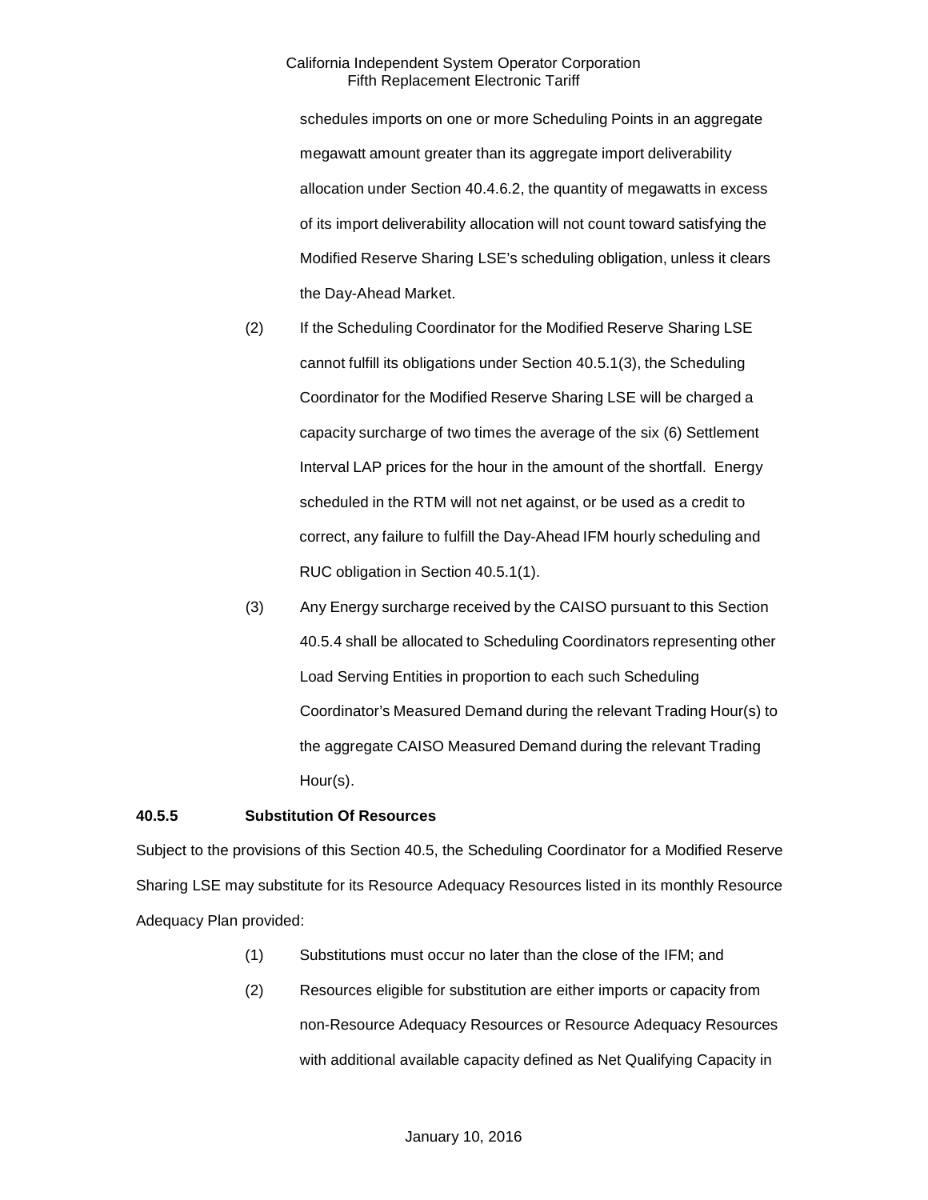schedules imports on one or more Scheduling Points in an aggregate megawatt amount greater than its aggregate import deliverability allocation under Section 40.4.6.2, the quantity of megawatts in excess of its import deliverability allocation will not count toward satisfying the Modified Reserve Sharing LSE's scheduling obligation, unless it clears the Day-Ahead Market.

(2) If the Scheduling Coordinator for the Modified Reserve Sharing LSE cannot fulfill its obligations under Section 40.5.1(3), the Scheduling Coordinator for the Modified Reserve Sharing LSE will be charged a capacity surcharge of two times the average of the six (6) Settlement Interval LAP prices for the hour in the amount of the shortfall. Energy scheduled in the RTM will not net against, or be used as a credit to correct, any failure to fulfill the Day-Ahead IFM hourly scheduling and RUC obligation in Section 40.5.1(1).

(3) Any Energy surcharge received by the CAISO pursuant to this Section 40.5.4 shall be allocated to Scheduling Coordinators representing other Load Serving Entities in proportion to each such Scheduling Coordinator's Measured Demand during the relevant Trading Hour(s) to the aggregate CAISO Measured Demand during the relevant Trading Hour(s).

### 40.5.5 Substitution Of Resources

Subject to the provisions of this Section 40.5, the Scheduling Coordinator for a Modified Reserve Sharing LSE may substitute for its Resource Adequacy Resources listed in its monthly Resource Adequacy Plan provided:

(1) Substitutions must occur no later than the close of the IFM; and

(2) Resources eligible for substitution are either imports or capacity from non-Resource Adequacy Resources or Resource Adequacy Resources with additional available capacity defined as Net Qualifying Capacity in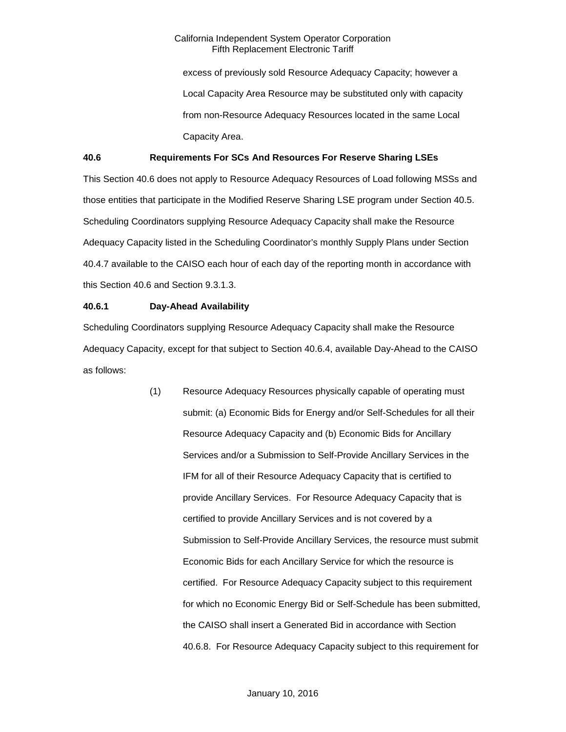excess of previously sold Resource Adequacy Capacity; however a Local Capacity Area Resource may be substituted only with capacity from non-Resource Adequacy Resources located in the same Local Capacity Area.

**40.6 Requirements For SCs And Resources For Reserve Sharing LSEs**

This Section 40.6 does not apply to Resource Adequacy Resources of Load following MSSs and those entities that participate in the Modified Reserve Sharing LSE program under Section 40.5. Scheduling Coordinators supplying Resource Adequacy Capacity shall make the Resource Adequacy Capacity listed in the Scheduling Coordinator's monthly Supply Plans under Section 40.4.7 available to the CAISO each hour of each day of the reporting month in accordance with this Section 40.6 and Section 9.3.1.3.

**40.6.1 Day-Ahead Availability**

Scheduling Coordinators supplying Resource Adequacy Capacity shall make the Resource Adequacy Capacity, except for that subject to Section 40.6.4, available Day-Ahead to the CAISO as follows:

(1) Resource Adequacy Resources physically capable of operating must submit: (a) Economic Bids for Energy and/or Self-Schedules for all their Resource Adequacy Capacity and (b) Economic Bids for Ancillary Services and/or a Submission to Self-Provide Ancillary Services in the IFM for all of their Resource Adequacy Capacity that is certified to provide Ancillary Services. For Resource Adequacy Capacity that is certified to provide Ancillary Services and is not covered by a Submission to Self-Provide Ancillary Services, the resource must submit Economic Bids for each Ancillary Service for which the resource is certified. For Resource Adequacy Capacity subject to this requirement for which no Economic Energy Bid or Self-Schedule has been submitted, the CAISO shall insert a Generated Bid in accordance with Section 40.6.8. For Resource Adequacy Capacity subject to this requirement for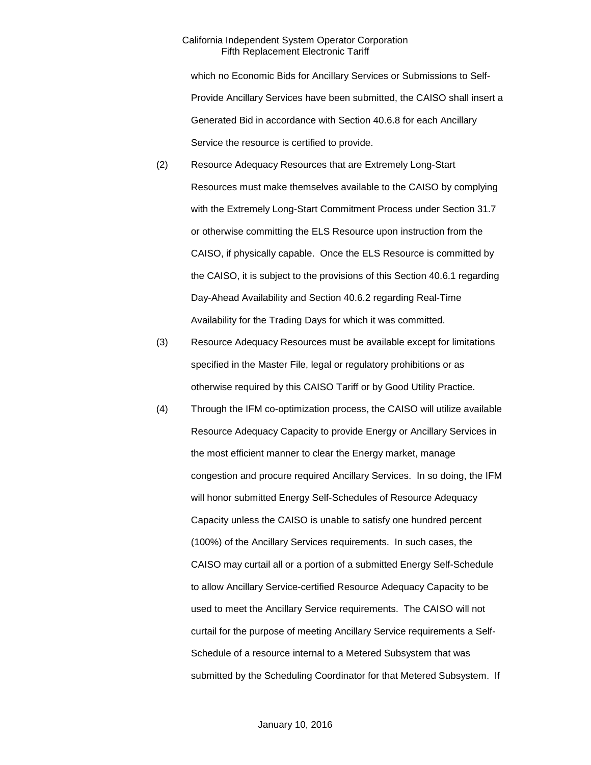which no Economic Bids for Ancillary Services or Submissions to Self-Provide Ancillary Services have been submitted, the CAISO shall insert a Generated Bid in accordance with Section 40.6.8 for each Ancillary Service the resource is certified to provide.

(2) Resource Adequacy Resources that are Extremely Long-Start Resources must make themselves available to the CAISO by complying with the Extremely Long-Start Commitment Process under Section 31.7 or otherwise committing the ELS Resource upon instruction from the CAISO, if physically capable. Once the ELS Resource is committed by the CAISO, it is subject to the provisions of this Section 40.6.1 regarding Day-Ahead Availability and Section 40.6.2 regarding Real-Time Availability for the Trading Days for which it was committed.

(3) Resource Adequacy Resources must be available except for limitations specified in the Master File, legal or regulatory prohibitions or as otherwise required by this CAISO Tariff or by Good Utility Practice.

(4) Through the IFM co-optimization process, the CAISO will utilize available Resource Adequacy Capacity to provide Energy or Ancillary Services in the most efficient manner to clear the Energy market, manage congestion and procure required Ancillary Services. In so doing, the IFM will honor submitted Energy Self-Schedules of Resource Adequacy Capacity unless the CAISO is unable to satisfy one hundred percent (100%) of the Ancillary Services requirements. In such cases, the CAISO may curtail all or a portion of a submitted Energy Self-Schedule to allow Ancillary Service-certified Resource Adequacy Capacity to be used to meet the Ancillary Service requirements. The CAISO will not curtail for the purpose of meeting Ancillary Service requirements a Self-Schedule of a resource internal to a Metered Subsystem that was submitted by the Scheduling Coordinator for that Metered Subsystem. If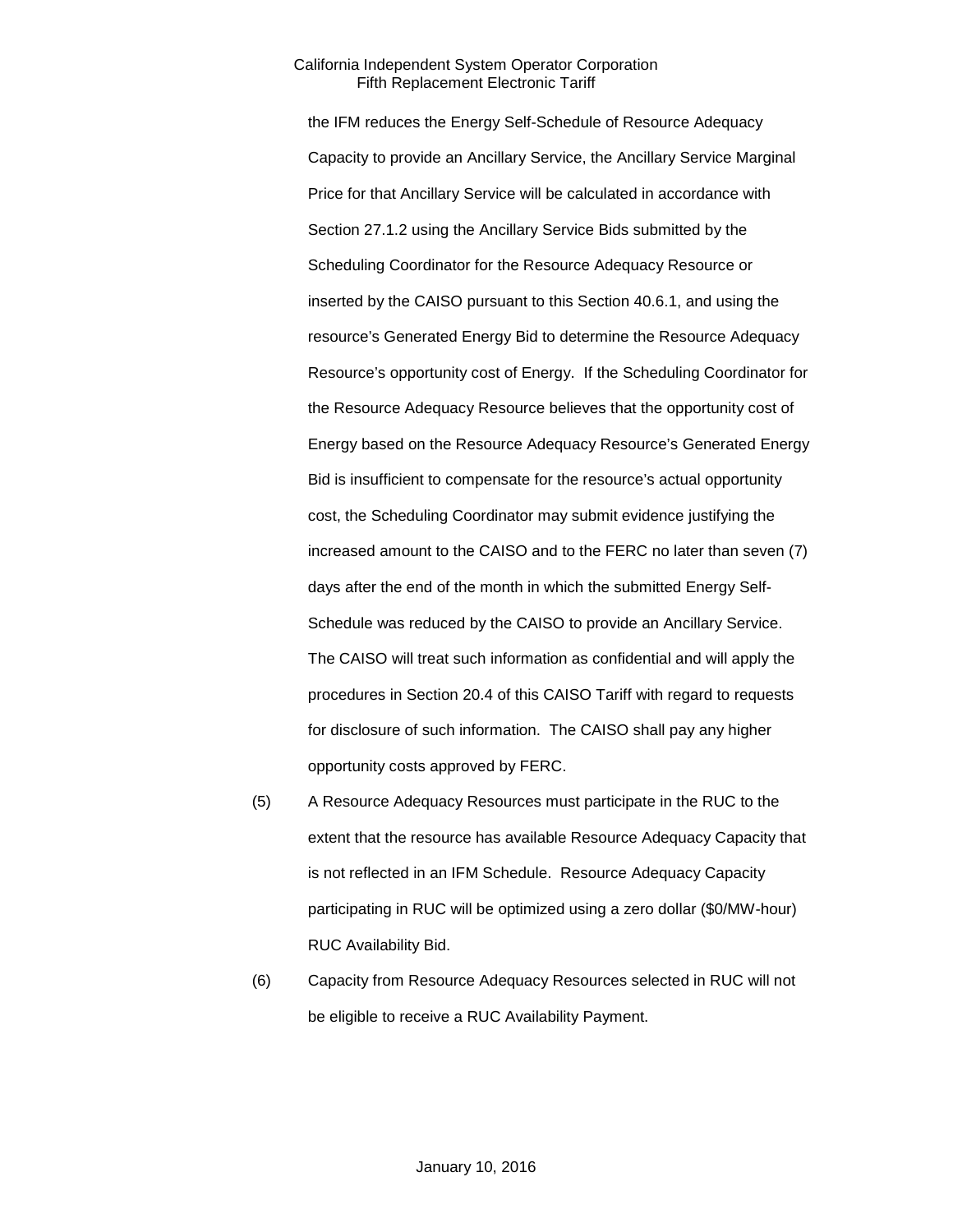the IFM reduces the Energy Self-Schedule of Resource Adequacy Capacity to provide an Ancillary Service, the Ancillary Service Marginal Price for that Ancillary Service will be calculated in accordance with Section 27.1.2 using the Ancillary Service Bids submitted by the Scheduling Coordinator for the Resource Adequacy Resource or inserted by the CAISO pursuant to this Section 40.6.1, and using the resource's Generated Energy Bid to determine the Resource Adequacy Resource's opportunity cost of Energy. If the Scheduling Coordinator for the Resource Adequacy Resource believes that the opportunity cost of Energy based on the Resource Adequacy Resource's Generated Energy Bid is insufficient to compensate for the resource's actual opportunity cost, the Scheduling Coordinator may submit evidence justifying the increased amount to the CAISO and to the FERC no later than seven (7) days after the end of the month in which the submitted Energy Self-Schedule was reduced by the CAISO to provide an Ancillary Service. The CAISO will treat such information as confidential and will apply the procedures in Section 20.4 of this CAISO Tariff with regard to requests for disclosure of such information. The CAISO shall pay any higher opportunity costs approved by FERC.

(5) A Resource Adequacy Resources must participate in the RUC to the extent that the resource has available Resource Adequacy Capacity that is not reflected in an IFM Schedule. Resource Adequacy Capacity participating in RUC will be optimized using a zero dollar ($0/MW-hour) RUC Availability Bid.

(6) Capacity from Resource Adequacy Resources selected in RUC will not be eligible to receive a RUC Availability Payment.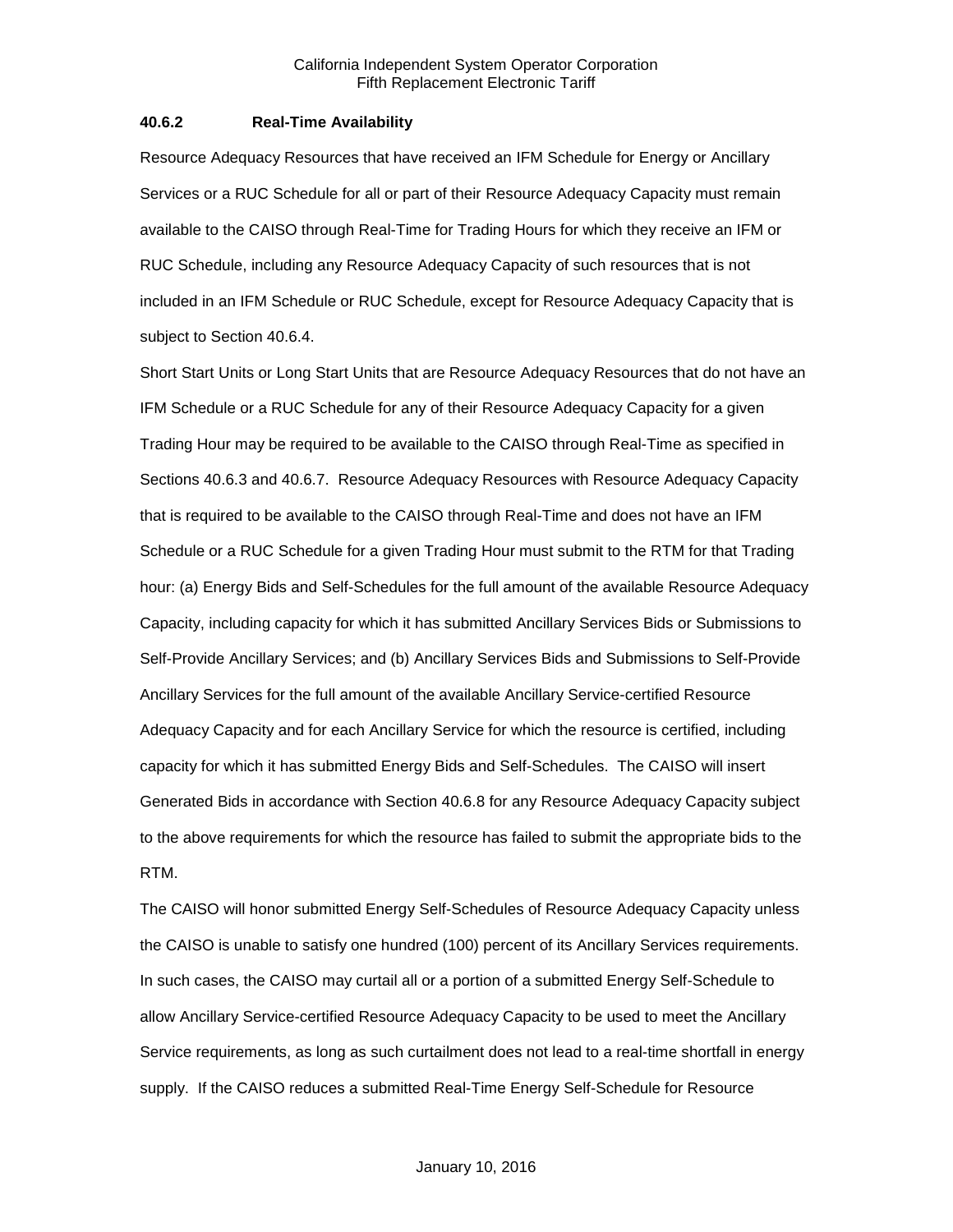### 40.6.2 Real-Time Availability

Resource Adequacy Resources that have received an IFM Schedule for Energy or Ancillary Services or a RUC Schedule for all or part of their Resource Adequacy Capacity must remain available to the CAISO through Real-Time for Trading Hours for which they receive an IFM or RUC Schedule, including any Resource Adequacy Capacity of such resources that is not included in an IFM Schedule or RUC Schedule, except for Resource Adequacy Capacity that is subject to Section 40.6.4.

Short Start Units or Long Start Units that are Resource Adequacy Resources that do not have an IFM Schedule or a RUC Schedule for any of their Resource Adequacy Capacity for a given Trading Hour may be required to be available to the CAISO through Real-Time as specified in Sections 40.6.3 and 40.6.7. Resource Adequacy Resources with Resource Adequacy Capacity that is required to be available to the CAISO through Real-Time and does not have an IFM Schedule or a RUC Schedule for a given Trading Hour must submit to the RTM for that Trading hour: (a) Energy Bids and Self-Schedules for the full amount of the available Resource Adequacy Capacity, including capacity for which it has submitted Ancillary Services Bids or Submissions to Self-Provide Ancillary Services; and (b) Ancillary Services Bids and Submissions to Self-Provide Ancillary Services for the full amount of the available Ancillary Service-certified Resource Adequacy Capacity and for each Ancillary Service for which the resource is certified, including capacity for which it has submitted Energy Bids and Self-Schedules. The CAISO will insert Generated Bids in accordance with Section 40.6.8 for any Resource Adequacy Capacity subject to the above requirements for which the resource has failed to submit the appropriate bids to the RTM.

The CAISO will honor submitted Energy Self-Schedules of Resource Adequacy Capacity unless the CAISO is unable to satisfy one hundred (100) percent of its Ancillary Services requirements. In such cases, the CAISO may curtail all or a portion of a submitted Energy Self-Schedule to allow Ancillary Service-certified Resource Adequacy Capacity to be used to meet the Ancillary Service requirements, as long as such curtailment does not lead to a real-time shortfall in energy supply. If the CAISO reduces a submitted Real-Time Energy Self-Schedule for Resource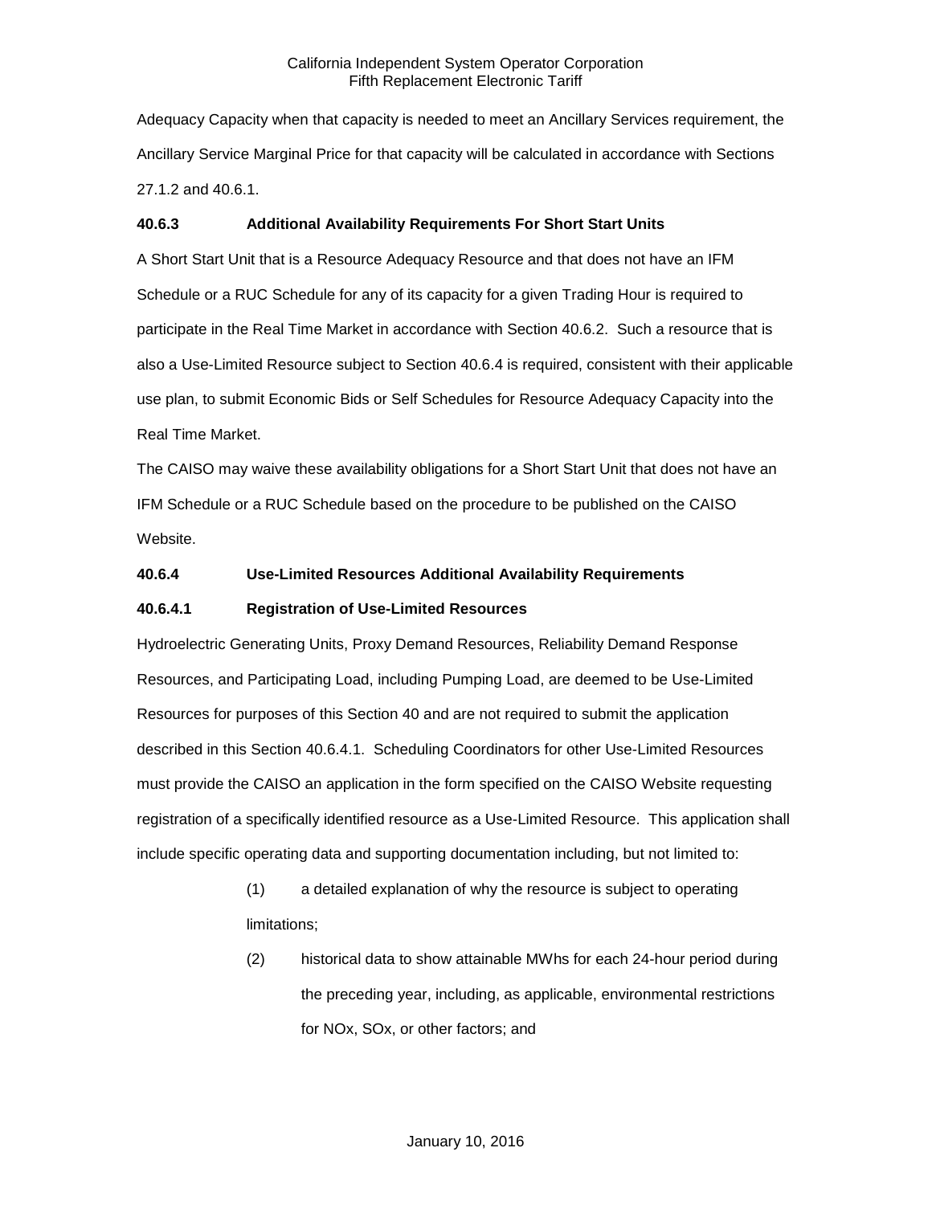Adequacy Capacity when that capacity is needed to meet an Ancillary Services requirement, the Ancillary Service Marginal Price for that capacity will be calculated in accordance with Sections 27.1.2 and 40.6.1.

**40.6.3 Additional Availability Requirements For Short Start Units**

A Short Start Unit that is a Resource Adequacy Resource and that does not have an IFM Schedule or a RUC Schedule for any of its capacity for a given Trading Hour is required to participate in the Real Time Market in accordance with Section 40.6.2. Such a resource that is also a Use-Limited Resource subject to Section 40.6.4 is required, consistent with their applicable use plan, to submit Economic Bids or Self Schedules for Resource Adequacy Capacity into the Real Time Market.

The CAISO may waive these availability obligations for a Short Start Unit that does not have an IFM Schedule or a RUC Schedule based on the procedure to be published on the CAISO Website.

**40.6.4 Use-Limited Resources Additional Availability Requirements**

**40.6.4.1 Registration of Use-Limited Resources**

Hydroelectric Generating Units, Proxy Demand Resources, Reliability Demand Response Resources, and Participating Load, including Pumping Load, are deemed to be Use-Limited Resources for purposes of this Section 40 and are not required to submit the application described in this Section 40.6.4.1. Scheduling Coordinators for other Use-Limited Resources must provide the CAISO an application in the form specified on the CAISO Website requesting registration of a specifically identified resource as a Use-Limited Resource. This application shall include specific operating data and supporting documentation including, but not limited to:

(1) a detailed explanation of why the resource is subject to operating limitations;

(2) historical data to show attainable MWhs for each 24-hour period during the preceding year, including, as applicable, environmental restrictions for NOx, SOx, or other factors; and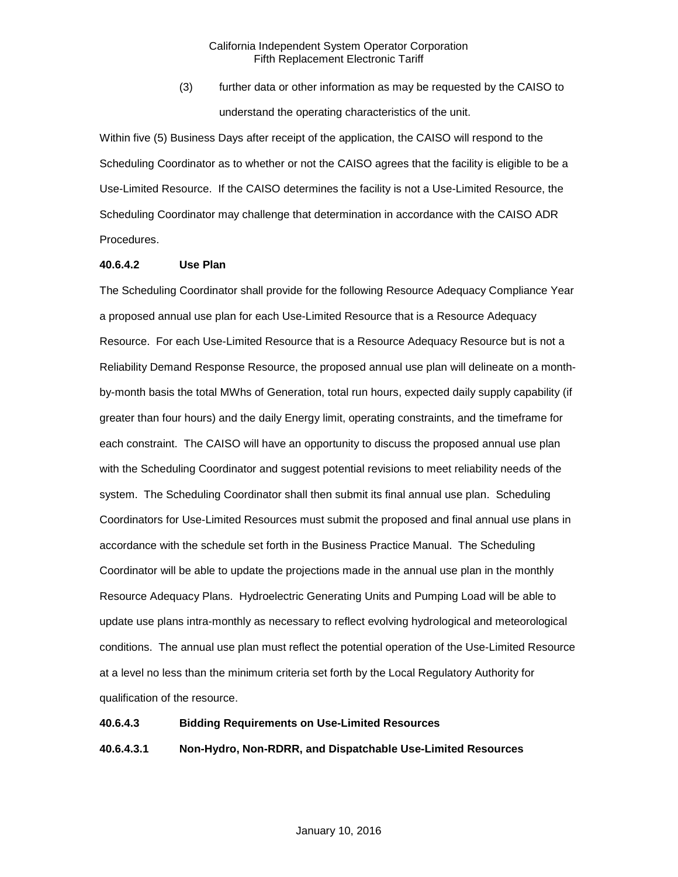(3) further data or other information as may be requested by the CAISO to understand the operating characteristics of the unit.

Within five (5) Business Days after receipt of the application, the CAISO will respond to the Scheduling Coordinator as to whether or not the CAISO agrees that the facility is eligible to be a Use-Limited Resource. If the CAISO determines the facility is not a Use-Limited Resource, the Scheduling Coordinator may challenge that determination in accordance with the CAISO ADR Procedures.

**40.6.4.2 Use Plan**

The Scheduling Coordinator shall provide for the following Resource Adequacy Compliance Year a proposed annual use plan for each Use-Limited Resource that is a Resource Adequacy Resource. For each Use-Limited Resource that is a Resource Adequacy Resource but is not a Reliability Demand Response Resource, the proposed annual use plan will delineate on a month-by-month basis the total MWhs of Generation, total run hours, expected daily supply capability (if greater than four hours) and the daily Energy limit, operating constraints, and the timeframe for each constraint. The CAISO will have an opportunity to discuss the proposed annual use plan with the Scheduling Coordinator and suggest potential revisions to meet reliability needs of the system. The Scheduling Coordinator shall then submit its final annual use plan. Scheduling Coordinators for Use-Limited Resources must submit the proposed and final annual use plans in accordance with the schedule set forth in the Business Practice Manual. The Scheduling Coordinator will be able to update the projections made in the annual use plan in the monthly Resource Adequacy Plans. Hydroelectric Generating Units and Pumping Load will be able to update use plans intra-monthly as necessary to reflect evolving hydrological and meteorological conditions. The annual use plan must reflect the potential operation of the Use-Limited Resource at a level no less than the minimum criteria set forth by the Local Regulatory Authority for qualification of the resource.

**40.6.4.3 Bidding Requirements on Use-Limited Resources**

**40.6.4.3.1 Non-Hydro, Non-RDRR, and Dispatchable Use-Limited Resources**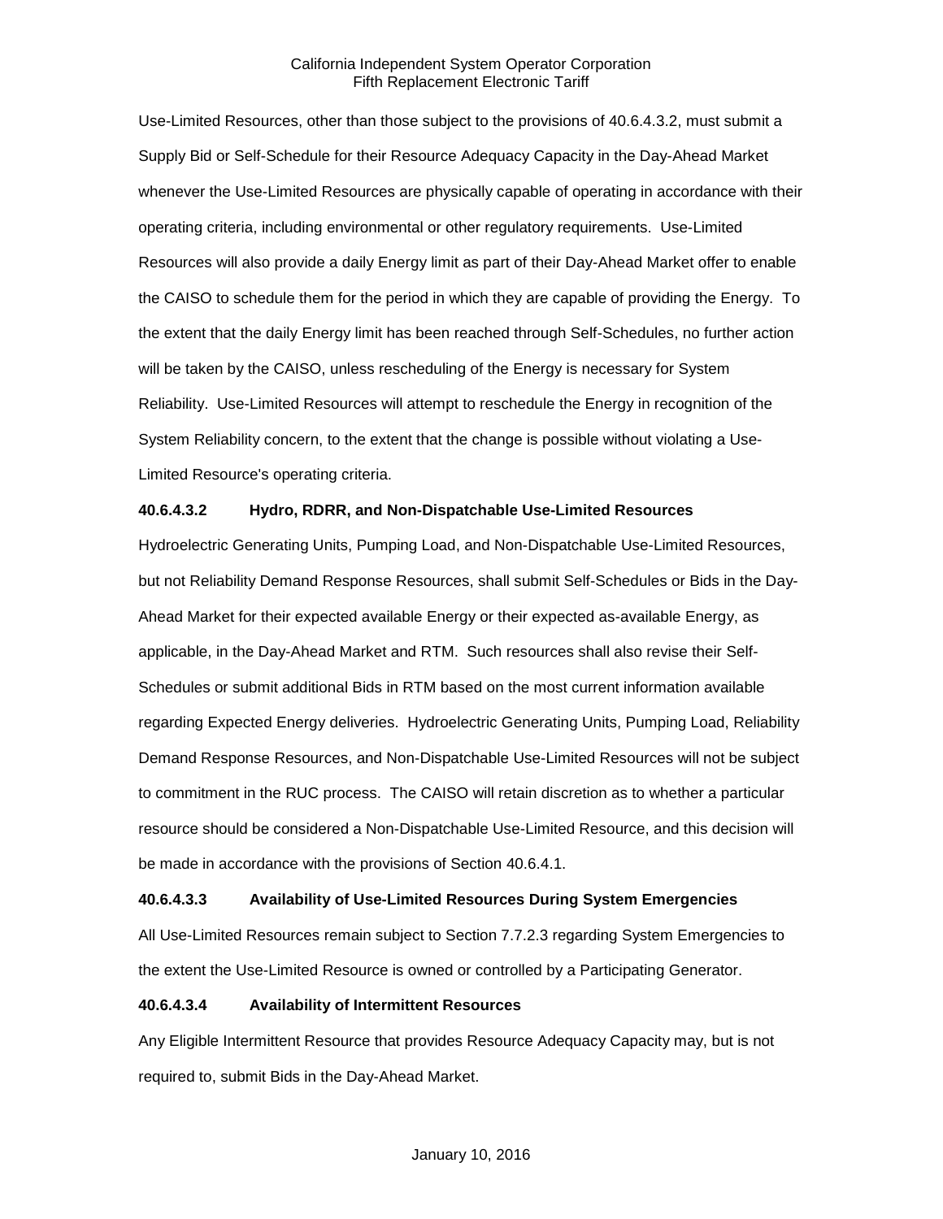Use-Limited Resources, other than those subject to the provisions of 40.6.4.3.2, must submit a Supply Bid or Self-Schedule for their Resource Adequacy Capacity in the Day-Ahead Market whenever the Use-Limited Resources are physically capable of operating in accordance with their operating criteria, including environmental or other regulatory requirements. Use-Limited Resources will also provide a daily Energy limit as part of their Day-Ahead Market offer to enable the CAISO to schedule them for the period in which they are capable of providing the Energy. To the extent that the daily Energy limit has been reached through Self-Schedules, no further action will be taken by the CAISO, unless rescheduling of the Energy is necessary for System Reliability. Use-Limited Resources will attempt to reschedule the Energy in recognition of the System Reliability concern, to the extent that the change is possible without violating a Use-Limited Resource's operating criteria.

**40.6.4.3.2 Hydro, RDRR, and Non-Dispatchable Use-Limited Resources**

Hydroelectric Generating Units, Pumping Load, and Non-Dispatchable Use-Limited Resources, but not Reliability Demand Response Resources, shall submit Self-Schedules or Bids in the Day-Ahead Market for their expected available Energy or their expected as-available Energy, as applicable, in the Day-Ahead Market and RTM. Such resources shall also revise their Self-Schedules or submit additional Bids in RTM based on the most current information available regarding Expected Energy deliveries. Hydroelectric Generating Units, Pumping Load, Reliability Demand Response Resources, and Non-Dispatchable Use-Limited Resources will not be subject to commitment in the RUC process. The CAISO will retain discretion as to whether a particular resource should be considered a Non-Dispatchable Use-Limited Resource, and this decision will be made in accordance with the provisions of Section 40.6.4.1.

**40.6.4.3.3 Availability of Use-Limited Resources During System Emergencies**

All Use-Limited Resources remain subject to Section 7.7.2.3 regarding System Emergencies to the extent the Use-Limited Resource is owned or controlled by a Participating Generator.

**40.6.4.3.4 Availability of Intermittent Resources**

Any Eligible Intermittent Resource that provides Resource Adequacy Capacity may, but is not required to, submit Bids in the Day-Ahead Market.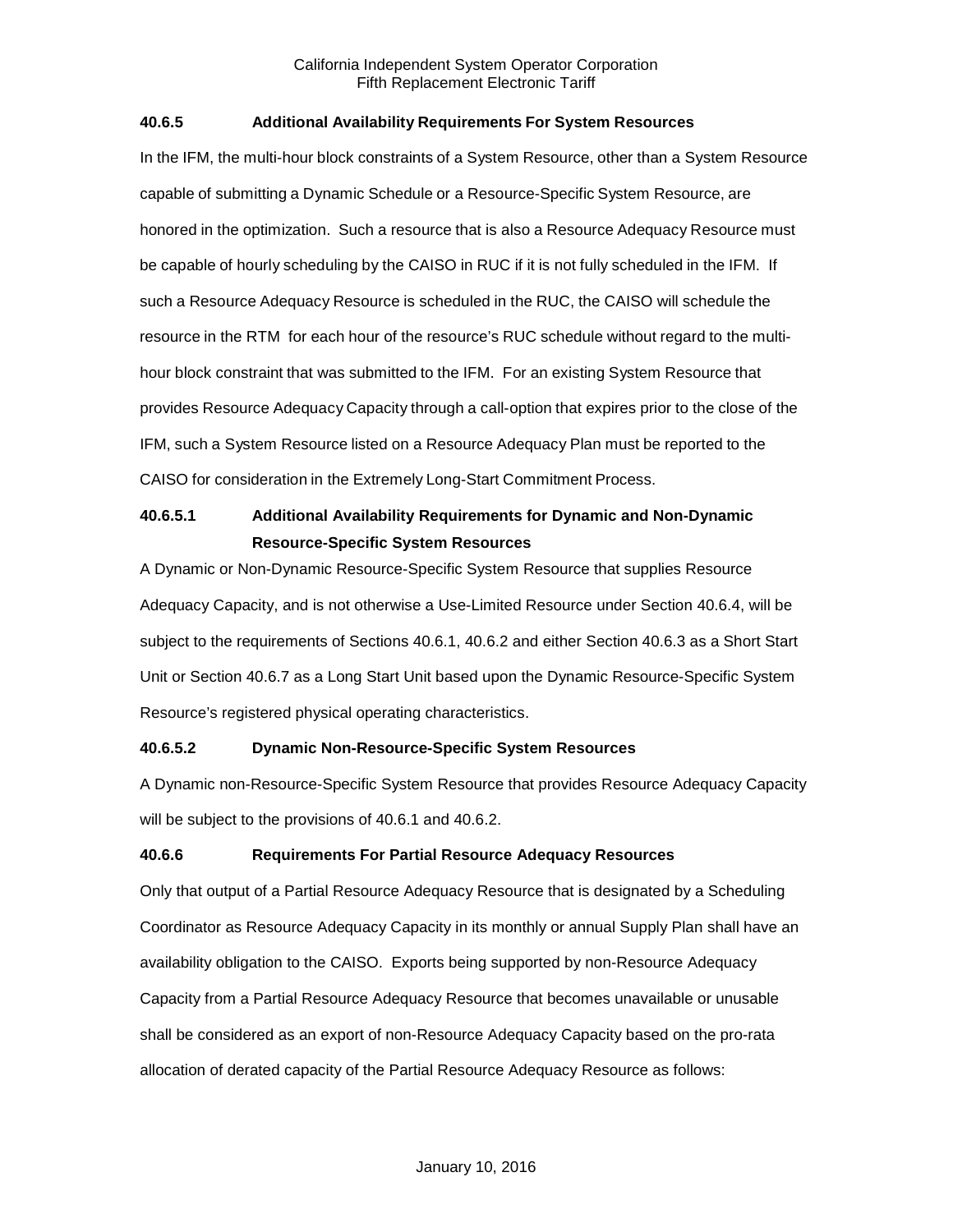### 40.6.5 Additional Availability Requirements For System Resources

In the IFM, the multi-hour block constraints of a System Resource, other than a System Resource capable of submitting a Dynamic Schedule or a Resource-Specific System Resource, are honored in the optimization. Such a resource that is also a Resource Adequacy Resource must be capable of hourly scheduling by the CAISO in RUC if it is not fully scheduled in the IFM. If such a Resource Adequacy Resource is scheduled in the RUC, the CAISO will schedule the resource in the RTM for each hour of the resource's RUC schedule without regard to the multi-hour block constraint that was submitted to the IFM. For an existing System Resource that provides Resource Adequacy Capacity through a call-option that expires prior to the close of the IFM, such a System Resource listed on a Resource Adequacy Plan must be reported to the CAISO for consideration in the Extremely Long-Start Commitment Process.

#### 40.6.5.1 Additional Availability Requirements for Dynamic and Non-Dynamic Resource-Specific System Resources

A Dynamic or Non-Dynamic Resource-Specific System Resource that supplies Resource Adequacy Capacity, and is not otherwise a Use-Limited Resource under Section 40.6.4, will be subject to the requirements of Sections 40.6.1, 40.6.2 and either Section 40.6.3 as a Short Start Unit or Section 40.6.7 as a Long Start Unit based upon the Dynamic Resource-Specific System Resource's registered physical operating characteristics.

#### 40.6.5.2 Dynamic Non-Resource-Specific System Resources

A Dynamic non-Resource-Specific System Resource that provides Resource Adequacy Capacity will be subject to the provisions of 40.6.1 and 40.6.2.

### 40.6.6 Requirements For Partial Resource Adequacy Resources

Only that output of a Partial Resource Adequacy Resource that is designated by a Scheduling Coordinator as Resource Adequacy Capacity in its monthly or annual Supply Plan shall have an availability obligation to the CAISO. Exports being supported by non-Resource Adequacy Capacity from a Partial Resource Adequacy Resource that becomes unavailable or unusable shall be considered as an export of non-Resource Adequacy Capacity based on the pro-rata allocation of derated capacity of the Partial Resource Adequacy Resource as follows: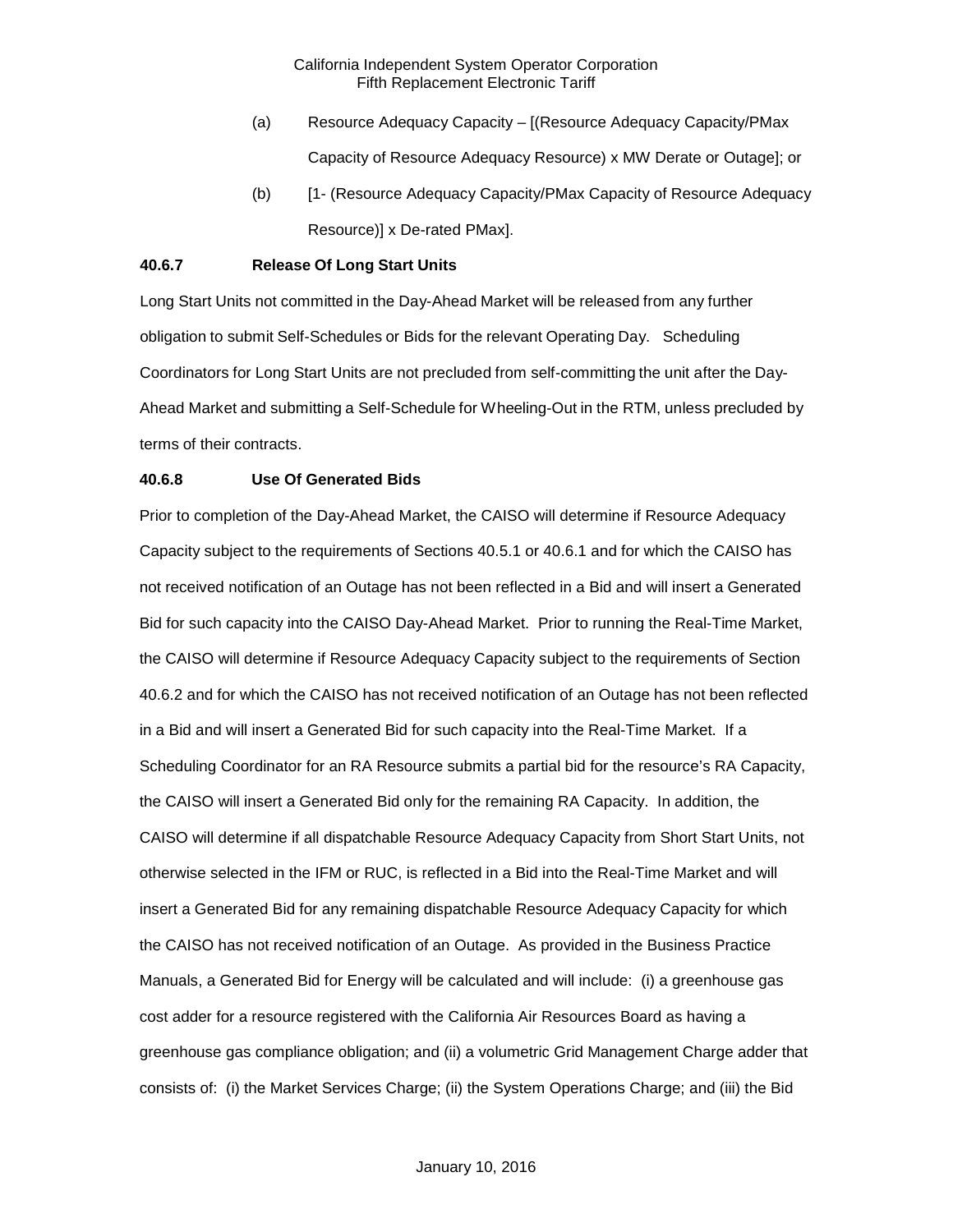(a) Resource Adequacy Capacity – [(Resource Adequacy Capacity/PMax Capacity of Resource Adequacy Resource) x MW Derate or Outage]; or

(b) [1- (Resource Adequacy Capacity/PMax Capacity of Resource Adequacy Resource)] x De-rated PMax].

### 40.6.7 Release Of Long Start Units

Long Start Units not committed in the Day-Ahead Market will be released from any further obligation to submit Self-Schedules or Bids for the relevant Operating Day. Scheduling Coordinators for Long Start Units are not precluded from self-committing the unit after the Day-Ahead Market and submitting a Self-Schedule for Wheeling-Out in the RTM, unless precluded by terms of their contracts.

### 40.6.8 Use Of Generated Bids

Prior to completion of the Day-Ahead Market, the CAISO will determine if Resource Adequacy Capacity subject to the requirements of Sections 40.5.1 or 40.6.1 and for which the CAISO has not received notification of an Outage has not been reflected in a Bid and will insert a Generated Bid for such capacity into the CAISO Day-Ahead Market. Prior to running the Real-Time Market, the CAISO will determine if Resource Adequacy Capacity subject to the requirements of Section 40.6.2 and for which the CAISO has not received notification of an Outage has not been reflected in a Bid and will insert a Generated Bid for such capacity into the Real-Time Market. If a Scheduling Coordinator for an RA Resource submits a partial bid for the resource's RA Capacity, the CAISO will insert a Generated Bid only for the remaining RA Capacity. In addition, the CAISO will determine if all dispatchable Resource Adequacy Capacity from Short Start Units, not otherwise selected in the IFM or RUC, is reflected in a Bid into the Real-Time Market and will insert a Generated Bid for any remaining dispatchable Resource Adequacy Capacity for which the CAISO has not received notification of an Outage. As provided in the Business Practice Manuals, a Generated Bid for Energy will be calculated and will include: (i) a greenhouse gas cost adder for a resource registered with the California Air Resources Board as having a greenhouse gas compliance obligation; and (ii) a volumetric Grid Management Charge adder that consists of: (i) the Market Services Charge; (ii) the System Operations Charge; and (iii) the Bid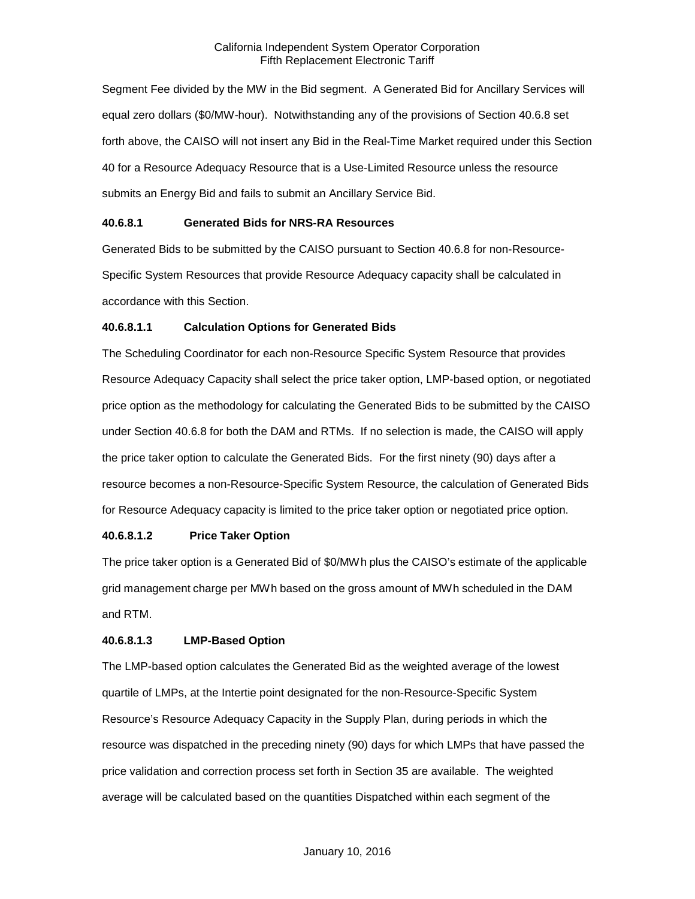Segment Fee divided by the MW in the Bid segment. A Generated Bid for Ancillary Services will equal zero dollars ($0/MW-hour). Notwithstanding any of the provisions of Section 40.6.8 set forth above, the CAISO will not insert any Bid in the Real-Time Market required under this Section 40 for a Resource Adequacy Resource that is a Use-Limited Resource unless the resource submits an Energy Bid and fails to submit an Ancillary Service Bid.

### 40.6.8.1 Generated Bids for NRS-RA Resources

Generated Bids to be submitted by the CAISO pursuant to Section 40.6.8 for non-Resource-Specific System Resources that provide Resource Adequacy capacity shall be calculated in accordance with this Section.

### 40.6.8.1.1 Calculation Options for Generated Bids

The Scheduling Coordinator for each non-Resource Specific System Resource that provides Resource Adequacy Capacity shall select the price taker option, LMP-based option, or negotiated price option as the methodology for calculating the Generated Bids to be submitted by the CAISO under Section 40.6.8 for both the DAM and RTMs. If no selection is made, the CAISO will apply the price taker option to calculate the Generated Bids. For the first ninety (90) days after a resource becomes a non-Resource-Specific System Resource, the calculation of Generated Bids for Resource Adequacy capacity is limited to the price taker option or negotiated price option.

### 40.6.8.1.2 Price Taker Option

The price taker option is a Generated Bid of $0/MWh plus the CAISO's estimate of the applicable grid management charge per MWh based on the gross amount of MWh scheduled in the DAM and RTM.

### 40.6.8.1.3 LMP-Based Option

The LMP-based option calculates the Generated Bid as the weighted average of the lowest quartile of LMPs, at the Intertie point designated for the non-Resource-Specific System Resource's Resource Adequacy Capacity in the Supply Plan, during periods in which the resource was dispatched in the preceding ninety (90) days for which LMPs that have passed the price validation and correction process set forth in Section 35 are available. The weighted average will be calculated based on the quantities Dispatched within each segment of the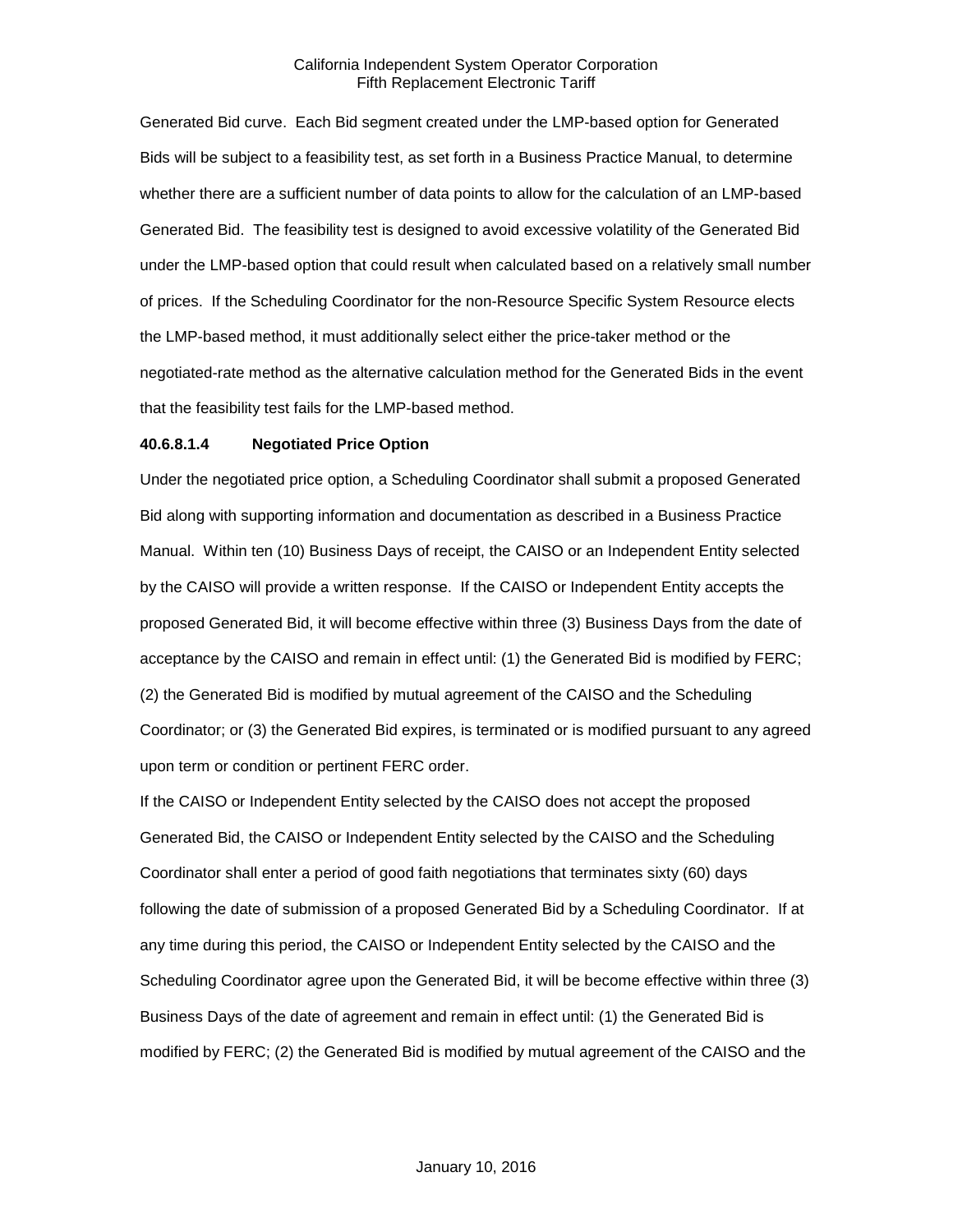Generated Bid curve. Each Bid segment created under the LMP-based option for Generated Bids will be subject to a feasibility test, as set forth in a Business Practice Manual, to determine whether there are a sufficient number of data points to allow for the calculation of an LMP-based Generated Bid. The feasibility test is designed to avoid excessive volatility of the Generated Bid under the LMP-based option that could result when calculated based on a relatively small number of prices. If the Scheduling Coordinator for the non-Resource Specific System Resource elects the LMP-based method, it must additionally select either the price-taker method or the negotiated-rate method as the alternative calculation method for the Generated Bids in the event that the feasibility test fails for the LMP-based method.

**40.6.8.1.4 Negotiated Price Option**

Under the negotiated price option, a Scheduling Coordinator shall submit a proposed Generated Bid along with supporting information and documentation as described in a Business Practice Manual. Within ten (10) Business Days of receipt, the CAISO or an Independent Entity selected by the CAISO will provide a written response. If the CAISO or Independent Entity accepts the proposed Generated Bid, it will become effective within three (3) Business Days from the date of acceptance by the CAISO and remain in effect until: (1) the Generated Bid is modified by FERC; (2) the Generated Bid is modified by mutual agreement of the CAISO and the Scheduling Coordinator; or (3) the Generated Bid expires, is terminated or is modified pursuant to any agreed upon term or condition or pertinent FERC order.

If the CAISO or Independent Entity selected by the CAISO does not accept the proposed Generated Bid, the CAISO or Independent Entity selected by the CAISO and the Scheduling Coordinator shall enter a period of good faith negotiations that terminates sixty (60) days following the date of submission of a proposed Generated Bid by a Scheduling Coordinator. If at any time during this period, the CAISO or Independent Entity selected by the CAISO and the Scheduling Coordinator agree upon the Generated Bid, it will be become effective within three (3) Business Days of the date of agreement and remain in effect until: (1) the Generated Bid is modified by FERC; (2) the Generated Bid is modified by mutual agreement of the CAISO and the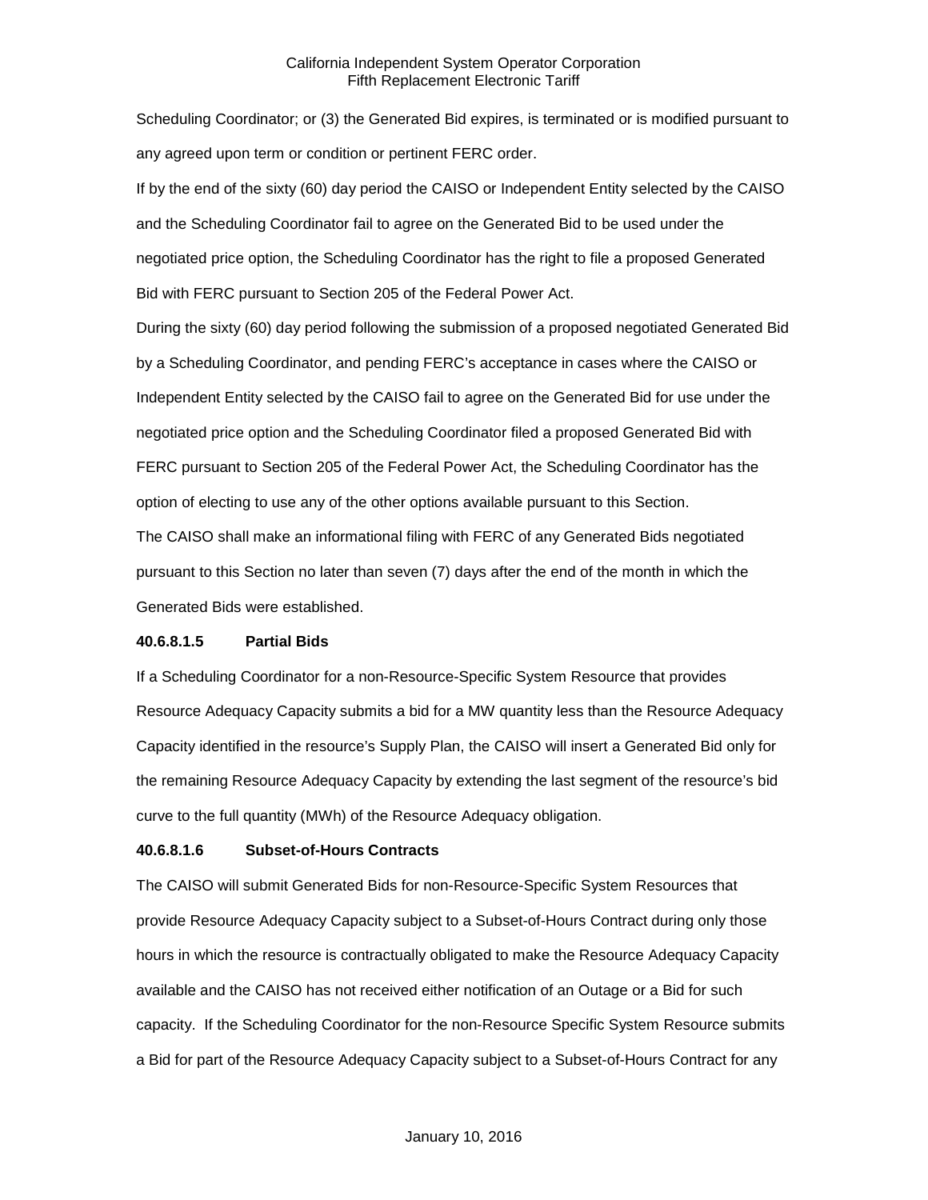Scheduling Coordinator; or (3) the Generated Bid expires, is terminated or is modified pursuant to any agreed upon term or condition or pertinent FERC order.

If by the end of the sixty (60) day period the CAISO or Independent Entity selected by the CAISO and the Scheduling Coordinator fail to agree on the Generated Bid to be used under the negotiated price option, the Scheduling Coordinator has the right to file a proposed Generated Bid with FERC pursuant to Section 205 of the Federal Power Act.

During the sixty (60) day period following the submission of a proposed negotiated Generated Bid by a Scheduling Coordinator, and pending FERC's acceptance in cases where the CAISO or Independent Entity selected by the CAISO fail to agree on the Generated Bid for use under the negotiated price option and the Scheduling Coordinator filed a proposed Generated Bid with FERC pursuant to Section 205 of the Federal Power Act, the Scheduling Coordinator has the option of electing to use any of the other options available pursuant to this Section.

The CAISO shall make an informational filing with FERC of any Generated Bids negotiated pursuant to this Section no later than seven (7) days after the end of the month in which the Generated Bids were established.

**40.6.8.1.5 Partial Bids**

If a Scheduling Coordinator for a non-Resource-Specific System Resource that provides Resource Adequacy Capacity submits a bid for a MW quantity less than the Resource Adequacy Capacity identified in the resource's Supply Plan, the CAISO will insert a Generated Bid only for the remaining Resource Adequacy Capacity by extending the last segment of the resource's bid curve to the full quantity (MWh) of the Resource Adequacy obligation.

**40.6.8.1.6 Subset-of-Hours Contracts**

The CAISO will submit Generated Bids for non-Resource-Specific System Resources that provide Resource Adequacy Capacity subject to a Subset-of-Hours Contract during only those hours in which the resource is contractually obligated to make the Resource Adequacy Capacity available and the CAISO has not received either notification of an Outage or a Bid for such capacity. If the Scheduling Coordinator for the non-Resource Specific System Resource submits a Bid for part of the Resource Adequacy Capacity subject to a Subset-of-Hours Contract for any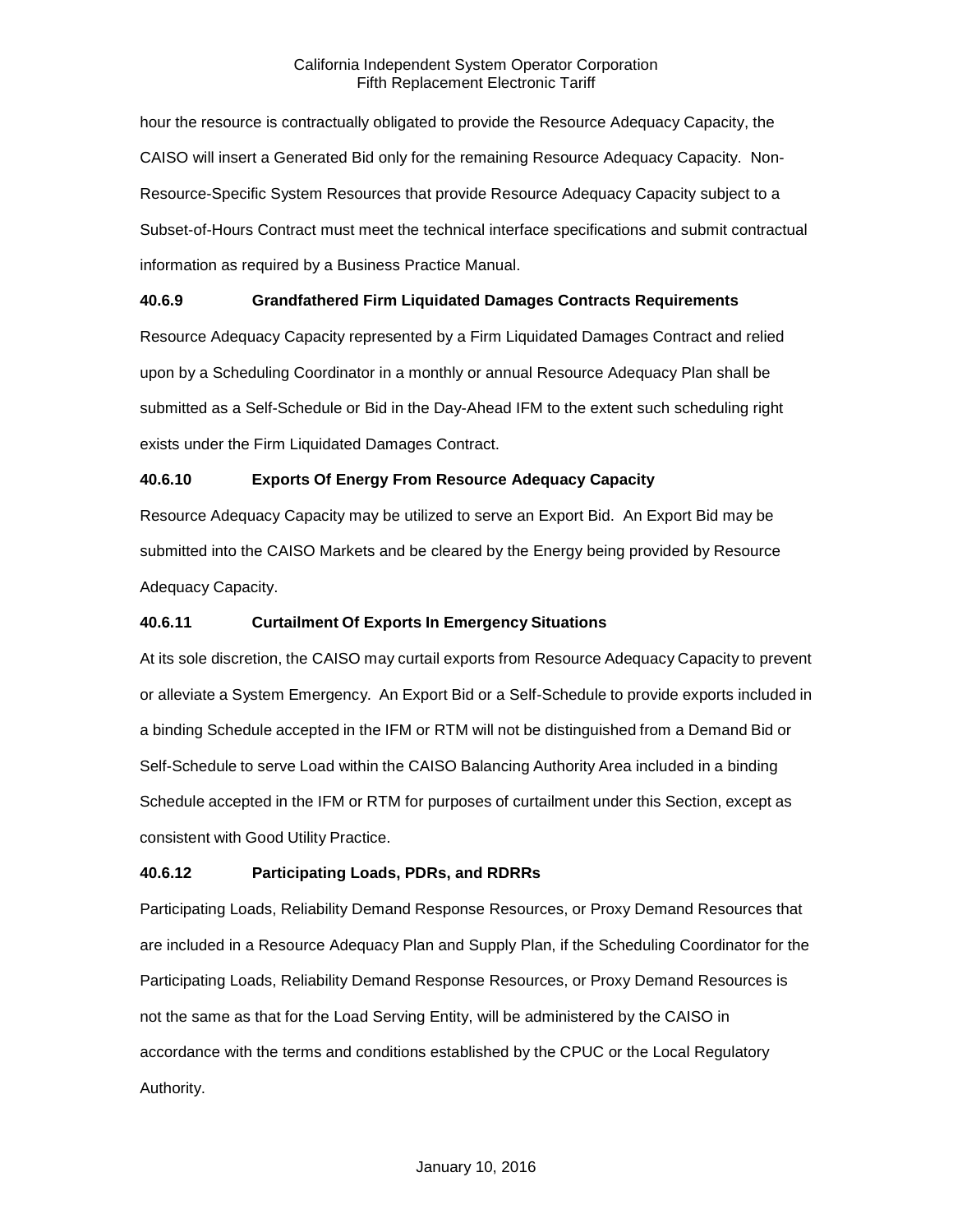hour the resource is contractually obligated to provide the Resource Adequacy Capacity, the CAISO will insert a Generated Bid only for the remaining Resource Adequacy Capacity. Non-Resource-Specific System Resources that provide Resource Adequacy Capacity subject to a Subset-of-Hours Contract must meet the technical interface specifications and submit contractual information as required by a Business Practice Manual.

**40.6.9 Grandfathered Firm Liquidated Damages Contracts Requirements**

Resource Adequacy Capacity represented by a Firm Liquidated Damages Contract and relied upon by a Scheduling Coordinator in a monthly or annual Resource Adequacy Plan shall be submitted as a Self-Schedule or Bid in the Day-Ahead IFM to the extent such scheduling right exists under the Firm Liquidated Damages Contract.

**40.6.10 Exports Of Energy From Resource Adequacy Capacity**

Resource Adequacy Capacity may be utilized to serve an Export Bid. An Export Bid may be submitted into the CAISO Markets and be cleared by the Energy being provided by Resource Adequacy Capacity.

**40.6.11 Curtailment Of Exports In Emergency Situations**

At its sole discretion, the CAISO may curtail exports from Resource Adequacy Capacity to prevent or alleviate a System Emergency. An Export Bid or a Self-Schedule to provide exports included in a binding Schedule accepted in the IFM or RTM will not be distinguished from a Demand Bid or Self-Schedule to serve Load within the CAISO Balancing Authority Area included in a binding Schedule accepted in the IFM or RTM for purposes of curtailment under this Section, except as consistent with Good Utility Practice.

**40.6.12 Participating Loads, PDRs, and RDRRs**

Participating Loads, Reliability Demand Response Resources, or Proxy Demand Resources that are included in a Resource Adequacy Plan and Supply Plan, if the Scheduling Coordinator for the Participating Loads, Reliability Demand Response Resources, or Proxy Demand Resources is not the same as that for the Load Serving Entity, will be administered by the CAISO in accordance with the terms and conditions established by the CPUC or the Local Regulatory Authority.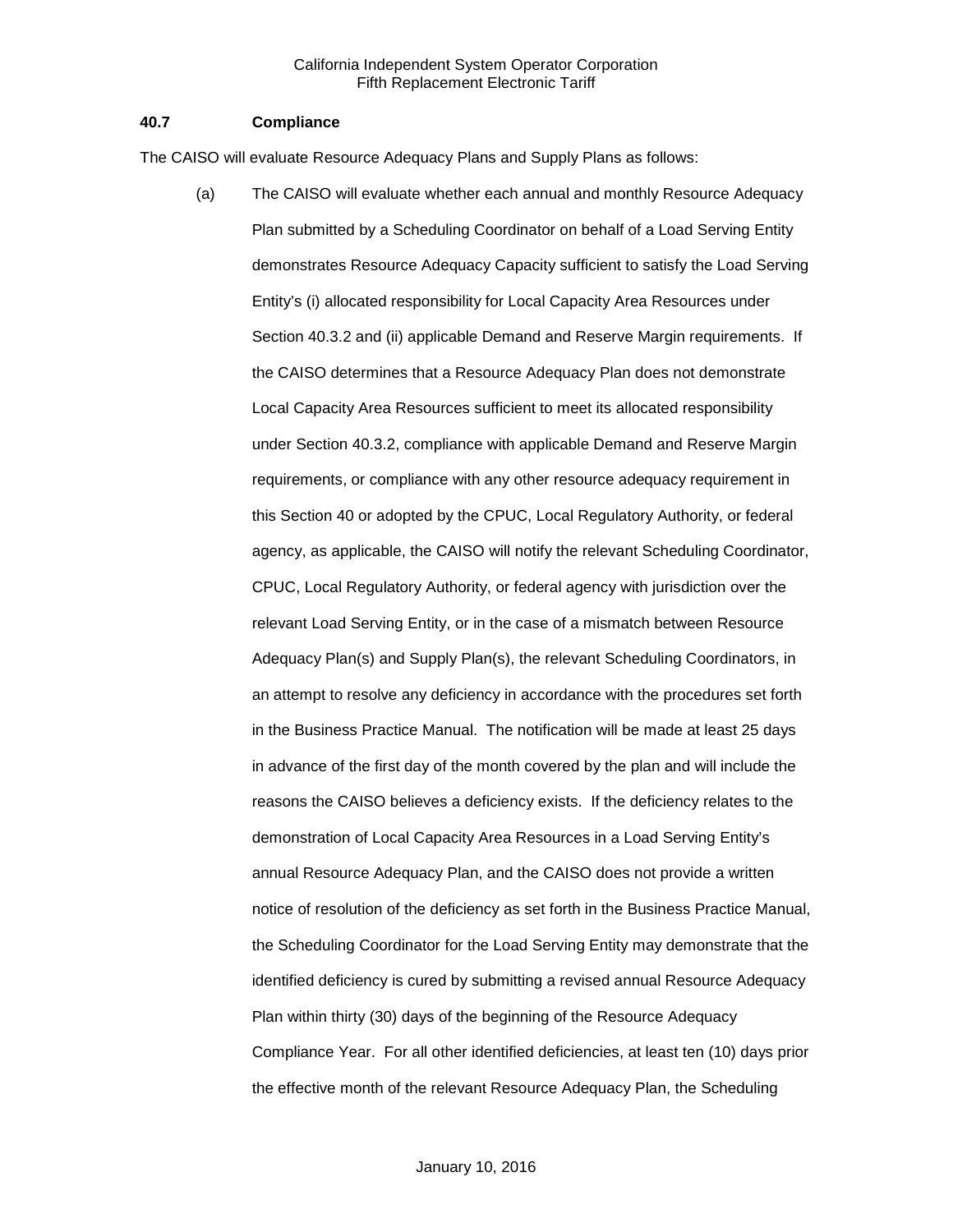### 40.7 Compliance

The CAISO will evaluate Resource Adequacy Plans and Supply Plans as follows:

(a) The CAISO will evaluate whether each annual and monthly Resource Adequacy Plan submitted by a Scheduling Coordinator on behalf of a Load Serving Entity demonstrates Resource Adequacy Capacity sufficient to satisfy the Load Serving Entity's (i) allocated responsibility for Local Capacity Area Resources under Section 40.3.2 and (ii) applicable Demand and Reserve Margin requirements. If the CAISO determines that a Resource Adequacy Plan does not demonstrate Local Capacity Area Resources sufficient to meet its allocated responsibility under Section 40.3.2, compliance with applicable Demand and Reserve Margin requirements, or compliance with any other resource adequacy requirement in this Section 40 or adopted by the CPUC, Local Regulatory Authority, or federal agency, as applicable, the CAISO will notify the relevant Scheduling Coordinator, CPUC, Local Regulatory Authority, or federal agency with jurisdiction over the relevant Load Serving Entity, or in the case of a mismatch between Resource Adequacy Plan(s) and Supply Plan(s), the relevant Scheduling Coordinators, in an attempt to resolve any deficiency in accordance with the procedures set forth in the Business Practice Manual. The notification will be made at least 25 days in advance of the first day of the month covered by the plan and will include the reasons the CAISO believes a deficiency exists. If the deficiency relates to the demonstration of Local Capacity Area Resources in a Load Serving Entity's annual Resource Adequacy Plan, and the CAISO does not provide a written notice of resolution of the deficiency as set forth in the Business Practice Manual, the Scheduling Coordinator for the Load Serving Entity may demonstrate that the identified deficiency is cured by submitting a revised annual Resource Adequacy Plan within thirty (30) days of the beginning of the Resource Adequacy Compliance Year. For all other identified deficiencies, at least ten (10) days prior the effective month of the relevant Resource Adequacy Plan, the Scheduling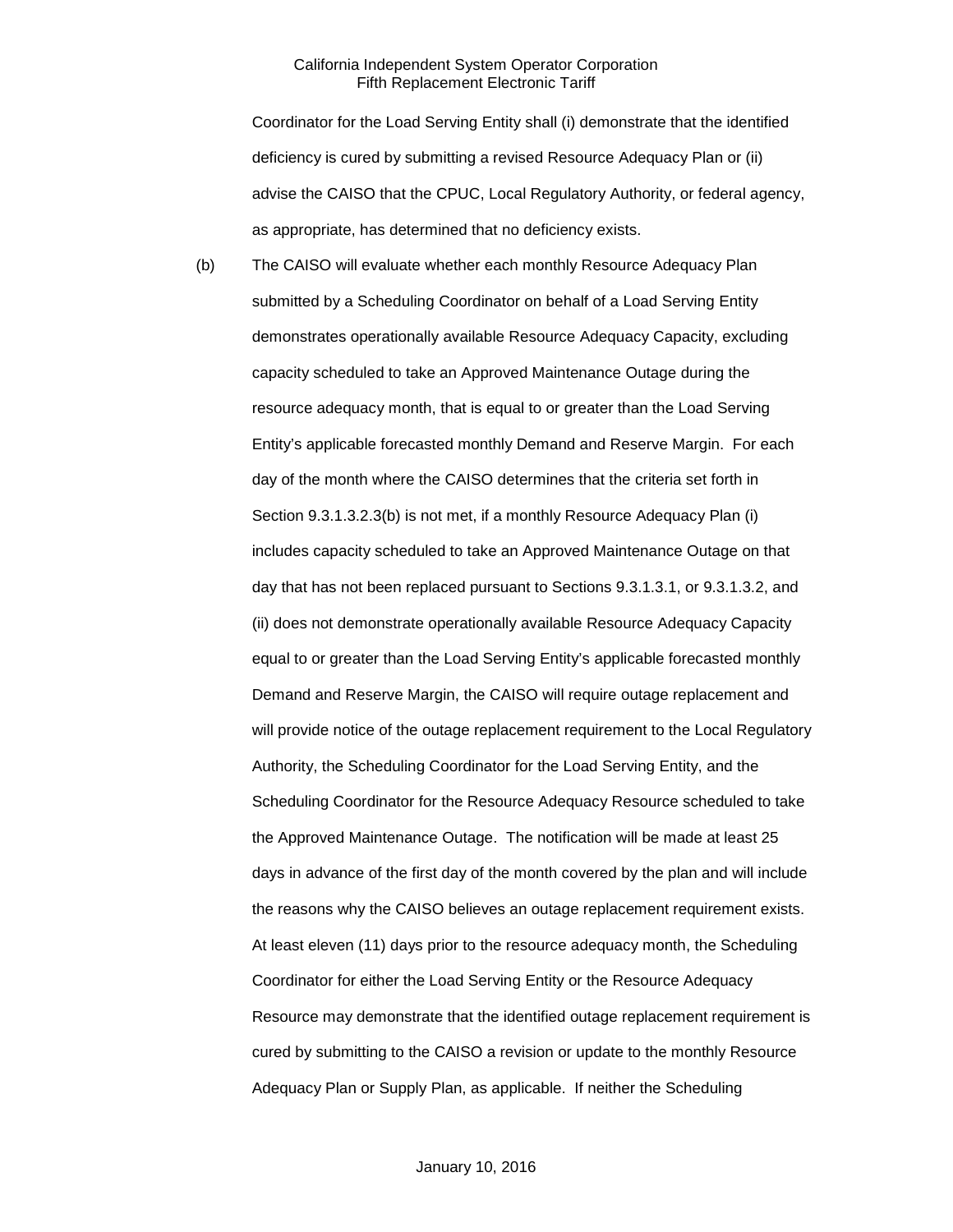Coordinator for the Load Serving Entity shall (i) demonstrate that the identified deficiency is cured by submitting a revised Resource Adequacy Plan or (ii) advise the CAISO that the CPUC, Local Regulatory Authority, or federal agency, as appropriate, has determined that no deficiency exists.

(b) The CAISO will evaluate whether each monthly Resource Adequacy Plan submitted by a Scheduling Coordinator on behalf of a Load Serving Entity demonstrates operationally available Resource Adequacy Capacity, excluding capacity scheduled to take an Approved Maintenance Outage during the resource adequacy month, that is equal to or greater than the Load Serving Entity's applicable forecasted monthly Demand and Reserve Margin. For each day of the month where the CAISO determines that the criteria set forth in Section 9.3.1.3.2.3(b) is not met, if a monthly Resource Adequacy Plan (i) includes capacity scheduled to take an Approved Maintenance Outage on that day that has not been replaced pursuant to Sections 9.3.1.3.1, or 9.3.1.3.2, and (ii) does not demonstrate operationally available Resource Adequacy Capacity equal to or greater than the Load Serving Entity's applicable forecasted monthly Demand and Reserve Margin, the CAISO will require outage replacement and will provide notice of the outage replacement requirement to the Local Regulatory Authority, the Scheduling Coordinator for the Load Serving Entity, and the Scheduling Coordinator for the Resource Adequacy Resource scheduled to take the Approved Maintenance Outage. The notification will be made at least 25 days in advance of the first day of the month covered by the plan and will include the reasons why the CAISO believes an outage replacement requirement exists. At least eleven (11) days prior to the resource adequacy month, the Scheduling Coordinator for either the Load Serving Entity or the Resource Adequacy Resource may demonstrate that the identified outage replacement requirement is cured by submitting to the CAISO a revision or update to the monthly Resource Adequacy Plan or Supply Plan, as applicable. If neither the Scheduling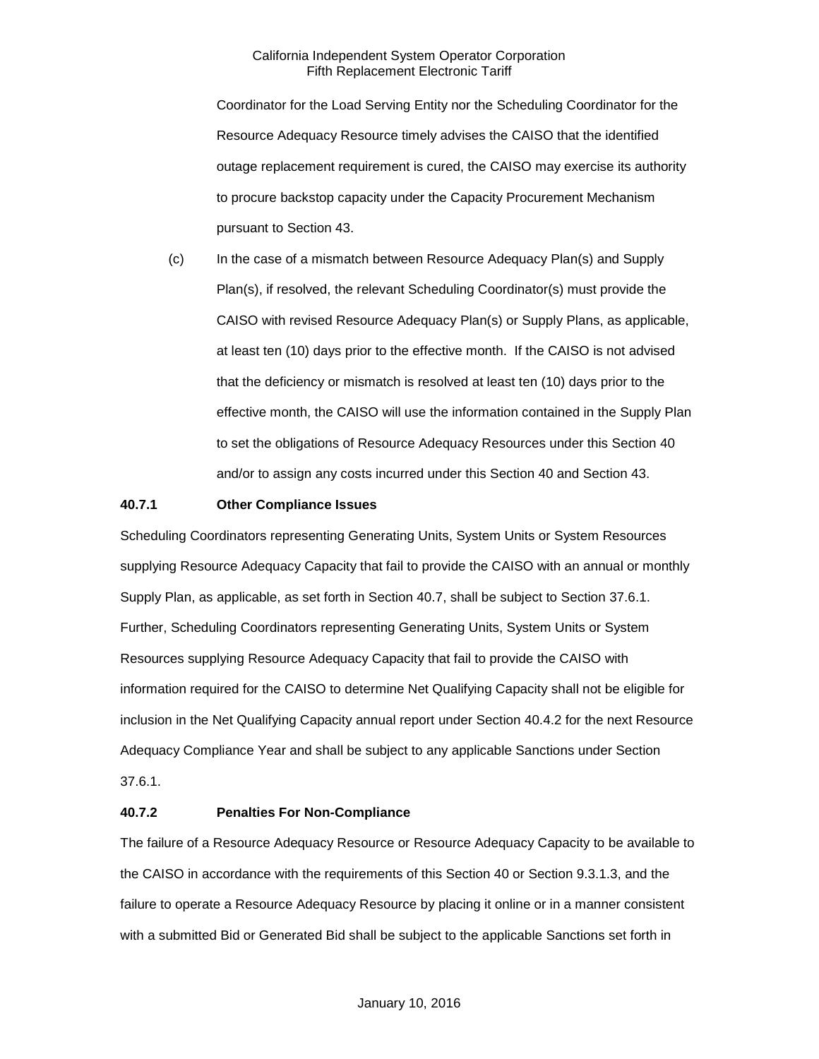Coordinator for the Load Serving Entity nor the Scheduling Coordinator for the Resource Adequacy Resource timely advises the CAISO that the identified outage replacement requirement is cured, the CAISO may exercise its authority to procure backstop capacity under the Capacity Procurement Mechanism pursuant to Section 43.

(c) In the case of a mismatch between Resource Adequacy Plan(s) and Supply Plan(s), if resolved, the relevant Scheduling Coordinator(s) must provide the CAISO with revised Resource Adequacy Plan(s) or Supply Plans, as applicable, at least ten (10) days prior to the effective month. If the CAISO is not advised that the deficiency or mismatch is resolved at least ten (10) days prior to the effective month, the CAISO will use the information contained in the Supply Plan to set the obligations of Resource Adequacy Resources under this Section 40 and/or to assign any costs incurred under this Section 40 and Section 43.

### 40.7.1 Other Compliance Issues

Scheduling Coordinators representing Generating Units, System Units or System Resources supplying Resource Adequacy Capacity that fail to provide the CAISO with an annual or monthly Supply Plan, as applicable, as set forth in Section 40.7, shall be subject to Section 37.6.1. Further, Scheduling Coordinators representing Generating Units, System Units or System Resources supplying Resource Adequacy Capacity that fail to provide the CAISO with information required for the CAISO to determine Net Qualifying Capacity shall not be eligible for inclusion in the Net Qualifying Capacity annual report under Section 40.4.2 for the next Resource Adequacy Compliance Year and shall be subject to any applicable Sanctions under Section 37.6.1.

### 40.7.2 Penalties For Non-Compliance

The failure of a Resource Adequacy Resource or Resource Adequacy Capacity to be available to the CAISO in accordance with the requirements of this Section 40 or Section 9.3.1.3, and the failure to operate a Resource Adequacy Resource by placing it online or in a manner consistent with a submitted Bid or Generated Bid shall be subject to the applicable Sanctions set forth in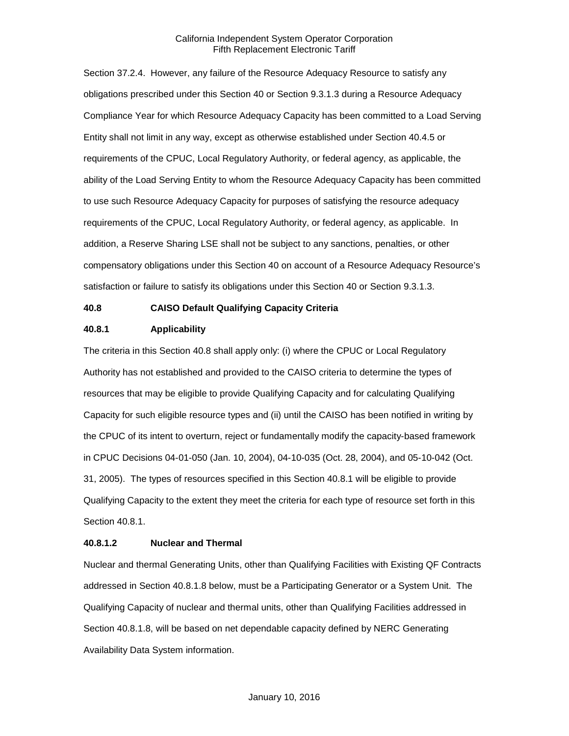Section 37.2.4. However, any failure of the Resource Adequacy Resource to satisfy any obligations prescribed under this Section 40 or Section 9.3.1.3 during a Resource Adequacy Compliance Year for which Resource Adequacy Capacity has been committed to a Load Serving Entity shall not limit in any way, except as otherwise established under Section 40.4.5 or requirements of the CPUC, Local Regulatory Authority, or federal agency, as applicable, the ability of the Load Serving Entity to whom the Resource Adequacy Capacity has been committed to use such Resource Adequacy Capacity for purposes of satisfying the resource adequacy requirements of the CPUC, Local Regulatory Authority, or federal agency, as applicable. In addition, a Reserve Sharing LSE shall not be subject to any sanctions, penalties, or other compensatory obligations under this Section 40 on account of a Resource Adequacy Resource's satisfaction or failure to satisfy its obligations under this Section 40 or Section 9.3.1.3.

**40.8 CAISO Default Qualifying Capacity Criteria**

**40.8.1 Applicability**

The criteria in this Section 40.8 shall apply only: (i) where the CPUC or Local Regulatory Authority has not established and provided to the CAISO criteria to determine the types of resources that may be eligible to provide Qualifying Capacity and for calculating Qualifying Capacity for such eligible resource types and (ii) until the CAISO has been notified in writing by the CPUC of its intent to overturn, reject or fundamentally modify the capacity-based framework in CPUC Decisions 04-01-050 (Jan. 10, 2004), 04-10-035 (Oct. 28, 2004), and 05-10-042 (Oct. 31, 2005). The types of resources specified in this Section 40.8.1 will be eligible to provide Qualifying Capacity to the extent they meet the criteria for each type of resource set forth in this Section 40.8.1.

**40.8.1.2 Nuclear and Thermal**

Nuclear and thermal Generating Units, other than Qualifying Facilities with Existing QF Contracts addressed in Section 40.8.1.8 below, must be a Participating Generator or a System Unit. The Qualifying Capacity of nuclear and thermal units, other than Qualifying Facilities addressed in Section 40.8.1.8, will be based on net dependable capacity defined by NERC Generating Availability Data System information.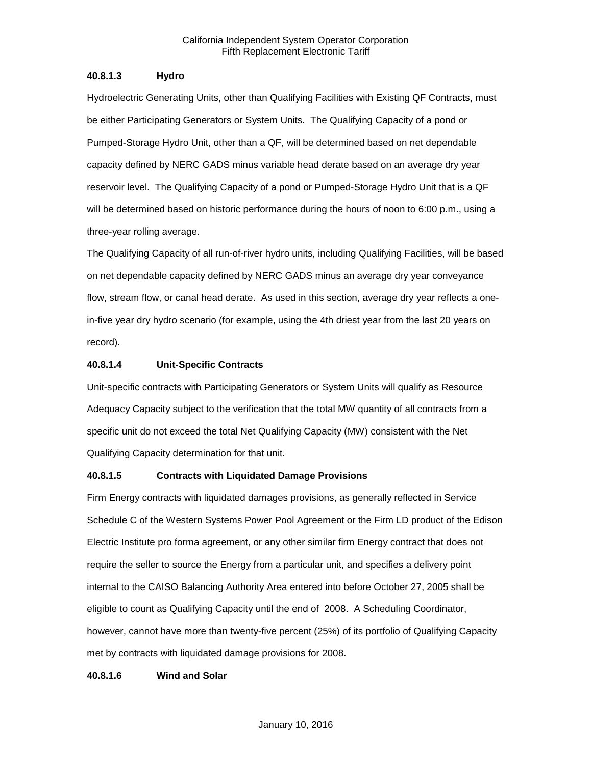**40.8.1.3 Hydro**

Hydroelectric Generating Units, other than Qualifying Facilities with Existing QF Contracts, must be either Participating Generators or System Units. The Qualifying Capacity of a pond or Pumped-Storage Hydro Unit, other than a QF, will be determined based on net dependable capacity defined by NERC GADS minus variable head derate based on an average dry year reservoir level. The Qualifying Capacity of a pond or Pumped-Storage Hydro Unit that is a QF will be determined based on historic performance during the hours of noon to 6:00 p.m., using a three-year rolling average.

The Qualifying Capacity of all run-of-river hydro units, including Qualifying Facilities, will be based on net dependable capacity defined by NERC GADS minus an average dry year conveyance flow, stream flow, or canal head derate. As used in this section, average dry year reflects a one-in-five year dry hydro scenario (for example, using the 4th driest year from the last 20 years on record).

**40.8.1.4 Unit-Specific Contracts**

Unit-specific contracts with Participating Generators or System Units will qualify as Resource Adequacy Capacity subject to the verification that the total MW quantity of all contracts from a specific unit do not exceed the total Net Qualifying Capacity (MW) consistent with the Net Qualifying Capacity determination for that unit.

**40.8.1.5 Contracts with Liquidated Damage Provisions**

Firm Energy contracts with liquidated damages provisions, as generally reflected in Service Schedule C of the Western Systems Power Pool Agreement or the Firm LD product of the Edison Electric Institute pro forma agreement, or any other similar firm Energy contract that does not require the seller to source the Energy from a particular unit, and specifies a delivery point internal to the CAISO Balancing Authority Area entered into before October 27, 2005 shall be eligible to count as Qualifying Capacity until the end of 2008. A Scheduling Coordinator, however, cannot have more than twenty-five percent (25%) of its portfolio of Qualifying Capacity met by contracts with liquidated damage provisions for 2008.

**40.8.1.6 Wind and Solar**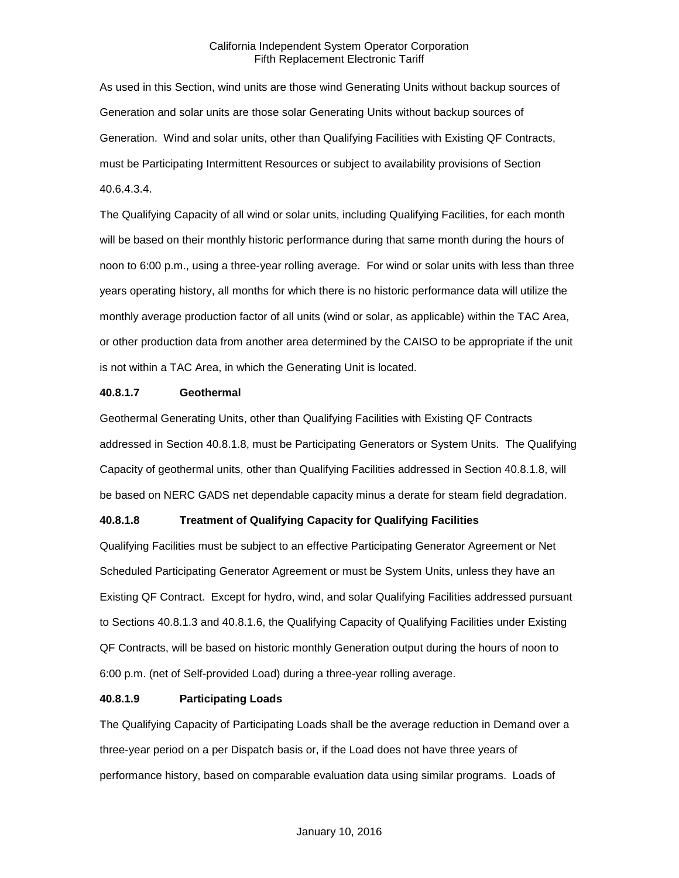As used in this Section, wind units are those wind Generating Units without backup sources of Generation and solar units are those solar Generating Units without backup sources of Generation. Wind and solar units, other than Qualifying Facilities with Existing QF Contracts, must be Participating Intermittent Resources or subject to availability provisions of Section 40.6.4.3.4.

The Qualifying Capacity of all wind or solar units, including Qualifying Facilities, for each month will be based on their monthly historic performance during that same month during the hours of noon to 6:00 p.m., using a three-year rolling average. For wind or solar units with less than three years operating history, all months for which there is no historic performance data will utilize the monthly average production factor of all units (wind or solar, as applicable) within the TAC Area, or other production data from another area determined by the CAISO to be appropriate if the unit is not within a TAC Area, in which the Generating Unit is located.

**40.8.1.7 Geothermal**

Geothermal Generating Units, other than Qualifying Facilities with Existing QF Contracts addressed in Section 40.8.1.8, must be Participating Generators or System Units. The Qualifying Capacity of geothermal units, other than Qualifying Facilities addressed in Section 40.8.1.8, will be based on NERC GADS net dependable capacity minus a derate for steam field degradation.

**40.8.1.8 Treatment of Qualifying Capacity for Qualifying Facilities**

Qualifying Facilities must be subject to an effective Participating Generator Agreement or Net Scheduled Participating Generator Agreement or must be System Units, unless they have an Existing QF Contract. Except for hydro, wind, and solar Qualifying Facilities addressed pursuant to Sections 40.8.1.3 and 40.8.1.6, the Qualifying Capacity of Qualifying Facilities under Existing QF Contracts, will be based on historic monthly Generation output during the hours of noon to 6:00 p.m. (net of Self-provided Load) during a three-year rolling average.

**40.8.1.9 Participating Loads**

The Qualifying Capacity of Participating Loads shall be the average reduction in Demand over a three-year period on a per Dispatch basis or, if the Load does not have three years of performance history, based on comparable evaluation data using similar programs. Loads of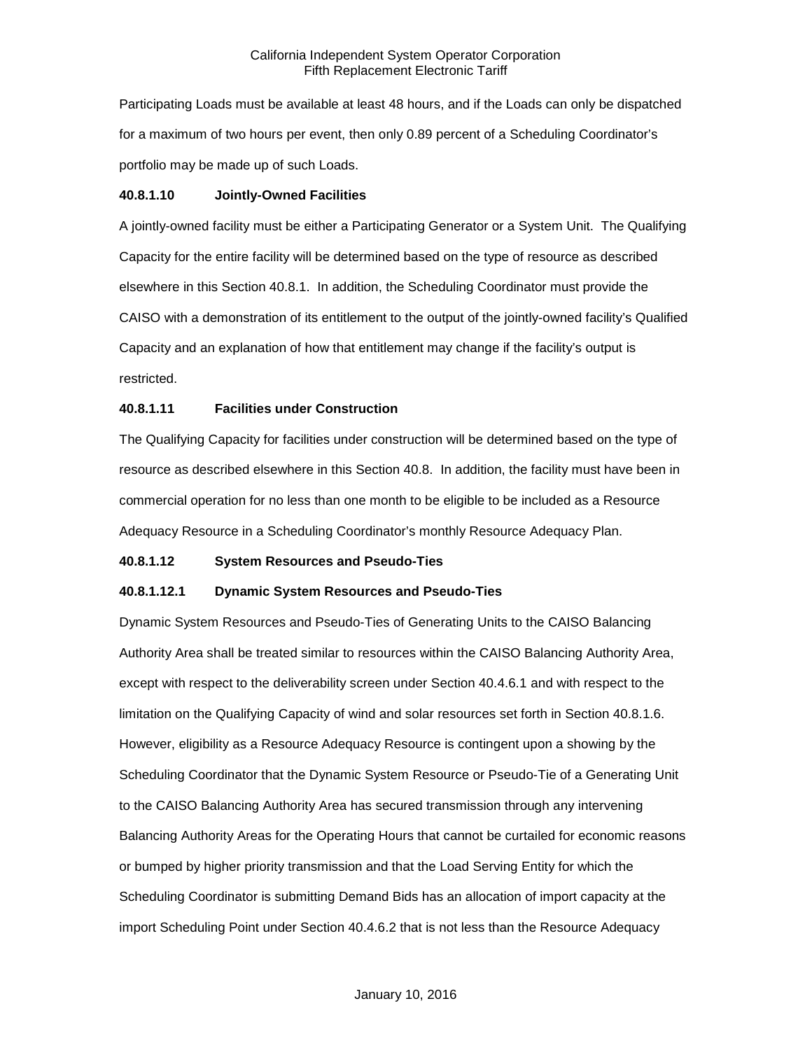Participating Loads must be available at least 48 hours, and if the Loads can only be dispatched for a maximum of two hours per event, then only 0.89 percent of a Scheduling Coordinator's portfolio may be made up of such Loads.

**40.8.1.10 Jointly-Owned Facilities**

A jointly-owned facility must be either a Participating Generator or a System Unit. The Qualifying Capacity for the entire facility will be determined based on the type of resource as described elsewhere in this Section 40.8.1. In addition, the Scheduling Coordinator must provide the CAISO with a demonstration of its entitlement to the output of the jointly-owned facility's Qualified Capacity and an explanation of how that entitlement may change if the facility's output is restricted.

**40.8.1.11 Facilities under Construction**

The Qualifying Capacity for facilities under construction will be determined based on the type of resource as described elsewhere in this Section 40.8. In addition, the facility must have been in commercial operation for no less than one month to be eligible to be included as a Resource Adequacy Resource in a Scheduling Coordinator's monthly Resource Adequacy Plan.

**40.8.1.12 System Resources and Pseudo-Ties**

**40.8.1.12.1 Dynamic System Resources and Pseudo-Ties**

Dynamic System Resources and Pseudo-Ties of Generating Units to the CAISO Balancing Authority Area shall be treated similar to resources within the CAISO Balancing Authority Area, except with respect to the deliverability screen under Section 40.4.6.1 and with respect to the limitation on the Qualifying Capacity of wind and solar resources set forth in Section 40.8.1.6. However, eligibility as a Resource Adequacy Resource is contingent upon a showing by the Scheduling Coordinator that the Dynamic System Resource or Pseudo-Tie of a Generating Unit to the CAISO Balancing Authority Area has secured transmission through any intervening Balancing Authority Areas for the Operating Hours that cannot be curtailed for economic reasons or bumped by higher priority transmission and that the Load Serving Entity for which the Scheduling Coordinator is submitting Demand Bids has an allocation of import capacity at the import Scheduling Point under Section 40.4.6.2 that is not less than the Resource Adequacy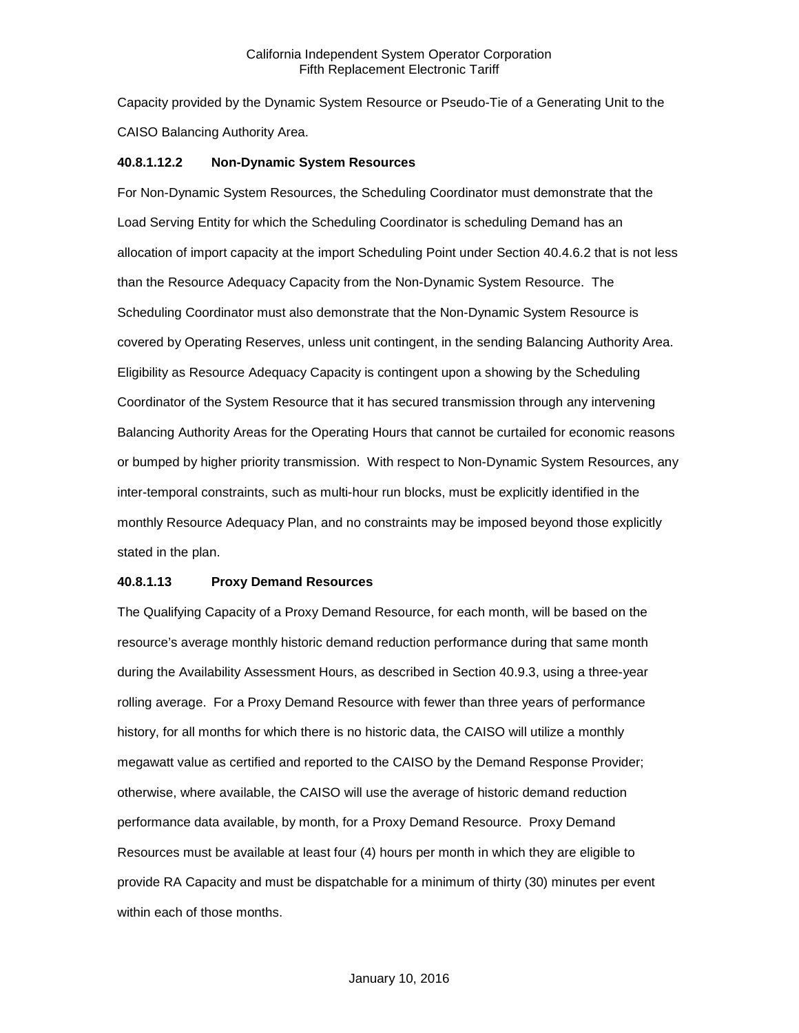Capacity provided by the Dynamic System Resource or Pseudo-Tie of a Generating Unit to the CAISO Balancing Authority Area.

#### 40.8.1.12.2 Non-Dynamic System Resources

For Non-Dynamic System Resources, the Scheduling Coordinator must demonstrate that the Load Serving Entity for which the Scheduling Coordinator is scheduling Demand has an allocation of import capacity at the import Scheduling Point under Section 40.4.6.2 that is not less than the Resource Adequacy Capacity from the Non-Dynamic System Resource. The Scheduling Coordinator must also demonstrate that the Non-Dynamic System Resource is covered by Operating Reserves, unless unit contingent, in the sending Balancing Authority Area. Eligibility as Resource Adequacy Capacity is contingent upon a showing by the Scheduling Coordinator of the System Resource that it has secured transmission through any intervening Balancing Authority Areas for the Operating Hours that cannot be curtailed for economic reasons or bumped by higher priority transmission. With respect to Non-Dynamic System Resources, any inter-temporal constraints, such as multi-hour run blocks, must be explicitly identified in the monthly Resource Adequacy Plan, and no constraints may be imposed beyond those explicitly stated in the plan.

#### 40.8.1.13 Proxy Demand Resources

The Qualifying Capacity of a Proxy Demand Resource, for each month, will be based on the resource's average monthly historic demand reduction performance during that same month during the Availability Assessment Hours, as described in Section 40.9.3, using a three-year rolling average. For a Proxy Demand Resource with fewer than three years of performance history, for all months for which there is no historic data, the CAISO will utilize a monthly megawatt value as certified and reported to the CAISO by the Demand Response Provider; otherwise, where available, the CAISO will use the average of historic demand reduction performance data available, by month, for a Proxy Demand Resource. Proxy Demand Resources must be available at least four (4) hours per month in which they are eligible to provide RA Capacity and must be dispatchable for a minimum of thirty (30) minutes per event within each of those months.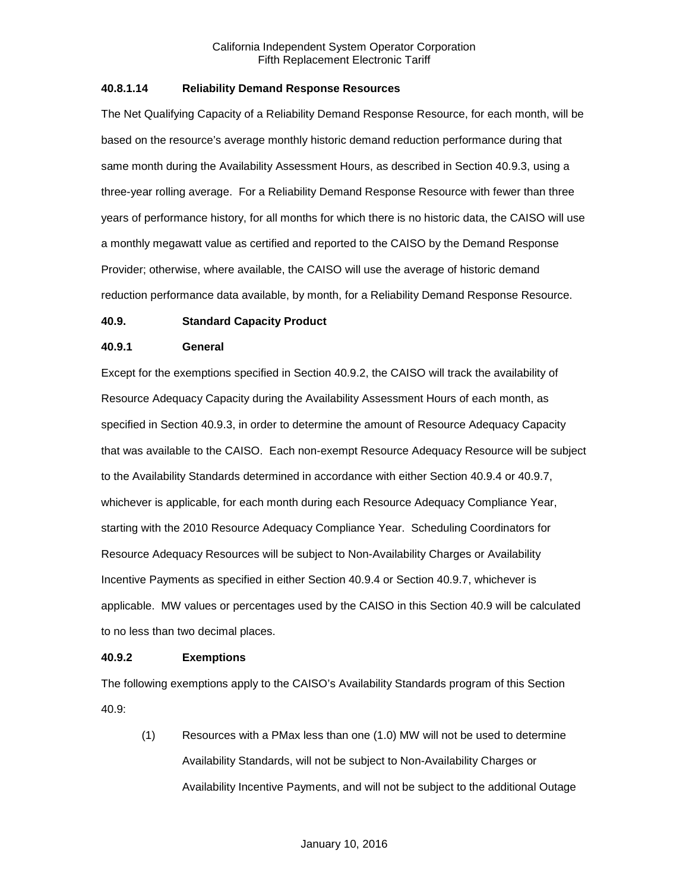### 40.8.1.14 Reliability Demand Response Resources

The Net Qualifying Capacity of a Reliability Demand Response Resource, for each month, will be based on the resource's average monthly historic demand reduction performance during that same month during the Availability Assessment Hours, as described in Section 40.9.3, using a three-year rolling average. For a Reliability Demand Response Resource with fewer than three years of performance history, for all months for which there is no historic data, the CAISO will use a monthly megawatt value as certified and reported to the CAISO by the Demand Response Provider; otherwise, where available, the CAISO will use the average of historic demand reduction performance data available, by month, for a Reliability Demand Response Resource.

## 40.9. Standard Capacity Product

### 40.9.1 General

Except for the exemptions specified in Section 40.9.2, the CAISO will track the availability of Resource Adequacy Capacity during the Availability Assessment Hours of each month, as specified in Section 40.9.3, in order to determine the amount of Resource Adequacy Capacity that was available to the CAISO. Each non-exempt Resource Adequacy Resource will be subject to the Availability Standards determined in accordance with either Section 40.9.4 or 40.9.7, whichever is applicable, for each month during each Resource Adequacy Compliance Year, starting with the 2010 Resource Adequacy Compliance Year. Scheduling Coordinators for Resource Adequacy Resources will be subject to Non-Availability Charges or Availability Incentive Payments as specified in either Section 40.9.4 or Section 40.9.7, whichever is applicable. MW values or percentages used by the CAISO in this Section 40.9 will be calculated to no less than two decimal places.

### 40.9.2 Exemptions

The following exemptions apply to the CAISO's Availability Standards program of this Section 40.9:

(1) Resources with a PMax less than one (1.0) MW will not be used to determine Availability Standards, will not be subject to Non-Availability Charges or Availability Incentive Payments, and will not be subject to the additional Outage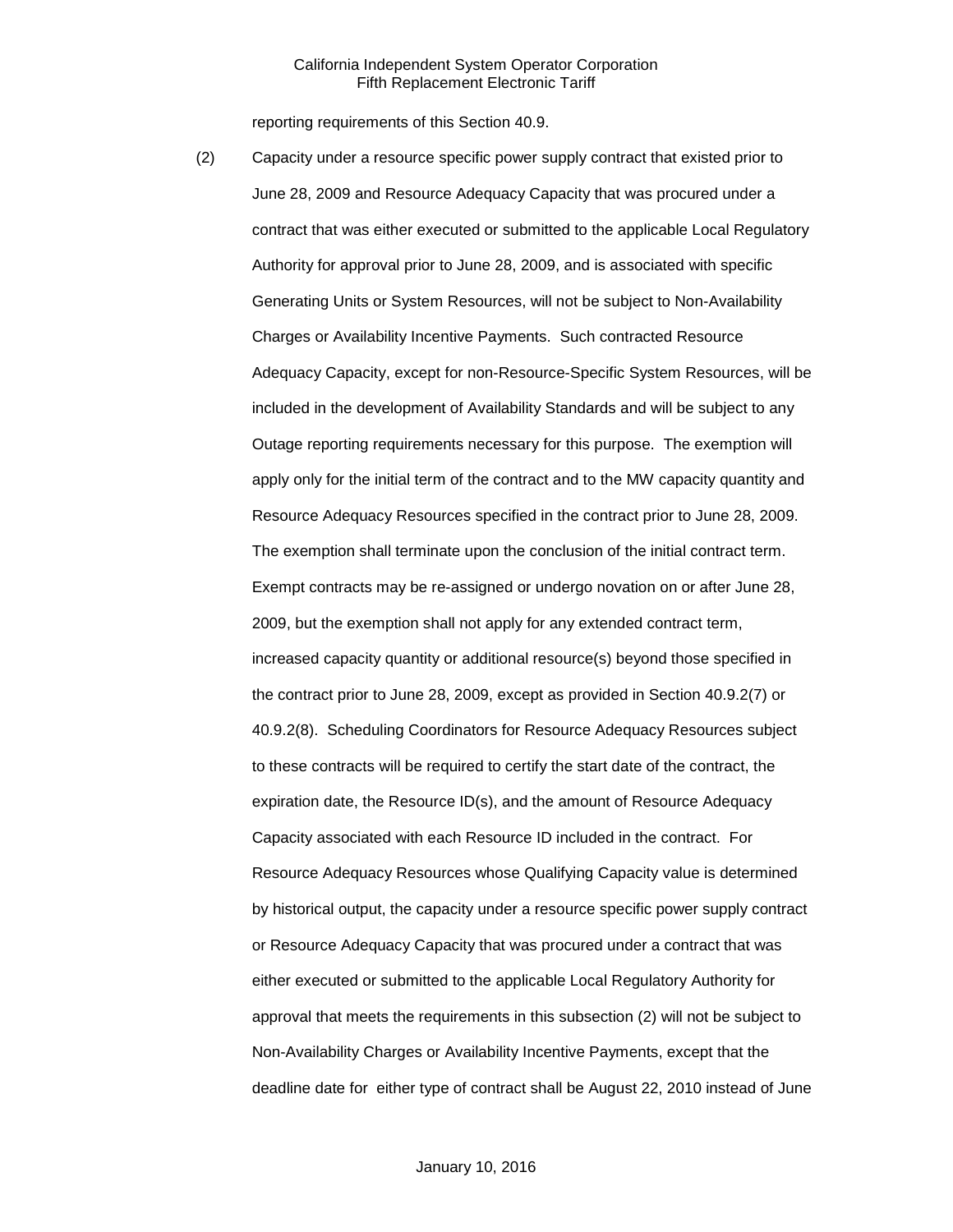reporting requirements of this Section 40.9.

(2) Capacity under a resource specific power supply contract that existed prior to June 28, 2009 and Resource Adequacy Capacity that was procured under a contract that was either executed or submitted to the applicable Local Regulatory Authority for approval prior to June 28, 2009, and is associated with specific Generating Units or System Resources, will not be subject to Non-Availability Charges or Availability Incentive Payments. Such contracted Resource Adequacy Capacity, except for non-Resource-Specific System Resources, will be included in the development of Availability Standards and will be subject to any Outage reporting requirements necessary for this purpose. The exemption will apply only for the initial term of the contract and to the MW capacity quantity and Resource Adequacy Resources specified in the contract prior to June 28, 2009. The exemption shall terminate upon the conclusion of the initial contract term. Exempt contracts may be re-assigned or undergo novation on or after June 28, 2009, but the exemption shall not apply for any extended contract term, increased capacity quantity or additional resource(s) beyond those specified in the contract prior to June 28, 2009, except as provided in Section 40.9.2(7) or 40.9.2(8). Scheduling Coordinators for Resource Adequacy Resources subject to these contracts will be required to certify the start date of the contract, the expiration date, the Resource ID(s), and the amount of Resource Adequacy Capacity associated with each Resource ID included in the contract. For Resource Adequacy Resources whose Qualifying Capacity value is determined by historical output, the capacity under a resource specific power supply contract or Resource Adequacy Capacity that was procured under a contract that was either executed or submitted to the applicable Local Regulatory Authority for approval that meets the requirements in this subsection (2) will not be subject to Non-Availability Charges or Availability Incentive Payments, except that the deadline date for either type of contract shall be August 22, 2010 instead of June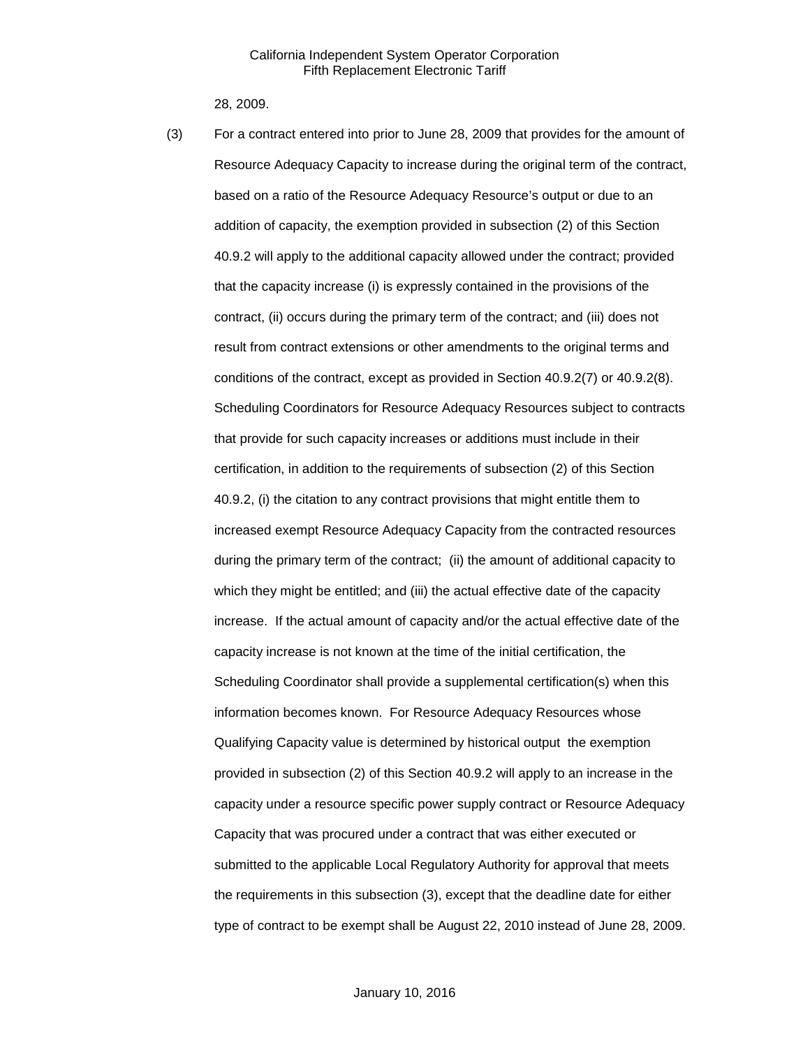28, 2009.

(3) For a contract entered into prior to June 28, 2009 that provides for the amount of Resource Adequacy Capacity to increase during the original term of the contract, based on a ratio of the Resource Adequacy Resource's output or due to an addition of capacity, the exemption provided in subsection (2) of this Section 40.9.2 will apply to the additional capacity allowed under the contract; provided that the capacity increase (i) is expressly contained in the provisions of the contract, (ii) occurs during the primary term of the contract; and (iii) does not result from contract extensions or other amendments to the original terms and conditions of the contract, except as provided in Section 40.9.2(7) or 40.9.2(8). Scheduling Coordinators for Resource Adequacy Resources subject to contracts that provide for such capacity increases or additions must include in their certification, in addition to the requirements of subsection (2) of this Section 40.9.2, (i) the citation to any contract provisions that might entitle them to increased exempt Resource Adequacy Capacity from the contracted resources during the primary term of the contract; (ii) the amount of additional capacity to which they might be entitled; and (iii) the actual effective date of the capacity increase. If the actual amount of capacity and/or the actual effective date of the capacity increase is not known at the time of the initial certification, the Scheduling Coordinator shall provide a supplemental certification(s) when this information becomes known. For Resource Adequacy Resources whose Qualifying Capacity value is determined by historical output the exemption provided in subsection (2) of this Section 40.9.2 will apply to an increase in the capacity under a resource specific power supply contract or Resource Adequacy Capacity that was procured under a contract that was either executed or submitted to the applicable Local Regulatory Authority for approval that meets the requirements in this subsection (3), except that the deadline date for either type of contract to be exempt shall be August 22, 2010 instead of June 28, 2009.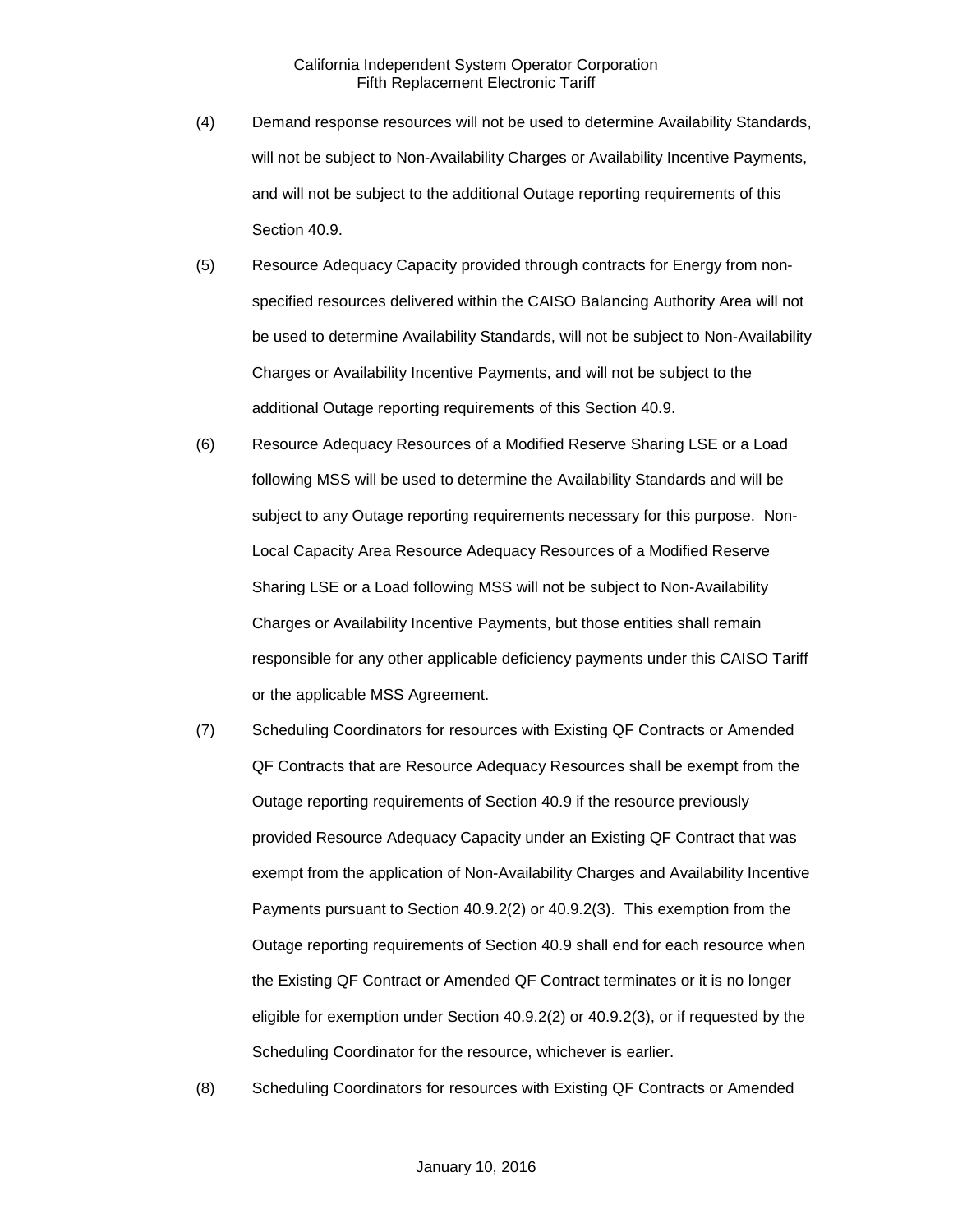(4) Demand response resources will not be used to determine Availability Standards, will not be subject to Non-Availability Charges or Availability Incentive Payments, and will not be subject to the additional Outage reporting requirements of this Section 40.9.

(5) Resource Adequacy Capacity provided through contracts for Energy from non-specified resources delivered within the CAISO Balancing Authority Area will not be used to determine Availability Standards, will not be subject to Non-Availability Charges or Availability Incentive Payments, and will not be subject to the additional Outage reporting requirements of this Section 40.9.

(6) Resource Adequacy Resources of a Modified Reserve Sharing LSE or a Load following MSS will be used to determine the Availability Standards and will be subject to any Outage reporting requirements necessary for this purpose. Non-Local Capacity Area Resource Adequacy Resources of a Modified Reserve Sharing LSE or a Load following MSS will not be subject to Non-Availability Charges or Availability Incentive Payments, but those entities shall remain responsible for any other applicable deficiency payments under this CAISO Tariff or the applicable MSS Agreement.

(7) Scheduling Coordinators for resources with Existing QF Contracts or Amended QF Contracts that are Resource Adequacy Resources shall be exempt from the Outage reporting requirements of Section 40.9 if the resource previously provided Resource Adequacy Capacity under an Existing QF Contract that was exempt from the application of Non-Availability Charges and Availability Incentive Payments pursuant to Section 40.9.2(2) or 40.9.2(3). This exemption from the Outage reporting requirements of Section 40.9 shall end for each resource when the Existing QF Contract or Amended QF Contract terminates or it is no longer eligible for exemption under Section 40.9.2(2) or 40.9.2(3), or if requested by the Scheduling Coordinator for the resource, whichever is earlier.

(8) Scheduling Coordinators for resources with Existing QF Contracts or Amended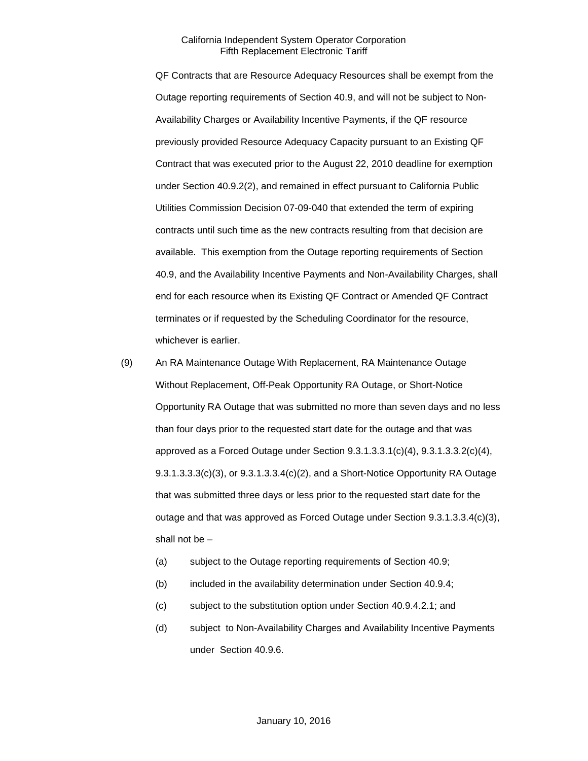QF Contracts that are Resource Adequacy Resources shall be exempt from the Outage reporting requirements of Section 40.9, and will not be subject to Non-Availability Charges or Availability Incentive Payments, if the QF resource previously provided Resource Adequacy Capacity pursuant to an Existing QF Contract that was executed prior to the August 22, 2010 deadline for exemption under Section 40.9.2(2), and remained in effect pursuant to California Public Utilities Commission Decision 07-09-040 that extended the term of expiring contracts until such time as the new contracts resulting from that decision are available. This exemption from the Outage reporting requirements of Section 40.9, and the Availability Incentive Payments and Non-Availability Charges, shall end for each resource when its Existing QF Contract or Amended QF Contract terminates or if requested by the Scheduling Coordinator for the resource, whichever is earlier.

(9) An RA Maintenance Outage With Replacement, RA Maintenance Outage Without Replacement, Off-Peak Opportunity RA Outage, or Short-Notice Opportunity RA Outage that was submitted no more than seven days and no less than four days prior to the requested start date for the outage and that was approved as a Forced Outage under Section 9.3.1.3.3.1(c)(4), 9.3.1.3.3.2(c)(4), 9.3.1.3.3.3(c)(3), or 9.3.1.3.3.4(c)(2), and a Short-Notice Opportunity RA Outage that was submitted three days or less prior to the requested start date for the outage and that was approved as Forced Outage under Section 9.3.1.3.3.4(c)(3), shall not be –

- (a) subject to the Outage reporting requirements of Section 40.9;
- (b) included in the availability determination under Section 40.9.4;
- (c) subject to the substitution option under Section 40.9.4.2.1; and
- (d) subject to Non-Availability Charges and Availability Incentive Payments under Section 40.9.6.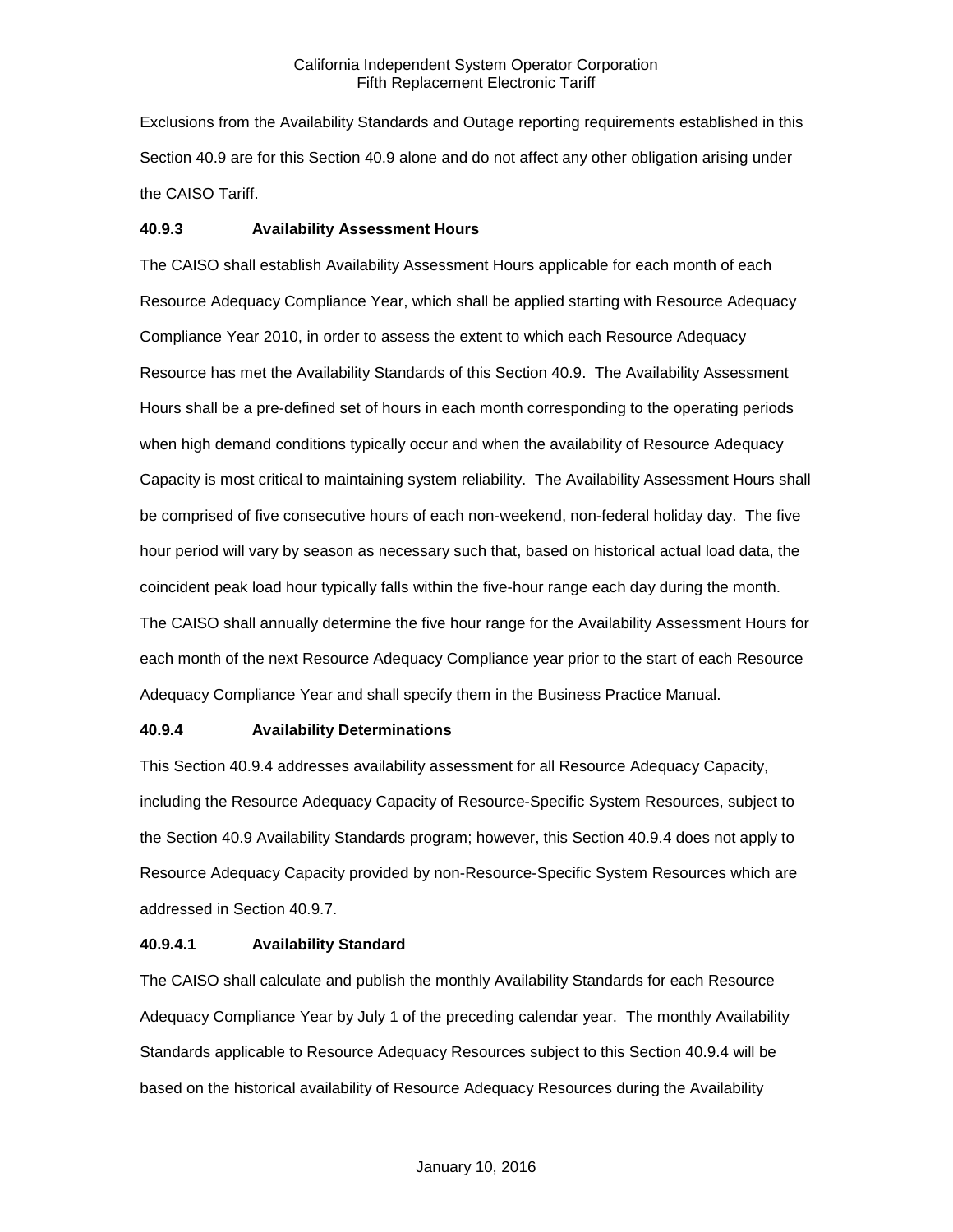Exclusions from the Availability Standards and Outage reporting requirements established in this Section 40.9 are for this Section 40.9 alone and do not affect any other obligation arising under the CAISO Tariff.

**40.9.3 Availability Assessment Hours**

The CAISO shall establish Availability Assessment Hours applicable for each month of each Resource Adequacy Compliance Year, which shall be applied starting with Resource Adequacy Compliance Year 2010, in order to assess the extent to which each Resource Adequacy Resource has met the Availability Standards of this Section 40.9. The Availability Assessment Hours shall be a pre-defined set of hours in each month corresponding to the operating periods when high demand conditions typically occur and when the availability of Resource Adequacy Capacity is most critical to maintaining system reliability. The Availability Assessment Hours shall be comprised of five consecutive hours of each non-weekend, non-federal holiday day. The five hour period will vary by season as necessary such that, based on historical actual load data, the coincident peak load hour typically falls within the five-hour range each day during the month. The CAISO shall annually determine the five hour range for the Availability Assessment Hours for each month of the next Resource Adequacy Compliance year prior to the start of each Resource Adequacy Compliance Year and shall specify them in the Business Practice Manual.

**40.9.4 Availability Determinations**

This Section 40.9.4 addresses availability assessment for all Resource Adequacy Capacity, including the Resource Adequacy Capacity of Resource-Specific System Resources, subject to the Section 40.9 Availability Standards program; however, this Section 40.9.4 does not apply to Resource Adequacy Capacity provided by non-Resource-Specific System Resources which are addressed in Section 40.9.7.

**40.9.4.1 Availability Standard**

The CAISO shall calculate and publish the monthly Availability Standards for each Resource Adequacy Compliance Year by July 1 of the preceding calendar year. The monthly Availability Standards applicable to Resource Adequacy Resources subject to this Section 40.9.4 will be based on the historical availability of Resource Adequacy Resources during the Availability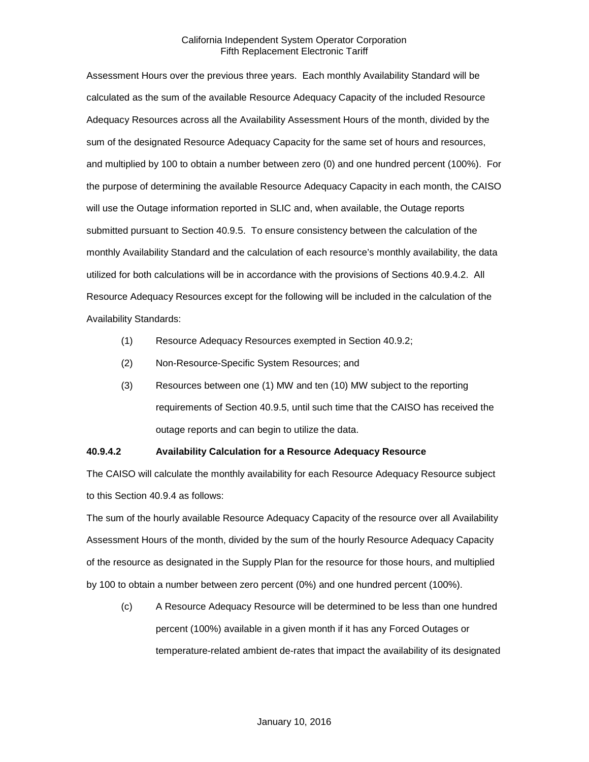Assessment Hours over the previous three years. Each monthly Availability Standard will be calculated as the sum of the available Resource Adequacy Capacity of the included Resource Adequacy Resources across all the Availability Assessment Hours of the month, divided by the sum of the designated Resource Adequacy Capacity for the same set of hours and resources, and multiplied by 100 to obtain a number between zero (0) and one hundred percent (100%). For the purpose of determining the available Resource Adequacy Capacity in each month, the CAISO will use the Outage information reported in SLIC and, when available, the Outage reports submitted pursuant to Section 40.9.5. To ensure consistency between the calculation of the monthly Availability Standard and the calculation of each resource's monthly availability, the data utilized for both calculations will be in accordance with the provisions of Sections 40.9.4.2. All Resource Adequacy Resources except for the following will be included in the calculation of the Availability Standards:

(1) Resource Adequacy Resources exempted in Section 40.9.2;

(2) Non-Resource-Specific System Resources; and

(3) Resources between one (1) MW and ten (10) MW subject to the reporting requirements of Section 40.9.5, until such time that the CAISO has received the outage reports and can begin to utilize the data.

**40.9.4.2 Availability Calculation for a Resource Adequacy Resource**

The CAISO will calculate the monthly availability for each Resource Adequacy Resource subject to this Section 40.9.4 as follows:

The sum of the hourly available Resource Adequacy Capacity of the resource over all Availability Assessment Hours of the month, divided by the sum of the hourly Resource Adequacy Capacity of the resource as designated in the Supply Plan for the resource for those hours, and multiplied by 100 to obtain a number between zero percent (0%) and one hundred percent (100%).

(c) A Resource Adequacy Resource will be determined to be less than one hundred percent (100%) available in a given month if it has any Forced Outages or temperature-related ambient de-rates that impact the availability of its designated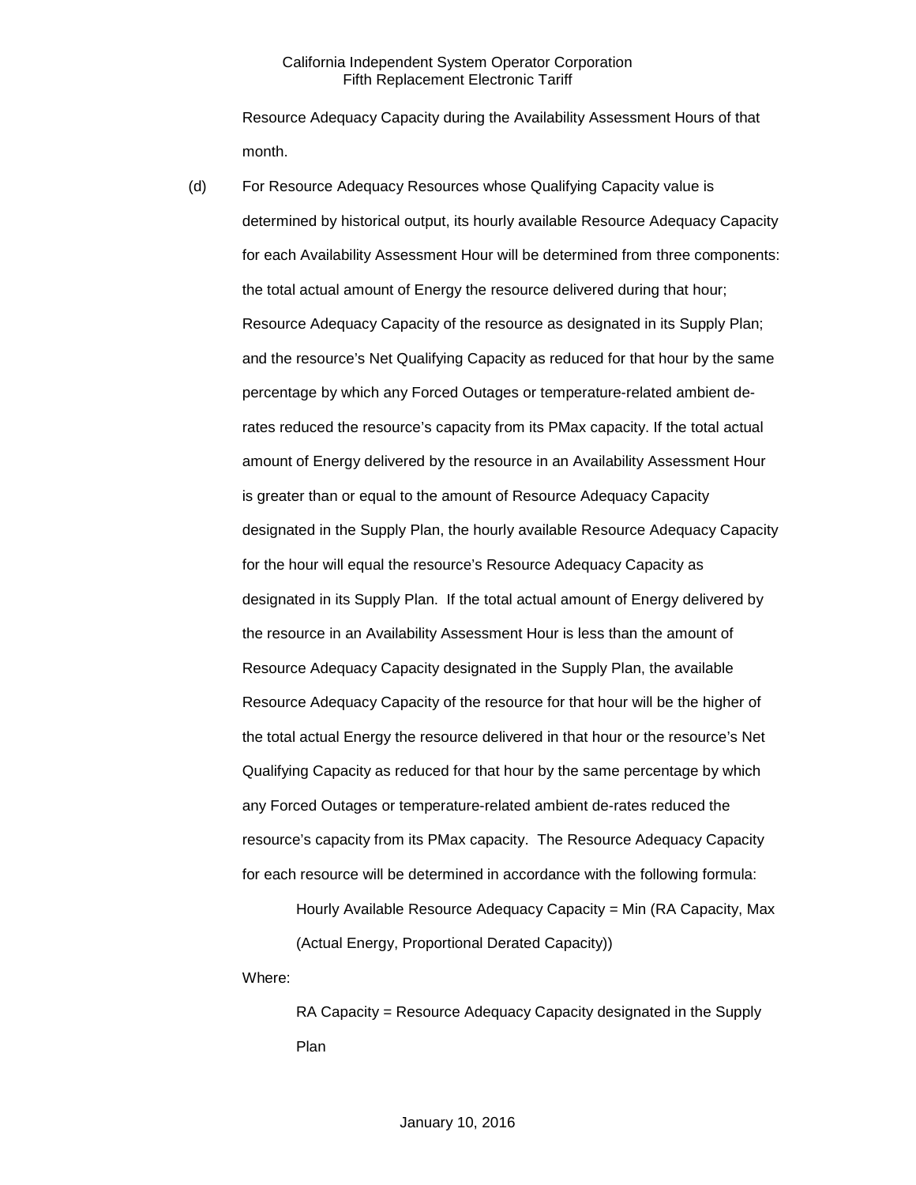Resource Adequacy Capacity during the Availability Assessment Hours of that month.

(d) For Resource Adequacy Resources whose Qualifying Capacity value is determined by historical output, its hourly available Resource Adequacy Capacity for each Availability Assessment Hour will be determined from three components: the total actual amount of Energy the resource delivered during that hour; Resource Adequacy Capacity of the resource as designated in its Supply Plan; and the resource's Net Qualifying Capacity as reduced for that hour by the same percentage by which any Forced Outages or temperature-related ambient de-rates reduced the resource's capacity from its PMax capacity. If the total actual amount of Energy delivered by the resource in an Availability Assessment Hour is greater than or equal to the amount of Resource Adequacy Capacity designated in the Supply Plan, the hourly available Resource Adequacy Capacity for the hour will equal the resource's Resource Adequacy Capacity as designated in its Supply Plan. If the total actual amount of Energy delivered by the resource in an Availability Assessment Hour is less than the amount of Resource Adequacy Capacity designated in the Supply Plan, the available Resource Adequacy Capacity of the resource for that hour will be the higher of the total actual Energy the resource delivered in that hour or the resource's Net Qualifying Capacity as reduced for that hour by the same percentage by which any Forced Outages or temperature-related ambient de-rates reduced the resource's capacity from its PMax capacity. The Resource Adequacy Capacity for each resource will be determined in accordance with the following formula:

Hourly Available Resource Adequacy Capacity = Min (RA Capacity, Max (Actual Energy, Proportional Derated Capacity))

Where:

RA Capacity = Resource Adequacy Capacity designated in the Supply Plan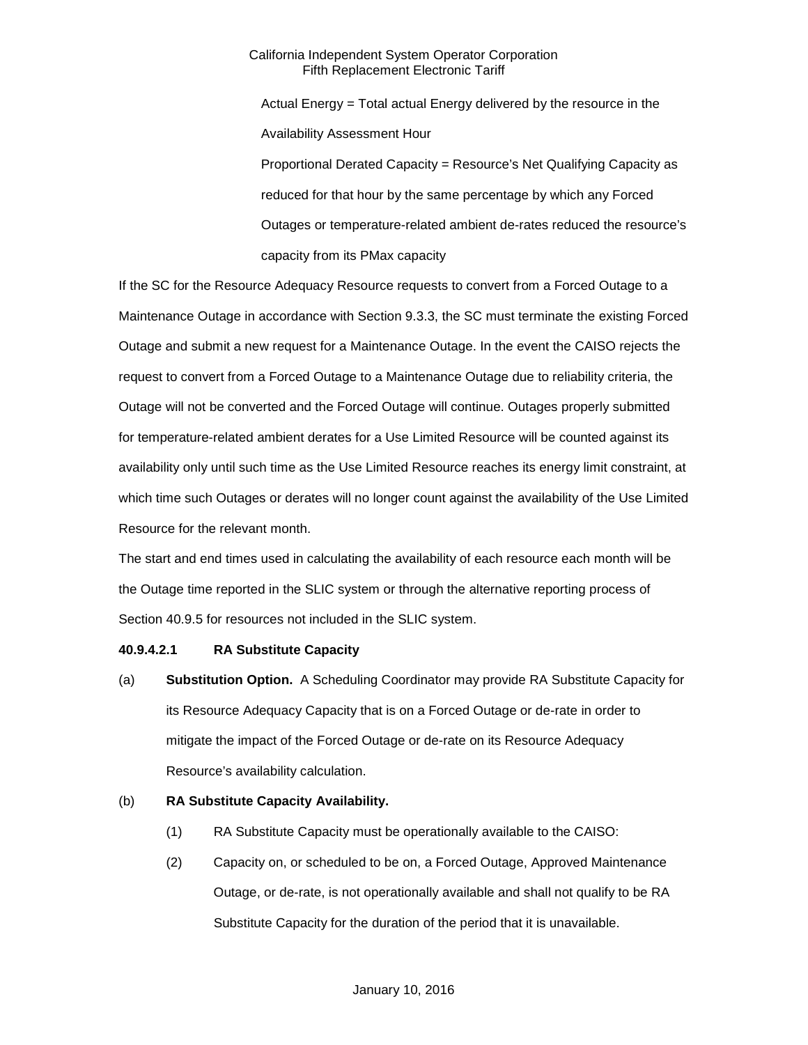Actual Energy = Total actual Energy delivered by the resource in the Availability Assessment Hour

Proportional Derated Capacity = Resource's Net Qualifying Capacity as reduced for that hour by the same percentage by which any Forced Outages or temperature-related ambient de-rates reduced the resource's capacity from its PMax capacity

If the SC for the Resource Adequacy Resource requests to convert from a Forced Outage to a Maintenance Outage in accordance with Section 9.3.3, the SC must terminate the existing Forced Outage and submit a new request for a Maintenance Outage. In the event the CAISO rejects the request to convert from a Forced Outage to a Maintenance Outage due to reliability criteria, the Outage will not be converted and the Forced Outage will continue. Outages properly submitted for temperature-related ambient derates for a Use Limited Resource will be counted against its availability only until such time as the Use Limited Resource reaches its energy limit constraint, at which time such Outages or derates will no longer count against the availability of the Use Limited Resource for the relevant month.

The start and end times used in calculating the availability of each resource each month will be the Outage time reported in the SLIC system or through the alternative reporting process of Section 40.9.5 for resources not included in the SLIC system.

**40.9.4.2.1 RA Substitute Capacity**

(a) **Substitution Option.** A Scheduling Coordinator may provide RA Substitute Capacity for its Resource Adequacy Capacity that is on a Forced Outage or de-rate in order to mitigate the impact of the Forced Outage or de-rate on its Resource Adequacy Resource's availability calculation.

(b) **RA Substitute Capacity Availability.**

(1) RA Substitute Capacity must be operationally available to the CAISO:

(2) Capacity on, or scheduled to be on, a Forced Outage, Approved Maintenance Outage, or de-rate, is not operationally available and shall not qualify to be RA Substitute Capacity for the duration of the period that it is unavailable.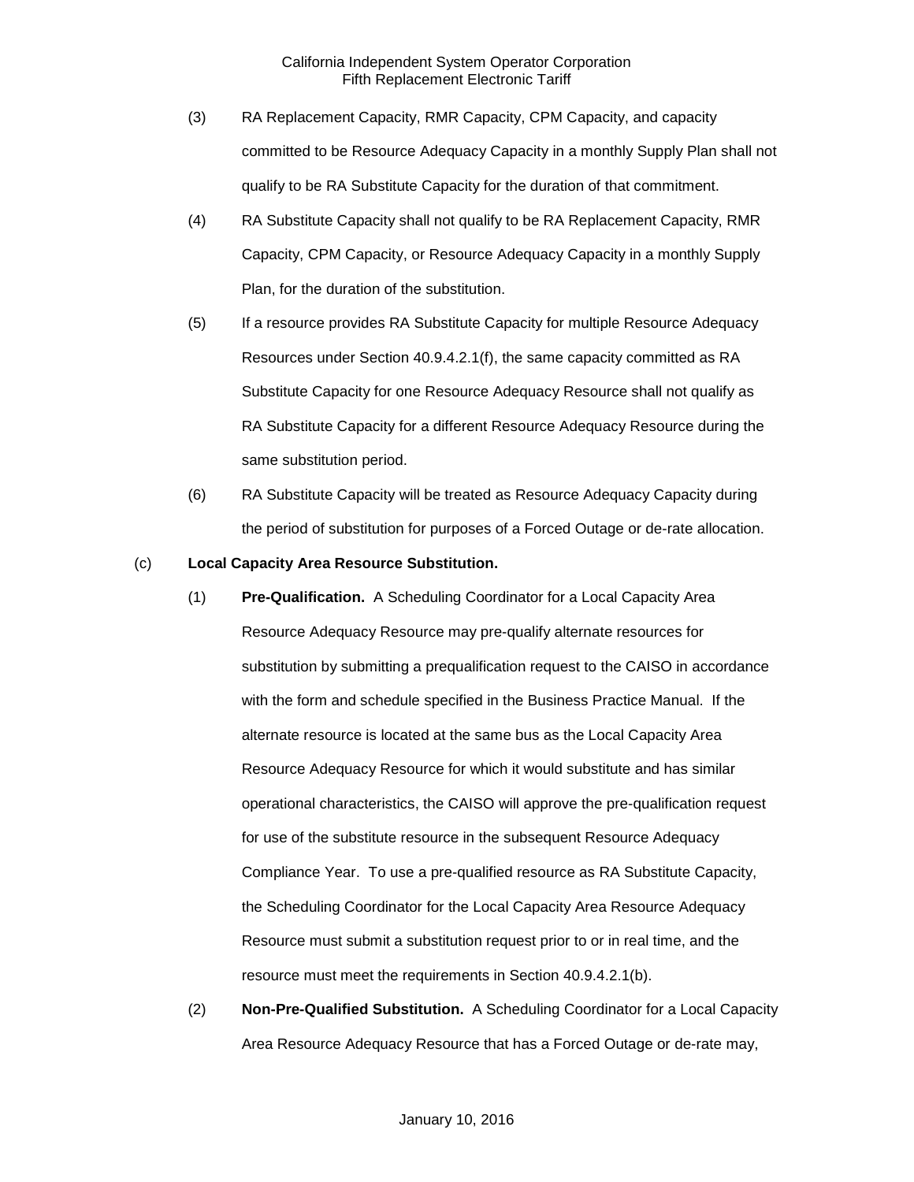(3) RA Replacement Capacity, RMR Capacity, CPM Capacity, and capacity committed to be Resource Adequacy Capacity in a monthly Supply Plan shall not qualify to be RA Substitute Capacity for the duration of that commitment.

(4) RA Substitute Capacity shall not qualify to be RA Replacement Capacity, RMR Capacity, CPM Capacity, or Resource Adequacy Capacity in a monthly Supply Plan, for the duration of the substitution.

(5) If a resource provides RA Substitute Capacity for multiple Resource Adequacy Resources under Section 40.9.4.2.1(f), the same capacity committed as RA Substitute Capacity for one Resource Adequacy Resource shall not qualify as RA Substitute Capacity for a different Resource Adequacy Resource during the same substitution period.

(6) RA Substitute Capacity will be treated as Resource Adequacy Capacity during the period of substitution for purposes of a Forced Outage or de-rate allocation.

(c) **Local Capacity Area Resource Substitution.**

(1) **Pre-Qualification.** A Scheduling Coordinator for a Local Capacity Area Resource Adequacy Resource may pre-qualify alternate resources for substitution by submitting a prequalification request to the CAISO in accordance with the form and schedule specified in the Business Practice Manual. If the alternate resource is located at the same bus as the Local Capacity Area Resource Adequacy Resource for which it would substitute and has similar operational characteristics, the CAISO will approve the pre-qualification request for use of the substitute resource in the subsequent Resource Adequacy Compliance Year. To use a pre-qualified resource as RA Substitute Capacity, the Scheduling Coordinator for the Local Capacity Area Resource Adequacy Resource must submit a substitution request prior to or in real time, and the resource must meet the requirements in Section 40.9.4.2.1(b).

(2) **Non-Pre-Qualified Substitution.** A Scheduling Coordinator for a Local Capacity Area Resource Adequacy Resource that has a Forced Outage or de-rate may,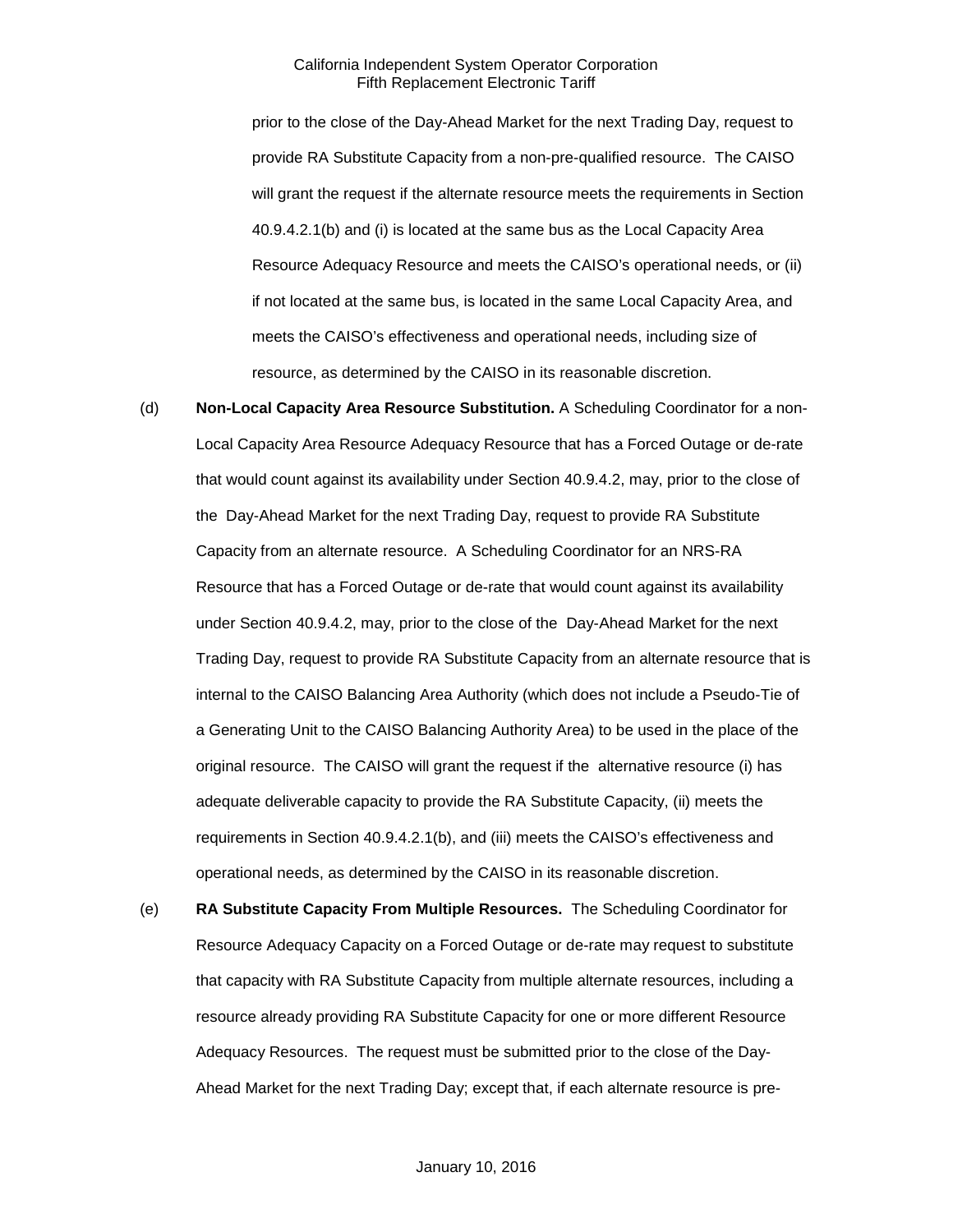prior to the close of the Day-Ahead Market for the next Trading Day, request to provide RA Substitute Capacity from a non-pre-qualified resource. The CAISO will grant the request if the alternate resource meets the requirements in Section 40.9.4.2.1(b) and (i) is located at the same bus as the Local Capacity Area Resource Adequacy Resource and meets the CAISO's operational needs, or (ii) if not located at the same bus, is located in the same Local Capacity Area, and meets the CAISO's effectiveness and operational needs, including size of resource, as determined by the CAISO in its reasonable discretion.

(d) **Non-Local Capacity Area Resource Substitution.** A Scheduling Coordinator for a non-Local Capacity Area Resource Adequacy Resource that has a Forced Outage or de-rate that would count against its availability under Section 40.9.4.2, may, prior to the close of the Day-Ahead Market for the next Trading Day, request to provide RA Substitute Capacity from an alternate resource. A Scheduling Coordinator for an NRS-RA Resource that has a Forced Outage or de-rate that would count against its availability under Section 40.9.4.2, may, prior to the close of the Day-Ahead Market for the next Trading Day, request to provide RA Substitute Capacity from an alternate resource that is internal to the CAISO Balancing Area Authority (which does not include a Pseudo-Tie of a Generating Unit to the CAISO Balancing Authority Area) to be used in the place of the original resource. The CAISO will grant the request if the alternative resource (i) has adequate deliverable capacity to provide the RA Substitute Capacity, (ii) meets the requirements in Section 40.9.4.2.1(b), and (iii) meets the CAISO's effectiveness and operational needs, as determined by the CAISO in its reasonable discretion.

(e) **RA Substitute Capacity From Multiple Resources.** The Scheduling Coordinator for Resource Adequacy Capacity on a Forced Outage or de-rate may request to substitute that capacity with RA Substitute Capacity from multiple alternate resources, including a resource already providing RA Substitute Capacity for one or more different Resource Adequacy Resources. The request must be submitted prior to the close of the Day-Ahead Market for the next Trading Day; except that, if each alternate resource is pre-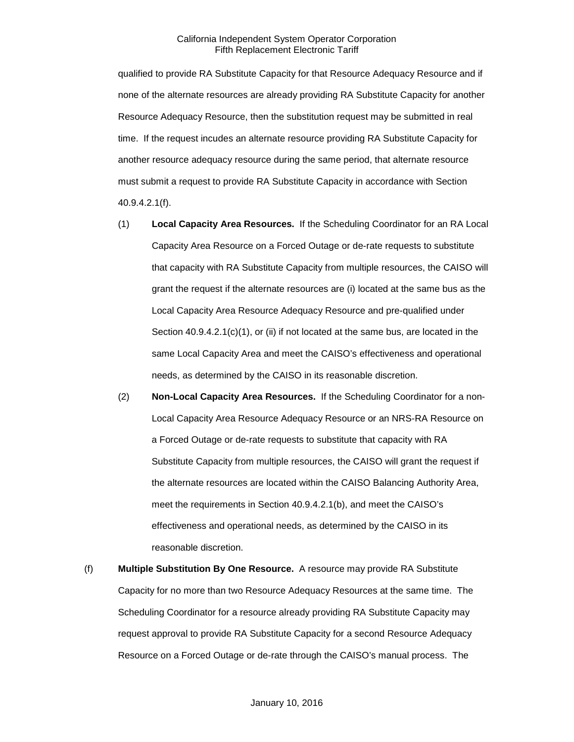qualified to provide RA Substitute Capacity for that Resource Adequacy Resource and if none of the alternate resources are already providing RA Substitute Capacity for another Resource Adequacy Resource, then the substitution request may be submitted in real time. If the request incudes an alternate resource providing RA Substitute Capacity for another resource adequacy resource during the same period, that alternate resource must submit a request to provide RA Substitute Capacity in accordance with Section 40.9.4.2.1(f).

(1) **Local Capacity Area Resources.** If the Scheduling Coordinator for an RA Local Capacity Area Resource on a Forced Outage or de-rate requests to substitute that capacity with RA Substitute Capacity from multiple resources, the CAISO will grant the request if the alternate resources are (i) located at the same bus as the Local Capacity Area Resource Adequacy Resource and pre-qualified under Section 40.9.4.2.1(c)(1), or (ii) if not located at the same bus, are located in the same Local Capacity Area and meet the CAISO's effectiveness and operational needs, as determined by the CAISO in its reasonable discretion.

(2) **Non-Local Capacity Area Resources.** If the Scheduling Coordinator for a non-Local Capacity Area Resource Adequacy Resource or an NRS-RA Resource on a Forced Outage or de-rate requests to substitute that capacity with RA Substitute Capacity from multiple resources, the CAISO will grant the request if the alternate resources are located within the CAISO Balancing Authority Area, meet the requirements in Section 40.9.4.2.1(b), and meet the CAISO's effectiveness and operational needs, as determined by the CAISO in its reasonable discretion.

(f) **Multiple Substitution By One Resource.** A resource may provide RA Substitute Capacity for no more than two Resource Adequacy Resources at the same time. The Scheduling Coordinator for a resource already providing RA Substitute Capacity may request approval to provide RA Substitute Capacity for a second Resource Adequacy Resource on a Forced Outage or de-rate through the CAISO's manual process. The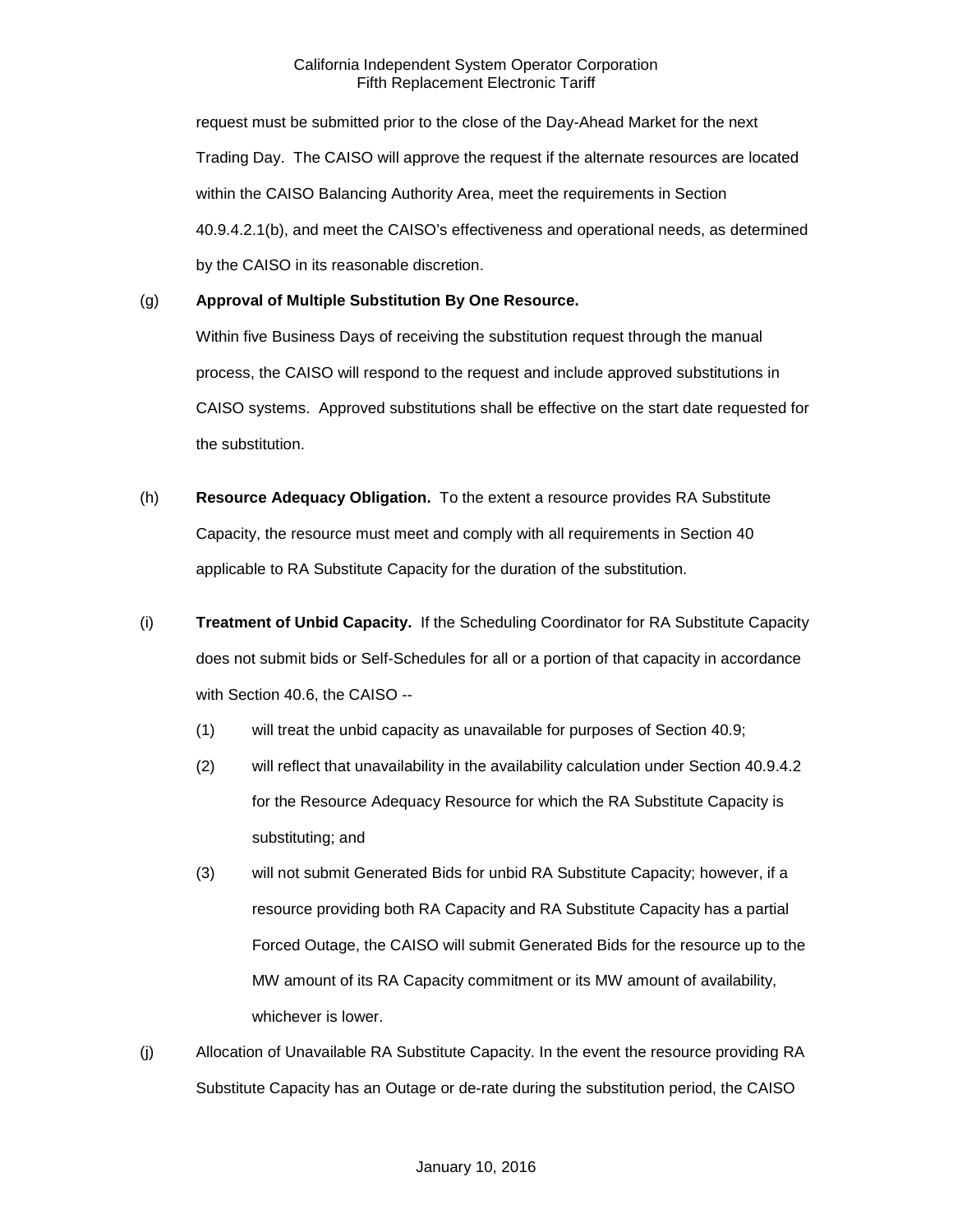request must be submitted prior to the close of the Day-Ahead Market for the next Trading Day. The CAISO will approve the request if the alternate resources are located within the CAISO Balancing Authority Area, meet the requirements in Section 40.9.4.2.1(b), and meet the CAISO's effectiveness and operational needs, as determined by the CAISO in its reasonable discretion.

(g) **Approval of Multiple Substitution By One Resource.**

Within five Business Days of receiving the substitution request through the manual process, the CAISO will respond to the request and include approved substitutions in CAISO systems. Approved substitutions shall be effective on the start date requested for the substitution.

(h) **Resource Adequacy Obligation.** To the extent a resource provides RA Substitute Capacity, the resource must meet and comply with all requirements in Section 40 applicable to RA Substitute Capacity for the duration of the substitution.

(i) **Treatment of Unbid Capacity.** If the Scheduling Coordinator for RA Substitute Capacity does not submit bids or Self-Schedules for all or a portion of that capacity in accordance with Section 40.6, the CAISO --

(1) will treat the unbid capacity as unavailable for purposes of Section 40.9;

(2) will reflect that unavailability in the availability calculation under Section 40.9.4.2 for the Resource Adequacy Resource for which the RA Substitute Capacity is substituting; and

(3) will not submit Generated Bids for unbid RA Substitute Capacity; however, if a resource providing both RA Capacity and RA Substitute Capacity has a partial Forced Outage, the CAISO will submit Generated Bids for the resource up to the MW amount of its RA Capacity commitment or its MW amount of availability, whichever is lower.

(j) Allocation of Unavailable RA Substitute Capacity. In the event the resource providing RA Substitute Capacity has an Outage or de-rate during the substitution period, the CAISO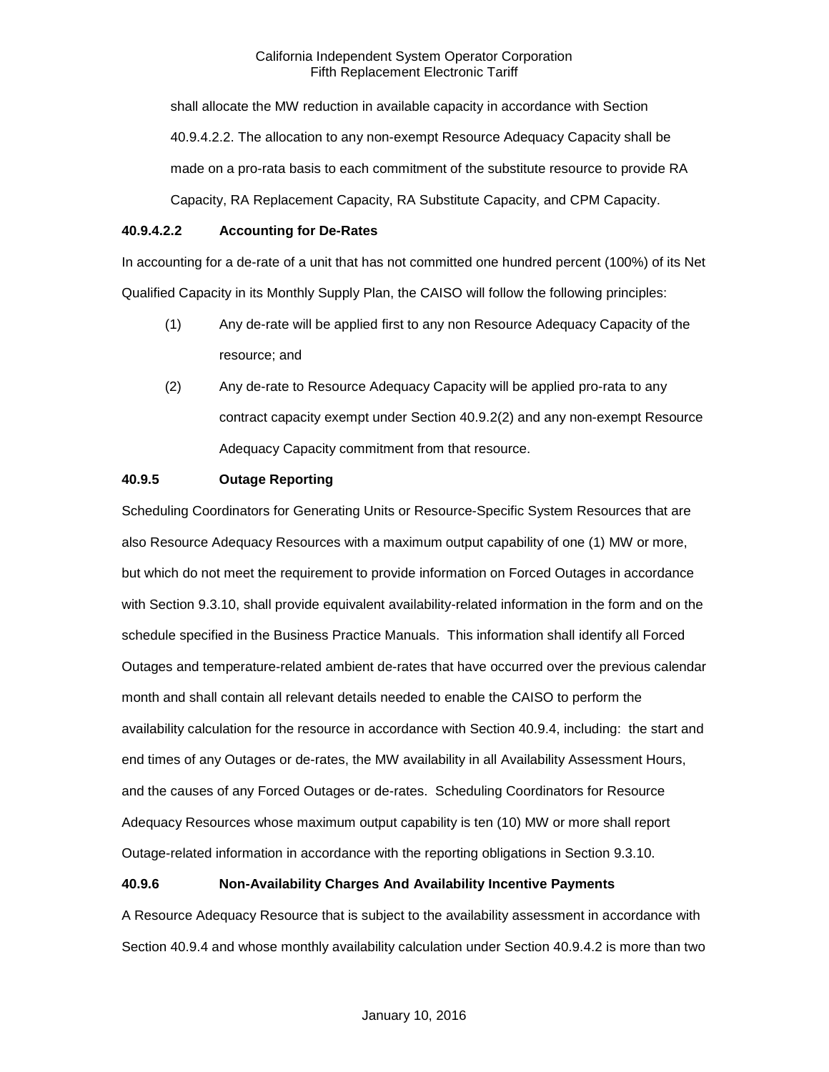shall allocate the MW reduction in available capacity in accordance with Section 40.9.4.2.2. The allocation to any non-exempt Resource Adequacy Capacity shall be made on a pro-rata basis to each commitment of the substitute resource to provide RA Capacity, RA Replacement Capacity, RA Substitute Capacity, and CPM Capacity.

**40.9.4.2.2 Accounting for De-Rates**

In accounting for a de-rate of a unit that has not committed one hundred percent (100%) of its Net Qualified Capacity in its Monthly Supply Plan, the CAISO will follow the following principles:

(1) Any de-rate will be applied first to any non Resource Adequacy Capacity of the resource; and

(2) Any de-rate to Resource Adequacy Capacity will be applied pro-rata to any contract capacity exempt under Section 40.9.2(2) and any non-exempt Resource Adequacy Capacity commitment from that resource.

**40.9.5 Outage Reporting**

Scheduling Coordinators for Generating Units or Resource-Specific System Resources that are also Resource Adequacy Resources with a maximum output capability of one (1) MW or more, but which do not meet the requirement to provide information on Forced Outages in accordance with Section 9.3.10, shall provide equivalent availability-related information in the form and on the schedule specified in the Business Practice Manuals. This information shall identify all Forced Outages and temperature-related ambient de-rates that have occurred over the previous calendar month and shall contain all relevant details needed to enable the CAISO to perform the availability calculation for the resource in accordance with Section 40.9.4, including: the start and end times of any Outages or de-rates, the MW availability in all Availability Assessment Hours, and the causes of any Forced Outages or de-rates. Scheduling Coordinators for Resource Adequacy Resources whose maximum output capability is ten (10) MW or more shall report Outage-related information in accordance with the reporting obligations in Section 9.3.10.

**40.9.6 Non-Availability Charges And Availability Incentive Payments**

A Resource Adequacy Resource that is subject to the availability assessment in accordance with Section 40.9.4 and whose monthly availability calculation under Section 40.9.4.2 is more than two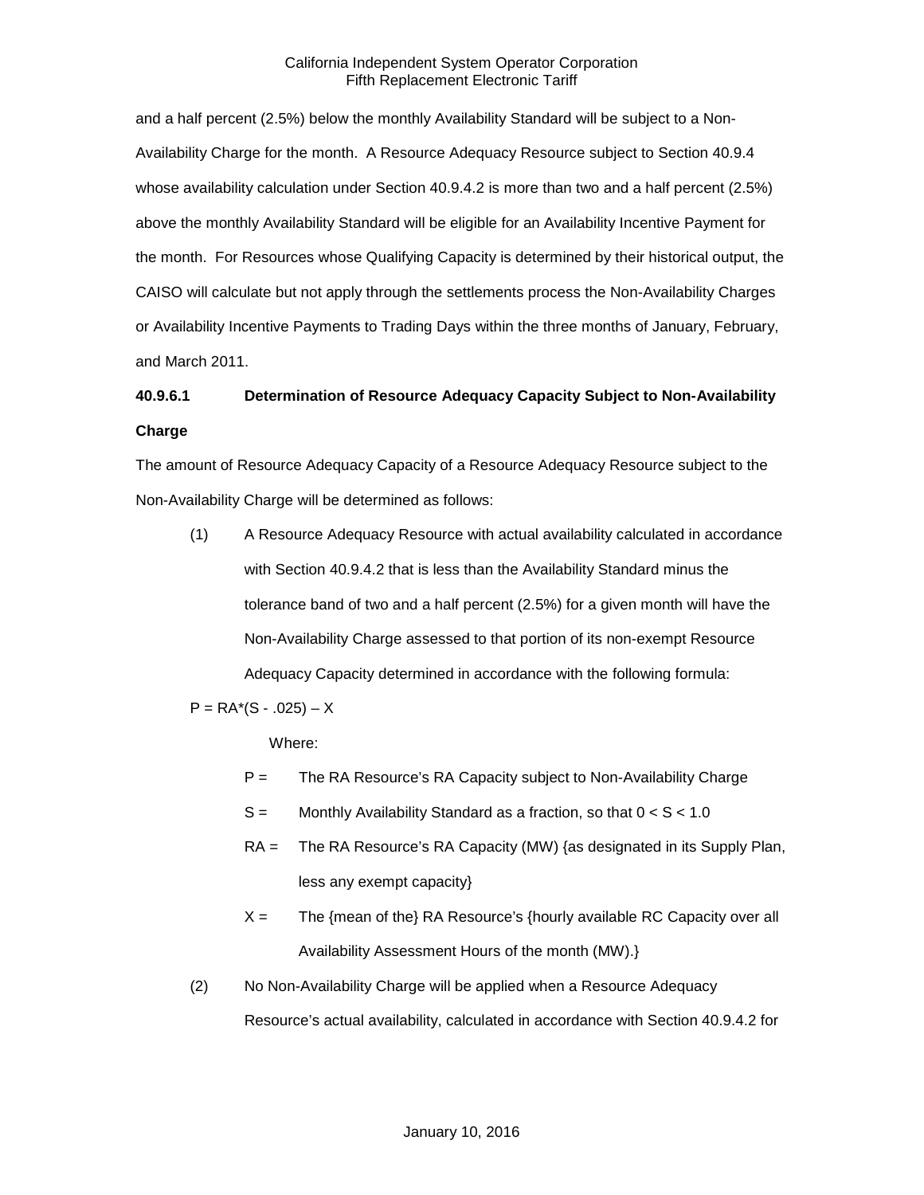and a half percent (2.5%) below the monthly Availability Standard will be subject to a Non-Availability Charge for the month. A Resource Adequacy Resource subject to Section 40.9.4 whose availability calculation under Section 40.9.4.2 is more than two and a half percent (2.5%) above the monthly Availability Standard will be eligible for an Availability Incentive Payment for the month. For Resources whose Qualifying Capacity is determined by their historical output, the CAISO will calculate but not apply through the settlements process the Non-Availability Charges or Availability Incentive Payments to Trading Days within the three months of January, February, and March 2011.

**40.9.6.1 Determination of Resource Adequacy Capacity Subject to Non-Availability Charge**

The amount of Resource Adequacy Capacity of a Resource Adequacy Resource subject to the Non-Availability Charge will be determined as follows:

(1) A Resource Adequacy Resource with actual availability calculated in accordance with Section 40.9.4.2 that is less than the Availability Standard minus the tolerance band of two and a half percent (2.5%) for a given month will have the Non-Availability Charge assessed to that portion of its non-exempt Resource Adequacy Capacity determined in accordance with the following formula:

$$P = RA*(S - .025) – X$$

Where:

P = The RA Resource's RA Capacity subject to Non-Availability Charge

S = Monthly Availability Standard as a fraction, so that $0 < S < 1.0$

RA = The RA Resource's RA Capacity (MW) {as designated in its Supply Plan, less any exempt capacity}

X = The {mean of the} RA Resource's {hourly available RC Capacity over all Availability Assessment Hours of the month (MW).}

(2) No Non-Availability Charge will be applied when a Resource Adequacy Resource's actual availability, calculated in accordance with Section 40.9.4.2 for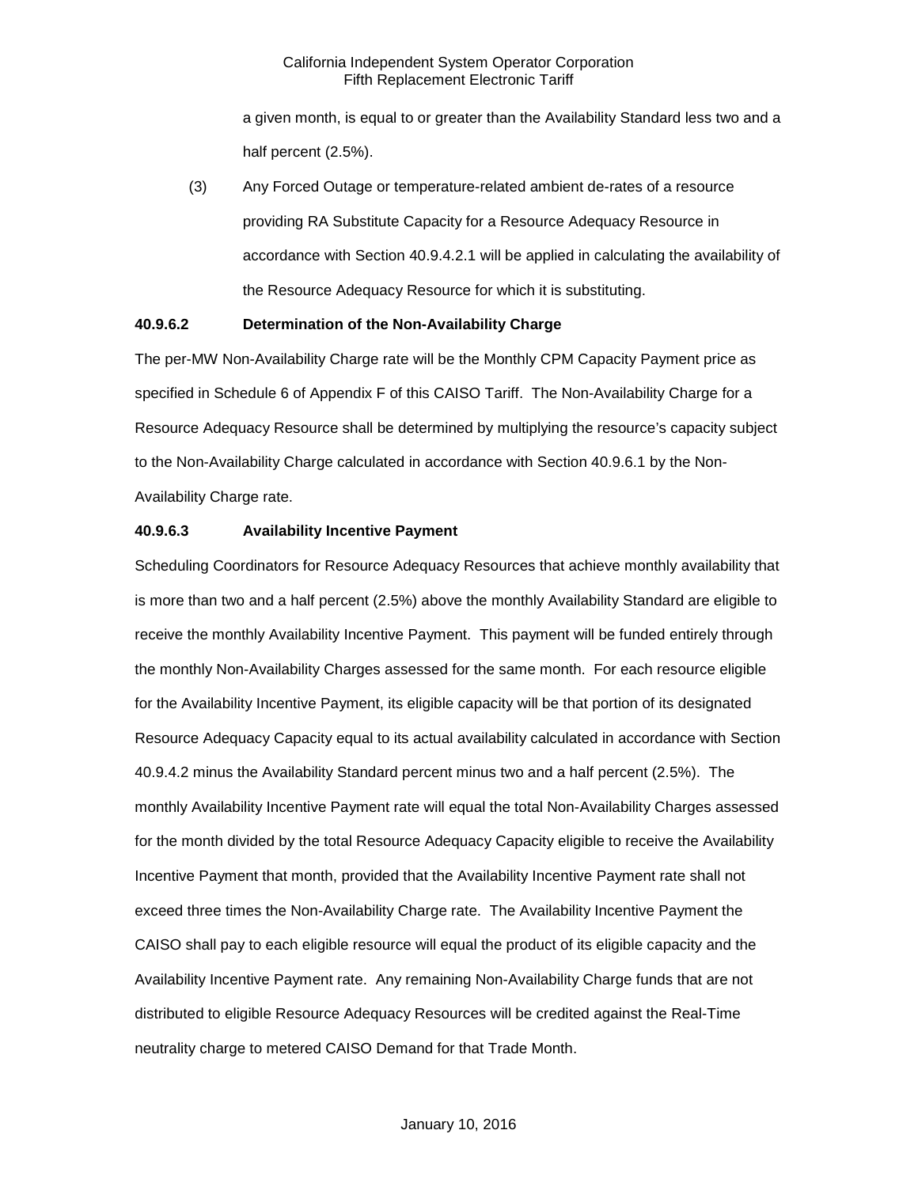a given month, is equal to or greater than the Availability Standard less two and a half percent (2.5%).

(3) Any Forced Outage or temperature-related ambient de-rates of a resource providing RA Substitute Capacity for a Resource Adequacy Resource in accordance with Section 40.9.4.2.1 will be applied in calculating the availability of the Resource Adequacy Resource for which it is substituting.

**40.9.6.2 Determination of the Non-Availability Charge**

The per-MW Non-Availability Charge rate will be the Monthly CPM Capacity Payment price as specified in Schedule 6 of Appendix F of this CAISO Tariff. The Non-Availability Charge for a Resource Adequacy Resource shall be determined by multiplying the resource's capacity subject to the Non-Availability Charge calculated in accordance with Section 40.9.6.1 by the Non-Availability Charge rate.

**40.9.6.3 Availability Incentive Payment**

Scheduling Coordinators for Resource Adequacy Resources that achieve monthly availability that is more than two and a half percent (2.5%) above the monthly Availability Standard are eligible to receive the monthly Availability Incentive Payment. This payment will be funded entirely through the monthly Non-Availability Charges assessed for the same month. For each resource eligible for the Availability Incentive Payment, its eligible capacity will be that portion of its designated Resource Adequacy Capacity equal to its actual availability calculated in accordance with Section 40.9.4.2 minus the Availability Standard percent minus two and a half percent (2.5%). The monthly Availability Incentive Payment rate will equal the total Non-Availability Charges assessed for the month divided by the total Resource Adequacy Capacity eligible to receive the Availability Incentive Payment that month, provided that the Availability Incentive Payment rate shall not exceed three times the Non-Availability Charge rate. The Availability Incentive Payment the CAISO shall pay to each eligible resource will equal the product of its eligible capacity and the Availability Incentive Payment rate. Any remaining Non-Availability Charge funds that are not distributed to eligible Resource Adequacy Resources will be credited against the Real-Time neutrality charge to metered CAISO Demand for that Trade Month.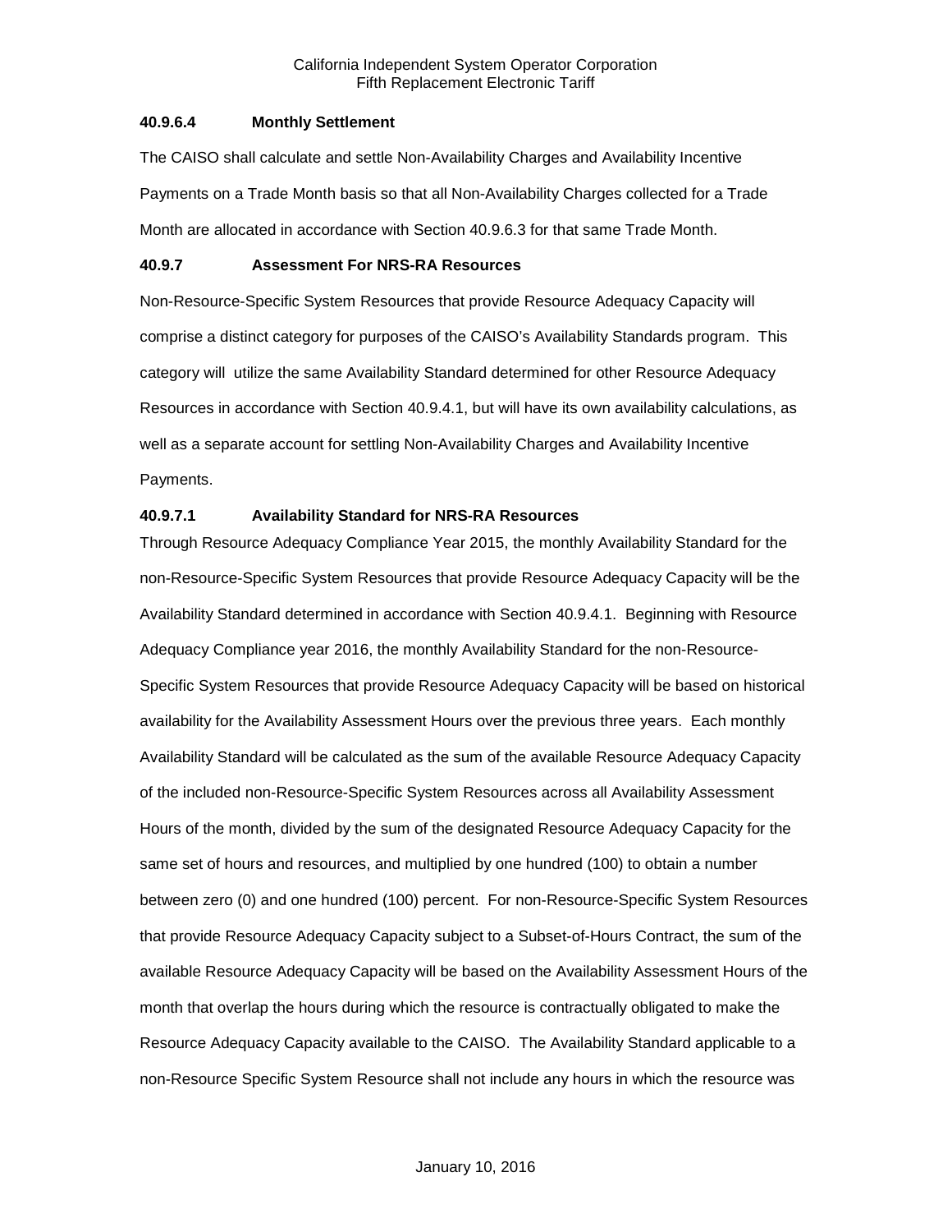#### 40.9.6.4 Monthly Settlement

The CAISO shall calculate and settle Non-Availability Charges and Availability Incentive Payments on a Trade Month basis so that all Non-Availability Charges collected for a Trade Month are allocated in accordance with Section 40.9.6.3 for that same Trade Month.

### 40.9.7 Assessment For NRS-RA Resources

Non-Resource-Specific System Resources that provide Resource Adequacy Capacity will comprise a distinct category for purposes of the CAISO's Availability Standards program. This category will utilize the same Availability Standard determined for other Resource Adequacy Resources in accordance with Section 40.9.4.1, but will have its own availability calculations, as well as a separate account for settling Non-Availability Charges and Availability Incentive Payments.

#### 40.9.7.1 Availability Standard for NRS-RA Resources

Through Resource Adequacy Compliance Year 2015, the monthly Availability Standard for the non-Resource-Specific System Resources that provide Resource Adequacy Capacity will be the Availability Standard determined in accordance with Section 40.9.4.1. Beginning with Resource Adequacy Compliance year 2016, the monthly Availability Standard for the non-Resource-Specific System Resources that provide Resource Adequacy Capacity will be based on historical availability for the Availability Assessment Hours over the previous three years. Each monthly Availability Standard will be calculated as the sum of the available Resource Adequacy Capacity of the included non-Resource-Specific System Resources across all Availability Assessment Hours of the month, divided by the sum of the designated Resource Adequacy Capacity for the same set of hours and resources, and multiplied by one hundred (100) to obtain a number between zero (0) and one hundred (100) percent. For non-Resource-Specific System Resources that provide Resource Adequacy Capacity subject to a Subset-of-Hours Contract, the sum of the available Resource Adequacy Capacity will be based on the Availability Assessment Hours of the month that overlap the hours during which the resource is contractually obligated to make the Resource Adequacy Capacity available to the CAISO. The Availability Standard applicable to a non-Resource Specific System Resource shall not include any hours in which the resource was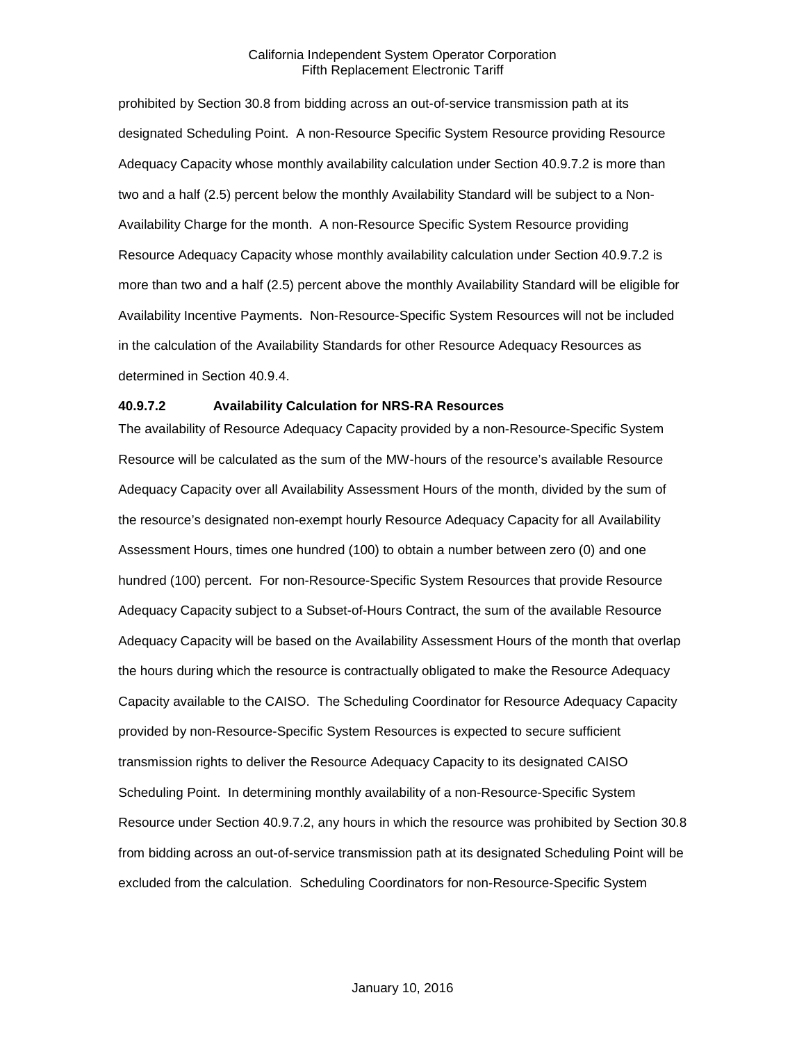prohibited by Section 30.8 from bidding across an out-of-service transmission path at its designated Scheduling Point. A non-Resource Specific System Resource providing Resource Adequacy Capacity whose monthly availability calculation under Section 40.9.7.2 is more than two and a half (2.5) percent below the monthly Availability Standard will be subject to a Non-Availability Charge for the month. A non-Resource Specific System Resource providing Resource Adequacy Capacity whose monthly availability calculation under Section 40.9.7.2 is more than two and a half (2.5) percent above the monthly Availability Standard will be eligible for Availability Incentive Payments. Non-Resource-Specific System Resources will not be included in the calculation of the Availability Standards for other Resource Adequacy Resources as determined in Section 40.9.4.

**40.9.7.2 Availability Calculation for NRS-RA Resources**

The availability of Resource Adequacy Capacity provided by a non-Resource-Specific System Resource will be calculated as the sum of the MW-hours of the resource's available Resource Adequacy Capacity over all Availability Assessment Hours of the month, divided by the sum of the resource's designated non-exempt hourly Resource Adequacy Capacity for all Availability Assessment Hours, times one hundred (100) to obtain a number between zero (0) and one hundred (100) percent. For non-Resource-Specific System Resources that provide Resource Adequacy Capacity subject to a Subset-of-Hours Contract, the sum of the available Resource Adequacy Capacity will be based on the Availability Assessment Hours of the month that overlap the hours during which the resource is contractually obligated to make the Resource Adequacy Capacity available to the CAISO. The Scheduling Coordinator for Resource Adequacy Capacity provided by non-Resource-Specific System Resources is expected to secure sufficient transmission rights to deliver the Resource Adequacy Capacity to its designated CAISO Scheduling Point. In determining monthly availability of a non-Resource-Specific System Resource under Section 40.9.7.2, any hours in which the resource was prohibited by Section 30.8 from bidding across an out-of-service transmission path at its designated Scheduling Point will be excluded from the calculation. Scheduling Coordinators for non-Resource-Specific System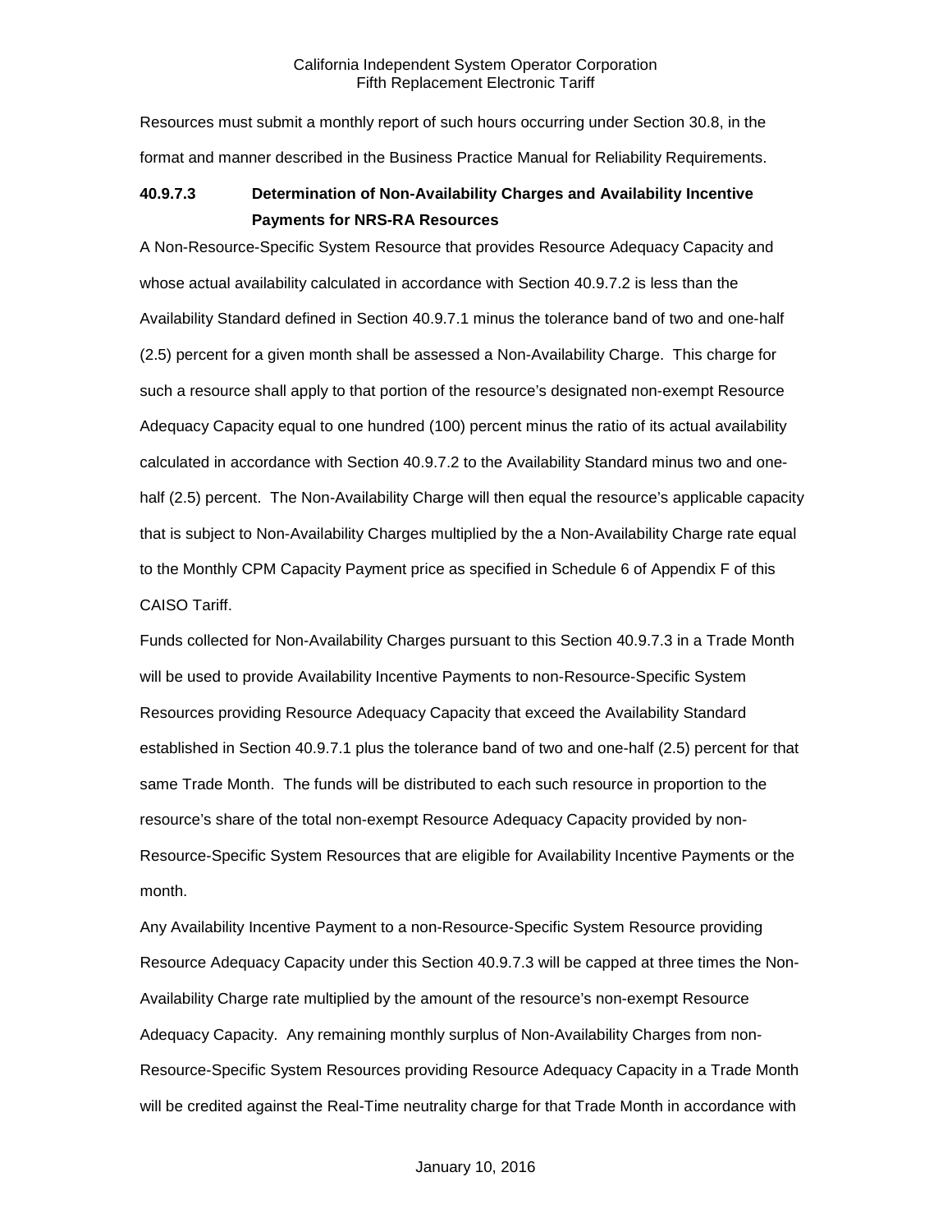Resources must submit a monthly report of such hours occurring under Section 30.8, in the format and manner described in the Business Practice Manual for Reliability Requirements.

### 40.9.7.3 Determination of Non-Availability Charges and Availability Incentive Payments for NRS-RA Resources

A Non-Resource-Specific System Resource that provides Resource Adequacy Capacity and whose actual availability calculated in accordance with Section 40.9.7.2 is less than the Availability Standard defined in Section 40.9.7.1 minus the tolerance band of two and one-half (2.5) percent for a given month shall be assessed a Non-Availability Charge. This charge for such a resource shall apply to that portion of the resource's designated non-exempt Resource Adequacy Capacity equal to one hundred (100) percent minus the ratio of its actual availability calculated in accordance with Section 40.9.7.2 to the Availability Standard minus two and one-half (2.5) percent. The Non-Availability Charge will then equal the resource's applicable capacity that is subject to Non-Availability Charges multiplied by the a Non-Availability Charge rate equal to the Monthly CPM Capacity Payment price as specified in Schedule 6 of Appendix F of this CAISO Tariff.

Funds collected for Non-Availability Charges pursuant to this Section 40.9.7.3 in a Trade Month will be used to provide Availability Incentive Payments to non-Resource-Specific System Resources providing Resource Adequacy Capacity that exceed the Availability Standard established in Section 40.9.7.1 plus the tolerance band of two and one-half (2.5) percent for that same Trade Month. The funds will be distributed to each such resource in proportion to the resource's share of the total non-exempt Resource Adequacy Capacity provided by non-Resource-Specific System Resources that are eligible for Availability Incentive Payments or the month.

Any Availability Incentive Payment to a non-Resource-Specific System Resource providing Resource Adequacy Capacity under this Section 40.9.7.3 will be capped at three times the Non-Availability Charge rate multiplied by the amount of the resource's non-exempt Resource Adequacy Capacity. Any remaining monthly surplus of Non-Availability Charges from non-Resource-Specific System Resources providing Resource Adequacy Capacity in a Trade Month will be credited against the Real-Time neutrality charge for that Trade Month in accordance with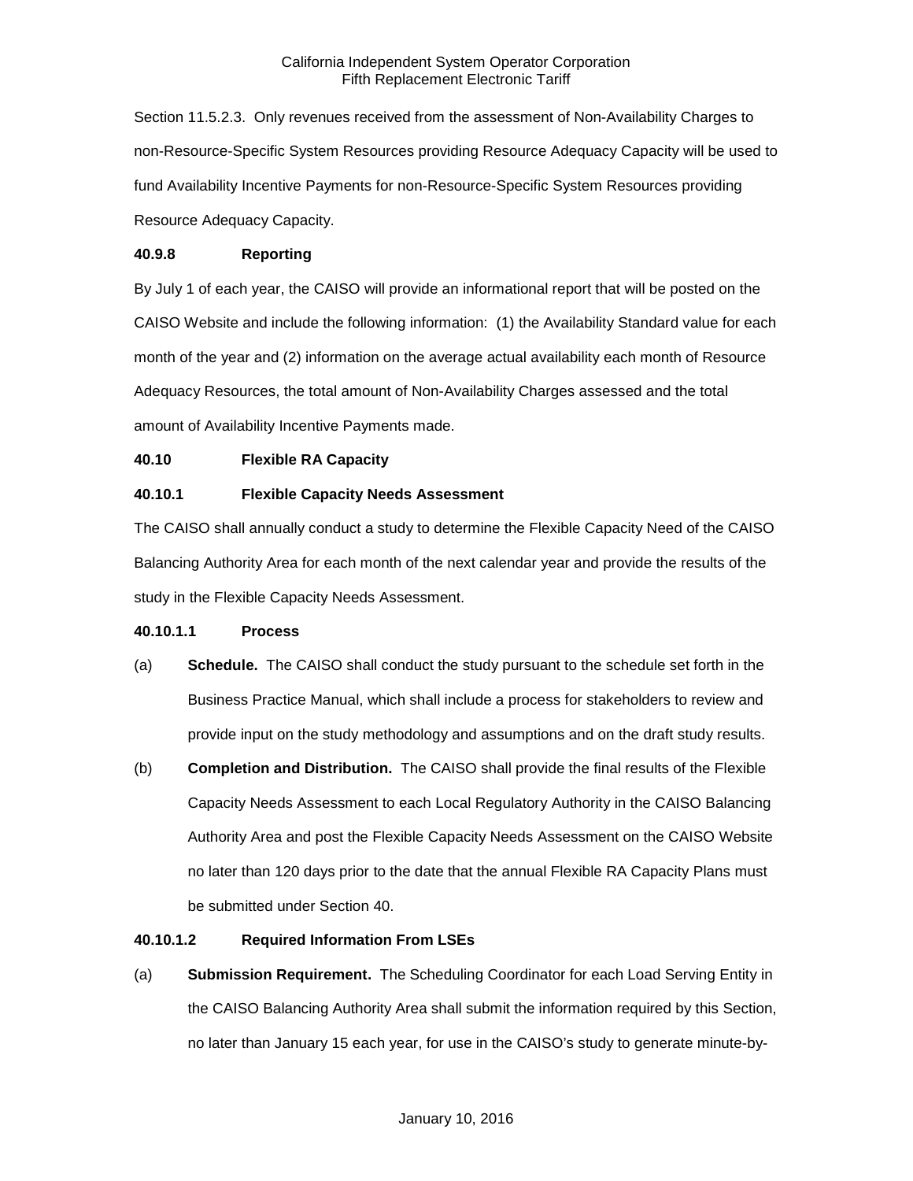Section 11.5.2.3. Only revenues received from the assessment of Non-Availability Charges to non-Resource-Specific System Resources providing Resource Adequacy Capacity will be used to fund Availability Incentive Payments for non-Resource-Specific System Resources providing Resource Adequacy Capacity.

**40.9.8 Reporting**

By July 1 of each year, the CAISO will provide an informational report that will be posted on the CAISO Website and include the following information: (1) the Availability Standard value for each month of the year and (2) information on the average actual availability each month of Resource Adequacy Resources, the total amount of Non-Availability Charges assessed and the total amount of Availability Incentive Payments made.

**40.10 Flexible RA Capacity**

**40.10.1 Flexible Capacity Needs Assessment**

The CAISO shall annually conduct a study to determine the Flexible Capacity Need of the CAISO Balancing Authority Area for each month of the next calendar year and provide the results of the study in the Flexible Capacity Needs Assessment.

**40.10.1.1 Process**

(a) **Schedule.** The CAISO shall conduct the study pursuant to the schedule set forth in the Business Practice Manual, which shall include a process for stakeholders to review and provide input on the study methodology and assumptions and on the draft study results.

(b) **Completion and Distribution.** The CAISO shall provide the final results of the Flexible Capacity Needs Assessment to each Local Regulatory Authority in the CAISO Balancing Authority Area and post the Flexible Capacity Needs Assessment on the CAISO Website no later than 120 days prior to the date that the annual Flexible RA Capacity Plans must be submitted under Section 40.

**40.10.1.2 Required Information From LSEs**

(a) **Submission Requirement.** The Scheduling Coordinator for each Load Serving Entity in the CAISO Balancing Authority Area shall submit the information required by this Section, no later than January 15 each year, for use in the CAISO's study to generate minute-by-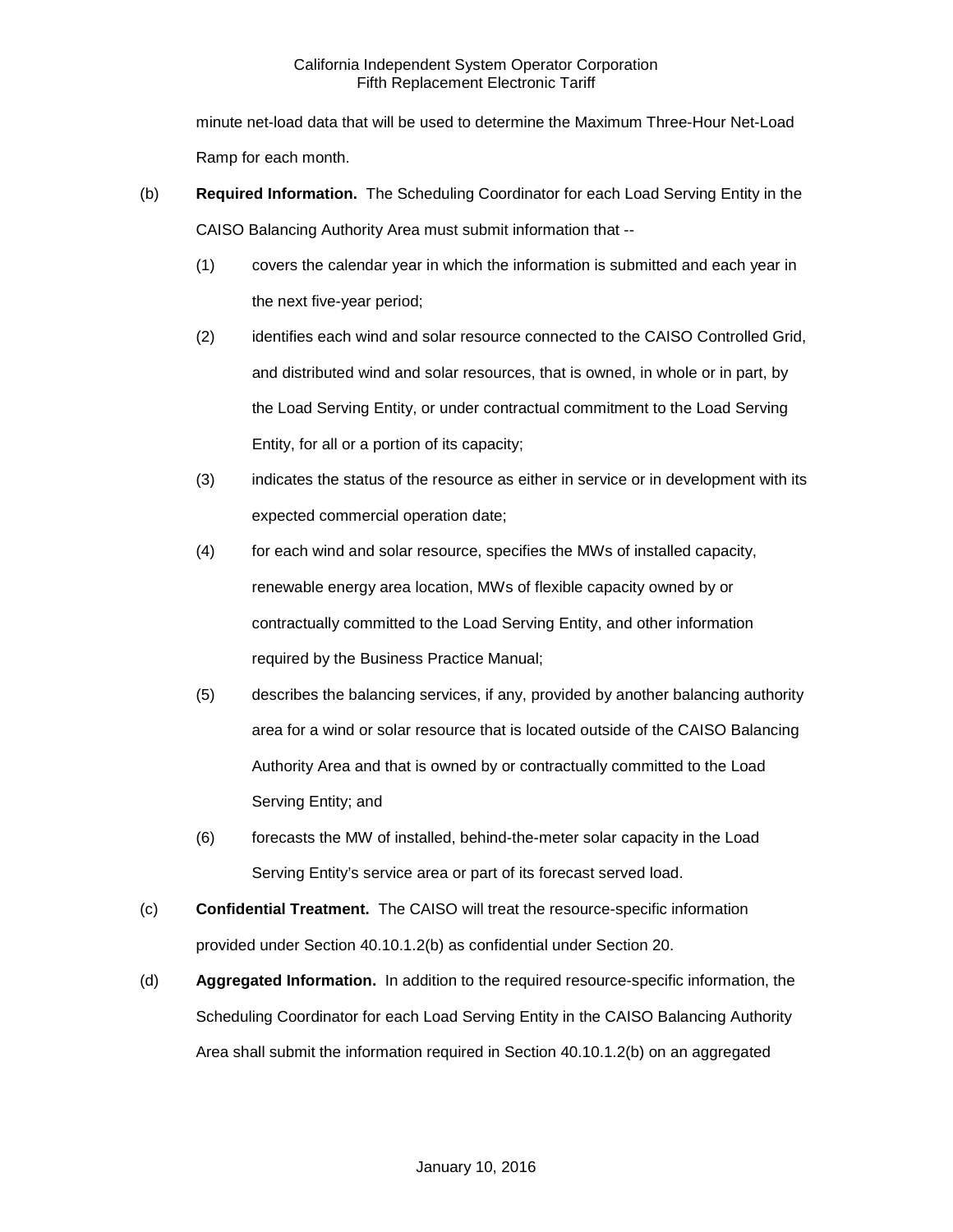minute net-load data that will be used to determine the Maximum Three-Hour Net-Load Ramp for each month.

(b) **Required Information.** The Scheduling Coordinator for each Load Serving Entity in the CAISO Balancing Authority Area must submit information that --

(1) covers the calendar year in which the information is submitted and each year in the next five-year period;

(2) identifies each wind and solar resource connected to the CAISO Controlled Grid, and distributed wind and solar resources, that is owned, in whole or in part, by the Load Serving Entity, or under contractual commitment to the Load Serving Entity, for all or a portion of its capacity;

(3) indicates the status of the resource as either in service or in development with its expected commercial operation date;

(4) for each wind and solar resource, specifies the MWs of installed capacity, renewable energy area location, MWs of flexible capacity owned by or contractually committed to the Load Serving Entity, and other information required by the Business Practice Manual;

(5) describes the balancing services, if any, provided by another balancing authority area for a wind or solar resource that is located outside of the CAISO Balancing Authority Area and that is owned by or contractually committed to the Load Serving Entity; and

(6) forecasts the MW of installed, behind-the-meter solar capacity in the Load Serving Entity's service area or part of its forecast served load.

(c) **Confidential Treatment.** The CAISO will treat the resource-specific information provided under Section 40.10.1.2(b) as confidential under Section 20.

(d) **Aggregated Information.** In addition to the required resource-specific information, the Scheduling Coordinator for each Load Serving Entity in the CAISO Balancing Authority Area shall submit the information required in Section 40.10.1.2(b) on an aggregated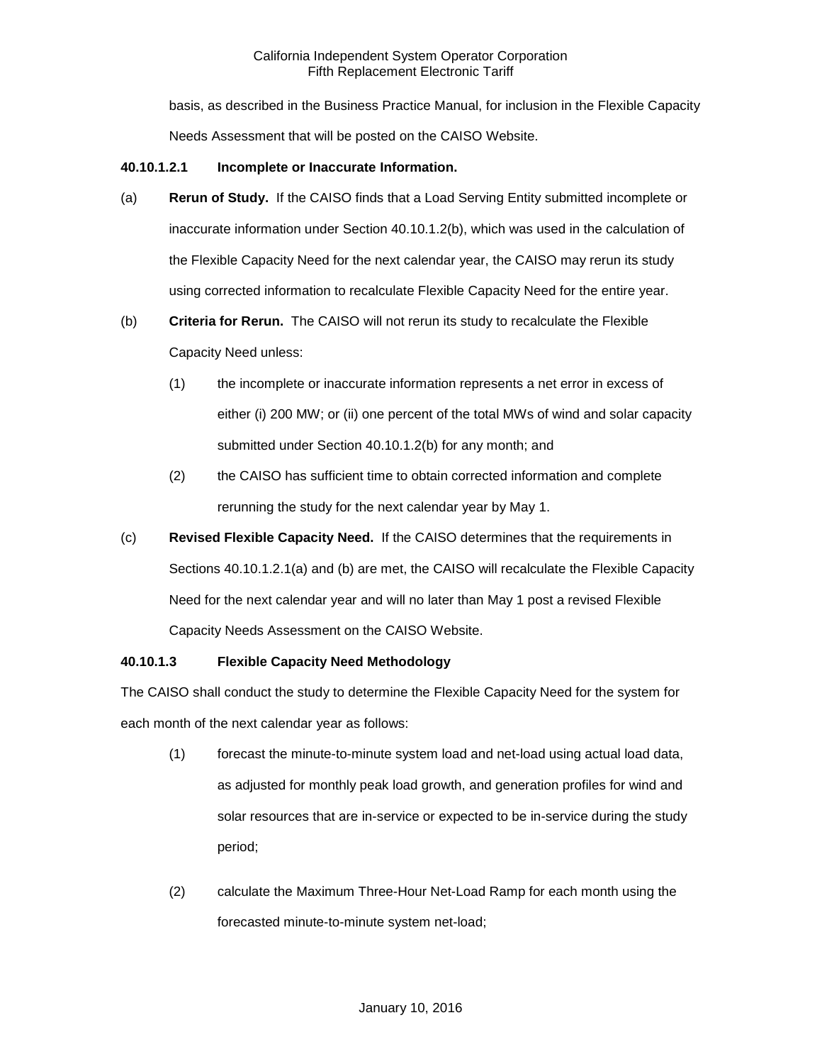basis, as described in the Business Practice Manual, for inclusion in the Flexible Capacity Needs Assessment that will be posted on the CAISO Website.

**40.10.1.2.1 Incomplete or Inaccurate Information.**

(a) **Rerun of Study.** If the CAISO finds that a Load Serving Entity submitted incomplete or inaccurate information under Section 40.10.1.2(b), which was used in the calculation of the Flexible Capacity Need for the next calendar year, the CAISO may rerun its study using corrected information to recalculate Flexible Capacity Need for the entire year.

(b) **Criteria for Rerun.** The CAISO will not rerun its study to recalculate the Flexible Capacity Need unless:

(1) the incomplete or inaccurate information represents a net error in excess of either (i) 200 MW; or (ii) one percent of the total MWs of wind and solar capacity submitted under Section 40.10.1.2(b) for any month; and

(2) the CAISO has sufficient time to obtain corrected information and complete rerunning the study for the next calendar year by May 1.

(c) **Revised Flexible Capacity Need.** If the CAISO determines that the requirements in Sections 40.10.1.2.1(a) and (b) are met, the CAISO will recalculate the Flexible Capacity Need for the next calendar year and will no later than May 1 post a revised Flexible Capacity Needs Assessment on the CAISO Website.

**40.10.1.3 Flexible Capacity Need Methodology**

The CAISO shall conduct the study to determine the Flexible Capacity Need for the system for each month of the next calendar year as follows:

(1) forecast the minute-to-minute system load and net-load using actual load data, as adjusted for monthly peak load growth, and generation profiles for wind and solar resources that are in-service or expected to be in-service during the study period;

(2) calculate the Maximum Three-Hour Net-Load Ramp for each month using the forecasted minute-to-minute system net-load;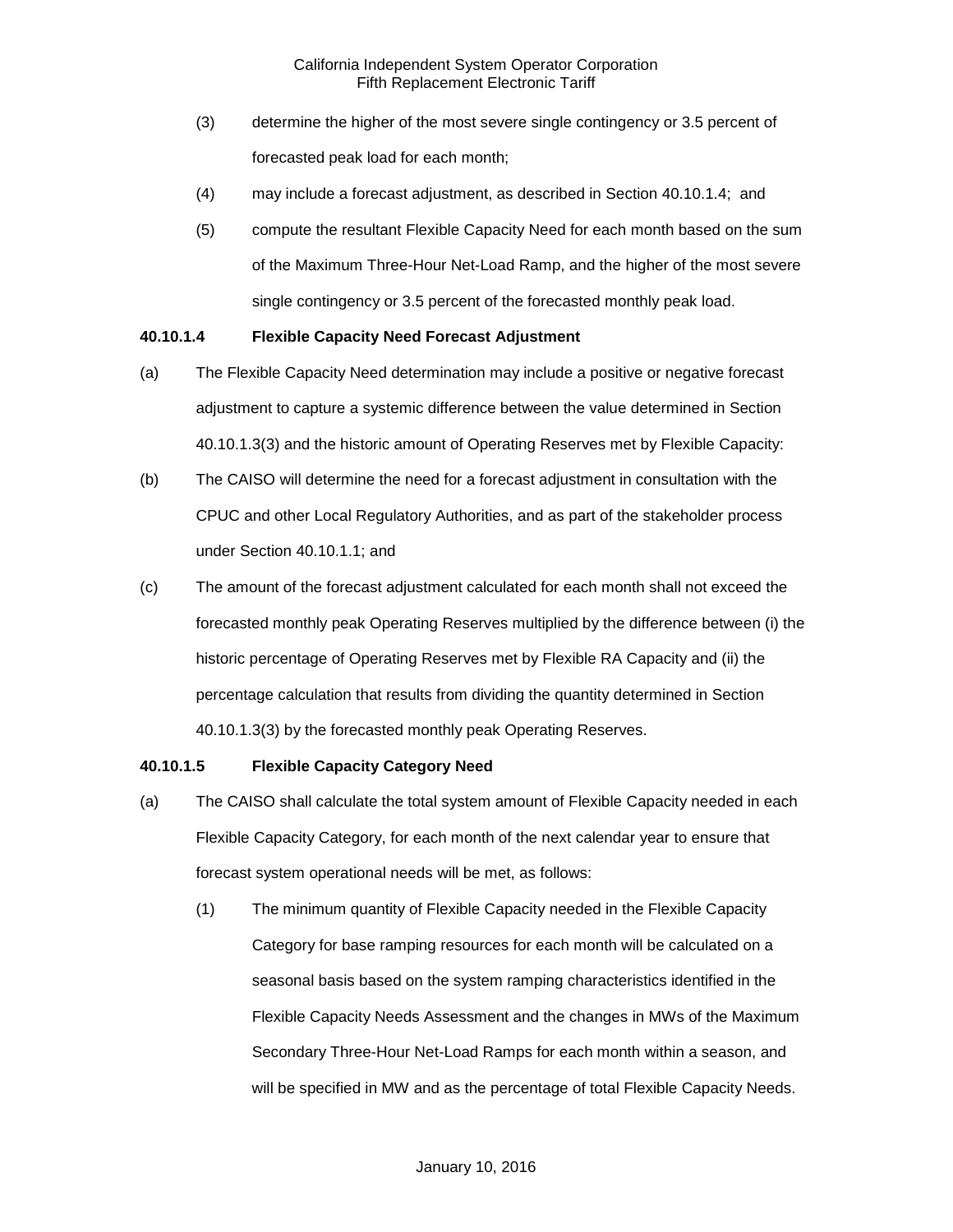(3) determine the higher of the most severe single contingency or 3.5 percent of forecasted peak load for each month;

(4) may include a forecast adjustment, as described in Section 40.10.1.4; and

(5) compute the resultant Flexible Capacity Need for each month based on the sum of the Maximum Three-Hour Net-Load Ramp, and the higher of the most severe single contingency or 3.5 percent of the forecasted monthly peak load.

**40.10.1.4 Flexible Capacity Need Forecast Adjustment**

(a) The Flexible Capacity Need determination may include a positive or negative forecast adjustment to capture a systemic difference between the value determined in Section 40.10.1.3(3) and the historic amount of Operating Reserves met by Flexible Capacity:

(b) The CAISO will determine the need for a forecast adjustment in consultation with the CPUC and other Local Regulatory Authorities, and as part of the stakeholder process under Section 40.10.1.1; and

(c) The amount of the forecast adjustment calculated for each month shall not exceed the forecasted monthly peak Operating Reserves multiplied by the difference between (i) the historic percentage of Operating Reserves met by Flexible RA Capacity and (ii) the percentage calculation that results from dividing the quantity determined in Section 40.10.1.3(3) by the forecasted monthly peak Operating Reserves.

**40.10.1.5 Flexible Capacity Category Need**

(a) The CAISO shall calculate the total system amount of Flexible Capacity needed in each Flexible Capacity Category, for each month of the next calendar year to ensure that forecast system operational needs will be met, as follows:

(1) The minimum quantity of Flexible Capacity needed in the Flexible Capacity Category for base ramping resources for each month will be calculated on a seasonal basis based on the system ramping characteristics identified in the Flexible Capacity Needs Assessment and the changes in MWs of the Maximum Secondary Three-Hour Net-Load Ramps for each month within a season, and will be specified in MW and as the percentage of total Flexible Capacity Needs.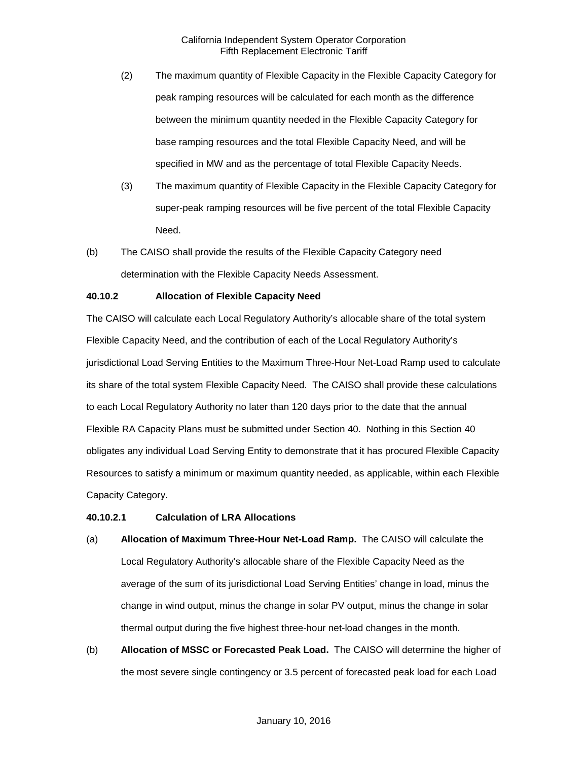(2) The maximum quantity of Flexible Capacity in the Flexible Capacity Category for peak ramping resources will be calculated for each month as the difference between the minimum quantity needed in the Flexible Capacity Category for base ramping resources and the total Flexible Capacity Need, and will be specified in MW and as the percentage of total Flexible Capacity Needs.

(3) The maximum quantity of Flexible Capacity in the Flexible Capacity Category for super-peak ramping resources will be five percent of the total Flexible Capacity Need.

(b) The CAISO shall provide the results of the Flexible Capacity Category need determination with the Flexible Capacity Needs Assessment.

**40.10.2 Allocation of Flexible Capacity Need**

The CAISO will calculate each Local Regulatory Authority's allocable share of the total system Flexible Capacity Need, and the contribution of each of the Local Regulatory Authority's jurisdictional Load Serving Entities to the Maximum Three-Hour Net-Load Ramp used to calculate its share of the total system Flexible Capacity Need. The CAISO shall provide these calculations to each Local Regulatory Authority no later than 120 days prior to the date that the annual Flexible RA Capacity Plans must be submitted under Section 40. Nothing in this Section 40 obligates any individual Load Serving Entity to demonstrate that it has procured Flexible Capacity Resources to satisfy a minimum or maximum quantity needed, as applicable, within each Flexible Capacity Category.

**40.10.2.1 Calculation of LRA Allocations**

(a) **Allocation of Maximum Three-Hour Net-Load Ramp.** The CAISO will calculate the Local Regulatory Authority's allocable share of the Flexible Capacity Need as the average of the sum of its jurisdictional Load Serving Entities' change in load, minus the change in wind output, minus the change in solar PV output, minus the change in solar thermal output during the five highest three-hour net-load changes in the month.

(b) **Allocation of MSSC or Forecasted Peak Load.** The CAISO will determine the higher of the most severe single contingency or 3.5 percent of forecasted peak load for each Load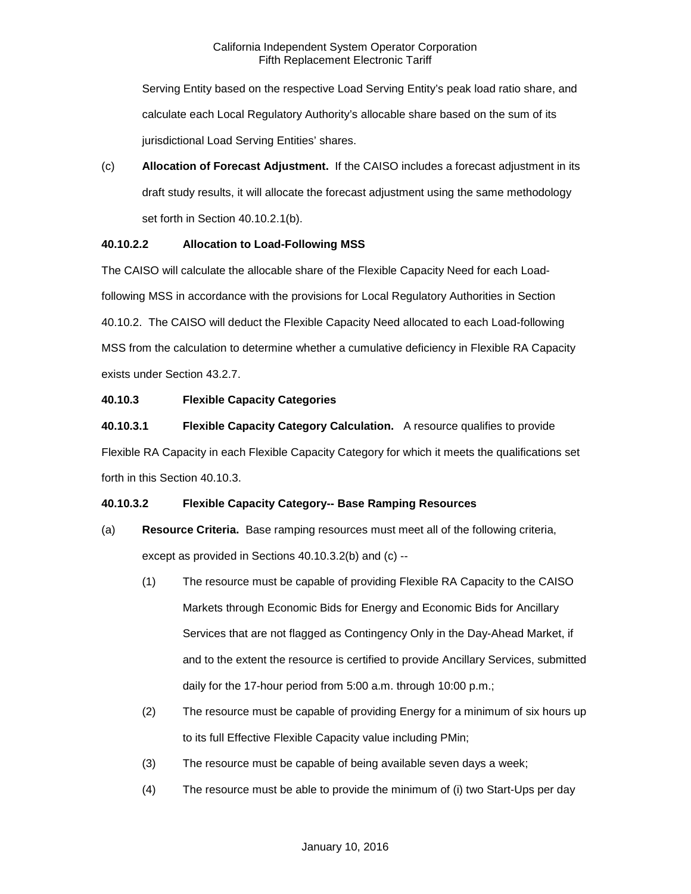Serving Entity based on the respective Load Serving Entity's peak load ratio share, and calculate each Local Regulatory Authority's allocable share based on the sum of its jurisdictional Load Serving Entities' shares.

(c) **Allocation of Forecast Adjustment.** If the CAISO includes a forecast adjustment in its draft study results, it will allocate the forecast adjustment using the same methodology set forth in Section 40.10.2.1(b).

**40.10.2.2 Allocation to Load-Following MSS**

The CAISO will calculate the allocable share of the Flexible Capacity Need for each Load-following MSS in accordance with the provisions for Local Regulatory Authorities in Section 40.10.2. The CAISO will deduct the Flexible Capacity Need allocated to each Load-following MSS from the calculation to determine whether a cumulative deficiency in Flexible RA Capacity exists under Section 43.2.7.

**40.10.3 Flexible Capacity Categories**

**40.10.3.1 Flexible Capacity Category Calculation.** A resource qualifies to provide Flexible RA Capacity in each Flexible Capacity Category for which it meets the qualifications set forth in this Section 40.10.3.

**40.10.3.2 Flexible Capacity Category-- Base Ramping Resources**

(a) **Resource Criteria.** Base ramping resources must meet all of the following criteria, except as provided in Sections 40.10.3.2(b) and (c) --

(1) The resource must be capable of providing Flexible RA Capacity to the CAISO Markets through Economic Bids for Energy and Economic Bids for Ancillary Services that are not flagged as Contingency Only in the Day-Ahead Market, if and to the extent the resource is certified to provide Ancillary Services, submitted daily for the 17-hour period from 5:00 a.m. through 10:00 p.m.;

(2) The resource must be capable of providing Energy for a minimum of six hours up to its full Effective Flexible Capacity value including PMin;

(3) The resource must be capable of being available seven days a week;

(4) The resource must be able to provide the minimum of (i) two Start-Ups per day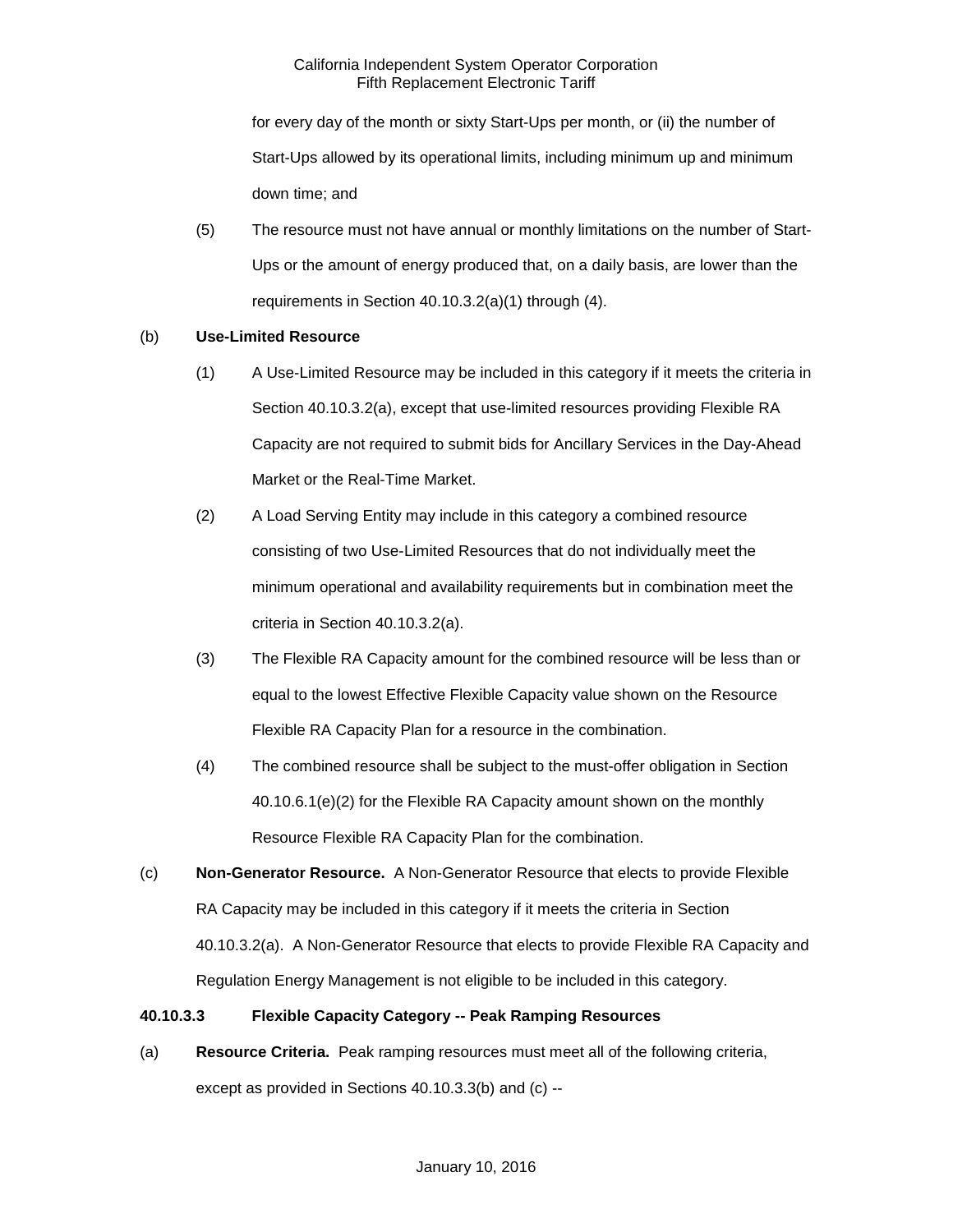for every day of the month or sixty Start-Ups per month, or (ii) the number of Start-Ups allowed by its operational limits, including minimum up and minimum down time; and

(5) The resource must not have annual or monthly limitations on the number of Start-Ups or the amount of energy produced that, on a daily basis, are lower than the requirements in Section 40.10.3.2(a)(1) through (4).

(b) **Use-Limited Resource**

(1) A Use-Limited Resource may be included in this category if it meets the criteria in Section 40.10.3.2(a), except that use-limited resources providing Flexible RA Capacity are not required to submit bids for Ancillary Services in the Day-Ahead Market or the Real-Time Market.

(2) A Load Serving Entity may include in this category a combined resource consisting of two Use-Limited Resources that do not individually meet the minimum operational and availability requirements but in combination meet the criteria in Section 40.10.3.2(a).

(3) The Flexible RA Capacity amount for the combined resource will be less than or equal to the lowest Effective Flexible Capacity value shown on the Resource Flexible RA Capacity Plan for a resource in the combination.

(4) The combined resource shall be subject to the must-offer obligation in Section 40.10.6.1(e)(2) for the Flexible RA Capacity amount shown on the monthly Resource Flexible RA Capacity Plan for the combination.

(c) **Non-Generator Resource.** A Non-Generator Resource that elects to provide Flexible RA Capacity may be included in this category if it meets the criteria in Section 40.10.3.2(a). A Non-Generator Resource that elects to provide Flexible RA Capacity and Regulation Energy Management is not eligible to be included in this category.

**40.10.3.3 Flexible Capacity Category -- Peak Ramping Resources**

(a) **Resource Criteria.** Peak ramping resources must meet all of the following criteria, except as provided in Sections 40.10.3.3(b) and (c) --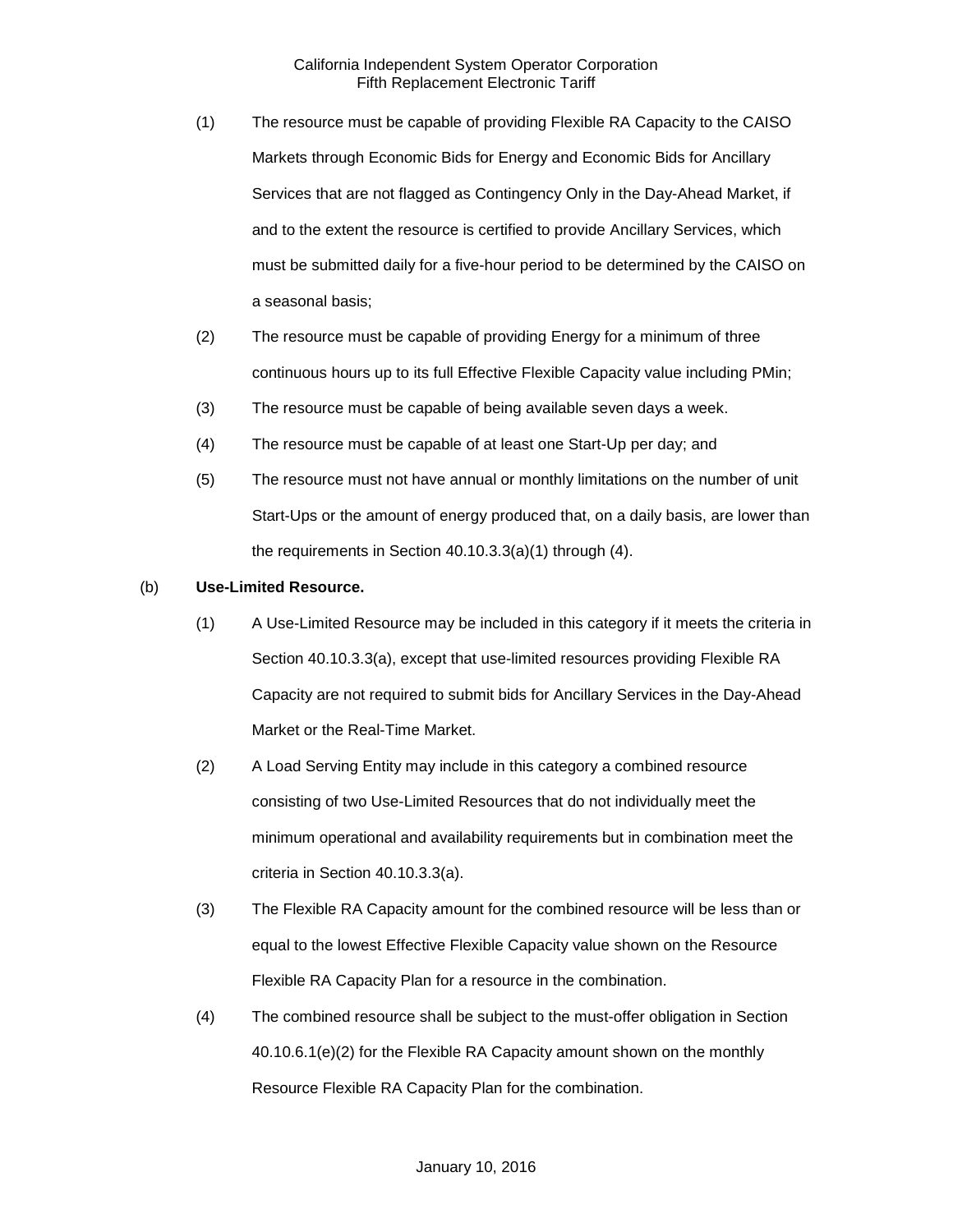(1) The resource must be capable of providing Flexible RA Capacity to the CAISO Markets through Economic Bids for Energy and Economic Bids for Ancillary Services that are not flagged as Contingency Only in the Day-Ahead Market, if and to the extent the resource is certified to provide Ancillary Services, which must be submitted daily for a five-hour period to be determined by the CAISO on a seasonal basis;

(2) The resource must be capable of providing Energy for a minimum of three continuous hours up to its full Effective Flexible Capacity value including PMin;

(3) The resource must be capable of being available seven days a week.

(4) The resource must be capable of at least one Start-Up per day; and

(5) The resource must not have annual or monthly limitations on the number of unit Start-Ups or the amount of energy produced that, on a daily basis, are lower than the requirements in Section 40.10.3.3(a)(1) through (4).

(b) **Use-Limited Resource.**

(1) A Use-Limited Resource may be included in this category if it meets the criteria in Section 40.10.3.3(a), except that use-limited resources providing Flexible RA Capacity are not required to submit bids for Ancillary Services in the Day-Ahead Market or the Real-Time Market.

(2) A Load Serving Entity may include in this category a combined resource consisting of two Use-Limited Resources that do not individually meet the minimum operational and availability requirements but in combination meet the criteria in Section 40.10.3.3(a).

(3) The Flexible RA Capacity amount for the combined resource will be less than or equal to the lowest Effective Flexible Capacity value shown on the Resource Flexible RA Capacity Plan for a resource in the combination.

(4) The combined resource shall be subject to the must-offer obligation in Section 40.10.6.1(e)(2) for the Flexible RA Capacity amount shown on the monthly Resource Flexible RA Capacity Plan for the combination.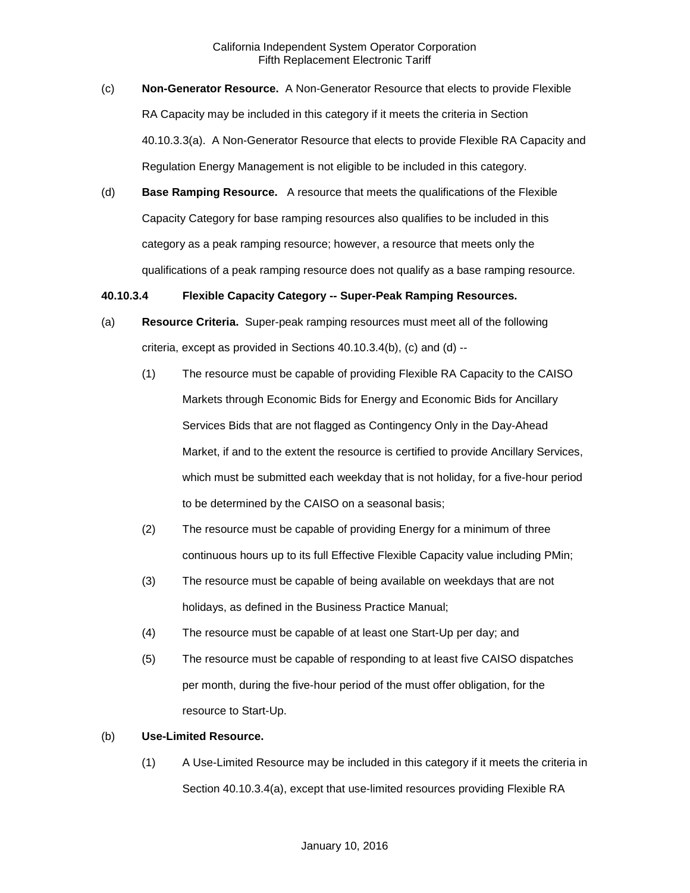(c) **Non-Generator Resource.** A Non-Generator Resource that elects to provide Flexible RA Capacity may be included in this category if it meets the criteria in Section 40.10.3.3(a). A Non-Generator Resource that elects to provide Flexible RA Capacity and Regulation Energy Management is not eligible to be included in this category.

(d) **Base Ramping Resource.** A resource that meets the qualifications of the Flexible Capacity Category for base ramping resources also qualifies to be included in this category as a peak ramping resource; however, a resource that meets only the qualifications of a peak ramping resource does not qualify as a base ramping resource.

**40.10.3.4 Flexible Capacity Category -- Super-Peak Ramping Resources.**

(a) **Resource Criteria.** Super-peak ramping resources must meet all of the following criteria, except as provided in Sections 40.10.3.4(b), (c) and (d) --

(1) The resource must be capable of providing Flexible RA Capacity to the CAISO Markets through Economic Bids for Energy and Economic Bids for Ancillary Services Bids that are not flagged as Contingency Only in the Day-Ahead Market, if and to the extent the resource is certified to provide Ancillary Services, which must be submitted each weekday that is not holiday, for a five-hour period to be determined by the CAISO on a seasonal basis;

(2) The resource must be capable of providing Energy for a minimum of three continuous hours up to its full Effective Flexible Capacity value including PMin;

(3) The resource must be capable of being available on weekdays that are not holidays, as defined in the Business Practice Manual;

(4) The resource must be capable of at least one Start-Up per day; and

(5) The resource must be capable of responding to at least five CAISO dispatches per month, during the five-hour period of the must offer obligation, for the resource to Start-Up.

(b) **Use-Limited Resource.**

(1) A Use-Limited Resource may be included in this category if it meets the criteria in Section 40.10.3.4(a), except that use-limited resources providing Flexible RA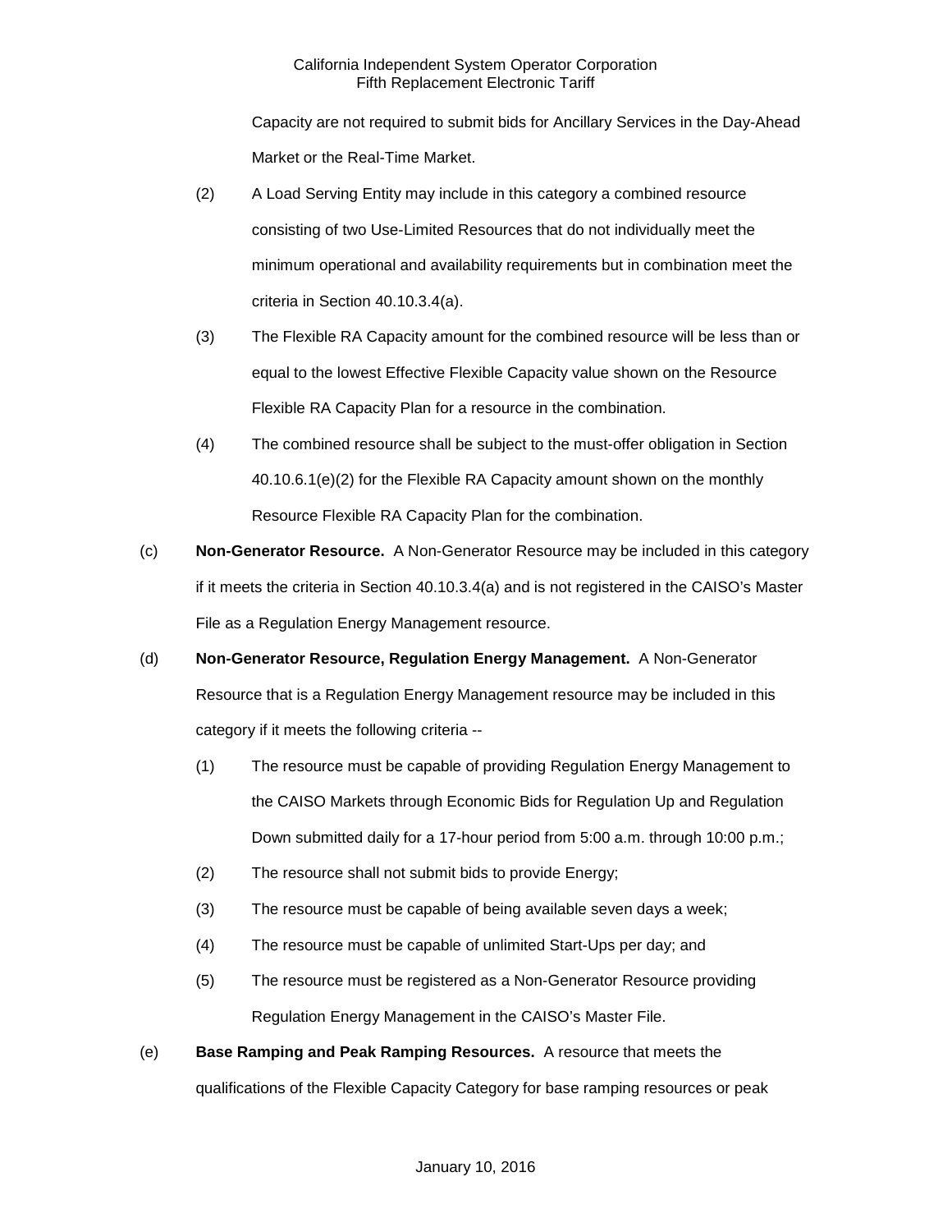Capacity are not required to submit bids for Ancillary Services in the Day-Ahead Market or the Real-Time Market.

(2) A Load Serving Entity may include in this category a combined resource consisting of two Use-Limited Resources that do not individually meet the minimum operational and availability requirements but in combination meet the criteria in Section 40.10.3.4(a).

(3) The Flexible RA Capacity amount for the combined resource will be less than or equal to the lowest Effective Flexible Capacity value shown on the Resource Flexible RA Capacity Plan for a resource in the combination.

(4) The combined resource shall be subject to the must-offer obligation in Section 40.10.6.1(e)(2) for the Flexible RA Capacity amount shown on the monthly Resource Flexible RA Capacity Plan for the combination.

(c) **Non-Generator Resource.** A Non-Generator Resource may be included in this category if it meets the criteria in Section 40.10.3.4(a) and is not registered in the CAISO's Master File as a Regulation Energy Management resource.

(d) **Non-Generator Resource, Regulation Energy Management.** A Non-Generator Resource that is a Regulation Energy Management resource may be included in this category if it meets the following criteria --

(1) The resource must be capable of providing Regulation Energy Management to the CAISO Markets through Economic Bids for Regulation Up and Regulation Down submitted daily for a 17-hour period from 5:00 a.m. through 10:00 p.m.;

(2) The resource shall not submit bids to provide Energy;

(3) The resource must be capable of being available seven days a week;

(4) The resource must be capable of unlimited Start-Ups per day; and

(5) The resource must be registered as a Non-Generator Resource providing Regulation Energy Management in the CAISO's Master File.

(e) **Base Ramping and Peak Ramping Resources.** A resource that meets the qualifications of the Flexible Capacity Category for base ramping resources or peak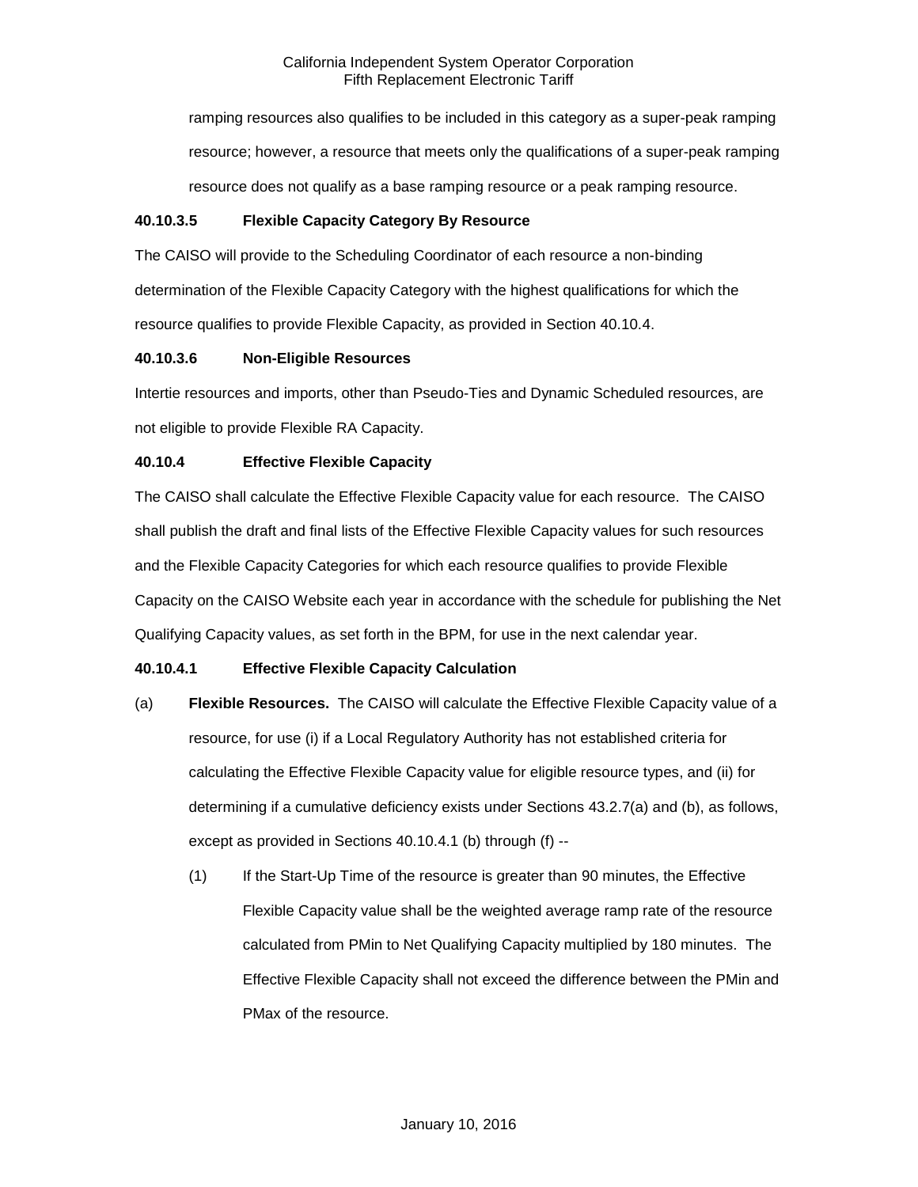ramping resources also qualifies to be included in this category as a super-peak ramping resource; however, a resource that meets only the qualifications of a super-peak ramping resource does not qualify as a base ramping resource or a peak ramping resource.

**40.10.3.5 Flexible Capacity Category By Resource**

The CAISO will provide to the Scheduling Coordinator of each resource a non-binding determination of the Flexible Capacity Category with the highest qualifications for which the resource qualifies to provide Flexible Capacity, as provided in Section 40.10.4.

**40.10.3.6 Non-Eligible Resources**

Intertie resources and imports, other than Pseudo-Ties and Dynamic Scheduled resources, are not eligible to provide Flexible RA Capacity.

**40.10.4 Effective Flexible Capacity**

The CAISO shall calculate the Effective Flexible Capacity value for each resource. The CAISO shall publish the draft and final lists of the Effective Flexible Capacity values for such resources and the Flexible Capacity Categories for which each resource qualifies to provide Flexible Capacity on the CAISO Website each year in accordance with the schedule for publishing the Net Qualifying Capacity values, as set forth in the BPM, for use in the next calendar year.

**40.10.4.1 Effective Flexible Capacity Calculation**

(a) **Flexible Resources.** The CAISO will calculate the Effective Flexible Capacity value of a resource, for use (i) if a Local Regulatory Authority has not established criteria for calculating the Effective Flexible Capacity value for eligible resource types, and (ii) for determining if a cumulative deficiency exists under Sections 43.2.7(a) and (b), as follows, except as provided in Sections 40.10.4.1 (b) through (f) --

(1) If the Start-Up Time of the resource is greater than 90 minutes, the Effective Flexible Capacity value shall be the weighted average ramp rate of the resource calculated from PMin to Net Qualifying Capacity multiplied by 180 minutes. The Effective Flexible Capacity shall not exceed the difference between the PMin and PMax of the resource.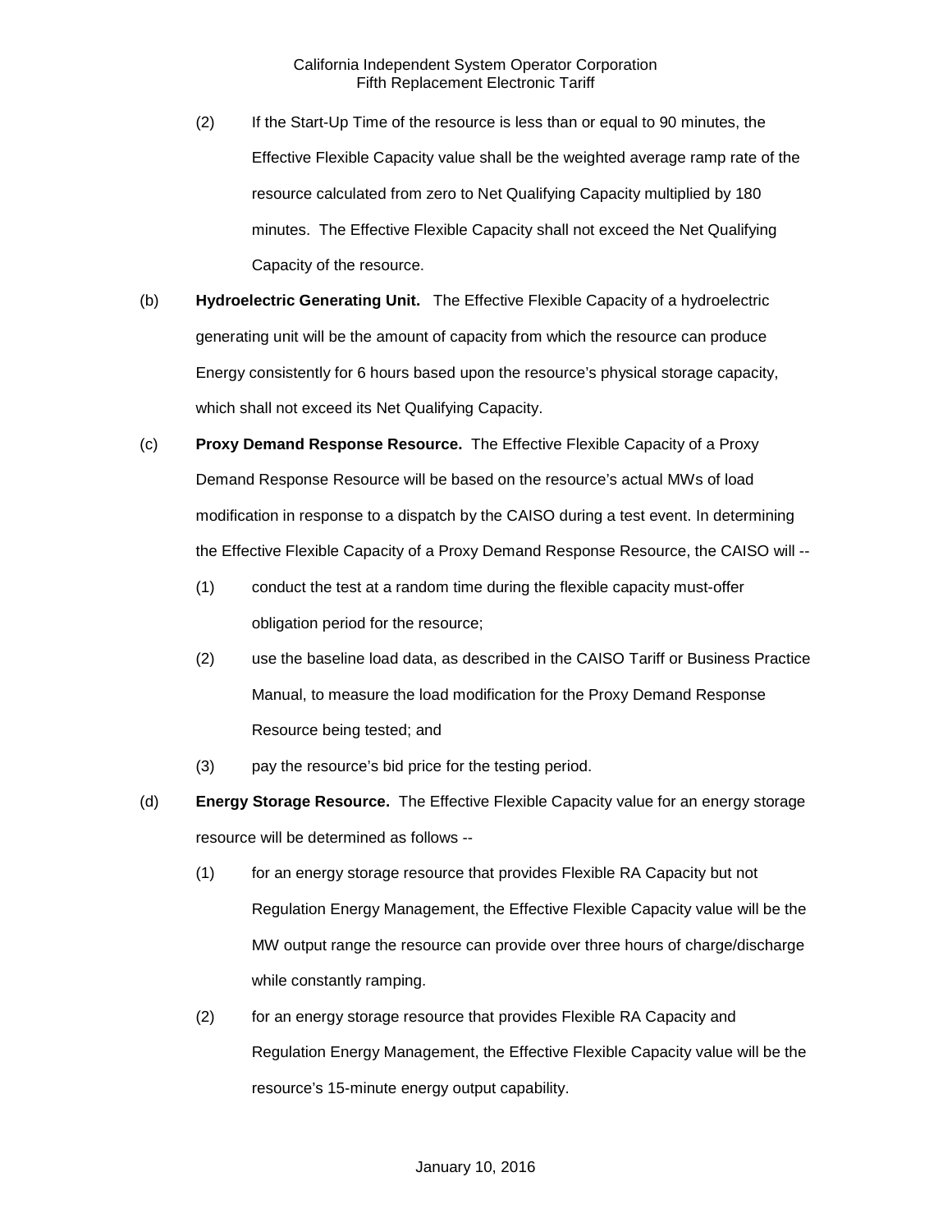(2) If the Start-Up Time of the resource is less than or equal to 90 minutes, the Effective Flexible Capacity value shall be the weighted average ramp rate of the resource calculated from zero to Net Qualifying Capacity multiplied by 180 minutes. The Effective Flexible Capacity shall not exceed the Net Qualifying Capacity of the resource.

(b) **Hydroelectric Generating Unit.** The Effective Flexible Capacity of a hydroelectric generating unit will be the amount of capacity from which the resource can produce Energy consistently for 6 hours based upon the resource's physical storage capacity, which shall not exceed its Net Qualifying Capacity.

(c) **Proxy Demand Response Resource.** The Effective Flexible Capacity of a Proxy Demand Response Resource will be based on the resource's actual MWs of load modification in response to a dispatch by the CAISO during a test event. In determining the Effective Flexible Capacity of a Proxy Demand Response Resource, the CAISO will --

(1) conduct the test at a random time during the flexible capacity must-offer obligation period for the resource;

(2) use the baseline load data, as described in the CAISO Tariff or Business Practice Manual, to measure the load modification for the Proxy Demand Response Resource being tested; and

(3) pay the resource's bid price for the testing period.

(d) **Energy Storage Resource.** The Effective Flexible Capacity value for an energy storage resource will be determined as follows --

(1) for an energy storage resource that provides Flexible RA Capacity but not Regulation Energy Management, the Effective Flexible Capacity value will be the MW output range the resource can provide over three hours of charge/discharge while constantly ramping.

(2) for an energy storage resource that provides Flexible RA Capacity and Regulation Energy Management, the Effective Flexible Capacity value will be the resource's 15-minute energy output capability.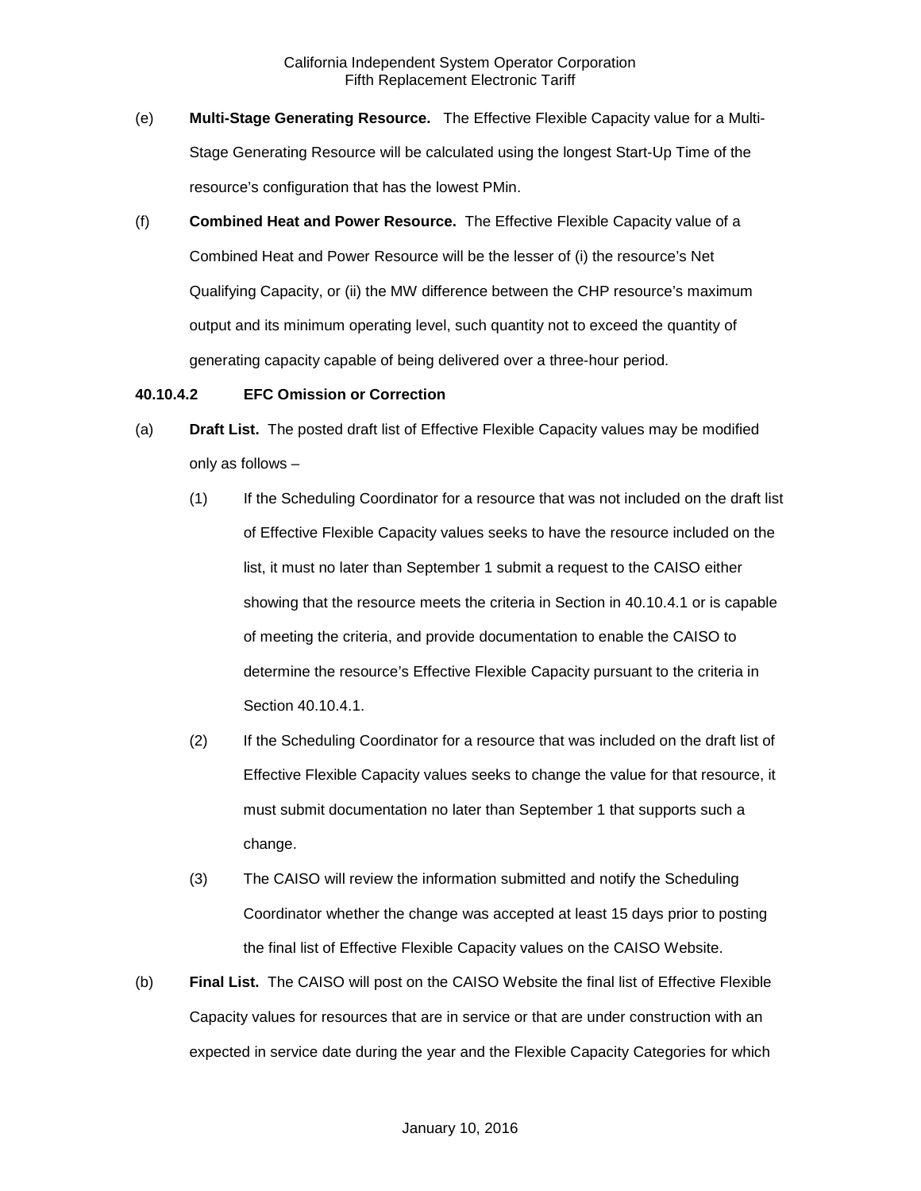(e) **Multi-Stage Generating Resource.** The Effective Flexible Capacity value for a Multi-Stage Generating Resource will be calculated using the longest Start-Up Time of the resource's configuration that has the lowest PMin.

(f) **Combined Heat and Power Resource.** The Effective Flexible Capacity value of a Combined Heat and Power Resource will be the lesser of (i) the resource's Net Qualifying Capacity, or (ii) the MW difference between the CHP resource's maximum output and its minimum operating level, such quantity not to exceed the quantity of generating capacity capable of being delivered over a three-hour period.

**40.10.4.2 EFC Omission or Correction**

(a) **Draft List.** The posted draft list of Effective Flexible Capacity values may be modified only as follows –

(1) If the Scheduling Coordinator for a resource that was not included on the draft list of Effective Flexible Capacity values seeks to have the resource included on the list, it must no later than September 1 submit a request to the CAISO either showing that the resource meets the criteria in Section in 40.10.4.1 or is capable of meeting the criteria, and provide documentation to enable the CAISO to determine the resource's Effective Flexible Capacity pursuant to the criteria in Section 40.10.4.1.

(2) If the Scheduling Coordinator for a resource that was included on the draft list of Effective Flexible Capacity values seeks to change the value for that resource, it must submit documentation no later than September 1 that supports such a change.

(3) The CAISO will review the information submitted and notify the Scheduling Coordinator whether the change was accepted at least 15 days prior to posting the final list of Effective Flexible Capacity values on the CAISO Website.

(b) **Final List.** The CAISO will post on the CAISO Website the final list of Effective Flexible Capacity values for resources that are in service or that are under construction with an expected in service date during the year and the Flexible Capacity Categories for which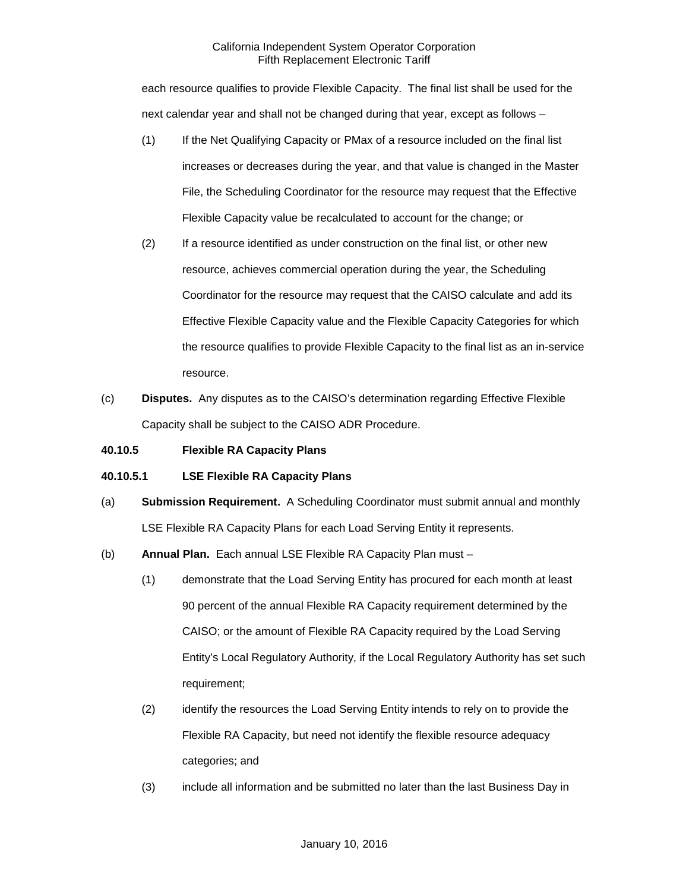each resource qualifies to provide Flexible Capacity. The final list shall be used for the next calendar year and shall not be changed during that year, except as follows –

(1) If the Net Qualifying Capacity or PMax of a resource included on the final list increases or decreases during the year, and that value is changed in the Master File, the Scheduling Coordinator for the resource may request that the Effective Flexible Capacity value be recalculated to account for the change; or

(2) If a resource identified as under construction on the final list, or other new resource, achieves commercial operation during the year, the Scheduling Coordinator for the resource may request that the CAISO calculate and add its Effective Flexible Capacity value and the Flexible Capacity Categories for which the resource qualifies to provide Flexible Capacity to the final list as an in-service resource.

(c) **Disputes.** Any disputes as to the CAISO's determination regarding Effective Flexible Capacity shall be subject to the CAISO ADR Procedure.

**40.10.5 Flexible RA Capacity Plans**

**40.10.5.1 LSE Flexible RA Capacity Plans**

(a) **Submission Requirement.** A Scheduling Coordinator must submit annual and monthly LSE Flexible RA Capacity Plans for each Load Serving Entity it represents.

(b) **Annual Plan.** Each annual LSE Flexible RA Capacity Plan must –

(1) demonstrate that the Load Serving Entity has procured for each month at least 90 percent of the annual Flexible RA Capacity requirement determined by the CAISO; or the amount of Flexible RA Capacity required by the Load Serving Entity's Local Regulatory Authority, if the Local Regulatory Authority has set such requirement;

(2) identify the resources the Load Serving Entity intends to rely on to provide the Flexible RA Capacity, but need not identify the flexible resource adequacy categories; and

(3) include all information and be submitted no later than the last Business Day in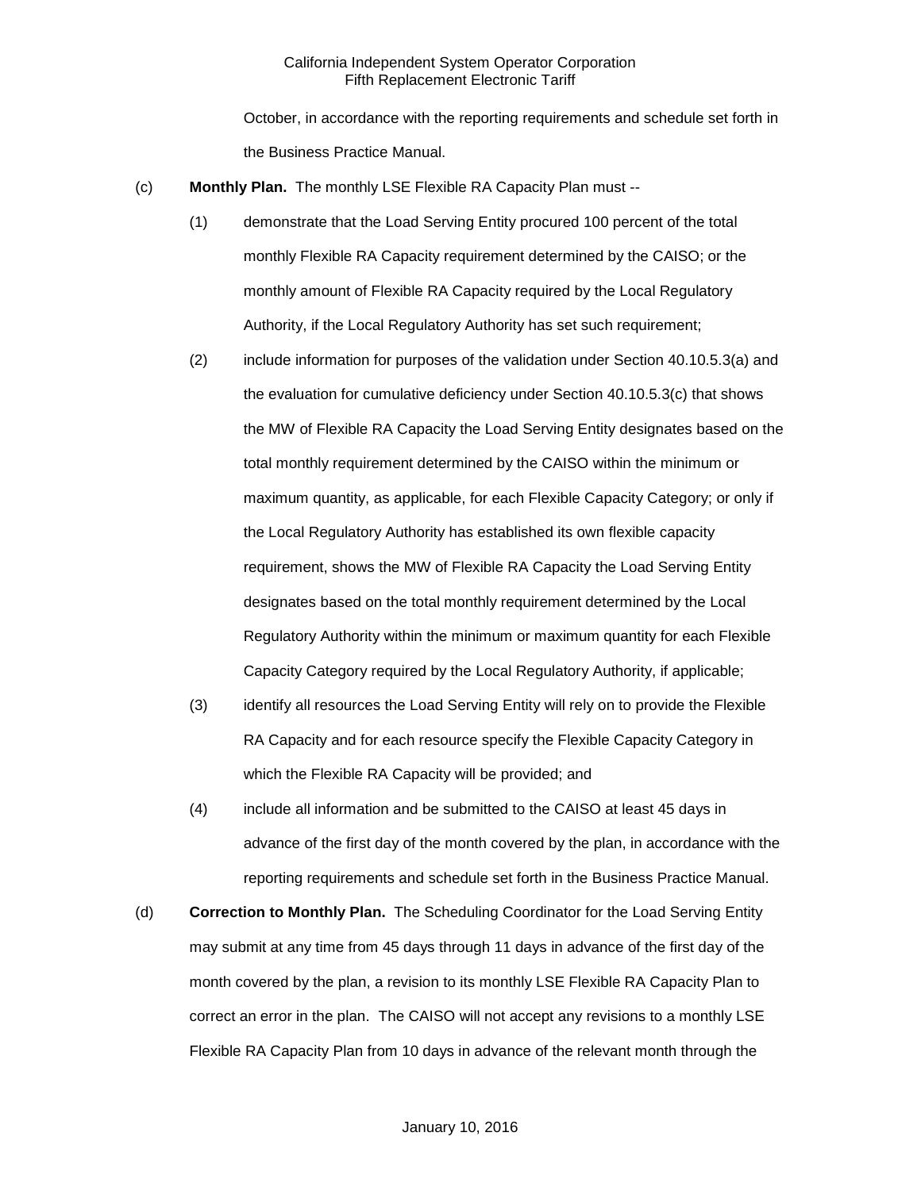October, in accordance with the reporting requirements and schedule set forth in the Business Practice Manual.

(c) **Monthly Plan.** The monthly LSE Flexible RA Capacity Plan must --

(1) demonstrate that the Load Serving Entity procured 100 percent of the total monthly Flexible RA Capacity requirement determined by the CAISO; or the monthly amount of Flexible RA Capacity required by the Local Regulatory Authority, if the Local Regulatory Authority has set such requirement;

(2) include information for purposes of the validation under Section 40.10.5.3(a) and the evaluation for cumulative deficiency under Section 40.10.5.3(c) that shows the MW of Flexible RA Capacity the Load Serving Entity designates based on the total monthly requirement determined by the CAISO within the minimum or maximum quantity, as applicable, for each Flexible Capacity Category; or only if the Local Regulatory Authority has established its own flexible capacity requirement, shows the MW of Flexible RA Capacity the Load Serving Entity designates based on the total monthly requirement determined by the Local Regulatory Authority within the minimum or maximum quantity for each Flexible Capacity Category required by the Local Regulatory Authority, if applicable;

(3) identify all resources the Load Serving Entity will rely on to provide the Flexible RA Capacity and for each resource specify the Flexible Capacity Category in which the Flexible RA Capacity will be provided; and

(4) include all information and be submitted to the CAISO at least 45 days in advance of the first day of the month covered by the plan, in accordance with the reporting requirements and schedule set forth in the Business Practice Manual.

(d) **Correction to Monthly Plan.** The Scheduling Coordinator for the Load Serving Entity may submit at any time from 45 days through 11 days in advance of the first day of the month covered by the plan, a revision to its monthly LSE Flexible RA Capacity Plan to correct an error in the plan. The CAISO will not accept any revisions to a monthly LSE Flexible RA Capacity Plan from 10 days in advance of the relevant month through the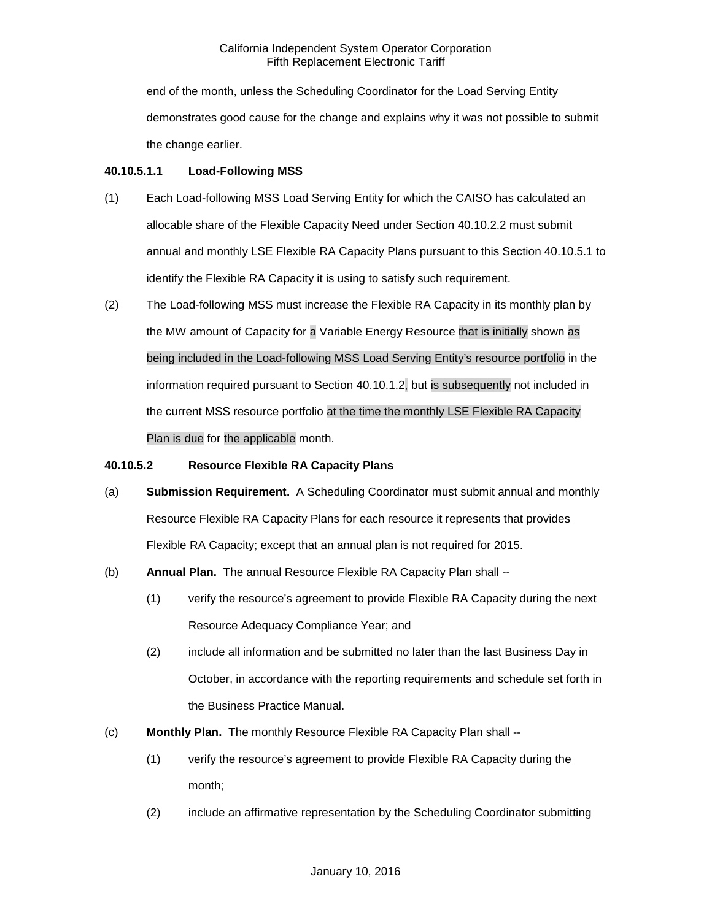end of the month, unless the Scheduling Coordinator for the Load Serving Entity demonstrates good cause for the change and explains why it was not possible to submit the change earlier.

**40.10.5.1.1 Load-Following MSS**

(1) Each Load-following MSS Load Serving Entity for which the CAISO has calculated an allocable share of the Flexible Capacity Need under Section 40.10.2.2 must submit annual and monthly LSE Flexible RA Capacity Plans pursuant to this Section 40.10.5.1 to identify the Flexible RA Capacity it is using to satisfy such requirement.

(2) The Load-following MSS must increase the Flexible RA Capacity in its monthly plan by the MW amount of Capacity for a Variable Energy Resource that is initially shown as being included in the Load-following MSS Load Serving Entity's resource portfolio in the information required pursuant to Section 40.10.1.2, but is subsequently not included in the current MSS resource portfolio at the time the monthly LSE Flexible RA Capacity Plan is due for the applicable month.

**40.10.5.2 Resource Flexible RA Capacity Plans**

(a) **Submission Requirement.** A Scheduling Coordinator must submit annual and monthly Resource Flexible RA Capacity Plans for each resource it represents that provides Flexible RA Capacity; except that an annual plan is not required for 2015.

(b) **Annual Plan.** The annual Resource Flexible RA Capacity Plan shall --

(1) verify the resource's agreement to provide Flexible RA Capacity during the next Resource Adequacy Compliance Year; and

(2) include all information and be submitted no later than the last Business Day in October, in accordance with the reporting requirements and schedule set forth in the Business Practice Manual.

(c) **Monthly Plan.** The monthly Resource Flexible RA Capacity Plan shall --

(1) verify the resource's agreement to provide Flexible RA Capacity during the month;

(2) include an affirmative representation by the Scheduling Coordinator submitting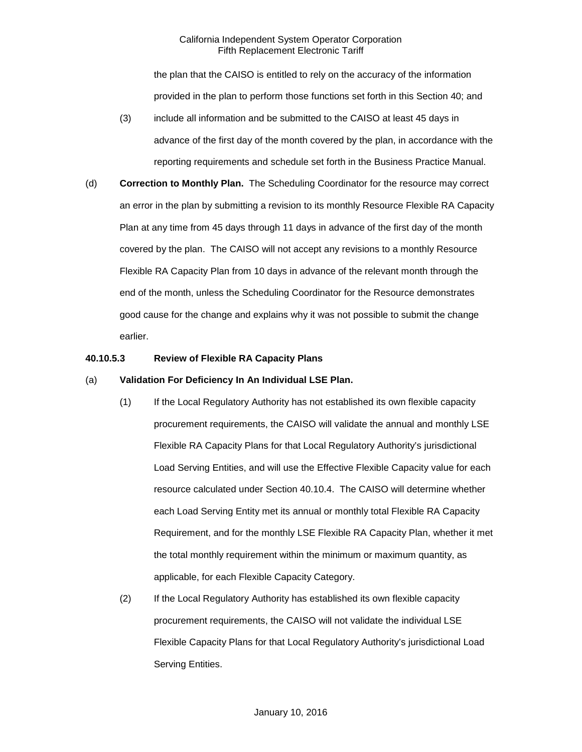the plan that the CAISO is entitled to rely on the accuracy of the information provided in the plan to perform those functions set forth in this Section 40; and

(3) include all information and be submitted to the CAISO at least 45 days in advance of the first day of the month covered by the plan, in accordance with the reporting requirements and schedule set forth in the Business Practice Manual.

(d) **Correction to Monthly Plan.** The Scheduling Coordinator for the resource may correct an error in the plan by submitting a revision to its monthly Resource Flexible RA Capacity Plan at any time from 45 days through 11 days in advance of the first day of the month covered by the plan. The CAISO will not accept any revisions to a monthly Resource Flexible RA Capacity Plan from 10 days in advance of the relevant month through the end of the month, unless the Scheduling Coordinator for the Resource demonstrates good cause for the change and explains why it was not possible to submit the change earlier.

**40.10.5.3 Review of Flexible RA Capacity Plans**

(a) **Validation For Deficiency In An Individual LSE Plan.**

(1) If the Local Regulatory Authority has not established its own flexible capacity procurement requirements, the CAISO will validate the annual and monthly LSE Flexible RA Capacity Plans for that Local Regulatory Authority's jurisdictional Load Serving Entities, and will use the Effective Flexible Capacity value for each resource calculated under Section 40.10.4. The CAISO will determine whether each Load Serving Entity met its annual or monthly total Flexible RA Capacity Requirement, and for the monthly LSE Flexible RA Capacity Plan, whether it met the total monthly requirement within the minimum or maximum quantity, as applicable, for each Flexible Capacity Category.

(2) If the Local Regulatory Authority has established its own flexible capacity procurement requirements, the CAISO will not validate the individual LSE Flexible Capacity Plans for that Local Regulatory Authority's jurisdictional Load Serving Entities.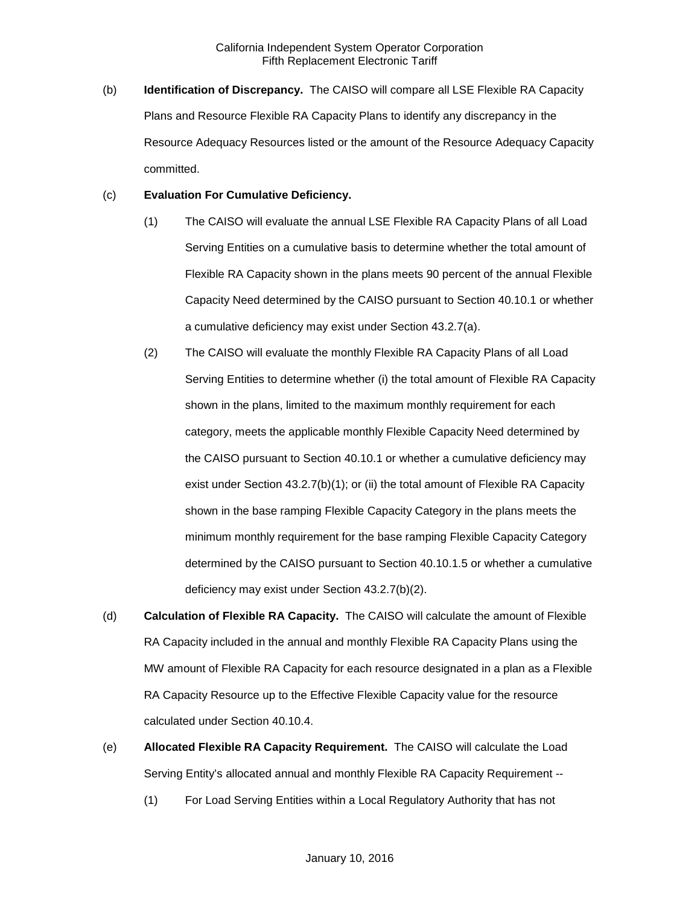(b) **Identification of Discrepancy.** The CAISO will compare all LSE Flexible RA Capacity Plans and Resource Flexible RA Capacity Plans to identify any discrepancy in the Resource Adequacy Resources listed or the amount of the Resource Adequacy Capacity committed.

(c) **Evaluation For Cumulative Deficiency.**

(1) The CAISO will evaluate the annual LSE Flexible RA Capacity Plans of all Load Serving Entities on a cumulative basis to determine whether the total amount of Flexible RA Capacity shown in the plans meets 90 percent of the annual Flexible Capacity Need determined by the CAISO pursuant to Section 40.10.1 or whether a cumulative deficiency may exist under Section 43.2.7(a).

(2) The CAISO will evaluate the monthly Flexible RA Capacity Plans of all Load Serving Entities to determine whether (i) the total amount of Flexible RA Capacity shown in the plans, limited to the maximum monthly requirement for each category, meets the applicable monthly Flexible Capacity Need determined by the CAISO pursuant to Section 40.10.1 or whether a cumulative deficiency may exist under Section 43.2.7(b)(1); or (ii) the total amount of Flexible RA Capacity shown in the base ramping Flexible Capacity Category in the plans meets the minimum monthly requirement for the base ramping Flexible Capacity Category determined by the CAISO pursuant to Section 40.10.1.5 or whether a cumulative deficiency may exist under Section 43.2.7(b)(2).

(d) **Calculation of Flexible RA Capacity.** The CAISO will calculate the amount of Flexible RA Capacity included in the annual and monthly Flexible RA Capacity Plans using the MW amount of Flexible RA Capacity for each resource designated in a plan as a Flexible RA Capacity Resource up to the Effective Flexible Capacity value for the resource calculated under Section 40.10.4.

(e) **Allocated Flexible RA Capacity Requirement.** The CAISO will calculate the Load Serving Entity's allocated annual and monthly Flexible RA Capacity Requirement --

(1) For Load Serving Entities within a Local Regulatory Authority that has not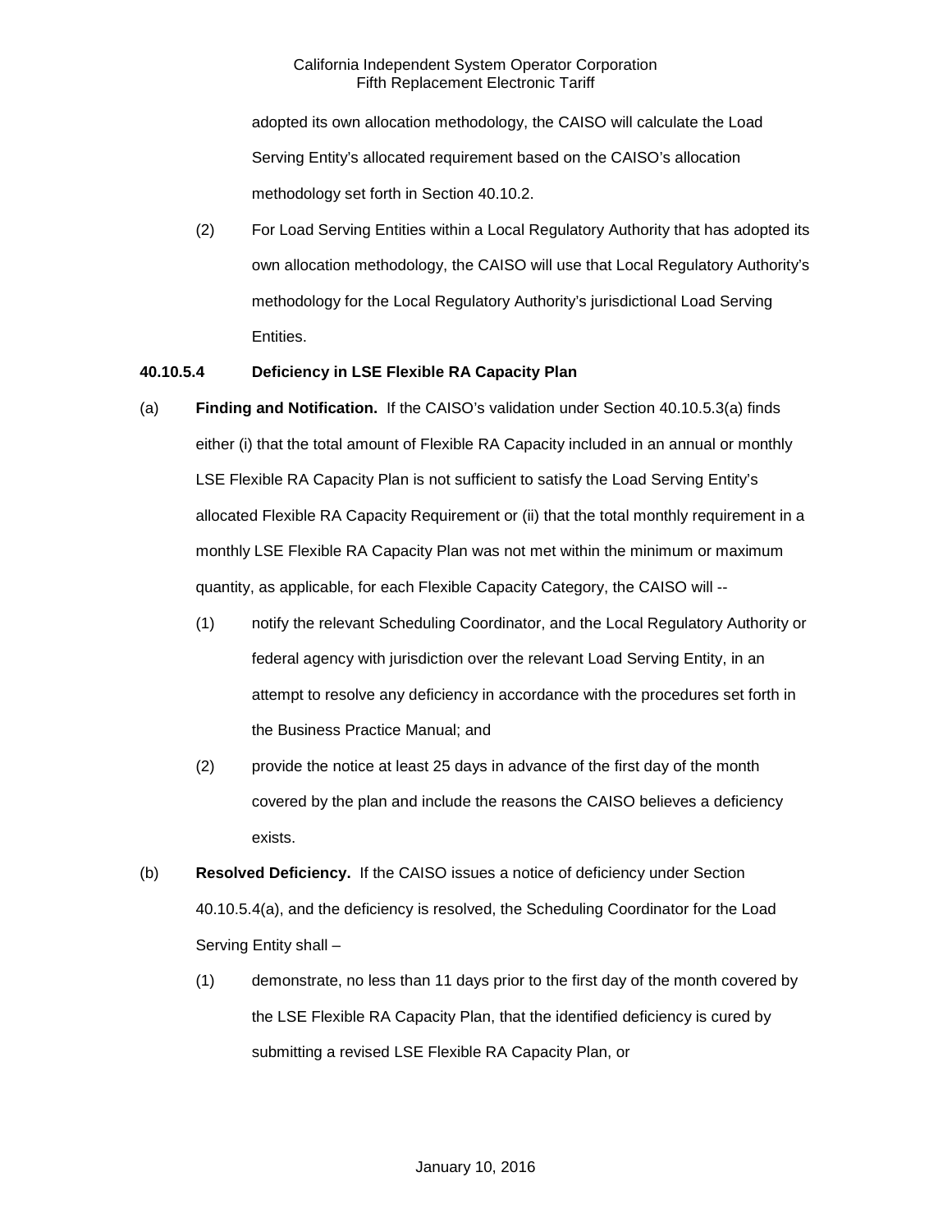adopted its own allocation methodology, the CAISO will calculate the Load Serving Entity's allocated requirement based on the CAISO's allocation methodology set forth in Section 40.10.2.

(2) For Load Serving Entities within a Local Regulatory Authority that has adopted its own allocation methodology, the CAISO will use that Local Regulatory Authority's methodology for the Local Regulatory Authority's jurisdictional Load Serving Entities.

**40.10.5.4 Deficiency in LSE Flexible RA Capacity Plan**

(a) **Finding and Notification.** If the CAISO's validation under Section 40.10.5.3(a) finds either (i) that the total amount of Flexible RA Capacity included in an annual or monthly LSE Flexible RA Capacity Plan is not sufficient to satisfy the Load Serving Entity's allocated Flexible RA Capacity Requirement or (ii) that the total monthly requirement in a monthly LSE Flexible RA Capacity Plan was not met within the minimum or maximum quantity, as applicable, for each Flexible Capacity Category, the CAISO will --

(1) notify the relevant Scheduling Coordinator, and the Local Regulatory Authority or federal agency with jurisdiction over the relevant Load Serving Entity, in an attempt to resolve any deficiency in accordance with the procedures set forth in the Business Practice Manual; and

(2) provide the notice at least 25 days in advance of the first day of the month covered by the plan and include the reasons the CAISO believes a deficiency exists.

(b) **Resolved Deficiency.** If the CAISO issues a notice of deficiency under Section 40.10.5.4(a), and the deficiency is resolved, the Scheduling Coordinator for the Load Serving Entity shall –

(1) demonstrate, no less than 11 days prior to the first day of the month covered by the LSE Flexible RA Capacity Plan, that the identified deficiency is cured by submitting a revised LSE Flexible RA Capacity Plan, or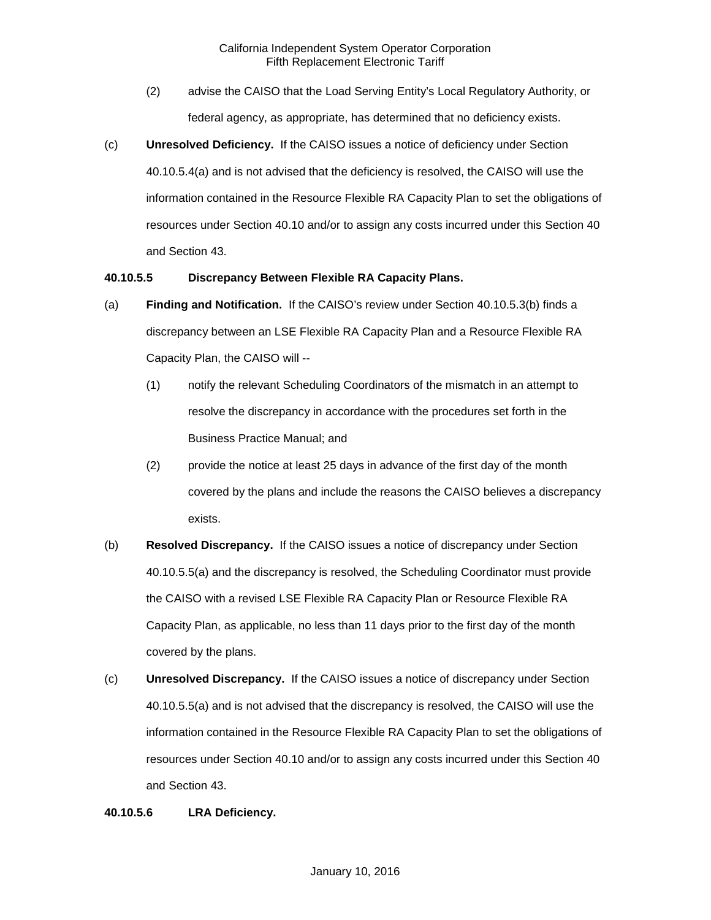(2) advise the CAISO that the Load Serving Entity's Local Regulatory Authority, or federal agency, as appropriate, has determined that no deficiency exists.

(c) **Unresolved Deficiency.** If the CAISO issues a notice of deficiency under Section 40.10.5.4(a) and is not advised that the deficiency is resolved, the CAISO will use the information contained in the Resource Flexible RA Capacity Plan to set the obligations of resources under Section 40.10 and/or to assign any costs incurred under this Section 40 and Section 43.

**40.10.5.5 Discrepancy Between Flexible RA Capacity Plans.**

(a) **Finding and Notification.** If the CAISO's review under Section 40.10.5.3(b) finds a discrepancy between an LSE Flexible RA Capacity Plan and a Resource Flexible RA Capacity Plan, the CAISO will --

(1) notify the relevant Scheduling Coordinators of the mismatch in an attempt to resolve the discrepancy in accordance with the procedures set forth in the Business Practice Manual; and

(2) provide the notice at least 25 days in advance of the first day of the month covered by the plans and include the reasons the CAISO believes a discrepancy exists.

(b) **Resolved Discrepancy.** If the CAISO issues a notice of discrepancy under Section 40.10.5.5(a) and the discrepancy is resolved, the Scheduling Coordinator must provide the CAISO with a revised LSE Flexible RA Capacity Plan or Resource Flexible RA Capacity Plan, as applicable, no less than 11 days prior to the first day of the month covered by the plans.

(c) **Unresolved Discrepancy.** If the CAISO issues a notice of discrepancy under Section 40.10.5.5(a) and is not advised that the discrepancy is resolved, the CAISO will use the information contained in the Resource Flexible RA Capacity Plan to set the obligations of resources under Section 40.10 and/or to assign any costs incurred under this Section 40 and Section 43.

**40.10.5.6 LRA Deficiency.**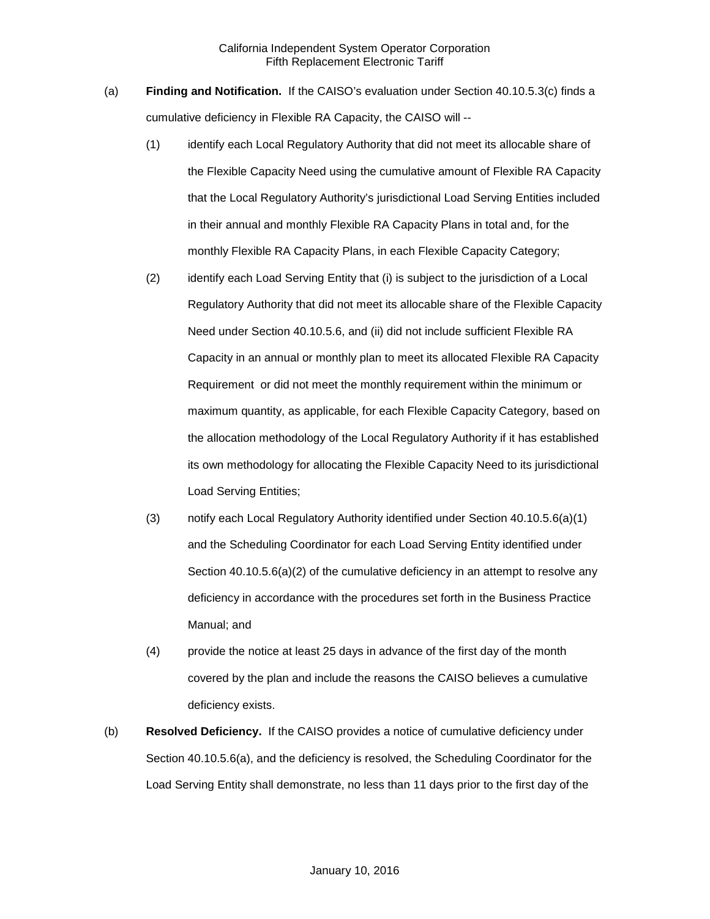(a) **Finding and Notification.** If the CAISO's evaluation under Section 40.10.5.3(c) finds a cumulative deficiency in Flexible RA Capacity, the CAISO will --

(1) identify each Local Regulatory Authority that did not meet its allocable share of the Flexible Capacity Need using the cumulative amount of Flexible RA Capacity that the Local Regulatory Authority's jurisdictional Load Serving Entities included in their annual and monthly Flexible RA Capacity Plans in total and, for the monthly Flexible RA Capacity Plans, in each Flexible Capacity Category;

(2) identify each Load Serving Entity that (i) is subject to the jurisdiction of a Local Regulatory Authority that did not meet its allocable share of the Flexible Capacity Need under Section 40.10.5.6, and (ii) did not include sufficient Flexible RA Capacity in an annual or monthly plan to meet its allocated Flexible RA Capacity Requirement or did not meet the monthly requirement within the minimum or maximum quantity, as applicable, for each Flexible Capacity Category, based on the allocation methodology of the Local Regulatory Authority if it has established its own methodology for allocating the Flexible Capacity Need to its jurisdictional Load Serving Entities;

(3) notify each Local Regulatory Authority identified under Section 40.10.5.6(a)(1) and the Scheduling Coordinator for each Load Serving Entity identified under Section 40.10.5.6(a)(2) of the cumulative deficiency in an attempt to resolve any deficiency in accordance with the procedures set forth in the Business Practice Manual; and

(4) provide the notice at least 25 days in advance of the first day of the month covered by the plan and include the reasons the CAISO believes a cumulative deficiency exists.

(b) **Resolved Deficiency.** If the CAISO provides a notice of cumulative deficiency under Section 40.10.5.6(a), and the deficiency is resolved, the Scheduling Coordinator for the Load Serving Entity shall demonstrate, no less than 11 days prior to the first day of the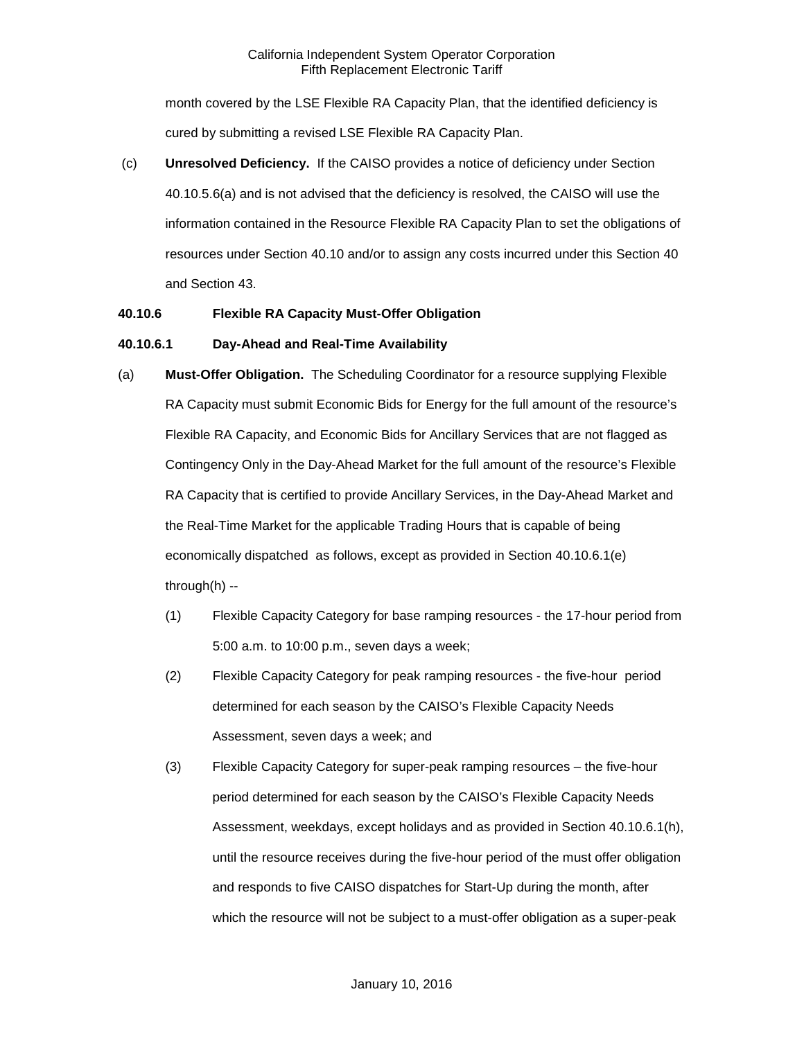month covered by the LSE Flexible RA Capacity Plan, that the identified deficiency is cured by submitting a revised LSE Flexible RA Capacity Plan.

(c) **Unresolved Deficiency.** If the CAISO provides a notice of deficiency under Section 40.10.5.6(a) and is not advised that the deficiency is resolved, the CAISO will use the information contained in the Resource Flexible RA Capacity Plan to set the obligations of resources under Section 40.10 and/or to assign any costs incurred under this Section 40 and Section 43.

**40.10.6 Flexible RA Capacity Must-Offer Obligation**

**40.10.6.1 Day-Ahead and Real-Time Availability**

(a) **Must-Offer Obligation.** The Scheduling Coordinator for a resource supplying Flexible RA Capacity must submit Economic Bids for Energy for the full amount of the resource's Flexible RA Capacity, and Economic Bids for Ancillary Services that are not flagged as Contingency Only in the Day-Ahead Market for the full amount of the resource's Flexible RA Capacity that is certified to provide Ancillary Services, in the Day-Ahead Market and the Real-Time Market for the applicable Trading Hours that is capable of being economically dispatched as follows, except as provided in Section 40.10.6.1(e) through(h) --

(1) Flexible Capacity Category for base ramping resources - the 17-hour period from 5:00 a.m. to 10:00 p.m., seven days a week;

(2) Flexible Capacity Category for peak ramping resources - the five-hour period determined for each season by the CAISO's Flexible Capacity Needs Assessment, seven days a week; and

(3) Flexible Capacity Category for super-peak ramping resources – the five-hour period determined for each season by the CAISO's Flexible Capacity Needs Assessment, weekdays, except holidays and as provided in Section 40.10.6.1(h), until the resource receives during the five-hour period of the must offer obligation and responds to five CAISO dispatches for Start-Up during the month, after which the resource will not be subject to a must-offer obligation as a super-peak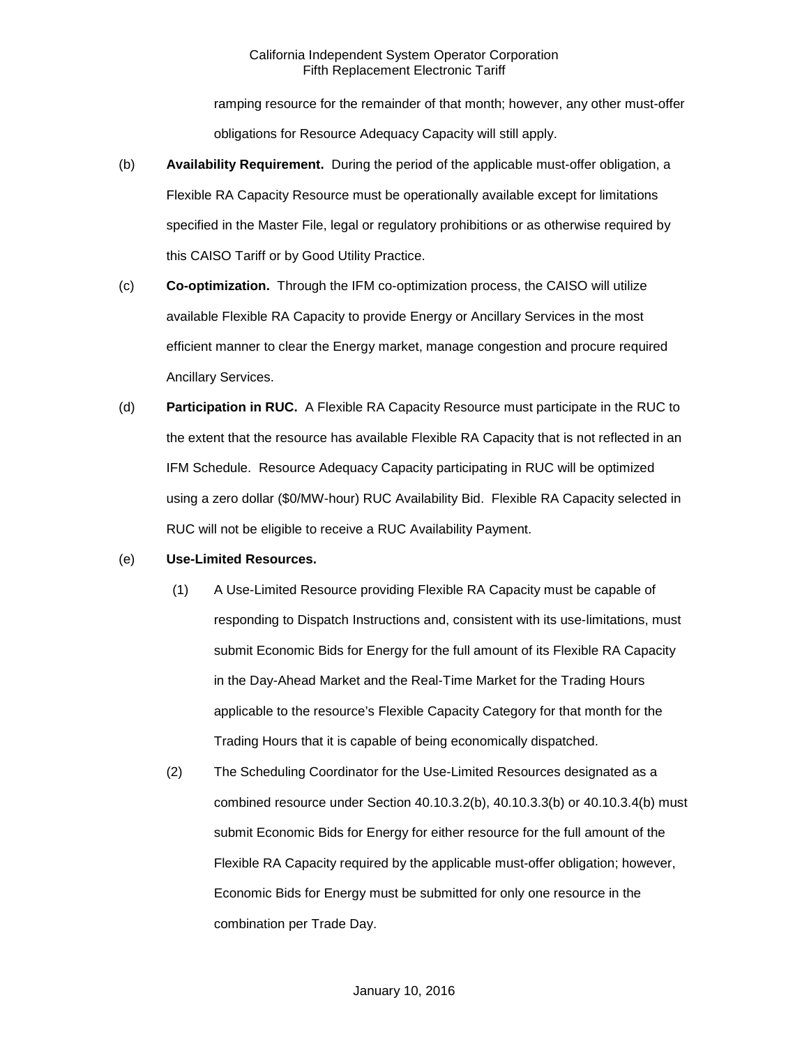ramping resource for the remainder of that month; however, any other must-offer obligations for Resource Adequacy Capacity will still apply.

(b) **Availability Requirement.** During the period of the applicable must-offer obligation, a Flexible RA Capacity Resource must be operationally available except for limitations specified in the Master File, legal or regulatory prohibitions or as otherwise required by this CAISO Tariff or by Good Utility Practice.

(c) **Co-optimization.** Through the IFM co-optimization process, the CAISO will utilize available Flexible RA Capacity to provide Energy or Ancillary Services in the most efficient manner to clear the Energy market, manage congestion and procure required Ancillary Services.

(d) **Participation in RUC.** A Flexible RA Capacity Resource must participate in the RUC to the extent that the resource has available Flexible RA Capacity that is not reflected in an IFM Schedule. Resource Adequacy Capacity participating in RUC will be optimized using a zero dollar ($0/MW-hour) RUC Availability Bid. Flexible RA Capacity selected in RUC will not be eligible to receive a RUC Availability Payment.

(e) **Use-Limited Resources.**

(1) A Use-Limited Resource providing Flexible RA Capacity must be capable of responding to Dispatch Instructions and, consistent with its use-limitations, must submit Economic Bids for Energy for the full amount of its Flexible RA Capacity in the Day-Ahead Market and the Real-Time Market for the Trading Hours applicable to the resource's Flexible Capacity Category for that month for the Trading Hours that it is capable of being economically dispatched.

(2) The Scheduling Coordinator for the Use-Limited Resources designated as a combined resource under Section 40.10.3.2(b), 40.10.3.3(b) or 40.10.3.4(b) must submit Economic Bids for Energy for either resource for the full amount of the Flexible RA Capacity required by the applicable must-offer obligation; however, Economic Bids for Energy must be submitted for only one resource in the combination per Trade Day.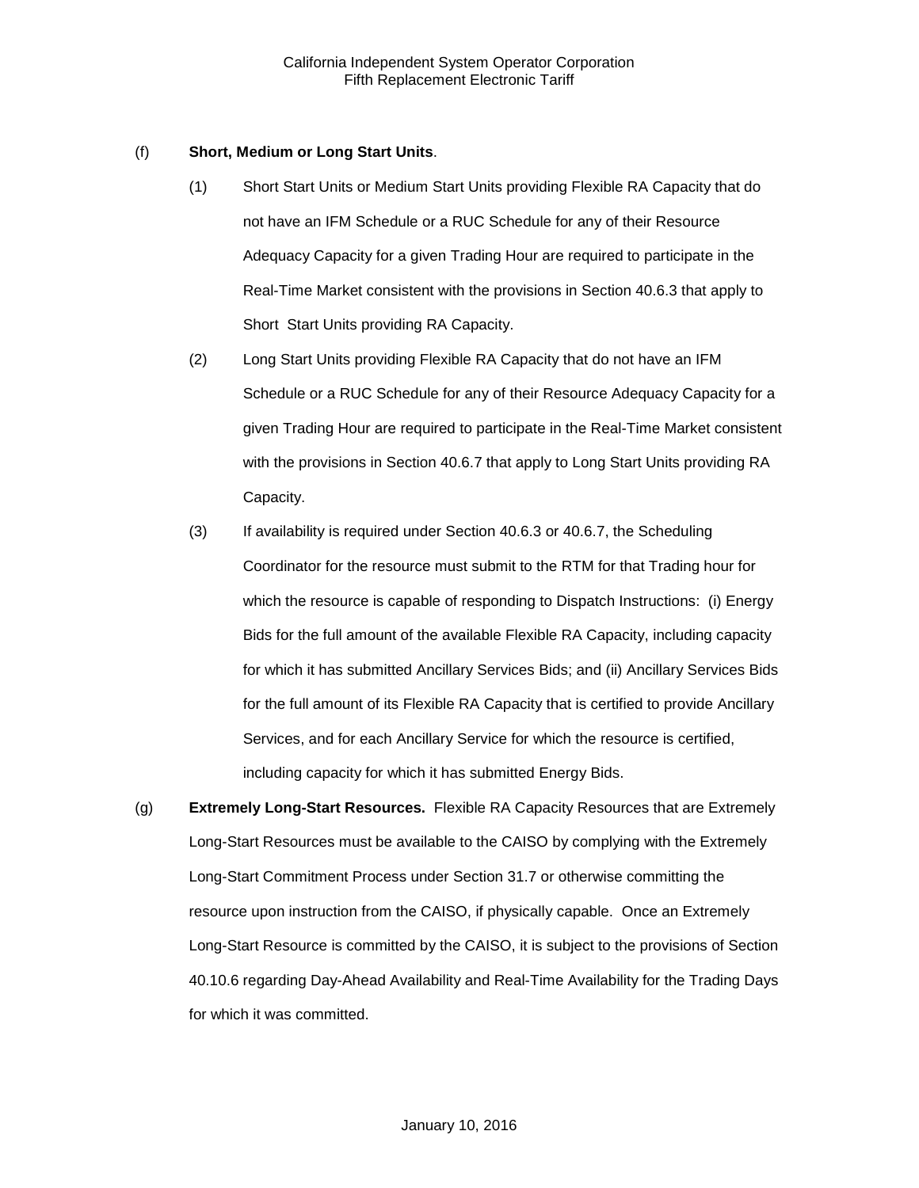(f) **Short, Medium or Long Start Units**.

(1) Short Start Units or Medium Start Units providing Flexible RA Capacity that do not have an IFM Schedule or a RUC Schedule for any of their Resource Adequacy Capacity for a given Trading Hour are required to participate in the Real-Time Market consistent with the provisions in Section 40.6.3 that apply to Short Start Units providing RA Capacity.

(2) Long Start Units providing Flexible RA Capacity that do not have an IFM Schedule or a RUC Schedule for any of their Resource Adequacy Capacity for a given Trading Hour are required to participate in the Real-Time Market consistent with the provisions in Section 40.6.7 that apply to Long Start Units providing RA Capacity.

(3) If availability is required under Section 40.6.3 or 40.6.7, the Scheduling Coordinator for the resource must submit to the RTM for that Trading hour for which the resource is capable of responding to Dispatch Instructions: (i) Energy Bids for the full amount of the available Flexible RA Capacity, including capacity for which it has submitted Ancillary Services Bids; and (ii) Ancillary Services Bids for the full amount of its Flexible RA Capacity that is certified to provide Ancillary Services, and for each Ancillary Service for which the resource is certified, including capacity for which it has submitted Energy Bids.

(g) **Extremely Long-Start Resources.** Flexible RA Capacity Resources that are Extremely Long-Start Resources must be available to the CAISO by complying with the Extremely Long-Start Commitment Process under Section 31.7 or otherwise committing the resource upon instruction from the CAISO, if physically capable. Once an Extremely Long-Start Resource is committed by the CAISO, it is subject to the provisions of Section 40.10.6 regarding Day-Ahead Availability and Real-Time Availability for the Trading Days for which it was committed.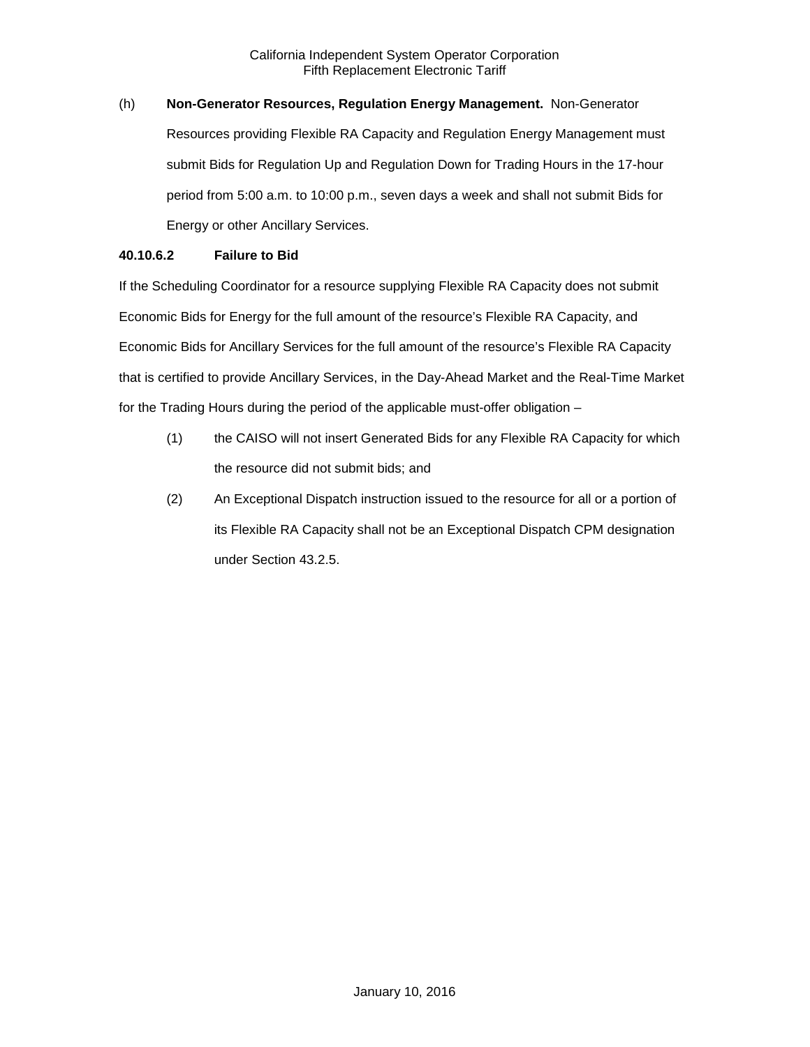(h) **Non-Generator Resources, Regulation Energy Management.** Non-Generator Resources providing Flexible RA Capacity and Regulation Energy Management must submit Bids for Regulation Up and Regulation Down for Trading Hours in the 17-hour period from 5:00 a.m. to 10:00 p.m., seven days a week and shall not submit Bids for Energy or other Ancillary Services.

**40.10.6.2 Failure to Bid**

If the Scheduling Coordinator for a resource supplying Flexible RA Capacity does not submit Economic Bids for Energy for the full amount of the resource's Flexible RA Capacity, and Economic Bids for Ancillary Services for the full amount of the resource's Flexible RA Capacity that is certified to provide Ancillary Services, in the Day-Ahead Market and the Real-Time Market for the Trading Hours during the period of the applicable must-offer obligation –

(1) the CAISO will not insert Generated Bids for any Flexible RA Capacity for which the resource did not submit bids; and

(2) An Exceptional Dispatch instruction issued to the resource for all or a portion of its Flexible RA Capacity shall not be an Exceptional Dispatch CPM designation under Section 43.2.5.